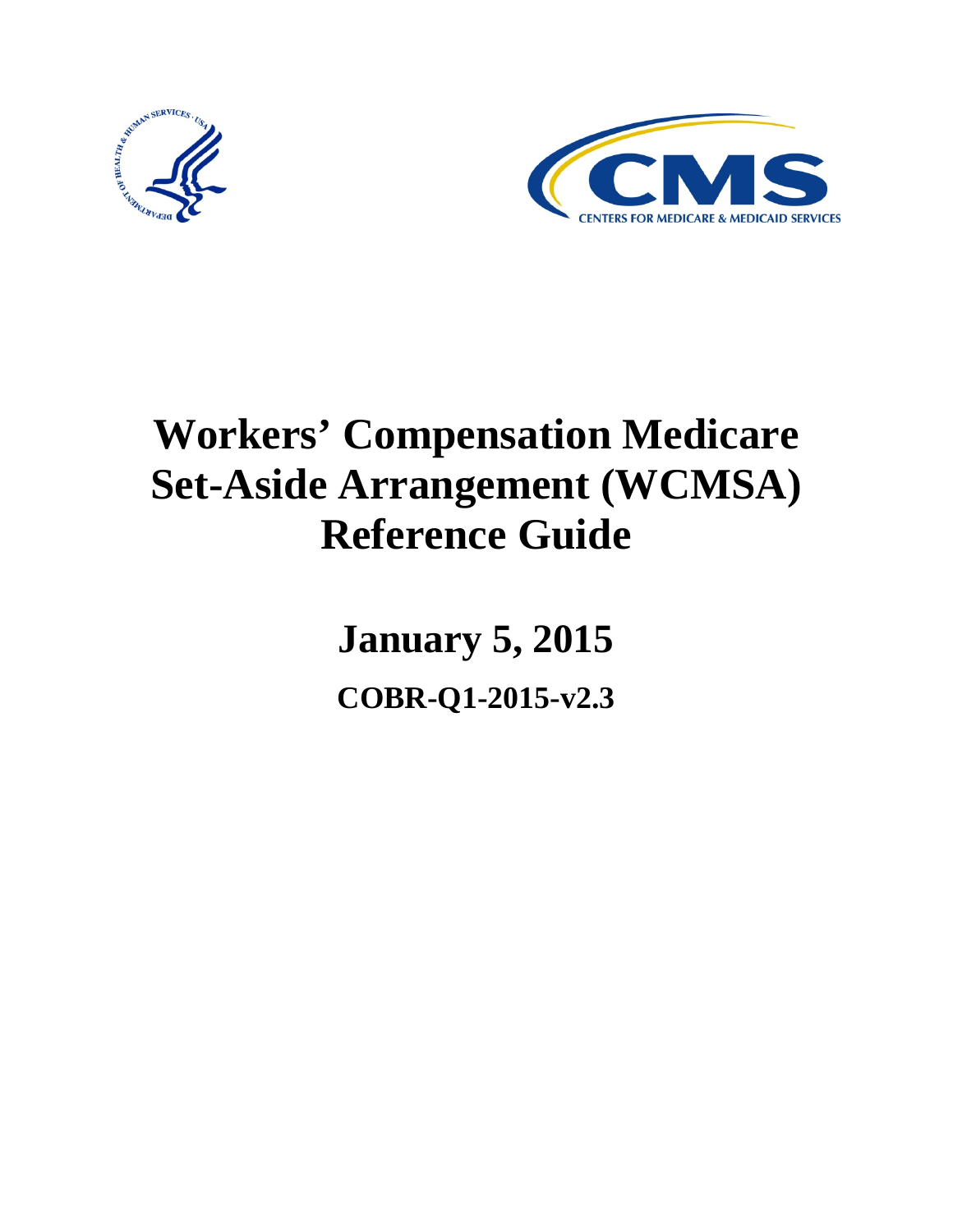# Workers' Compensation Medicare Set-Aside Arrangement (WCMSA) Reference Guide

## January 5, 2015

### COBR-Q1-2015-v2.3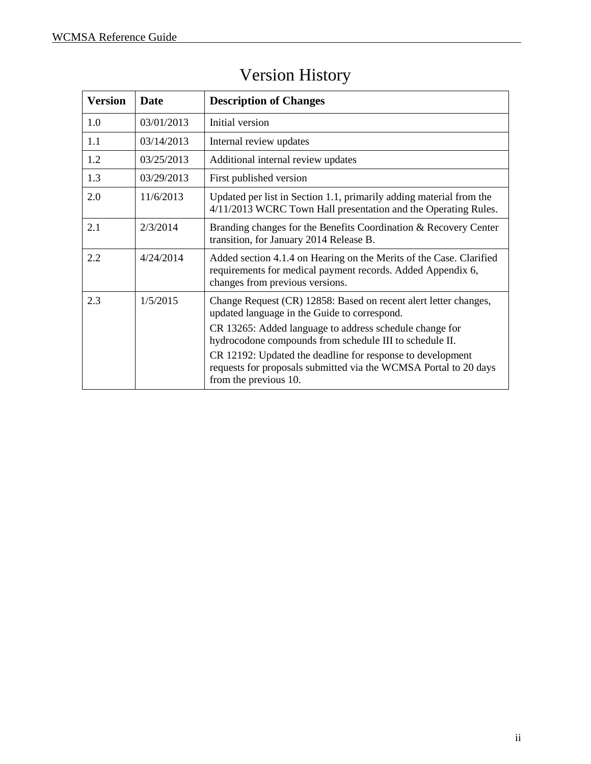# Version History

| Version | Date | Description of Changes |
|---|---|---|
| 1.0 | 03/01/2013 | Initial version |
| 1.1 | 03/14/2013 | Internal review updates |
| 1.2 | 03/25/2013 | Additional internal review updates |
| 1.3 | 03/29/2013 | First published version |
| 2.0 | 11/6/2013 | Updated per list in Section 1.1, primarily adding material from the 4/11/2013 WCRC Town Hall presentation and the Operating Rules. |
| 2.1 | 2/3/2014 | Branding changes for the Benefits Coordination & Recovery Center transition, for January 2014 Release B. |
| 2.2 | 4/24/2014 | Added section 4.1.4 on Hearing on the Merits of the Case. Clarified requirements for medical payment records. Added Appendix 6, changes from previous versions. |
| 2.3 | 1/5/2015 | Change Request (CR) 12858: Based on recent alert letter changes, updated language in the Guide to correspond.<br>CR 13265: Added language to address schedule change for hydrocodone compounds from schedule III to schedule II.<br>CR 12192: Updated the deadline for response to development requests for proposals submitted via the WCMSA Portal to 20 days from the previous 10. |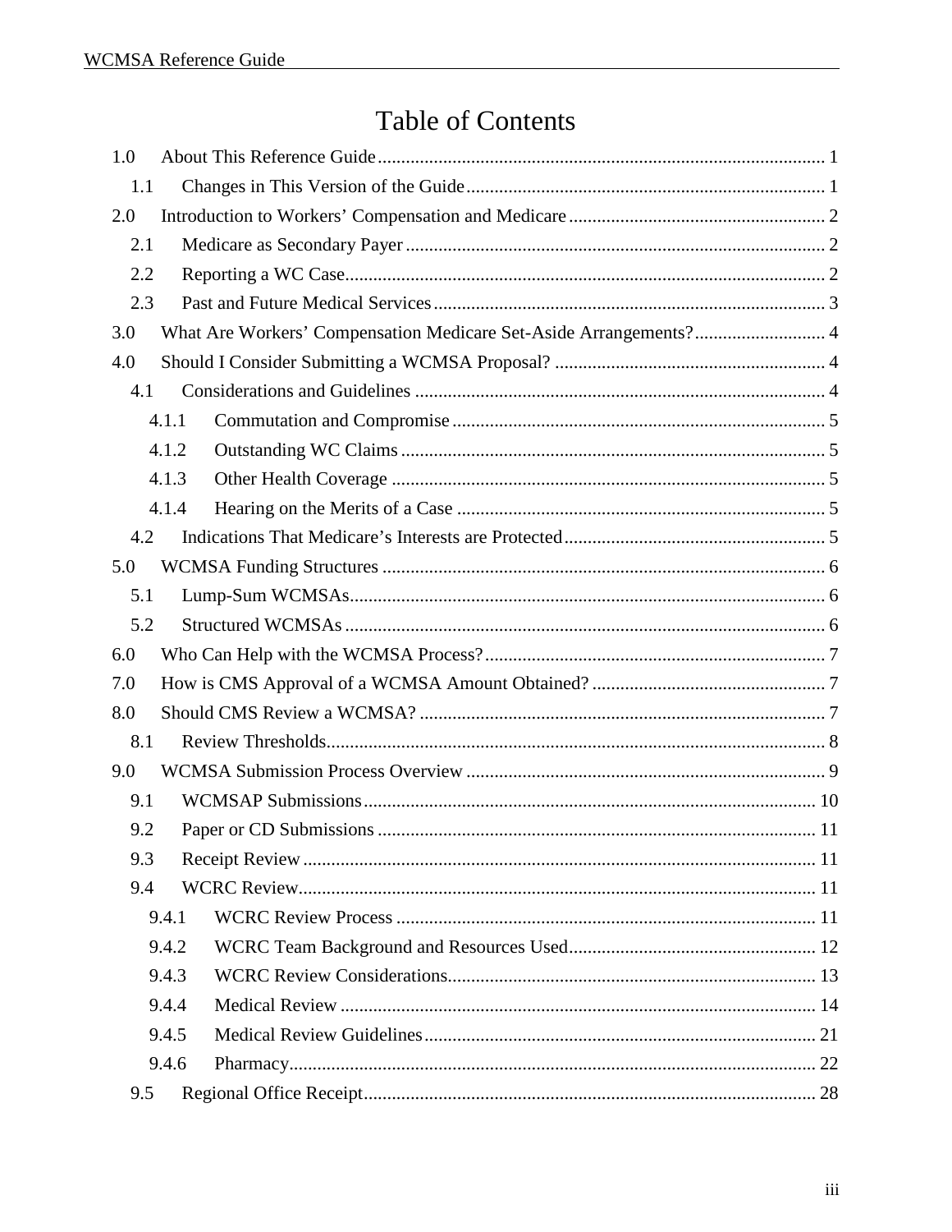# Table of Contents

1.0 About This Reference Guide ... 1
- 1.1 Changes in This Version of the Guide ... 1

2.0 Introduction to Workers' Compensation and Medicare ... 2
- 2.1 Medicare as Secondary Payer ... 2
- 2.2 Reporting a WC Case ... 2
- 2.3 Past and Future Medical Services ... 3

3.0 What Are Workers' Compensation Medicare Set-Aside Arrangements? ... 4

4.0 Should I Consider Submitting a WCMSA Proposal? ... 4
- 4.1 Considerations and Guidelines ... 4
  - 4.1.1 Commutation and Compromise ... 5
  - 4.1.2 Outstanding WC Claims ... 5
  - 4.1.3 Other Health Coverage ... 5
  - 4.1.4 Hearing on the Merits of a Case ... 5
- 4.2 Indications That Medicare's Interests are Protected ... 5

5.0 WCMSA Funding Structures ... 6
- 5.1 Lump-Sum WCMSAs ... 6
- 5.2 Structured WCMSAs ... 6

6.0 Who Can Help with the WCMSA Process? ... 7

7.0 How is CMS Approval of a WCMSA Amount Obtained? ... 7

8.0 Should CMS Review a WCMSA? ... 7
- 8.1 Review Thresholds ... 8

9.0 WCMSA Submission Process Overview ... 9
- 9.1 WCMSAP Submissions ... 10
- 9.2 Paper or CD Submissions ... 11
- 9.3 Receipt Review ... 11
- 9.4 WCRC Review ... 11
  - 9.4.1 WCRC Review Process ... 11
  - 9.4.2 WCRC Team Background and Resources Used ... 12
  - 9.4.3 WCRC Review Considerations ... 13
  - 9.4.4 Medical Review ... 14
  - 9.4.5 Medical Review Guidelines ... 21
  - 9.4.6 Pharmacy ... 22
- 9.5 Regional Office Receipt ... 28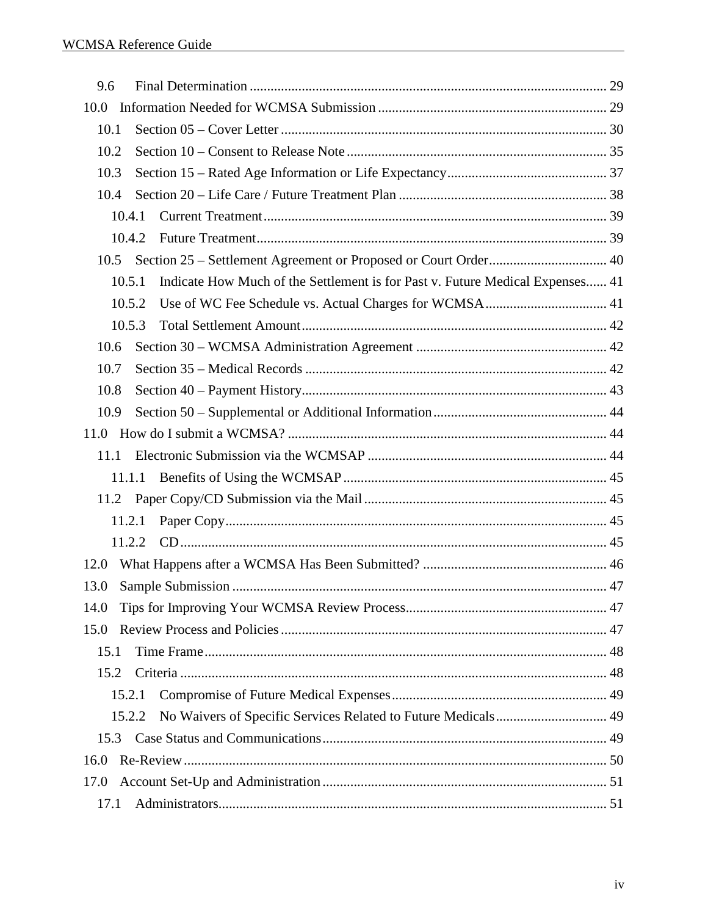9.6 Final Determination ..... 29

10.0 Information Needed for WCMSA Submission ..... 29

10.1 Section 05 – Cover Letter ..... 30

10.2 Section 10 – Consent to Release Note ..... 35

10.3 Section 15 – Rated Age Information or Life Expectancy ..... 37

10.4 Section 20 – Life Care / Future Treatment Plan ..... 38

10.4.1 Current Treatment ..... 39

10.4.2 Future Treatment ..... 39

10.5 Section 25 – Settlement Agreement or Proposed or Court Order ..... 40

10.5.1 Indicate How Much of the Settlement is for Past v. Future Medical Expenses ..... 41

10.5.2 Use of WC Fee Schedule vs. Actual Charges for WCMSA ..... 41

10.5.3 Total Settlement Amount ..... 42

10.6 Section 30 – WCMSA Administration Agreement ..... 42

10.7 Section 35 – Medical Records ..... 42

10.8 Section 40 – Payment History ..... 43

10.9 Section 50 – Supplemental or Additional Information ..... 44

11.0 How do I submit a WCMSA? ..... 44

11.1 Electronic Submission via the WCMSAP ..... 44

11.1.1 Benefits of Using the WCMSAP ..... 45

11.2 Paper Copy/CD Submission via the Mail ..... 45

11.2.1 Paper Copy ..... 45

11.2.2 CD ..... 45

12.0 What Happens after a WCMSA Has Been Submitted? ..... 46

13.0 Sample Submission ..... 47

14.0 Tips for Improving Your WCMSA Review Process ..... 47

15.0 Review Process and Policies ..... 47

15.1 Time Frame ..... 48

15.2 Criteria ..... 48

15.2.1 Compromise of Future Medical Expenses ..... 49

15.2.2 No Waivers of Specific Services Related to Future Medicals ..... 49

15.3 Case Status and Communications ..... 49

16.0 Re-Review ..... 50

17.0 Account Set-Up and Administration ..... 51

17.1 Administrators ..... 51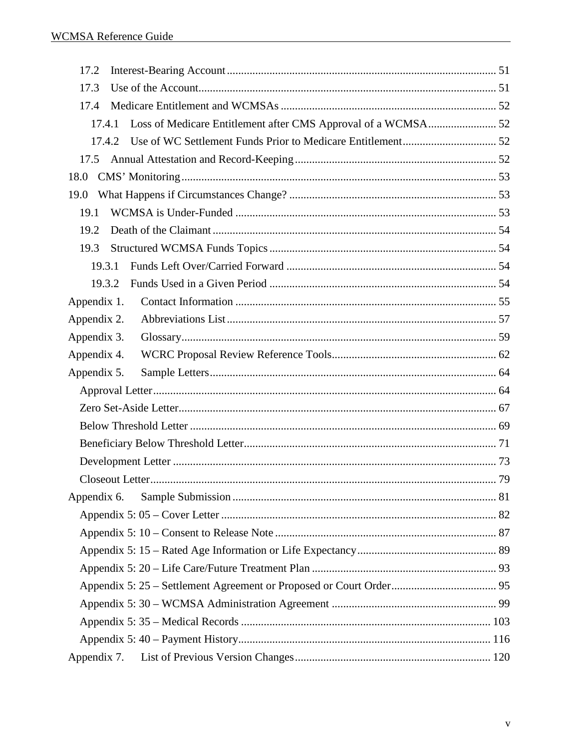17.2 Interest-Bearing Account .......... 51
17.3 Use of the Account .......... 51
17.4 Medicare Entitlement and WCMSAs .......... 52
17.4.1 Loss of Medicare Entitlement after CMS Approval of a WCMSA .......... 52
17.4.2 Use of WC Settlement Funds Prior to Medicare Entitlement .......... 52
17.5 Annual Attestation and Record-Keeping .......... 52
18.0 CMS' Monitoring .......... 53
19.0 What Happens if Circumstances Change? .......... 53
19.1 WCMSA is Under-Funded .......... 53
19.2 Death of the Claimant .......... 54
19.3 Structured WCMSA Funds Topics .......... 54
19.3.1 Funds Left Over/Carried Forward .......... 54
19.3.2 Funds Used in a Given Period .......... 54
Appendix 1. Contact Information .......... 55
Appendix 2. Abbreviations List .......... 57
Appendix 3. Glossary .......... 59
Appendix 4. WCRC Proposal Review Reference Tools .......... 62
Appendix 5. Sample Letters .......... 64
Approval Letter .......... 64
Zero Set-Aside Letter .......... 67
Below Threshold Letter .......... 69
Beneficiary Below Threshold Letter .......... 71
Development Letter .......... 73
Closeout Letter .......... 79
Appendix 6. Sample Submission .......... 81
Appendix 5: 05 – Cover Letter .......... 82
Appendix 5: 10 – Consent to Release Note .......... 87
Appendix 5: 15 – Rated Age Information or Life Expectancy .......... 89
Appendix 5: 20 – Life Care/Future Treatment Plan .......... 93
Appendix 5: 25 – Settlement Agreement or Proposed or Court Order .......... 95
Appendix 5: 30 – WCMSA Administration Agreement .......... 99
Appendix 5: 35 – Medical Records .......... 103
Appendix 5: 40 – Payment History .......... 116
Appendix 7. List of Previous Version Changes .......... 120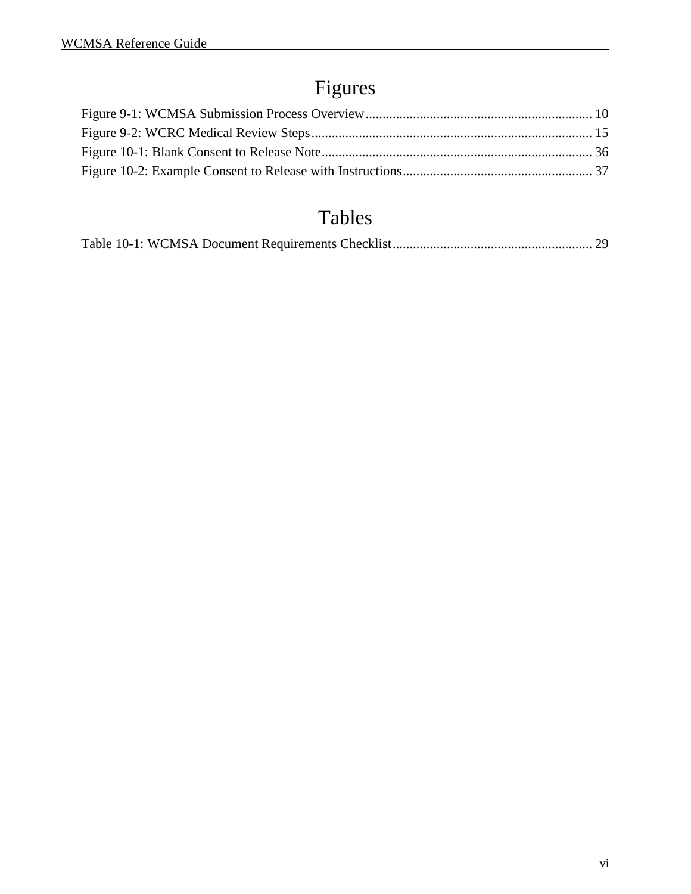# Figures

Figure 9-1: WCMSA Submission Process Overview .................................................................. 10
Figure 9-2: WCRC Medical Review Steps .................................................................................. 15
Figure 10-1: Blank Consent to Release Note ............................................................................... 36
Figure 10-2: Example Consent to Release with Instructions ....................................................... 37

# Tables

Table 10-1: WCMSA Document Requirements Checklist .......................................................... 29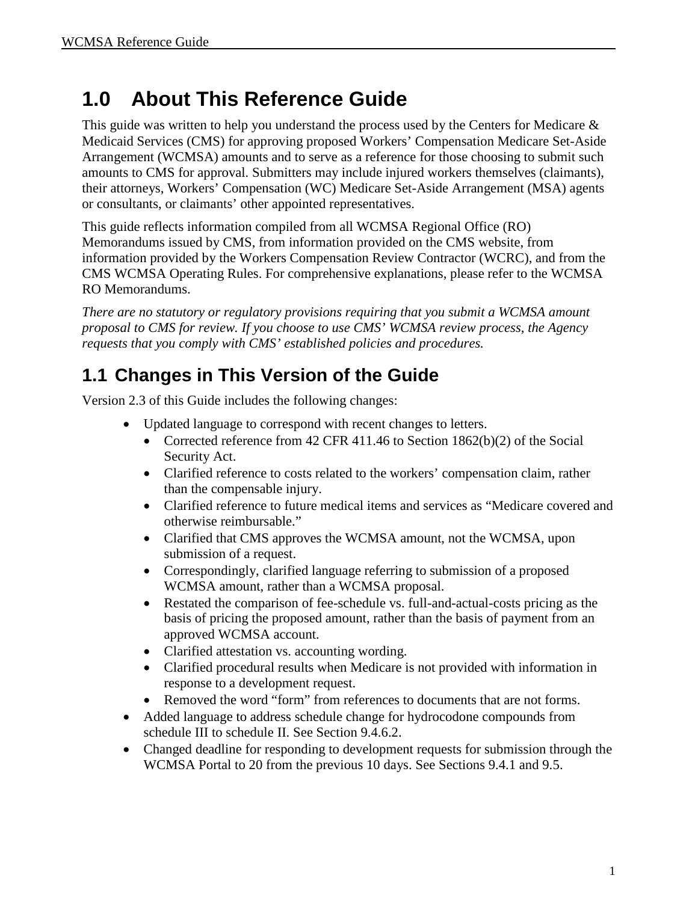# 1.0 About This Reference Guide

This guide was written to help you understand the process used by the Centers for Medicare & Medicaid Services (CMS) for approving proposed Workers' Compensation Medicare Set-Aside Arrangement (WCMSA) amounts and to serve as a reference for those choosing to submit such amounts to CMS for approval. Submitters may include injured workers themselves (claimants), their attorneys, Workers' Compensation (WC) Medicare Set-Aside Arrangement (MSA) agents or consultants, or claimants' other appointed representatives.

This guide reflects information compiled from all WCMSA Regional Office (RO) Memorandums issued by CMS, from information provided on the CMS website, from information provided by the Workers Compensation Review Contractor (WCRC), and from the CMS WCMSA Operating Rules. For comprehensive explanations, please refer to the WCMSA RO Memorandums.

*There are no statutory or regulatory provisions requiring that you submit a WCMSA amount proposal to CMS for review. If you choose to use CMS' WCMSA review process, the Agency requests that you comply with CMS' established policies and procedures.*

## 1.1 Changes in This Version of the Guide

Version 2.3 of this Guide includes the following changes:

- Updated language to correspond with recent changes to letters.
  - Corrected reference from 42 CFR 411.46 to Section 1862(b)(2) of the Social Security Act.
  - Clarified reference to costs related to the workers' compensation claim, rather than the compensable injury.
  - Clarified reference to future medical items and services as "Medicare covered and otherwise reimbursable."
  - Clarified that CMS approves the WCMSA amount, not the WCMSA, upon submission of a request.
  - Correspondingly, clarified language referring to submission of a proposed WCMSA amount, rather than a WCMSA proposal.
  - Restated the comparison of fee-schedule vs. full-and-actual-costs pricing as the basis of pricing the proposed amount, rather than the basis of payment from an approved WCMSA account.
  - Clarified attestation vs. accounting wording.
  - Clarified procedural results when Medicare is not provided with information in response to a development request.
  - Removed the word "form" from references to documents that are not forms.
- Added language to address schedule change for hydrocodone compounds from schedule III to schedule II. See Section 9.4.6.2.
- Changed deadline for responding to development requests for submission through the WCMSA Portal to 20 from the previous 10 days. See Sections 9.4.1 and 9.5.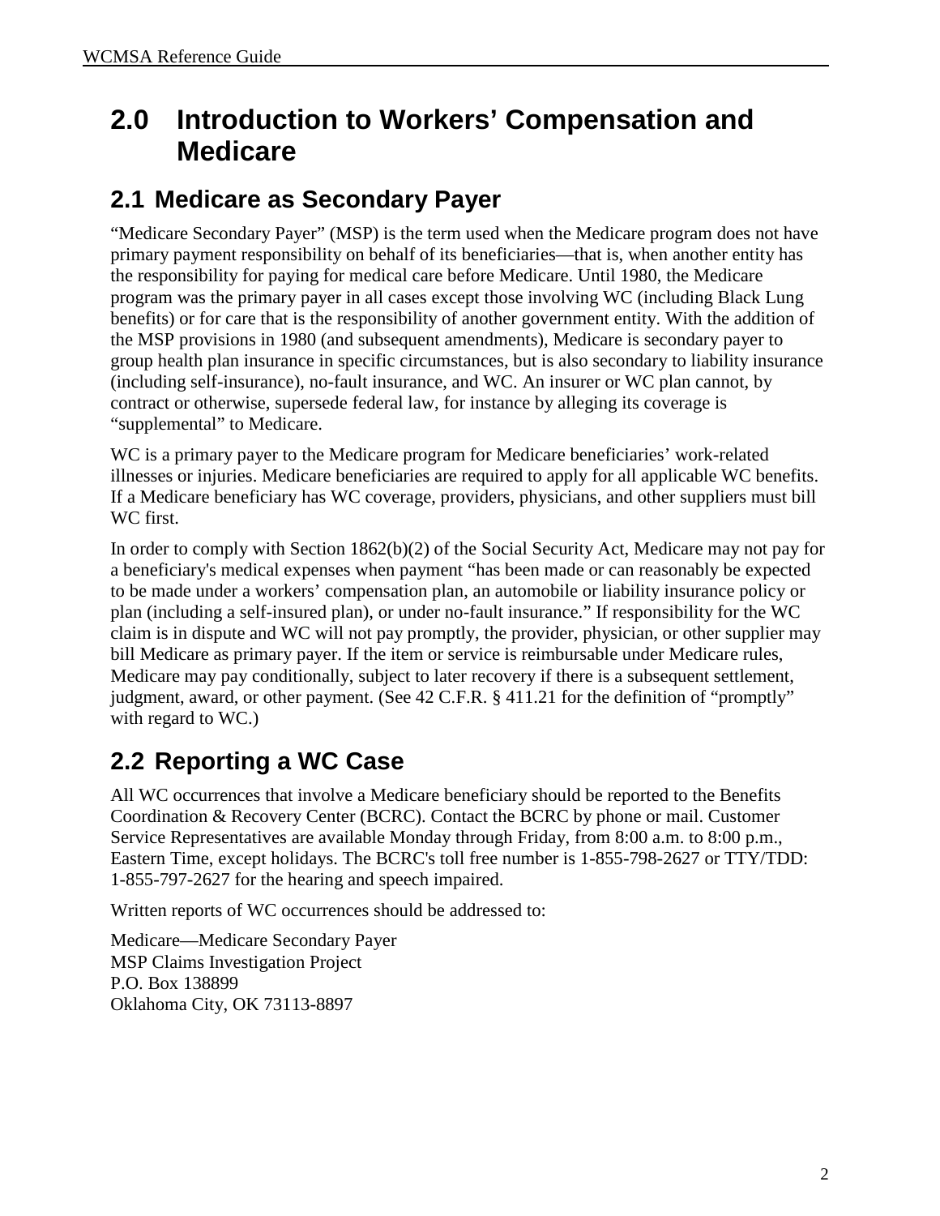# 2.0 Introduction to Workers' Compensation and Medicare

## 2.1 Medicare as Secondary Payer

"Medicare Secondary Payer" (MSP) is the term used when the Medicare program does not have primary payment responsibility on behalf of its beneficiaries—that is, when another entity has the responsibility for paying for medical care before Medicare. Until 1980, the Medicare program was the primary payer in all cases except those involving WC (including Black Lung benefits) or for care that is the responsibility of another government entity. With the addition of the MSP provisions in 1980 (and subsequent amendments), Medicare is secondary payer to group health plan insurance in specific circumstances, but is also secondary to liability insurance (including self-insurance), no-fault insurance, and WC. An insurer or WC plan cannot, by contract or otherwise, supersede federal law, for instance by alleging its coverage is "supplemental" to Medicare.

WC is a primary payer to the Medicare program for Medicare beneficiaries' work-related illnesses or injuries. Medicare beneficiaries are required to apply for all applicable WC benefits. If a Medicare beneficiary has WC coverage, providers, physicians, and other suppliers must bill WC first.

In order to comply with Section 1862(b)(2) of the Social Security Act, Medicare may not pay for a beneficiary's medical expenses when payment "has been made or can reasonably be expected to be made under a workers' compensation plan, an automobile or liability insurance policy or plan (including a self-insured plan), or under no-fault insurance." If responsibility for the WC claim is in dispute and WC will not pay promptly, the provider, physician, or other supplier may bill Medicare as primary payer. If the item or service is reimbursable under Medicare rules, Medicare may pay conditionally, subject to later recovery if there is a subsequent settlement, judgment, award, or other payment. (See 42 C.F.R. § 411.21 for the definition of "promptly" with regard to WC.)

## 2.2 Reporting a WC Case

All WC occurrences that involve a Medicare beneficiary should be reported to the Benefits Coordination & Recovery Center (BCRC). Contact the BCRC by phone or mail. Customer Service Representatives are available Monday through Friday, from 8:00 a.m. to 8:00 p.m., Eastern Time, except holidays. The BCRC's toll free number is 1-855-798-2627 or TTY/TDD: 1-855-797-2627 for the hearing and speech impaired.

Written reports of WC occurrences should be addressed to:

Medicare—Medicare Secondary Payer
MSP Claims Investigation Project
P.O. Box 138899
Oklahoma City, OK 73113-8897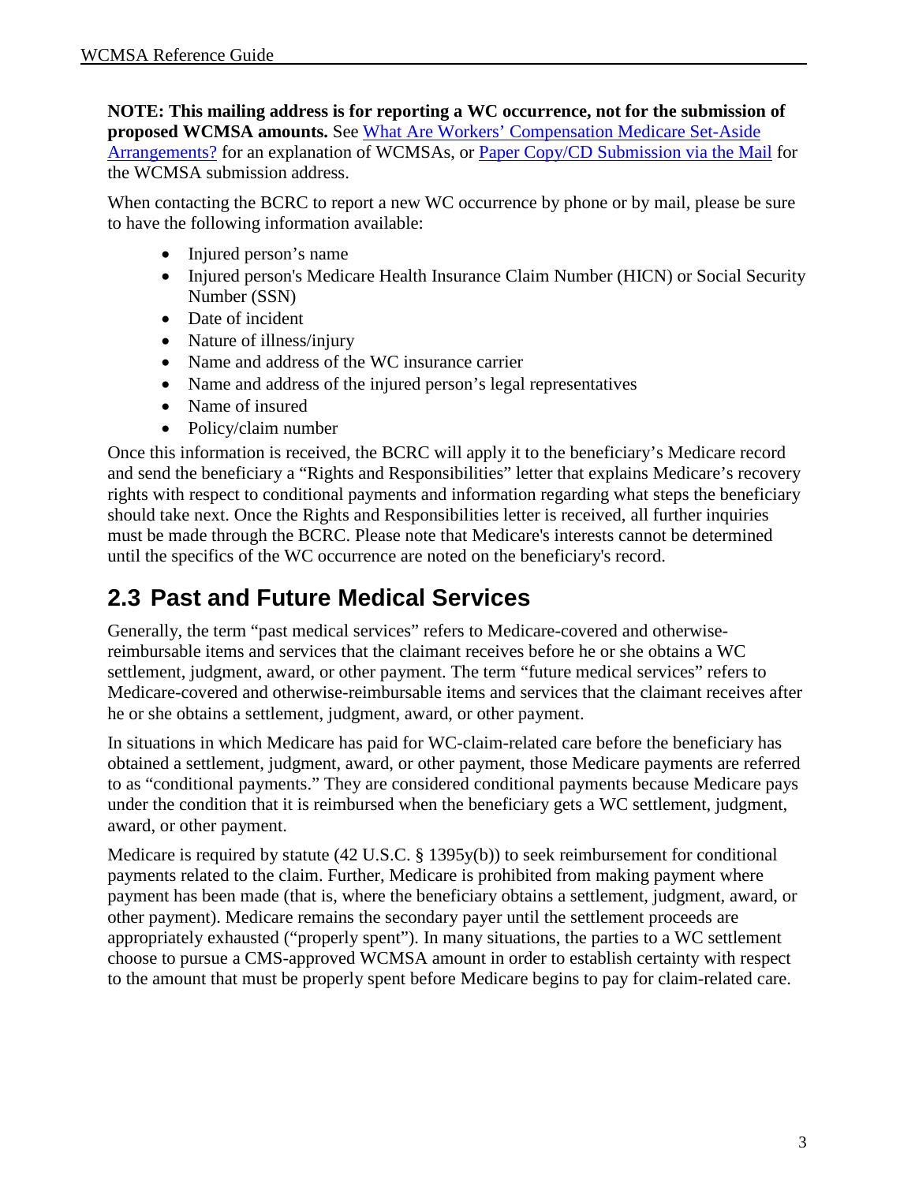**NOTE: This mailing address is for reporting a WC occurrence, not for the submission of proposed WCMSA amounts.** See [What Are Workers' Compensation Medicare Set-Aside Arrangements?]() for an explanation of WCMSAs, or [Paper Copy/CD Submission via the Mail]() for the WCMSA submission address.

When contacting the BCRC to report a new WC occurrence by phone or by mail, please be sure to have the following information available:

- Injured person's name
- Injured person's Medicare Health Insurance Claim Number (HICN) or Social Security Number (SSN)
- Date of incident
- Nature of illness/injury
- Name and address of the WC insurance carrier
- Name and address of the injured person's legal representatives
- Name of insured
- Policy/claim number

Once this information is received, the BCRC will apply it to the beneficiary's Medicare record and send the beneficiary a "Rights and Responsibilities" letter that explains Medicare's recovery rights with respect to conditional payments and information regarding what steps the beneficiary should take next. Once the Rights and Responsibilities letter is received, all further inquiries must be made through the BCRC. Please note that Medicare's interests cannot be determined until the specifics of the WC occurrence are noted on the beneficiary's record.

## 2.3 Past and Future Medical Services

Generally, the term "past medical services" refers to Medicare-covered and otherwise-reimbursable items and services that the claimant receives before he or she obtains a WC settlement, judgment, award, or other payment. The term "future medical services" refers to Medicare-covered and otherwise-reimbursable items and services that the claimant receives after he or she obtains a settlement, judgment, award, or other payment.

In situations in which Medicare has paid for WC-claim-related care before the beneficiary has obtained a settlement, judgment, award, or other payment, those Medicare payments are referred to as "conditional payments." They are considered conditional payments because Medicare pays under the condition that it is reimbursed when the beneficiary gets a WC settlement, judgment, award, or other payment.

Medicare is required by statute (42 U.S.C. § 1395y(b)) to seek reimbursement for conditional payments related to the claim. Further, Medicare is prohibited from making payment where payment has been made (that is, where the beneficiary obtains a settlement, judgment, award, or other payment). Medicare remains the secondary payer until the settlement proceeds are appropriately exhausted ("properly spent"). In many situations, the parties to a WC settlement choose to pursue a CMS-approved WCMSA amount in order to establish certainty with respect to the amount that must be properly spent before Medicare begins to pay for claim-related care.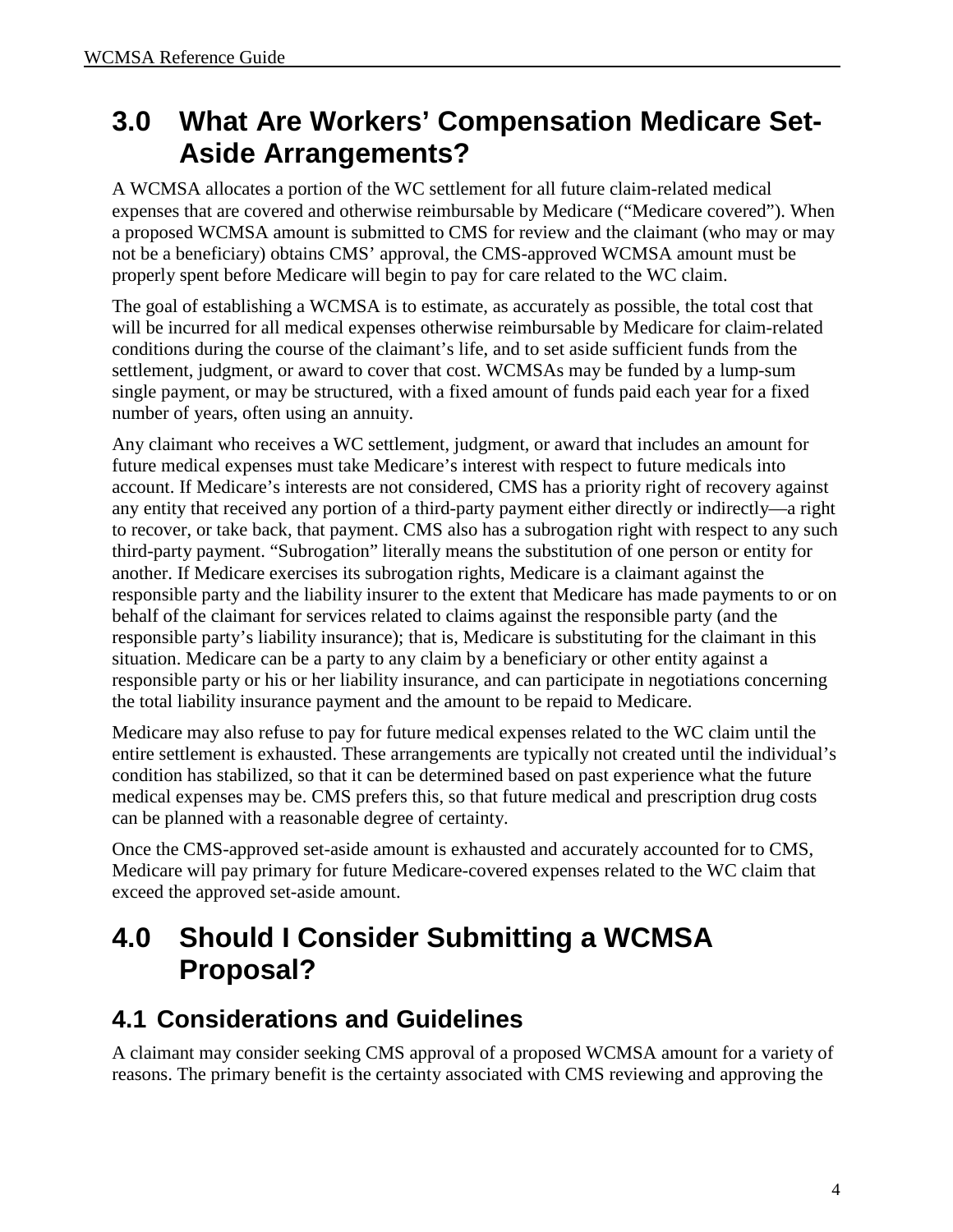# 3.0 What Are Workers' Compensation Medicare Set-Aside Arrangements?

A WCMSA allocates a portion of the WC settlement for all future claim-related medical expenses that are covered and otherwise reimbursable by Medicare ("Medicare covered"). When a proposed WCMSA amount is submitted to CMS for review and the claimant (who may or may not be a beneficiary) obtains CMS' approval, the CMS-approved WCMSA amount must be properly spent before Medicare will begin to pay for care related to the WC claim.

The goal of establishing a WCMSA is to estimate, as accurately as possible, the total cost that will be incurred for all medical expenses otherwise reimbursable by Medicare for claim-related conditions during the course of the claimant's life, and to set aside sufficient funds from the settlement, judgment, or award to cover that cost. WCMSAs may be funded by a lump-sum single payment, or may be structured, with a fixed amount of funds paid each year for a fixed number of years, often using an annuity.

Any claimant who receives a WC settlement, judgment, or award that includes an amount for future medical expenses must take Medicare's interest with respect to future medicals into account. If Medicare's interests are not considered, CMS has a priority right of recovery against any entity that received any portion of a third-party payment either directly or indirectly—a right to recover, or take back, that payment. CMS also has a subrogation right with respect to any such third-party payment. "Subrogation" literally means the substitution of one person or entity for another. If Medicare exercises its subrogation rights, Medicare is a claimant against the responsible party and the liability insurer to the extent that Medicare has made payments to or on behalf of the claimant for services related to claims against the responsible party (and the responsible party's liability insurance); that is, Medicare is substituting for the claimant in this situation. Medicare can be a party to any claim by a beneficiary or other entity against a responsible party or his or her liability insurance, and can participate in negotiations concerning the total liability insurance payment and the amount to be repaid to Medicare.

Medicare may also refuse to pay for future medical expenses related to the WC claim until the entire settlement is exhausted. These arrangements are typically not created until the individual's condition has stabilized, so that it can be determined based on past experience what the future medical expenses may be. CMS prefers this, so that future medical and prescription drug costs can be planned with a reasonable degree of certainty.

Once the CMS-approved set-aside amount is exhausted and accurately accounted for to CMS, Medicare will pay primary for future Medicare-covered expenses related to the WC claim that exceed the approved set-aside amount.

# 4.0 Should I Consider Submitting a WCMSA Proposal?

## 4.1 Considerations and Guidelines

A claimant may consider seeking CMS approval of a proposed WCMSA amount for a variety of reasons. The primary benefit is the certainty associated with CMS reviewing and approving the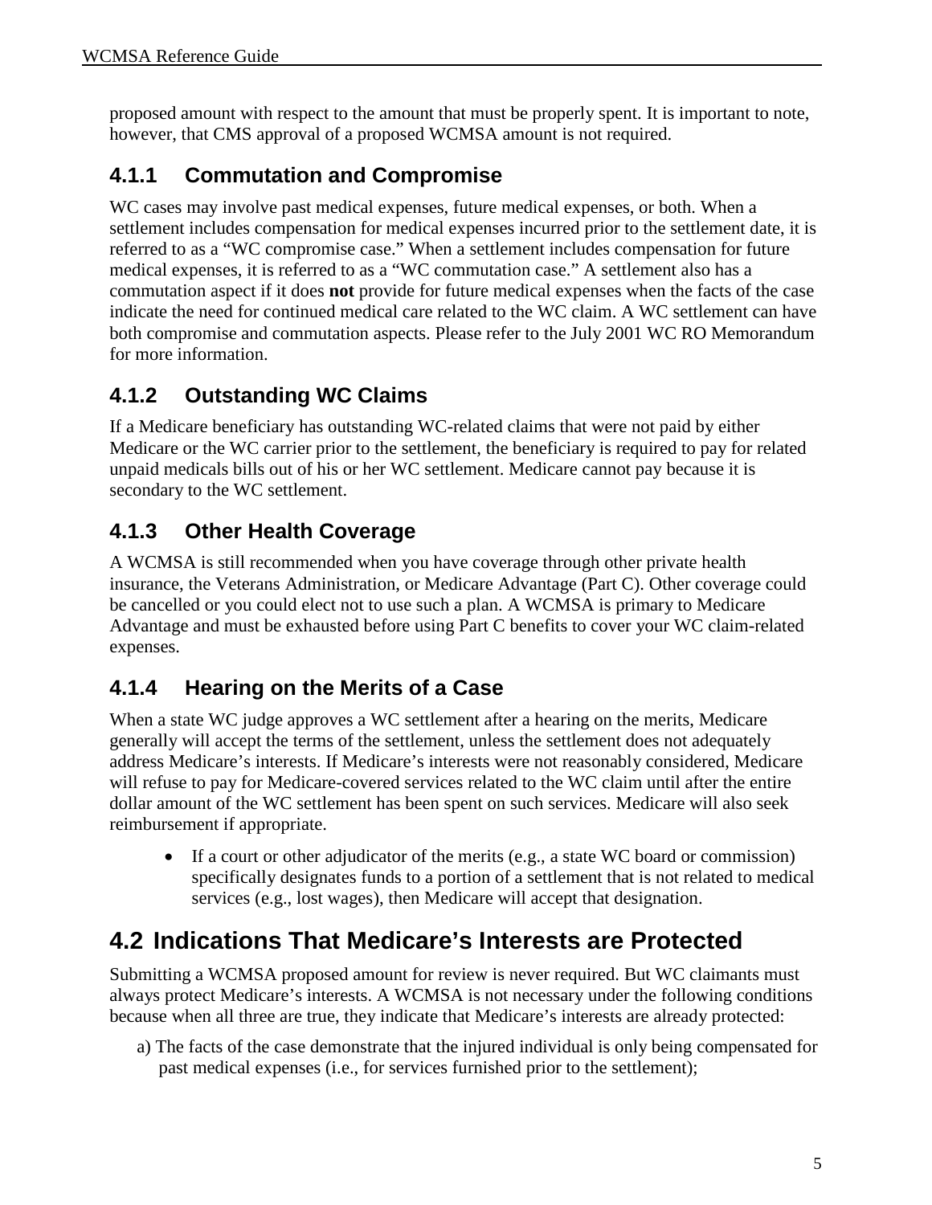proposed amount with respect to the amount that must be properly spent. It is important to note, however, that CMS approval of a proposed WCMSA amount is not required.

### 4.1.1 Commutation and Compromise

WC cases may involve past medical expenses, future medical expenses, or both. When a settlement includes compensation for medical expenses incurred prior to the settlement date, it is referred to as a "WC compromise case." When a settlement includes compensation for future medical expenses, it is referred to as a "WC commutation case." A settlement also has a commutation aspect if it does **not** provide for future medical expenses when the facts of the case indicate the need for continued medical care related to the WC claim. A WC settlement can have both compromise and commutation aspects. Please refer to the July 2001 WC RO Memorandum for more information.

### 4.1.2 Outstanding WC Claims

If a Medicare beneficiary has outstanding WC-related claims that were not paid by either Medicare or the WC carrier prior to the settlement, the beneficiary is required to pay for related unpaid medicals bills out of his or her WC settlement. Medicare cannot pay because it is secondary to the WC settlement.

### 4.1.3 Other Health Coverage

A WCMSA is still recommended when you have coverage through other private health insurance, the Veterans Administration, or Medicare Advantage (Part C). Other coverage could be cancelled or you could elect not to use such a plan. A WCMSA is primary to Medicare Advantage and must be exhausted before using Part C benefits to cover your WC claim-related expenses.

### 4.1.4 Hearing on the Merits of a Case

When a state WC judge approves a WC settlement after a hearing on the merits, Medicare generally will accept the terms of the settlement, unless the settlement does not adequately address Medicare's interests. If Medicare's interests were not reasonably considered, Medicare will refuse to pay for Medicare-covered services related to the WC claim until after the entire dollar amount of the WC settlement has been spent on such services. Medicare will also seek reimbursement if appropriate.

- If a court or other adjudicator of the merits (e.g., a state WC board or commission) specifically designates funds to a portion of a settlement that is not related to medical services (e.g., lost wages), then Medicare will accept that designation.

## 4.2 Indications That Medicare's Interests are Protected

Submitting a WCMSA proposed amount for review is never required. But WC claimants must always protect Medicare's interests. A WCMSA is not necessary under the following conditions because when all three are true, they indicate that Medicare's interests are already protected:

a) The facts of the case demonstrate that the injured individual is only being compensated for past medical expenses (i.e., for services furnished prior to the settlement);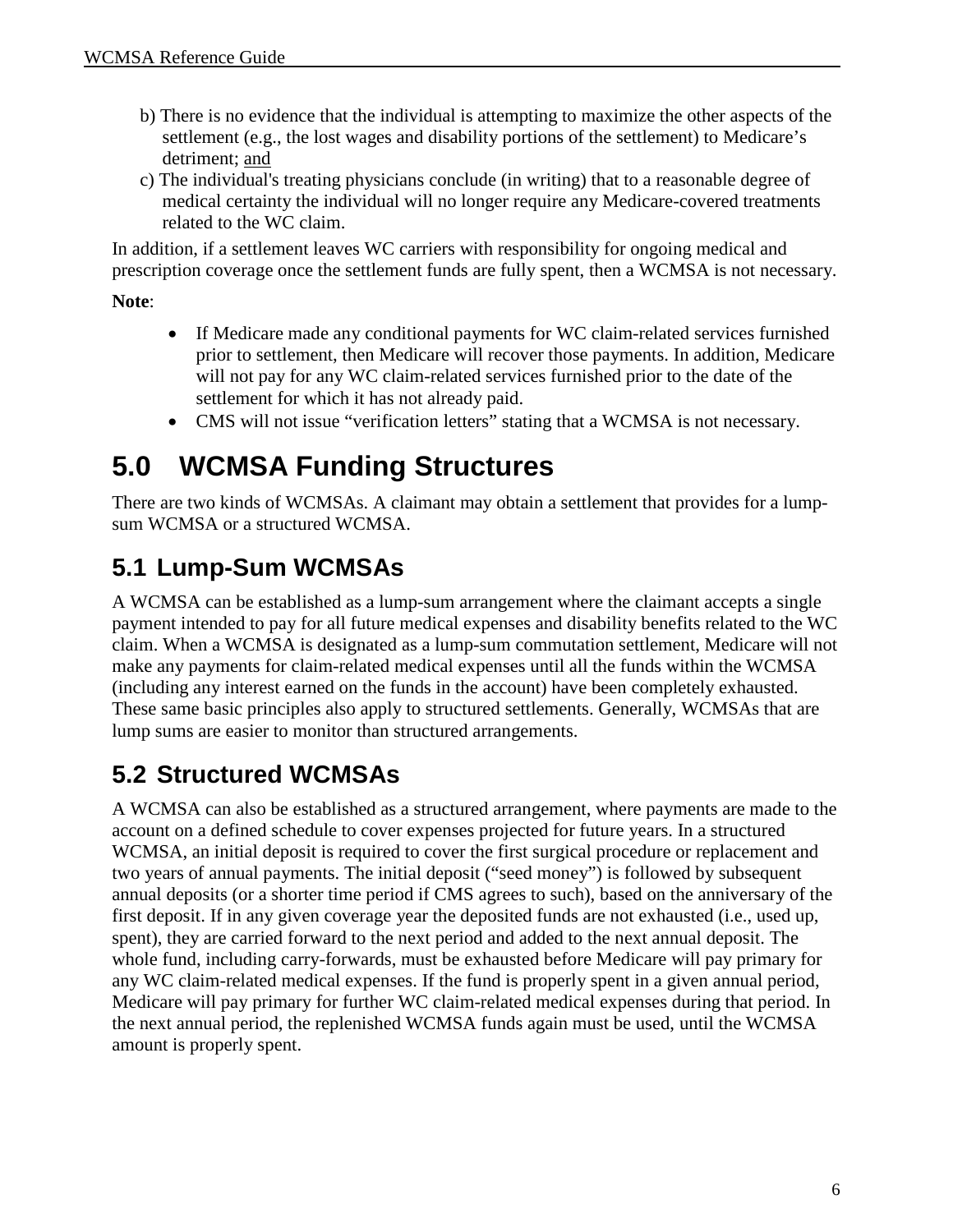b) There is no evidence that the individual is attempting to maximize the other aspects of the settlement (e.g., the lost wages and disability portions of the settlement) to Medicare's detriment; and

c) The individual's treating physicians conclude (in writing) that to a reasonable degree of medical certainty the individual will no longer require any Medicare-covered treatments related to the WC claim.

In addition, if a settlement leaves WC carriers with responsibility for ongoing medical and prescription coverage once the settlement funds are fully spent, then a WCMSA is not necessary.

**Note**:

- If Medicare made any conditional payments for WC claim-related services furnished prior to settlement, then Medicare will recover those payments. In addition, Medicare will not pay for any WC claim-related services furnished prior to the date of the settlement for which it has not already paid.
- CMS will not issue "verification letters" stating that a WCMSA is not necessary.

# 5.0 WCMSA Funding Structures

There are two kinds of WCMSAs. A claimant may obtain a settlement that provides for a lump-sum WCMSA or a structured WCMSA.

## 5.1 Lump-Sum WCMSAs

A WCMSA can be established as a lump-sum arrangement where the claimant accepts a single payment intended to pay for all future medical expenses and disability benefits related to the WC claim. When a WCMSA is designated as a lump-sum commutation settlement, Medicare will not make any payments for claim-related medical expenses until all the funds within the WCMSA (including any interest earned on the funds in the account) have been completely exhausted. These same basic principles also apply to structured settlements. Generally, WCMSAs that are lump sums are easier to monitor than structured arrangements.

## 5.2 Structured WCMSAs

A WCMSA can also be established as a structured arrangement, where payments are made to the account on a defined schedule to cover expenses projected for future years. In a structured WCMSA, an initial deposit is required to cover the first surgical procedure or replacement and two years of annual payments. The initial deposit ("seed money") is followed by subsequent annual deposits (or a shorter time period if CMS agrees to such), based on the anniversary of the first deposit. If in any given coverage year the deposited funds are not exhausted (i.e., used up, spent), they are carried forward to the next period and added to the next annual deposit. The whole fund, including carry-forwards, must be exhausted before Medicare will pay primary for any WC claim-related medical expenses. If the fund is properly spent in a given annual period, Medicare will pay primary for further WC claim-related medical expenses during that period. In the next annual period, the replenished WCMSA funds again must be used, until the WCMSA amount is properly spent.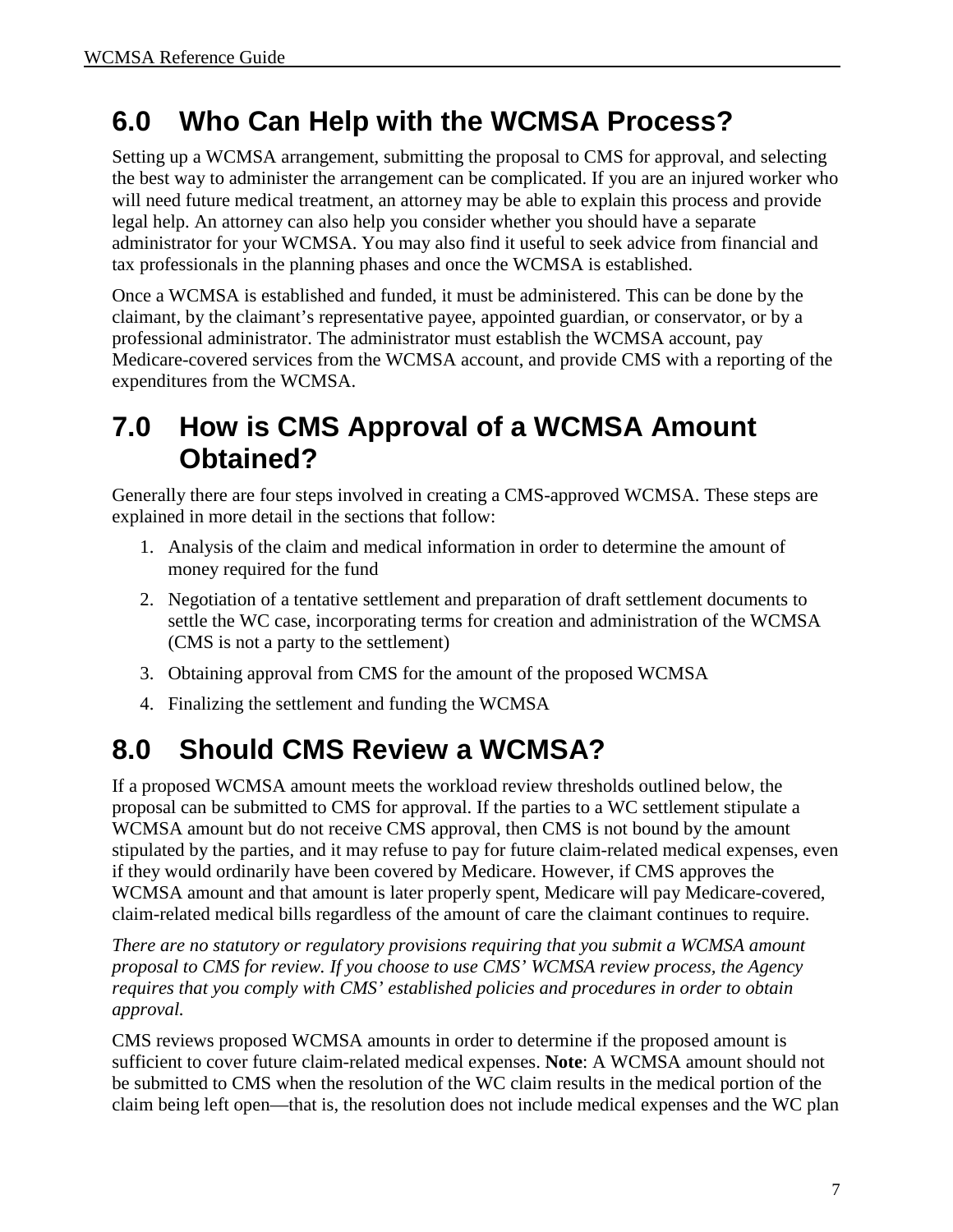## 6.0 Who Can Help with the WCMSA Process?

Setting up a WCMSA arrangement, submitting the proposal to CMS for approval, and selecting the best way to administer the arrangement can be complicated. If you are an injured worker who will need future medical treatment, an attorney may be able to explain this process and provide legal help. An attorney can also help you consider whether you should have a separate administrator for your WCMSA. You may also find it useful to seek advice from financial and tax professionals in the planning phases and once the WCMSA is established.

Once a WCMSA is established and funded, it must be administered. This can be done by the claimant, by the claimant's representative payee, appointed guardian, or conservator, or by a professional administrator. The administrator must establish the WCMSA account, pay Medicare-covered services from the WCMSA account, and provide CMS with a reporting of the expenditures from the WCMSA.

## 7.0 How is CMS Approval of a WCMSA Amount Obtained?

Generally there are four steps involved in creating a CMS-approved WCMSA. These steps are explained in more detail in the sections that follow:

1. Analysis of the claim and medical information in order to determine the amount of money required for the fund
2. Negotiation of a tentative settlement and preparation of draft settlement documents to settle the WC case, incorporating terms for creation and administration of the WCMSA (CMS is not a party to the settlement)
3. Obtaining approval from CMS for the amount of the proposed WCMSA
4. Finalizing the settlement and funding the WCMSA

## 8.0 Should CMS Review a WCMSA?

If a proposed WCMSA amount meets the workload review thresholds outlined below, the proposal can be submitted to CMS for approval. If the parties to a WC settlement stipulate a WCMSA amount but do not receive CMS approval, then CMS is not bound by the amount stipulated by the parties, and it may refuse to pay for future claim-related medical expenses, even if they would ordinarily have been covered by Medicare. However, if CMS approves the WCMSA amount and that amount is later properly spent, Medicare will pay Medicare-covered, claim-related medical bills regardless of the amount of care the claimant continues to require.

*There are no statutory or regulatory provisions requiring that you submit a WCMSA amount proposal to CMS for review. If you choose to use CMS' WCMSA review process, the Agency requires that you comply with CMS' established policies and procedures in order to obtain approval.*

CMS reviews proposed WCMSA amounts in order to determine if the proposed amount is sufficient to cover future claim-related medical expenses. **Note**: A WCMSA amount should not be submitted to CMS when the resolution of the WC claim results in the medical portion of the claim being left open—that is, the resolution does not include medical expenses and the WC plan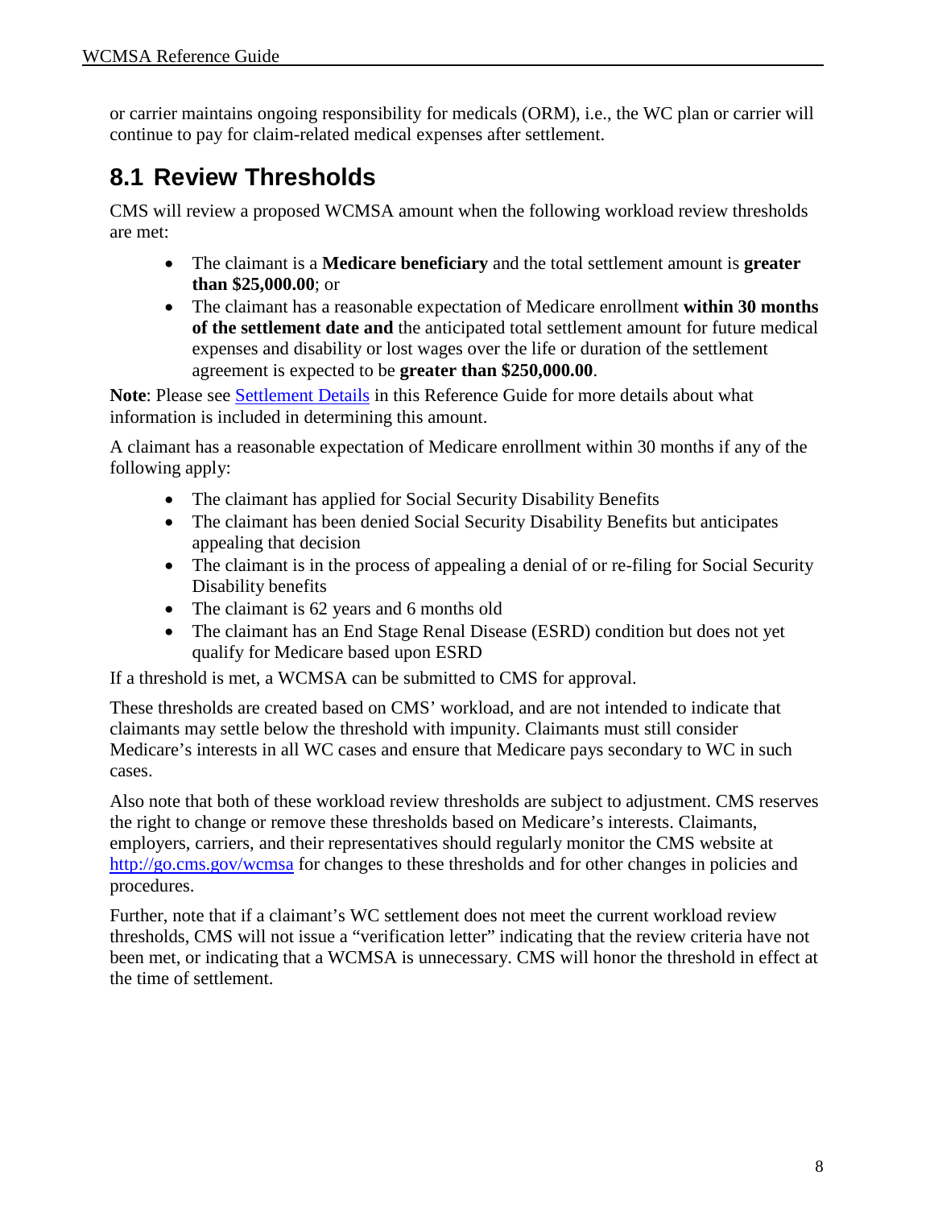or carrier maintains ongoing responsibility for medicals (ORM), i.e., the WC plan or carrier will continue to pay for claim-related medical expenses after settlement.

## 8.1 Review Thresholds

CMS will review a proposed WCMSA amount when the following workload review thresholds are met:

- The claimant is a **Medicare beneficiary** and the total settlement amount is **greater than $25,000.00**; or
- The claimant has a reasonable expectation of Medicare enrollment **within 30 months of the settlement date and** the anticipated total settlement amount for future medical expenses and disability or lost wages over the life or duration of the settlement agreement is expected to be **greater than $250,000.00**.

**Note**: Please see [Settlement Details](#) in this Reference Guide for more details about what information is included in determining this amount.

A claimant has a reasonable expectation of Medicare enrollment within 30 months if any of the following apply:

- The claimant has applied for Social Security Disability Benefits
- The claimant has been denied Social Security Disability Benefits but anticipates appealing that decision
- The claimant is in the process of appealing a denial of or re-filing for Social Security Disability benefits
- The claimant is 62 years and 6 months old
- The claimant has an End Stage Renal Disease (ESRD) condition but does not yet qualify for Medicare based upon ESRD

If a threshold is met, a WCMSA can be submitted to CMS for approval.

These thresholds are created based on CMS' workload, and are not intended to indicate that claimants may settle below the threshold with impunity. Claimants must still consider Medicare's interests in all WC cases and ensure that Medicare pays secondary to WC in such cases.

Also note that both of these workload review thresholds are subject to adjustment. CMS reserves the right to change or remove these thresholds based on Medicare's interests. Claimants, employers, carriers, and their representatives should regularly monitor the CMS website at http://go.cms.gov/wcmsa for changes to these thresholds and for other changes in policies and procedures.

Further, note that if a claimant's WC settlement does not meet the current workload review thresholds, CMS will not issue a "verification letter" indicating that the review criteria have not been met, or indicating that a WCMSA is unnecessary. CMS will honor the threshold in effect at the time of settlement.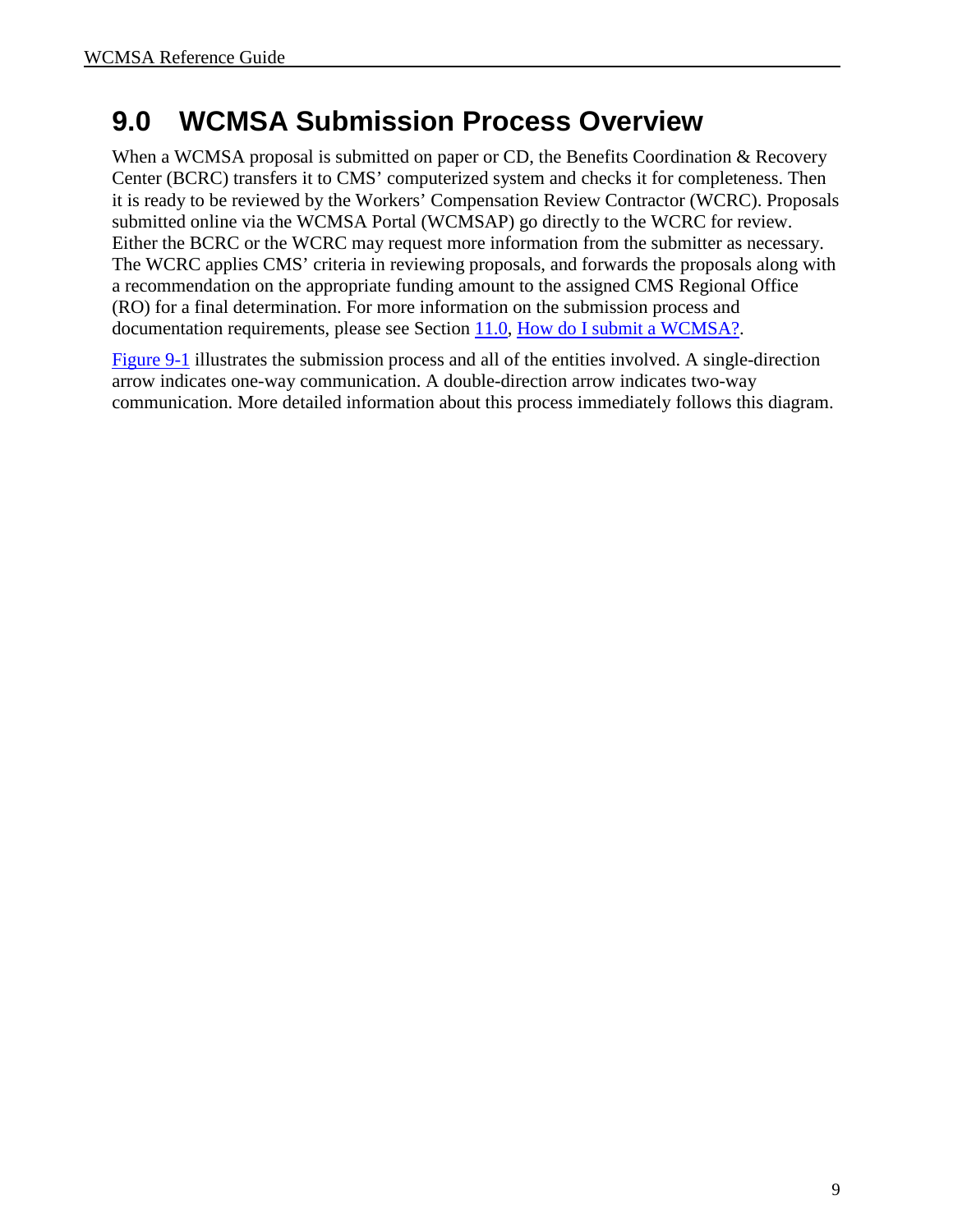# 9.0 WCMSA Submission Process Overview

When a WCMSA proposal is submitted on paper or CD, the Benefits Coordination & Recovery Center (BCRC) transfers it to CMS' computerized system and checks it for completeness. Then it is ready to be reviewed by the Workers' Compensation Review Contractor (WCRC). Proposals submitted online via the WCMSA Portal (WCMSAP) go directly to the WCRC for review. Either the BCRC or the WCRC may request more information from the submitter as necessary. The WCRC applies CMS' criteria in reviewing proposals, and forwards the proposals along with a recommendation on the appropriate funding amount to the assigned CMS Regional Office (RO) for a final determination. For more information on the submission process and documentation requirements, please see Section 11.0, How do I submit a WCMSA?.

Figure 9-1 illustrates the submission process and all of the entities involved. A single-direction arrow indicates one-way communication. A double-direction arrow indicates two-way communication. More detailed information about this process immediately follows this diagram.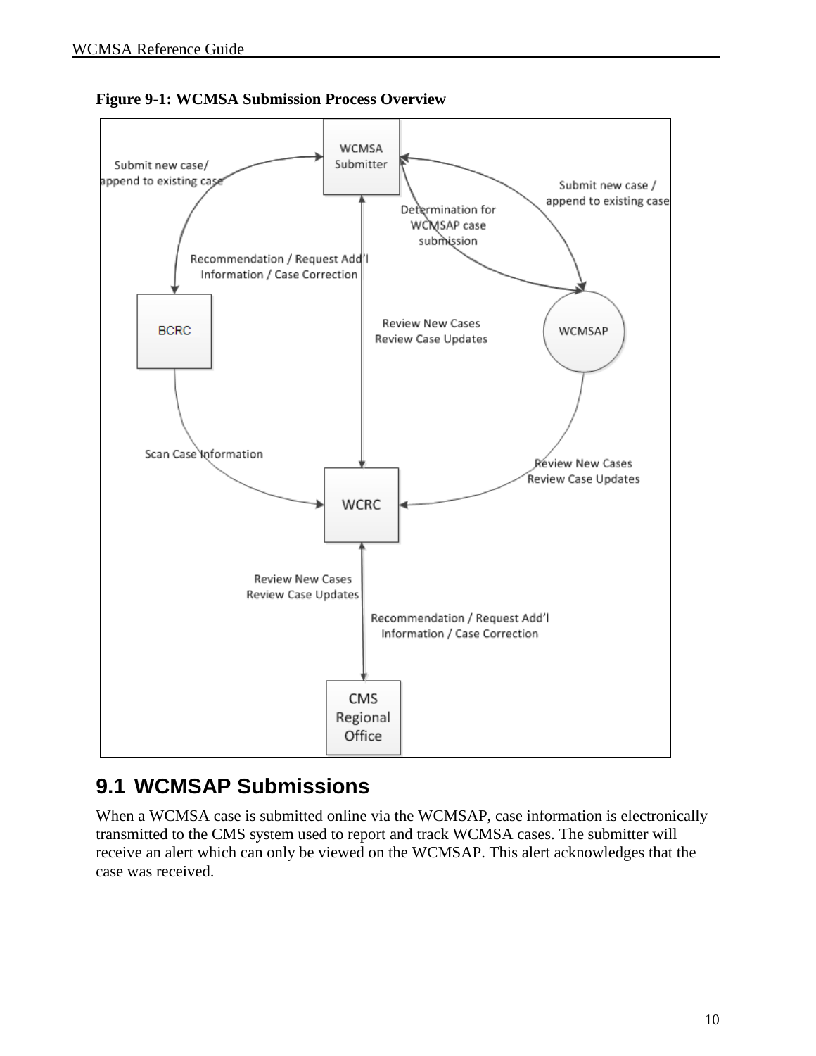**Figure 9-1: WCMSA Submission Process Overview**

## 9.1 WCMSAP Submissions

When a WCMSA case is submitted online via the WCMSAP, case information is electronically transmitted to the CMS system used to report and track WCMSA cases. The submitter will receive an alert which can only be viewed on the WCMSAP. This alert acknowledges that the case was received.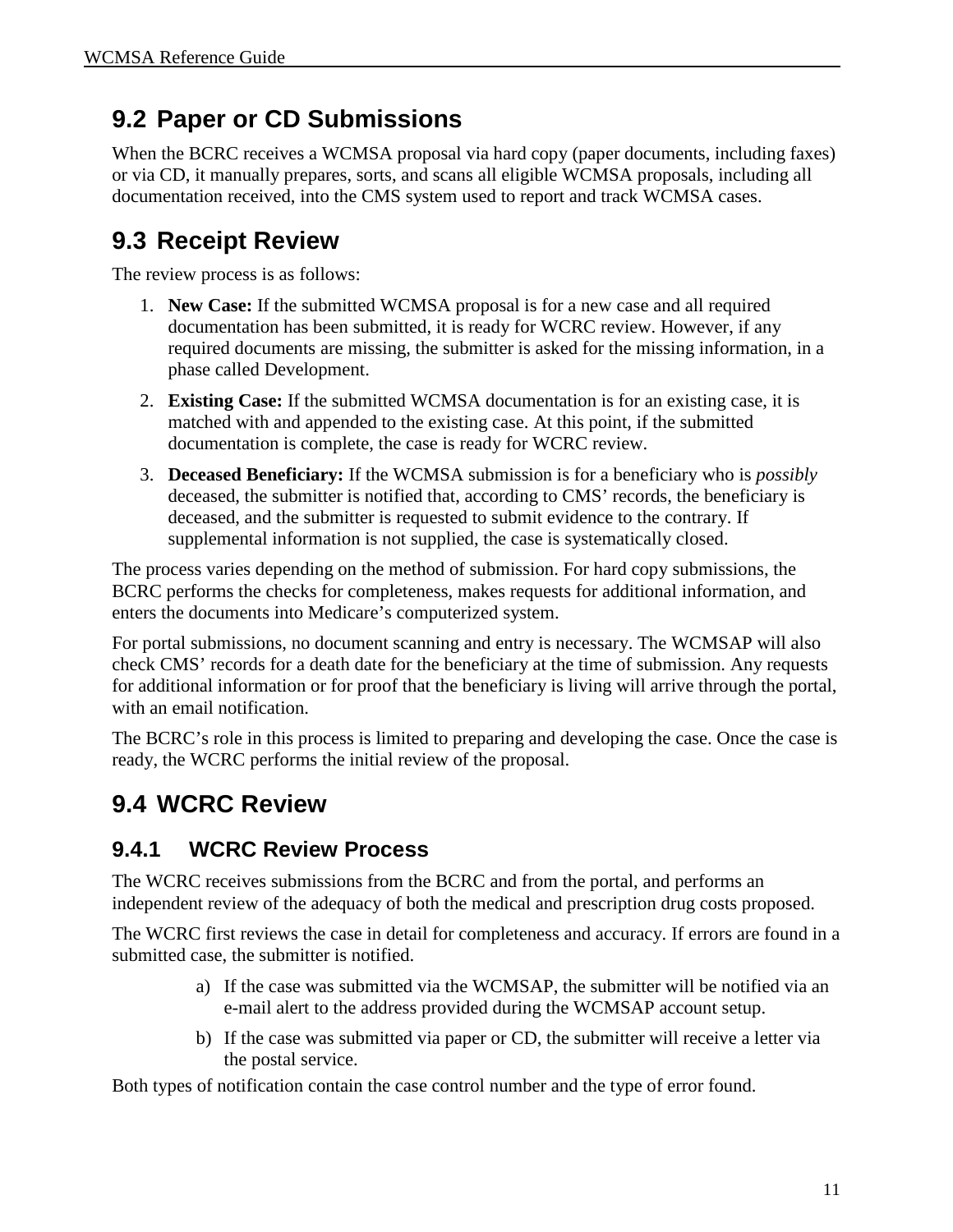## 9.2 Paper or CD Submissions

When the BCRC receives a WCMSA proposal via hard copy (paper documents, including faxes) or via CD, it manually prepares, sorts, and scans all eligible WCMSA proposals, including all documentation received, into the CMS system used to report and track WCMSA cases.

## 9.3 Receipt Review

The review process is as follows:

1. **New Case:** If the submitted WCMSA proposal is for a new case and all required documentation has been submitted, it is ready for WCRC review. However, if any required documents are missing, the submitter is asked for the missing information, in a phase called Development.
2. **Existing Case:** If the submitted WCMSA documentation is for an existing case, it is matched with and appended to the existing case. At this point, if the submitted documentation is complete, the case is ready for WCRC review.
3. **Deceased Beneficiary:** If the WCMSA submission is for a beneficiary who is *possibly* deceased, the submitter is notified that, according to CMS' records, the beneficiary is deceased, and the submitter is requested to submit evidence to the contrary. If supplemental information is not supplied, the case is systematically closed.

The process varies depending on the method of submission. For hard copy submissions, the BCRC performs the checks for completeness, makes requests for additional information, and enters the documents into Medicare's computerized system.

For portal submissions, no document scanning and entry is necessary. The WCMSAP will also check CMS' records for a death date for the beneficiary at the time of submission. Any requests for additional information or for proof that the beneficiary is living will arrive through the portal, with an email notification.

The BCRC's role in this process is limited to preparing and developing the case. Once the case is ready, the WCRC performs the initial review of the proposal.

## 9.4 WCRC Review

### 9.4.1 WCRC Review Process

The WCRC receives submissions from the BCRC and from the portal, and performs an independent review of the adequacy of both the medical and prescription drug costs proposed.

The WCRC first reviews the case in detail for completeness and accuracy. If errors are found in a submitted case, the submitter is notified.

a) If the case was submitted via the WCMSAP, the submitter will be notified via an e-mail alert to the address provided during the WCMSAP account setup.
b) If the case was submitted via paper or CD, the submitter will receive a letter via the postal service.

Both types of notification contain the case control number and the type of error found.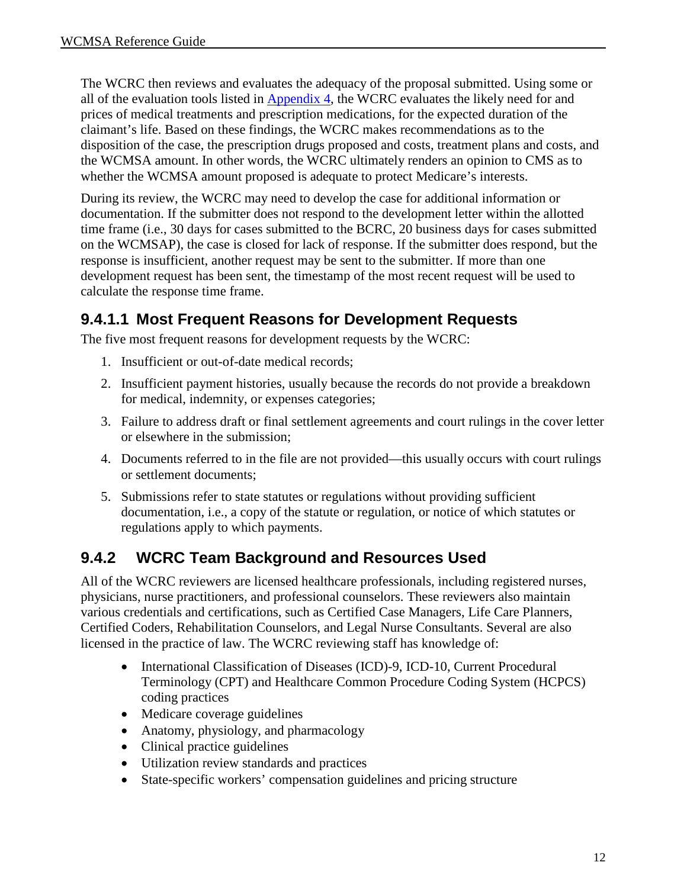The WCRC then reviews and evaluates the adequacy of the proposal submitted. Using some or all of the evaluation tools listed in Appendix 4, the WCRC evaluates the likely need for and prices of medical treatments and prescription medications, for the expected duration of the claimant's life. Based on these findings, the WCRC makes recommendations as to the disposition of the case, the prescription drugs proposed and costs, treatment plans and costs, and the WCMSA amount. In other words, the WCRC ultimately renders an opinion to CMS as to whether the WCMSA amount proposed is adequate to protect Medicare's interests.

During its review, the WCRC may need to develop the case for additional information or documentation. If the submitter does not respond to the development letter within the allotted time frame (i.e., 30 days for cases submitted to the BCRC, 20 business days for cases submitted on the WCMSAP), the case is closed for lack of response. If the submitter does respond, but the response is insufficient, another request may be sent to the submitter. If more than one development request has been sent, the timestamp of the most recent request will be used to calculate the response time frame.

#### 9.4.1.1 Most Frequent Reasons for Development Requests

The five most frequent reasons for development requests by the WCRC:

1. Insufficient or out-of-date medical records;
2. Insufficient payment histories, usually because the records do not provide a breakdown for medical, indemnity, or expenses categories;
3. Failure to address draft or final settlement agreements and court rulings in the cover letter or elsewhere in the submission;
4. Documents referred to in the file are not provided—this usually occurs with court rulings or settlement documents;
5. Submissions refer to state statutes or regulations without providing sufficient documentation, i.e., a copy of the statute or regulation, or notice of which statutes or regulations apply to which payments.

### 9.4.2 WCRC Team Background and Resources Used

All of the WCRC reviewers are licensed healthcare professionals, including registered nurses, physicians, nurse practitioners, and professional counselors. These reviewers also maintain various credentials and certifications, such as Certified Case Managers, Life Care Planners, Certified Coders, Rehabilitation Counselors, and Legal Nurse Consultants. Several are also licensed in the practice of law. The WCRC reviewing staff has knowledge of:

- International Classification of Diseases (ICD)-9, ICD-10, Current Procedural Terminology (CPT) and Healthcare Common Procedure Coding System (HCPCS) coding practices
- Medicare coverage guidelines
- Anatomy, physiology, and pharmacology
- Clinical practice guidelines
- Utilization review standards and practices
- State-specific workers' compensation guidelines and pricing structure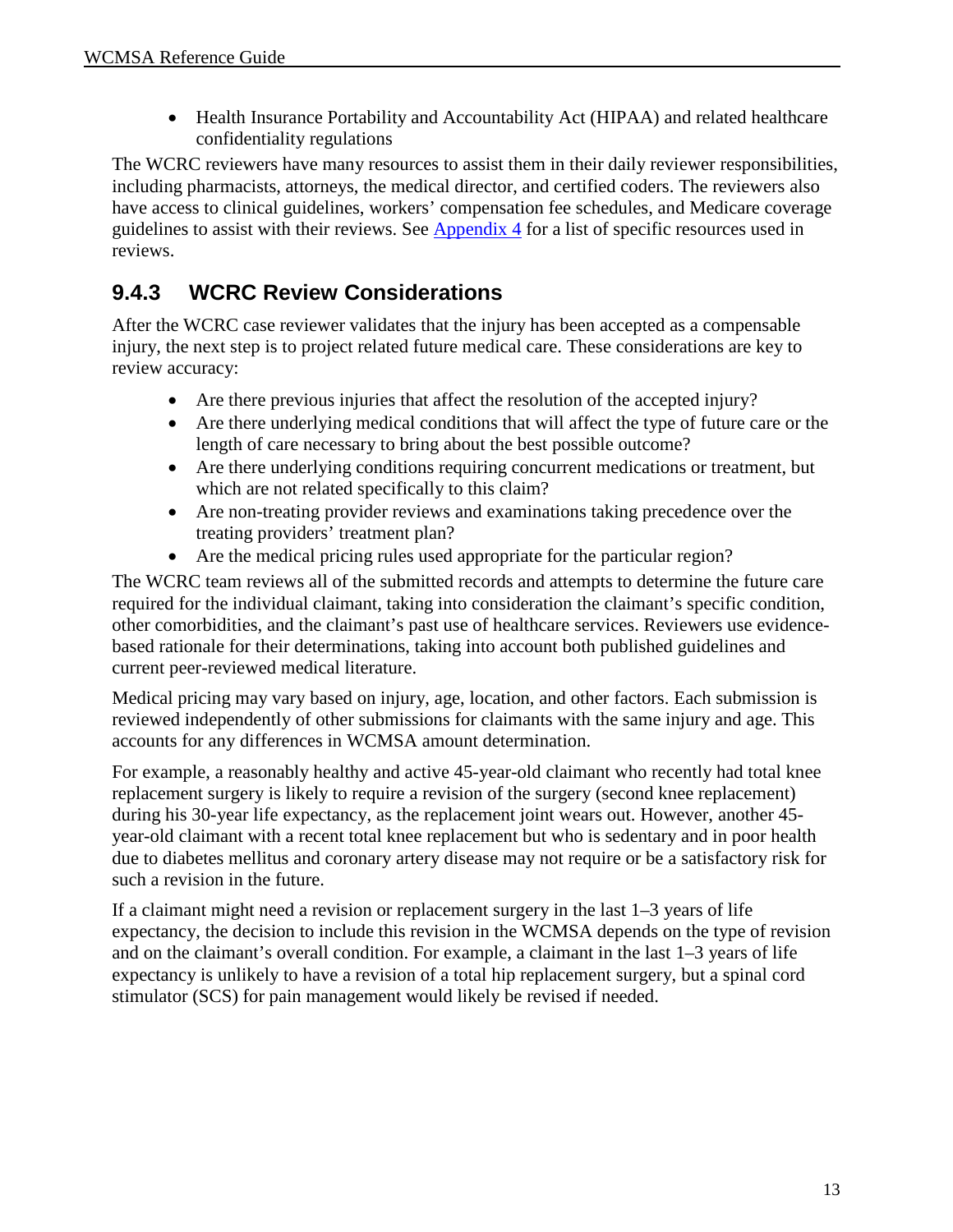- Health Insurance Portability and Accountability Act (HIPAA) and related healthcare confidentiality regulations

The WCRC reviewers have many resources to assist them in their daily reviewer responsibilities, including pharmacists, attorneys, the medical director, and certified coders. The reviewers also have access to clinical guidelines, workers' compensation fee schedules, and Medicare coverage guidelines to assist with their reviews. See Appendix 4 for a list of specific resources used in reviews.

### 9.4.3 WCRC Review Considerations

After the WCRC case reviewer validates that the injury has been accepted as a compensable injury, the next step is to project related future medical care. These considerations are key to review accuracy:

- Are there previous injuries that affect the resolution of the accepted injury?
- Are there underlying medical conditions that will affect the type of future care or the length of care necessary to bring about the best possible outcome?
- Are there underlying conditions requiring concurrent medications or treatment, but which are not related specifically to this claim?
- Are non-treating provider reviews and examinations taking precedence over the treating providers' treatment plan?
- Are the medical pricing rules used appropriate for the particular region?

The WCRC team reviews all of the submitted records and attempts to determine the future care required for the individual claimant, taking into consideration the claimant's specific condition, other comorbidities, and the claimant's past use of healthcare services. Reviewers use evidence-based rationale for their determinations, taking into account both published guidelines and current peer-reviewed medical literature.

Medical pricing may vary based on injury, age, location, and other factors. Each submission is reviewed independently of other submissions for claimants with the same injury and age. This accounts for any differences in WCMSA amount determination.

For example, a reasonably healthy and active 45-year-old claimant who recently had total knee replacement surgery is likely to require a revision of the surgery (second knee replacement) during his 30-year life expectancy, as the replacement joint wears out. However, another 45-year-old claimant with a recent total knee replacement but who is sedentary and in poor health due to diabetes mellitus and coronary artery disease may not require or be a satisfactory risk for such a revision in the future.

If a claimant might need a revision or replacement surgery in the last 1–3 years of life expectancy, the decision to include this revision in the WCMSA depends on the type of revision and on the claimant's overall condition. For example, a claimant in the last 1–3 years of life expectancy is unlikely to have a revision of a total hip replacement surgery, but a spinal cord stimulator (SCS) for pain management would likely be revised if needed.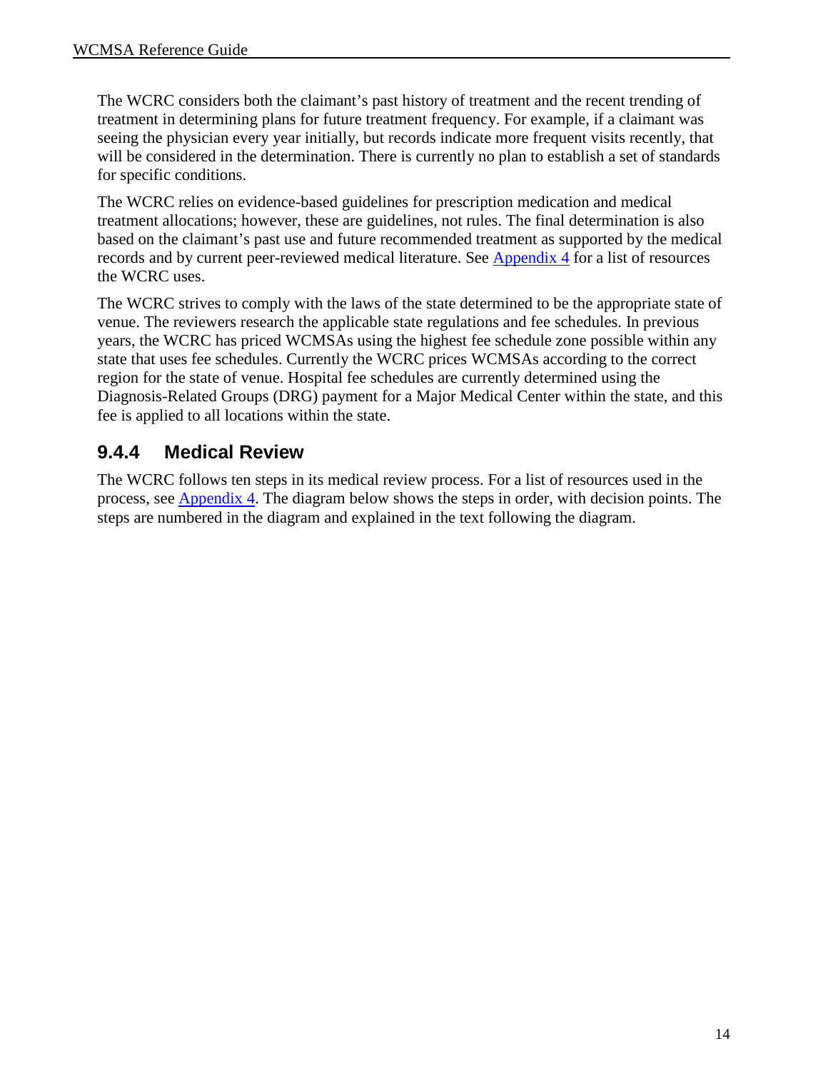The WCRC considers both the claimant's past history of treatment and the recent trending of treatment in determining plans for future treatment frequency. For example, if a claimant was seeing the physician every year initially, but records indicate more frequent visits recently, that will be considered in the determination. There is currently no plan to establish a set of standards for specific conditions.

The WCRC relies on evidence-based guidelines for prescription medication and medical treatment allocations; however, these are guidelines, not rules. The final determination is also based on the claimant's past use and future recommended treatment as supported by the medical records and by current peer-reviewed medical literature. See Appendix 4 for a list of resources the WCRC uses.

The WCRC strives to comply with the laws of the state determined to be the appropriate state of venue. The reviewers research the applicable state regulations and fee schedules. In previous years, the WCRC has priced WCMSAs using the highest fee schedule zone possible within any state that uses fee schedules. Currently the WCRC prices WCMSAs according to the correct region for the state of venue. Hospital fee schedules are currently determined using the Diagnosis-Related Groups (DRG) payment for a Major Medical Center within the state, and this fee is applied to all locations within the state.

### 9.4.4 Medical Review

The WCRC follows ten steps in its medical review process. For a list of resources used in the process, see Appendix 4. The diagram below shows the steps in order, with decision points. The steps are numbered in the diagram and explained in the text following the diagram.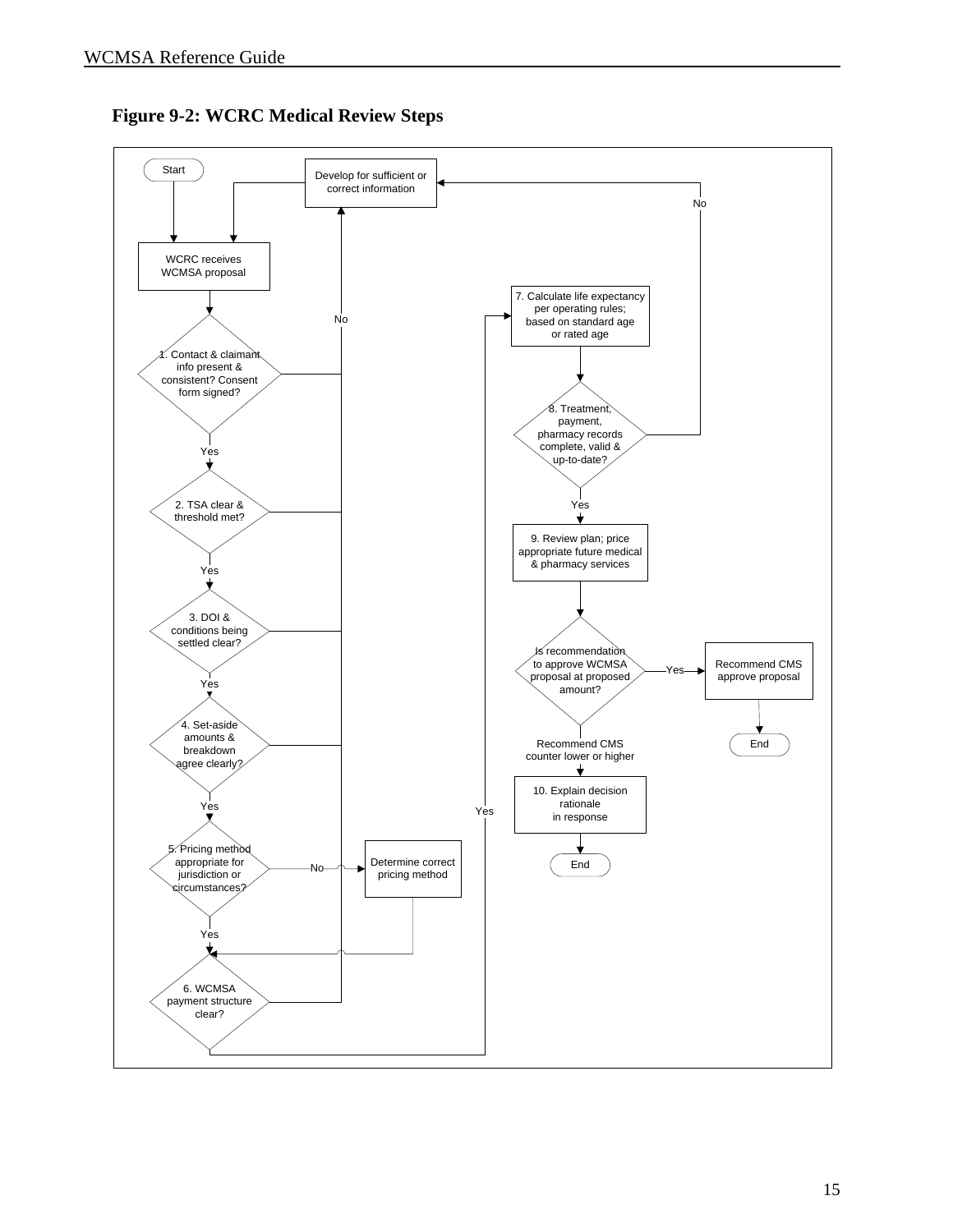**Figure 9-2: WCRC Medical Review Steps**

Start

WCRC receives WCMSA proposal

1. Contact & claimant info present & consistent? Consent form signed?

Yes

2. TSA clear & threshold met?

Yes

3. DOI & conditions being settled clear?

Yes

4. Set-aside amounts & breakdown agree clearly?

Yes

5. Pricing method appropriate for jurisdiction or circumstances?

No → Determine correct pricing method

Yes

6. WCMSA payment structure clear?

No → Develop for sufficient or correct information

Yes

7. Calculate life expectancy per operating rules; based on standard age or rated age

8. Treatment, payment, pharmacy records complete, valid & up-to-date?

No → Develop for sufficient or correct information

Yes

9. Review plan; price appropriate future medical & pharmacy services

Is recommendation to approve WCMSA proposal at proposed amount?

Yes → Recommend CMS approve proposal → End

Recommend CMS counter lower or higher

10. Explain decision rationale in response

End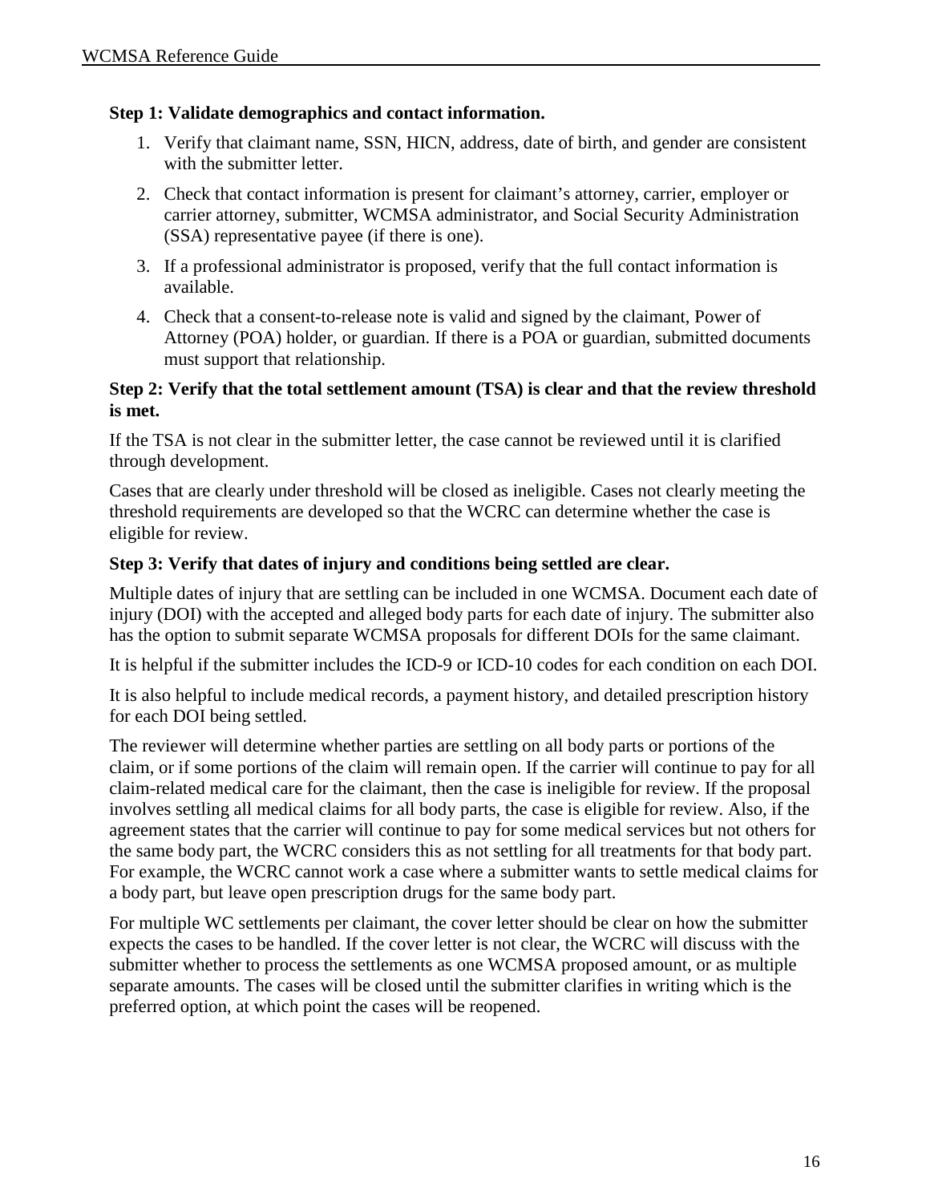**Step 1: Validate demographics and contact information.**

1. Verify that claimant name, SSN, HICN, address, date of birth, and gender are consistent with the submitter letter.
2. Check that contact information is present for claimant's attorney, carrier, employer or carrier attorney, submitter, WCMSA administrator, and Social Security Administration (SSA) representative payee (if there is one).
3. If a professional administrator is proposed, verify that the full contact information is available.
4. Check that a consent-to-release note is valid and signed by the claimant, Power of Attorney (POA) holder, or guardian. If there is a POA or guardian, submitted documents must support that relationship.

**Step 2: Verify that the total settlement amount (TSA) is clear and that the review threshold is met.**

If the TSA is not clear in the submitter letter, the case cannot be reviewed until it is clarified through development.

Cases that are clearly under threshold will be closed as ineligible. Cases not clearly meeting the threshold requirements are developed so that the WCRC can determine whether the case is eligible for review.

**Step 3: Verify that dates of injury and conditions being settled are clear.**

Multiple dates of injury that are settling can be included in one WCMSA. Document each date of injury (DOI) with the accepted and alleged body parts for each date of injury. The submitter also has the option to submit separate WCMSA proposals for different DOIs for the same claimant.

It is helpful if the submitter includes the ICD-9 or ICD-10 codes for each condition on each DOI.

It is also helpful to include medical records, a payment history, and detailed prescription history for each DOI being settled.

The reviewer will determine whether parties are settling on all body parts or portions of the claim, or if some portions of the claim will remain open. If the carrier will continue to pay for all claim-related medical care for the claimant, then the case is ineligible for review. If the proposal involves settling all medical claims for all body parts, the case is eligible for review. Also, if the agreement states that the carrier will continue to pay for some medical services but not others for the same body part, the WCRC considers this as not settling for all treatments for that body part. For example, the WCRC cannot work a case where a submitter wants to settle medical claims for a body part, but leave open prescription drugs for the same body part.

For multiple WC settlements per claimant, the cover letter should be clear on how the submitter expects the cases to be handled. If the cover letter is not clear, the WCRC will discuss with the submitter whether to process the settlements as one WCMSA proposed amount, or as multiple separate amounts. The cases will be closed until the submitter clarifies in writing which is the preferred option, at which point the cases will be reopened.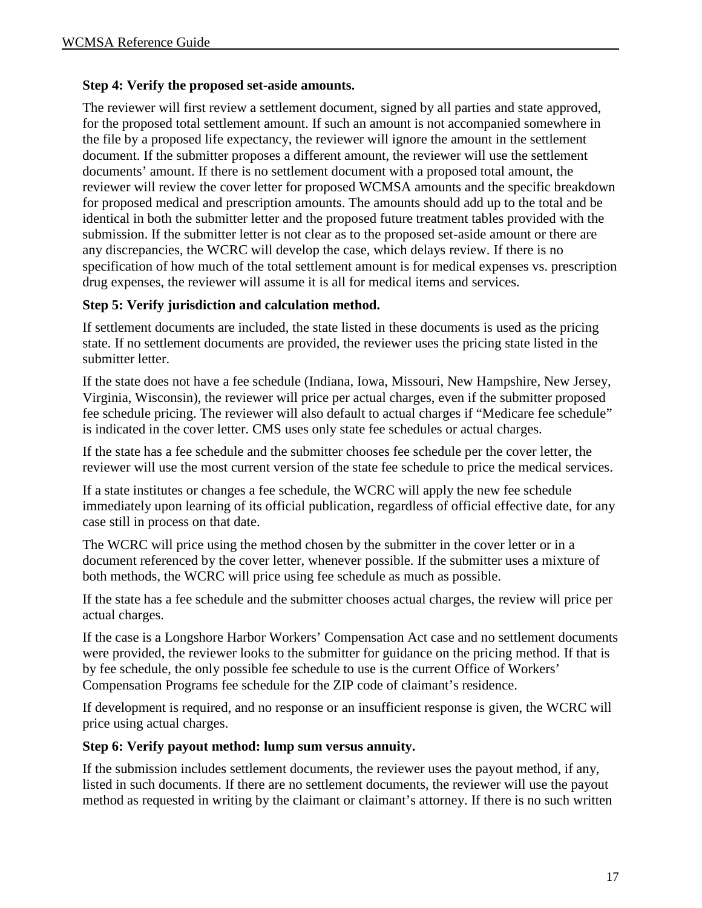**Step 4: Verify the proposed set-aside amounts.**

The reviewer will first review a settlement document, signed by all parties and state approved, for the proposed total settlement amount. If such an amount is not accompanied somewhere in the file by a proposed life expectancy, the reviewer will ignore the amount in the settlement document. If the submitter proposes a different amount, the reviewer will use the settlement documents' amount. If there is no settlement document with a proposed total amount, the reviewer will review the cover letter for proposed WCMSA amounts and the specific breakdown for proposed medical and prescription amounts. The amounts should add up to the total and be identical in both the submitter letter and the proposed future treatment tables provided with the submission. If the submitter letter is not clear as to the proposed set-aside amount or there are any discrepancies, the WCRC will develop the case, which delays review. If there is no specification of how much of the total settlement amount is for medical expenses vs. prescription drug expenses, the reviewer will assume it is all for medical items and services.

**Step 5: Verify jurisdiction and calculation method.**

If settlement documents are included, the state listed in these documents is used as the pricing state. If no settlement documents are provided, the reviewer uses the pricing state listed in the submitter letter.

If the state does not have a fee schedule (Indiana, Iowa, Missouri, New Hampshire, New Jersey, Virginia, Wisconsin), the reviewer will price per actual charges, even if the submitter proposed fee schedule pricing. The reviewer will also default to actual charges if "Medicare fee schedule" is indicated in the cover letter. CMS uses only state fee schedules or actual charges.

If the state has a fee schedule and the submitter chooses fee schedule per the cover letter, the reviewer will use the most current version of the state fee schedule to price the medical services.

If a state institutes or changes a fee schedule, the WCRC will apply the new fee schedule immediately upon learning of its official publication, regardless of official effective date, for any case still in process on that date.

The WCRC will price using the method chosen by the submitter in the cover letter or in a document referenced by the cover letter, whenever possible. If the submitter uses a mixture of both methods, the WCRC will price using fee schedule as much as possible.

If the state has a fee schedule and the submitter chooses actual charges, the review will price per actual charges.

If the case is a Longshore Harbor Workers' Compensation Act case and no settlement documents were provided, the reviewer looks to the submitter for guidance on the pricing method. If that is by fee schedule, the only possible fee schedule to use is the current Office of Workers' Compensation Programs fee schedule for the ZIP code of claimant's residence.

If development is required, and no response or an insufficient response is given, the WCRC will price using actual charges.

**Step 6: Verify payout method: lump sum versus annuity.**

If the submission includes settlement documents, the reviewer uses the payout method, if any, listed in such documents. If there are no settlement documents, the reviewer will use the payout method as requested in writing by the claimant or claimant's attorney. If there is no such written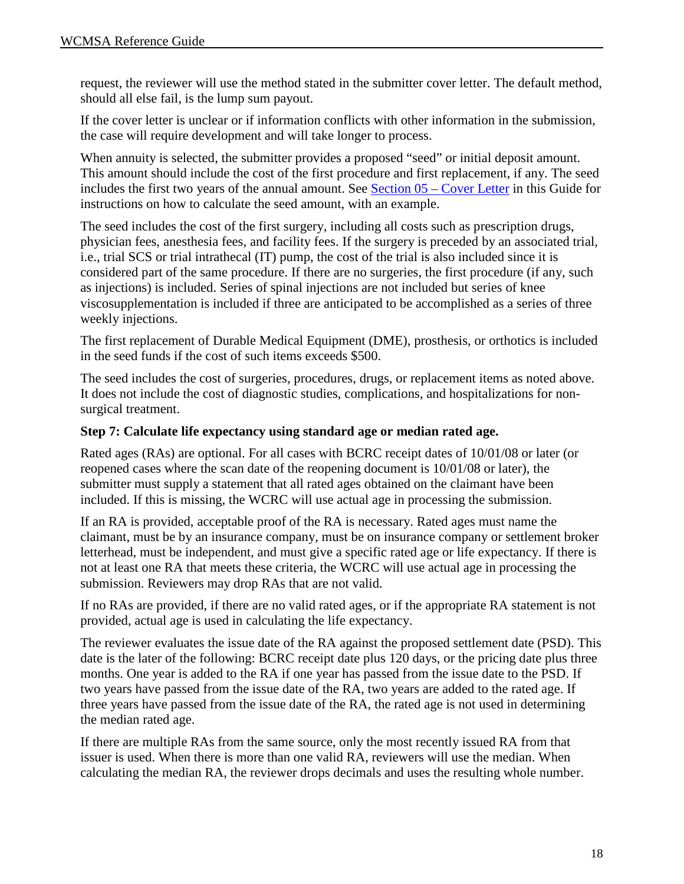request, the reviewer will use the method stated in the submitter cover letter. The default method, should all else fail, is the lump sum payout.

If the cover letter is unclear or if information conflicts with other information in the submission, the case will require development and will take longer to process.

When annuity is selected, the submitter provides a proposed "seed" or initial deposit amount. This amount should include the cost of the first procedure and first replacement, if any. The seed includes the first two years of the annual amount. See [Section 05 – Cover Letter]() in this Guide for instructions on how to calculate the seed amount, with an example.

The seed includes the cost of the first surgery, including all costs such as prescription drugs, physician fees, anesthesia fees, and facility fees. If the surgery is preceded by an associated trial, i.e., trial SCS or trial intrathecal (IT) pump, the cost of the trial is also included since it is considered part of the same procedure. If there are no surgeries, the first procedure (if any, such as injections) is included. Series of spinal injections are not included but series of knee viscosupplementation is included if three are anticipated to be accomplished as a series of three weekly injections.

The first replacement of Durable Medical Equipment (DME), prosthesis, or orthotics is included in the seed funds if the cost of such items exceeds $500.

The seed includes the cost of surgeries, procedures, drugs, or replacement items as noted above. It does not include the cost of diagnostic studies, complications, and hospitalizations for non-surgical treatment.

**Step 7: Calculate life expectancy using standard age or median rated age.**

Rated ages (RAs) are optional. For all cases with BCRC receipt dates of 10/01/08 or later (or reopened cases where the scan date of the reopening document is 10/01/08 or later), the submitter must supply a statement that all rated ages obtained on the claimant have been included. If this is missing, the WCRC will use actual age in processing the submission.

If an RA is provided, acceptable proof of the RA is necessary. Rated ages must name the claimant, must be by an insurance company, must be on insurance company or settlement broker letterhead, must be independent, and must give a specific rated age or life expectancy. If there is not at least one RA that meets these criteria, the WCRC will use actual age in processing the submission. Reviewers may drop RAs that are not valid.

If no RAs are provided, if there are no valid rated ages, or if the appropriate RA statement is not provided, actual age is used in calculating the life expectancy.

The reviewer evaluates the issue date of the RA against the proposed settlement date (PSD). This date is the later of the following: BCRC receipt date plus 120 days, or the pricing date plus three months. One year is added to the RA if one year has passed from the issue date to the PSD. If two years have passed from the issue date of the RA, two years are added to the rated age. If three years have passed from the issue date of the RA, the rated age is not used in determining the median rated age.

If there are multiple RAs from the same source, only the most recently issued RA from that issuer is used. When there is more than one valid RA, reviewers will use the median. When calculating the median RA, the reviewer drops decimals and uses the resulting whole number.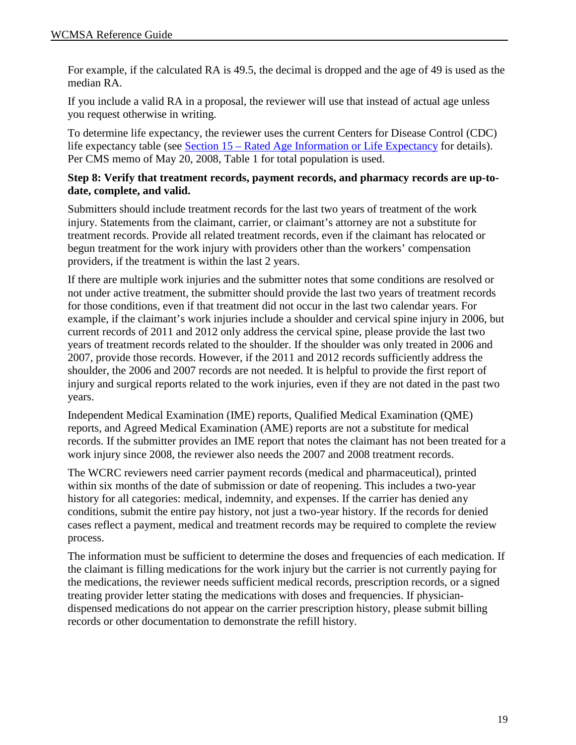For example, if the calculated RA is 49.5, the decimal is dropped and the age of 49 is used as the median RA.

If you include a valid RA in a proposal, the reviewer will use that instead of actual age unless you request otherwise in writing.

To determine life expectancy, the reviewer uses the current Centers for Disease Control (CDC) life expectancy table (see Section 15 – Rated Age Information or Life Expectancy for details). Per CMS memo of May 20, 2008, Table 1 for total population is used.

**Step 8: Verify that treatment records, payment records, and pharmacy records are up-to-date, complete, and valid.**

Submitters should include treatment records for the last two years of treatment of the work injury. Statements from the claimant, carrier, or claimant's attorney are not a substitute for treatment records. Provide all related treatment records, even if the claimant has relocated or begun treatment for the work injury with providers other than the workers' compensation providers, if the treatment is within the last 2 years.

If there are multiple work injuries and the submitter notes that some conditions are resolved or not under active treatment, the submitter should provide the last two years of treatment records for those conditions, even if that treatment did not occur in the last two calendar years. For example, if the claimant's work injuries include a shoulder and cervical spine injury in 2006, but current records of 2011 and 2012 only address the cervical spine, please provide the last two years of treatment records related to the shoulder. If the shoulder was only treated in 2006 and 2007, provide those records. However, if the 2011 and 2012 records sufficiently address the shoulder, the 2006 and 2007 records are not needed. It is helpful to provide the first report of injury and surgical reports related to the work injuries, even if they are not dated in the past two years.

Independent Medical Examination (IME) reports, Qualified Medical Examination (QME) reports, and Agreed Medical Examination (AME) reports are not a substitute for medical records. If the submitter provides an IME report that notes the claimant has not been treated for a work injury since 2008, the reviewer also needs the 2007 and 2008 treatment records.

The WCRC reviewers need carrier payment records (medical and pharmaceutical), printed within six months of the date of submission or date of reopening. This includes a two-year history for all categories: medical, indemnity, and expenses. If the carrier has denied any conditions, submit the entire pay history, not just a two-year history. If the records for denied cases reflect a payment, medical and treatment records may be required to complete the review process.

The information must be sufficient to determine the doses and frequencies of each medication. If the claimant is filling medications for the work injury but the carrier is not currently paying for the medications, the reviewer needs sufficient medical records, prescription records, or a signed treating provider letter stating the medications with doses and frequencies. If physician-dispensed medications do not appear on the carrier prescription history, please submit billing records or other documentation to demonstrate the refill history.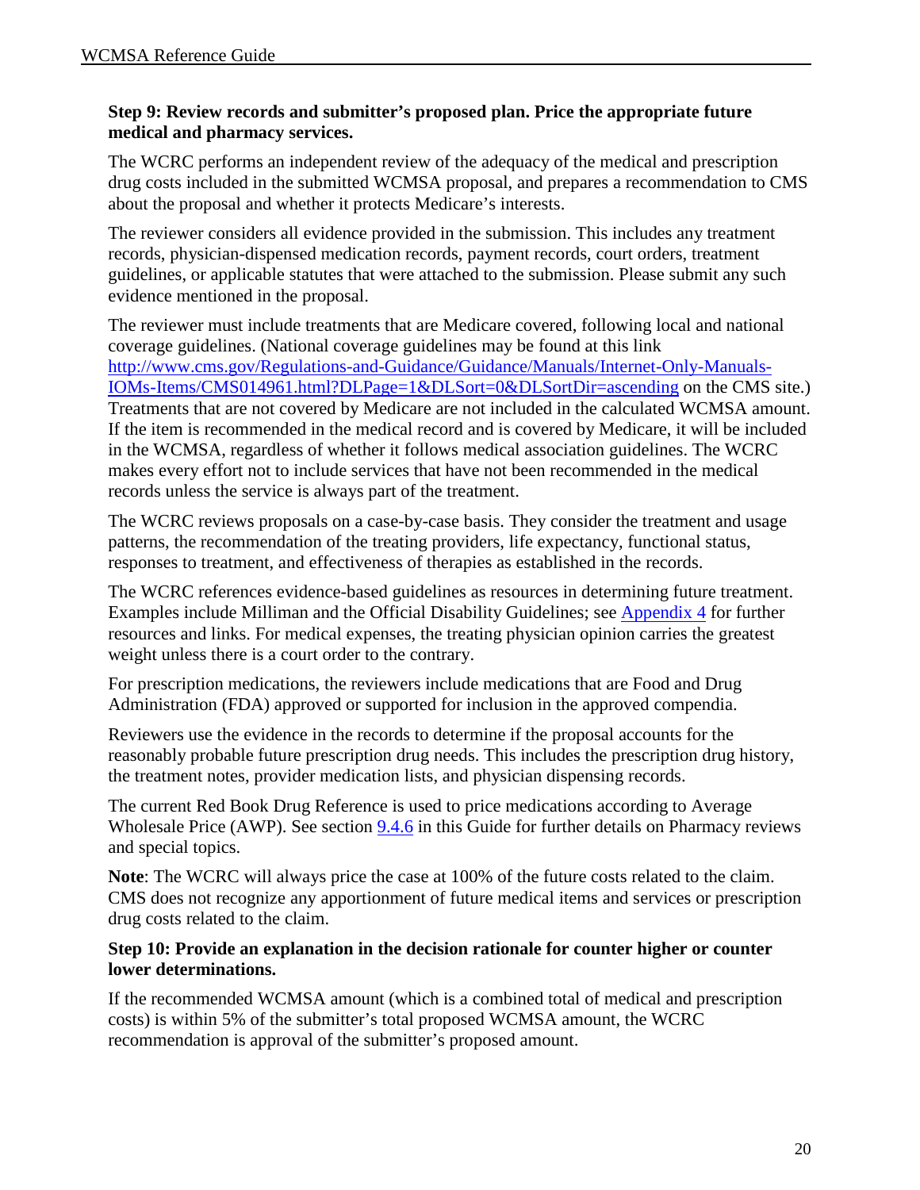**Step 9: Review records and submitter's proposed plan. Price the appropriate future medical and pharmacy services.**

The WCRC performs an independent review of the adequacy of the medical and prescription drug costs included in the submitted WCMSA proposal, and prepares a recommendation to CMS about the proposal and whether it protects Medicare's interests.

The reviewer considers all evidence provided in the submission. This includes any treatment records, physician-dispensed medication records, payment records, court orders, treatment guidelines, or applicable statutes that were attached to the submission. Please submit any such evidence mentioned in the proposal.

The reviewer must include treatments that are Medicare covered, following local and national coverage guidelines. (National coverage guidelines may be found at this link [http://www.cms.gov/Regulations-and-Guidance/Guidance/Manuals/Internet-Only-Manuals-IOMs-Items/CMS014961.html?DLPage=1&DLSort=0&DLSortDir=ascending](http://www.cms.gov/Regulations-and-Guidance/Guidance/Manuals/Internet-Only-Manuals-IOMs-Items/CMS014961.html?DLPage=1&DLSort=0&DLSortDir=ascending) on the CMS site.) Treatments that are not covered by Medicare are not included in the calculated WCMSA amount. If the item is recommended in the medical record and is covered by Medicare, it will be included in the WCMSA, regardless of whether it follows medical association guidelines. The WCRC makes every effort not to include services that have not been recommended in the medical records unless the service is always part of the treatment.

The WCRC reviews proposals on a case-by-case basis. They consider the treatment and usage patterns, the recommendation of the treating providers, life expectancy, functional status, responses to treatment, and effectiveness of therapies as established in the records.

The WCRC references evidence-based guidelines as resources in determining future treatment. Examples include Milliman and the Official Disability Guidelines; see Appendix 4 for further resources and links. For medical expenses, the treating physician opinion carries the greatest weight unless there is a court order to the contrary.

For prescription medications, the reviewers include medications that are Food and Drug Administration (FDA) approved or supported for inclusion in the approved compendia.

Reviewers use the evidence in the records to determine if the proposal accounts for the reasonably probable future prescription drug needs. This includes the prescription drug history, the treatment notes, provider medication lists, and physician dispensing records.

The current Red Book Drug Reference is used to price medications according to Average Wholesale Price (AWP). See section 9.4.6 in this Guide for further details on Pharmacy reviews and special topics.

**Note**: The WCRC will always price the case at 100% of the future costs related to the claim. CMS does not recognize any apportionment of future medical items and services or prescription drug costs related to the claim.

**Step 10: Provide an explanation in the decision rationale for counter higher or counter lower determinations.**

If the recommended WCMSA amount (which is a combined total of medical and prescription costs) is within 5% of the submitter's total proposed WCMSA amount, the WCRC recommendation is approval of the submitter's proposed amount.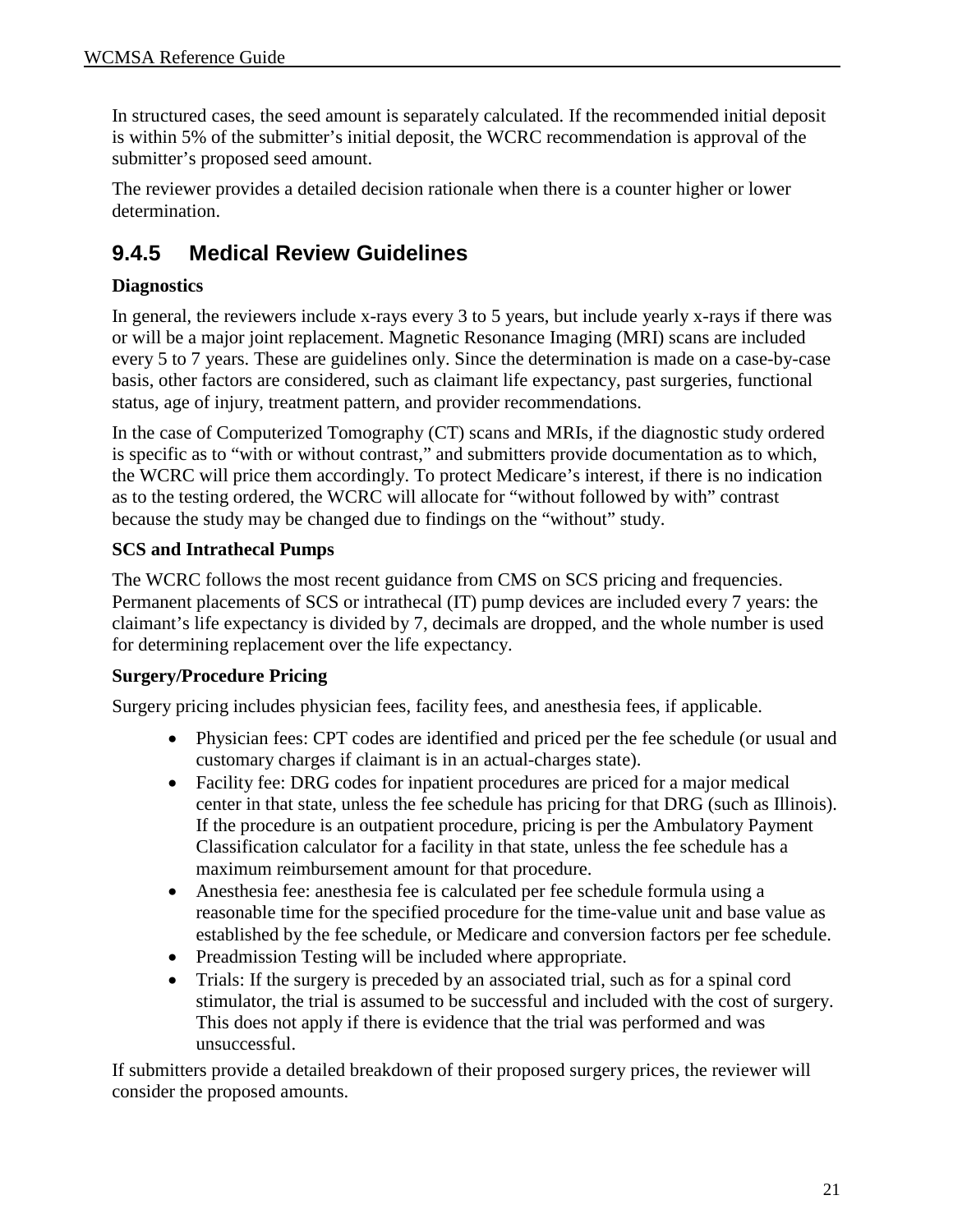In structured cases, the seed amount is separately calculated. If the recommended initial deposit is within 5% of the submitter's initial deposit, the WCRC recommendation is approval of the submitter's proposed seed amount.

The reviewer provides a detailed decision rationale when there is a counter higher or lower determination.

### 9.4.5 Medical Review Guidelines

**Diagnostics**

In general, the reviewers include x-rays every 3 to 5 years, but include yearly x-rays if there was or will be a major joint replacement. Magnetic Resonance Imaging (MRI) scans are included every 5 to 7 years. These are guidelines only. Since the determination is made on a case-by-case basis, other factors are considered, such as claimant life expectancy, past surgeries, functional status, age of injury, treatment pattern, and provider recommendations.

In the case of Computerized Tomography (CT) scans and MRIs, if the diagnostic study ordered is specific as to "with or without contrast," and submitters provide documentation as to which, the WCRC will price them accordingly. To protect Medicare's interest, if there is no indication as to the testing ordered, the WCRC will allocate for "without followed by with" contrast because the study may be changed due to findings on the "without" study.

**SCS and Intrathecal Pumps**

The WCRC follows the most recent guidance from CMS on SCS pricing and frequencies. Permanent placements of SCS or intrathecal (IT) pump devices are included every 7 years: the claimant's life expectancy is divided by 7, decimals are dropped, and the whole number is used for determining replacement over the life expectancy.

**Surgery/Procedure Pricing**

Surgery pricing includes physician fees, facility fees, and anesthesia fees, if applicable.

- Physician fees: CPT codes are identified and priced per the fee schedule (or usual and customary charges if claimant is in an actual-charges state).
- Facility fee: DRG codes for inpatient procedures are priced for a major medical center in that state, unless the fee schedule has pricing for that DRG (such as Illinois). If the procedure is an outpatient procedure, pricing is per the Ambulatory Payment Classification calculator for a facility in that state, unless the fee schedule has a maximum reimbursement amount for that procedure.
- Anesthesia fee: anesthesia fee is calculated per fee schedule formula using a reasonable time for the specified procedure for the time-value unit and base value as established by the fee schedule, or Medicare and conversion factors per fee schedule.
- Preadmission Testing will be included where appropriate.
- Trials: If the surgery is preceded by an associated trial, such as for a spinal cord stimulator, the trial is assumed to be successful and included with the cost of surgery. This does not apply if there is evidence that the trial was performed and was unsuccessful.

If submitters provide a detailed breakdown of their proposed surgery prices, the reviewer will consider the proposed amounts.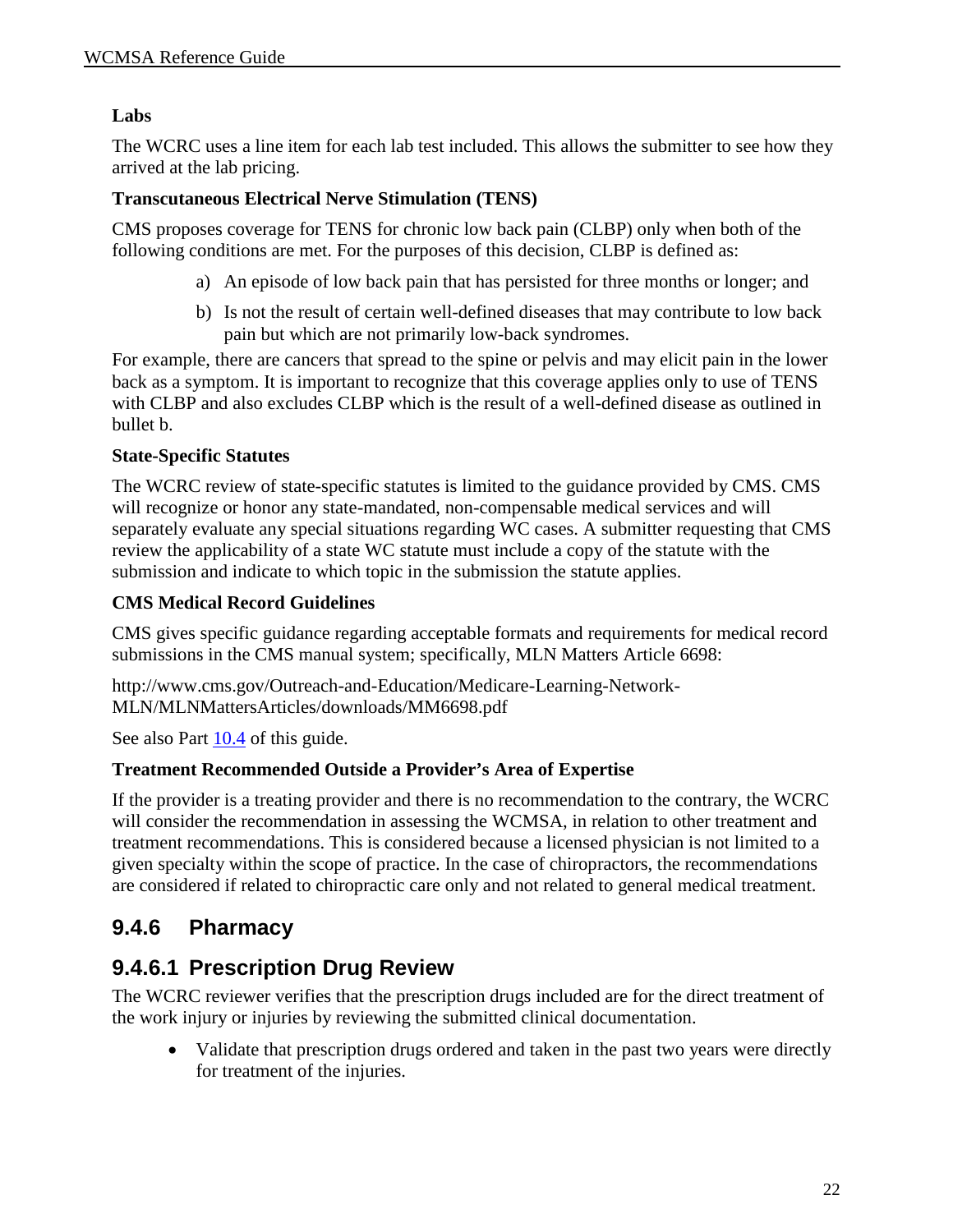**Labs**

The WCRC uses a line item for each lab test included. This allows the submitter to see how they arrived at the lab pricing.

**Transcutaneous Electrical Nerve Stimulation (TENS)**

CMS proposes coverage for TENS for chronic low back pain (CLBP) only when both of the following conditions are met. For the purposes of this decision, CLBP is defined as:

a) An episode of low back pain that has persisted for three months or longer; and

b) Is not the result of certain well-defined diseases that may contribute to low back pain but which are not primarily low-back syndromes.

For example, there are cancers that spread to the spine or pelvis and may elicit pain in the lower back as a symptom. It is important to recognize that this coverage applies only to use of TENS with CLBP and also excludes CLBP which is the result of a well-defined disease as outlined in bullet b.

**State-Specific Statutes**

The WCRC review of state-specific statutes is limited to the guidance provided by CMS. CMS will recognize or honor any state-mandated, non-compensable medical services and will separately evaluate any special situations regarding WC cases. A submitter requesting that CMS review the applicability of a state WC statute must include a copy of the statute with the submission and indicate to which topic in the submission the statute applies.

**CMS Medical Record Guidelines**

CMS gives specific guidance regarding acceptable formats and requirements for medical record submissions in the CMS manual system; specifically, MLN Matters Article 6698:

http://www.cms.gov/Outreach-and-Education/Medicare-Learning-Network-MLN/MLNMattersArticles/downloads/MM6698.pdf

See also Part 10.4 of this guide.

**Treatment Recommended Outside a Provider's Area of Expertise**

If the provider is a treating provider and there is no recommendation to the contrary, the WCRC will consider the recommendation in assessing the WCMSA, in relation to other treatment and treatment recommendations. This is considered because a licensed physician is not limited to a given specialty within the scope of practice. In the case of chiropractors, the recommendations are considered if related to chiropractic care only and not related to general medical treatment.

### 9.4.6 Pharmacy

#### 9.4.6.1 Prescription Drug Review

The WCRC reviewer verifies that the prescription drugs included are for the direct treatment of the work injury or injuries by reviewing the submitted clinical documentation.

- Validate that prescription drugs ordered and taken in the past two years were directly for treatment of the injuries.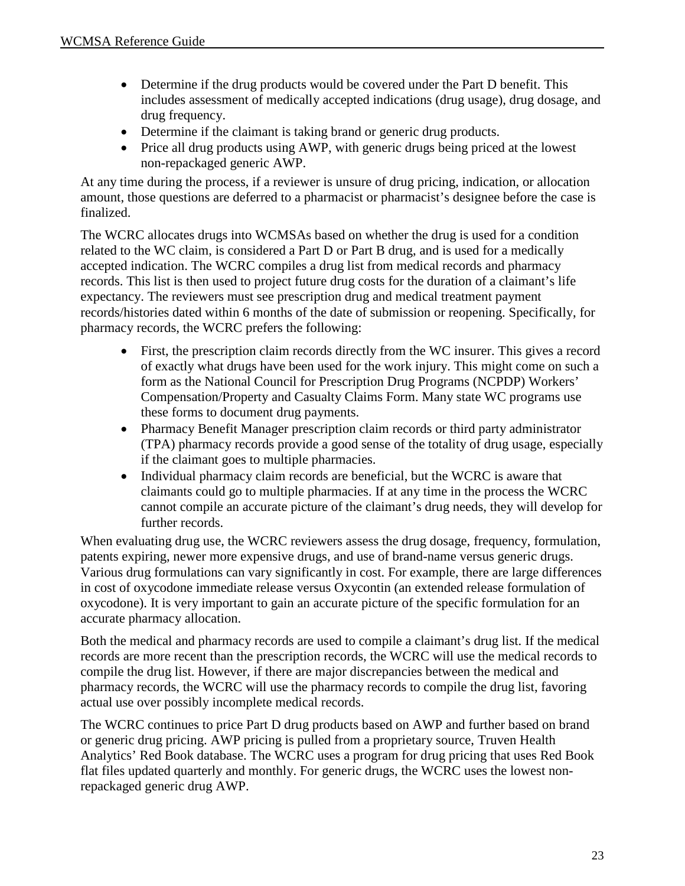- Determine if the drug products would be covered under the Part D benefit. This includes assessment of medically accepted indications (drug usage), drug dosage, and drug frequency.
- Determine if the claimant is taking brand or generic drug products.
- Price all drug products using AWP, with generic drugs being priced at the lowest non-repackaged generic AWP.

At any time during the process, if a reviewer is unsure of drug pricing, indication, or allocation amount, those questions are deferred to a pharmacist or pharmacist's designee before the case is finalized.

The WCRC allocates drugs into WCMSAs based on whether the drug is used for a condition related to the WC claim, is considered a Part D or Part B drug, and is used for a medically accepted indication. The WCRC compiles a drug list from medical records and pharmacy records. This list is then used to project future drug costs for the duration of a claimant's life expectancy. The reviewers must see prescription drug and medical treatment payment records/histories dated within 6 months of the date of submission or reopening. Specifically, for pharmacy records, the WCRC prefers the following:

- First, the prescription claim records directly from the WC insurer. This gives a record of exactly what drugs have been used for the work injury. This might come on such a form as the National Council for Prescription Drug Programs (NCPDP) Workers' Compensation/Property and Casualty Claims Form. Many state WC programs use these forms to document drug payments.
- Pharmacy Benefit Manager prescription claim records or third party administrator (TPA) pharmacy records provide a good sense of the totality of drug usage, especially if the claimant goes to multiple pharmacies.
- Individual pharmacy claim records are beneficial, but the WCRC is aware that claimants could go to multiple pharmacies. If at any time in the process the WCRC cannot compile an accurate picture of the claimant's drug needs, they will develop for further records.

When evaluating drug use, the WCRC reviewers assess the drug dosage, frequency, formulation, patents expiring, newer more expensive drugs, and use of brand-name versus generic drugs. Various drug formulations can vary significantly in cost. For example, there are large differences in cost of oxycodone immediate release versus Oxycontin (an extended release formulation of oxycodone). It is very important to gain an accurate picture of the specific formulation for an accurate pharmacy allocation.

Both the medical and pharmacy records are used to compile a claimant's drug list. If the medical records are more recent than the prescription records, the WCRC will use the medical records to compile the drug list. However, if there are major discrepancies between the medical and pharmacy records, the WCRC will use the pharmacy records to compile the drug list, favoring actual use over possibly incomplete medical records.

The WCRC continues to price Part D drug products based on AWP and further based on brand or generic drug pricing. AWP pricing is pulled from a proprietary source, Truven Health Analytics' Red Book database. The WCRC uses a program for drug pricing that uses Red Book flat files updated quarterly and monthly. For generic drugs, the WCRC uses the lowest non-repackaged generic drug AWP.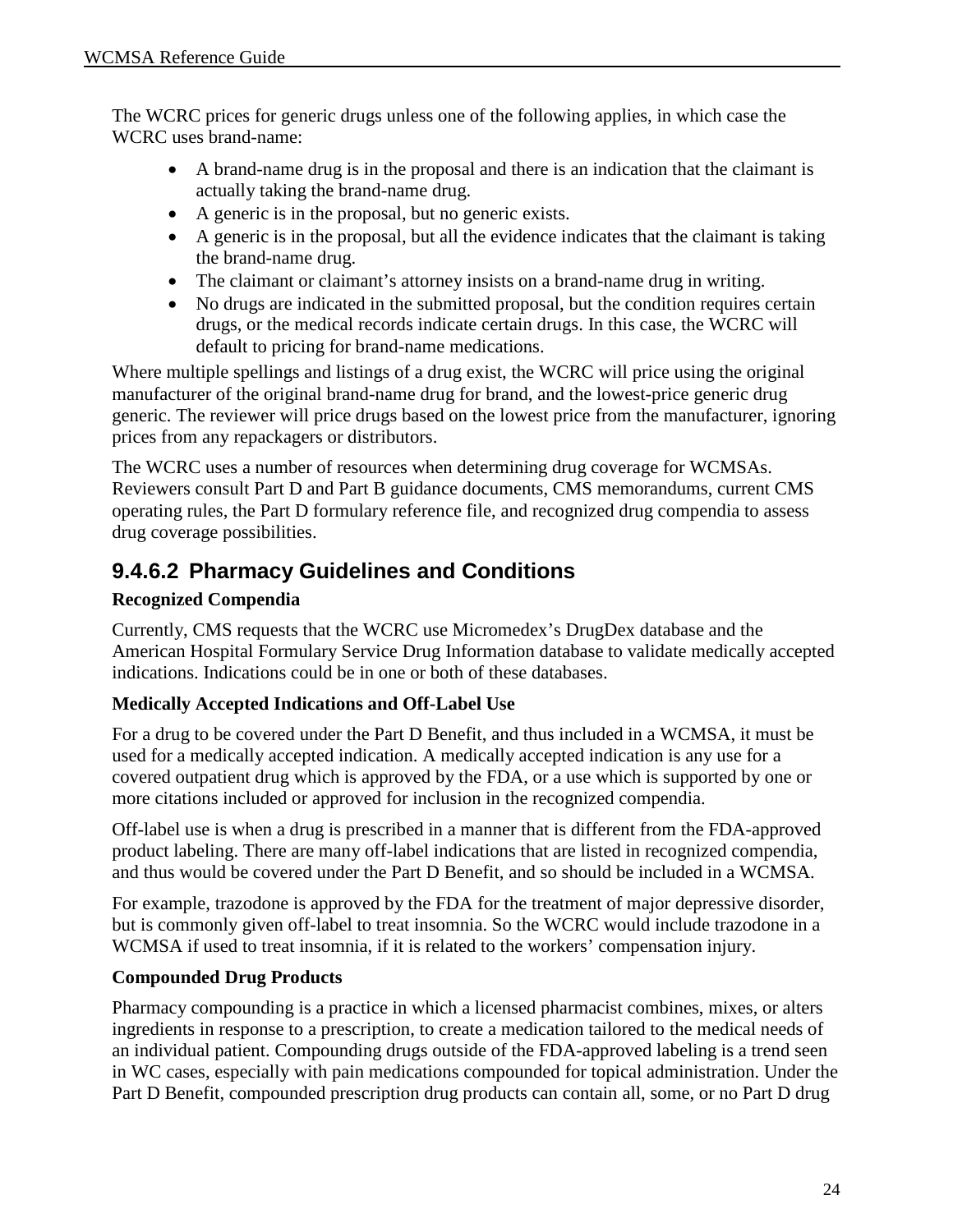The WCRC prices for generic drugs unless one of the following applies, in which case the WCRC uses brand-name:

- A brand-name drug is in the proposal and there is an indication that the claimant is actually taking the brand-name drug.
- A generic is in the proposal, but no generic exists.
- A generic is in the proposal, but all the evidence indicates that the claimant is taking the brand-name drug.
- The claimant or claimant's attorney insists on a brand-name drug in writing.
- No drugs are indicated in the submitted proposal, but the condition requires certain drugs, or the medical records indicate certain drugs. In this case, the WCRC will default to pricing for brand-name medications.

Where multiple spellings and listings of a drug exist, the WCRC will price using the original manufacturer of the original brand-name drug for brand, and the lowest-price generic drug generic. The reviewer will price drugs based on the lowest price from the manufacturer, ignoring prices from any repackagers or distributors.

The WCRC uses a number of resources when determining drug coverage for WCMSAs. Reviewers consult Part D and Part B guidance documents, CMS memorandums, current CMS operating rules, the Part D formulary reference file, and recognized drug compendia to assess drug coverage possibilities.

### 9.4.6.2 Pharmacy Guidelines and Conditions

**Recognized Compendia**

Currently, CMS requests that the WCRC use Micromedex's DrugDex database and the American Hospital Formulary Service Drug Information database to validate medically accepted indications. Indications could be in one or both of these databases.

**Medically Accepted Indications and Off-Label Use**

For a drug to be covered under the Part D Benefit, and thus included in a WCMSA, it must be used for a medically accepted indication. A medically accepted indication is any use for a covered outpatient drug which is approved by the FDA, or a use which is supported by one or more citations included or approved for inclusion in the recognized compendia.

Off-label use is when a drug is prescribed in a manner that is different from the FDA-approved product labeling. There are many off-label indications that are listed in recognized compendia, and thus would be covered under the Part D Benefit, and so should be included in a WCMSA.

For example, trazodone is approved by the FDA for the treatment of major depressive disorder, but is commonly given off-label to treat insomnia. So the WCRC would include trazodone in a WCMSA if used to treat insomnia, if it is related to the workers' compensation injury.

**Compounded Drug Products**

Pharmacy compounding is a practice in which a licensed pharmacist combines, mixes, or alters ingredients in response to a prescription, to create a medication tailored to the medical needs of an individual patient. Compounding drugs outside of the FDA-approved labeling is a trend seen in WC cases, especially with pain medications compounded for topical administration. Under the Part D Benefit, compounded prescription drug products can contain all, some, or no Part D drug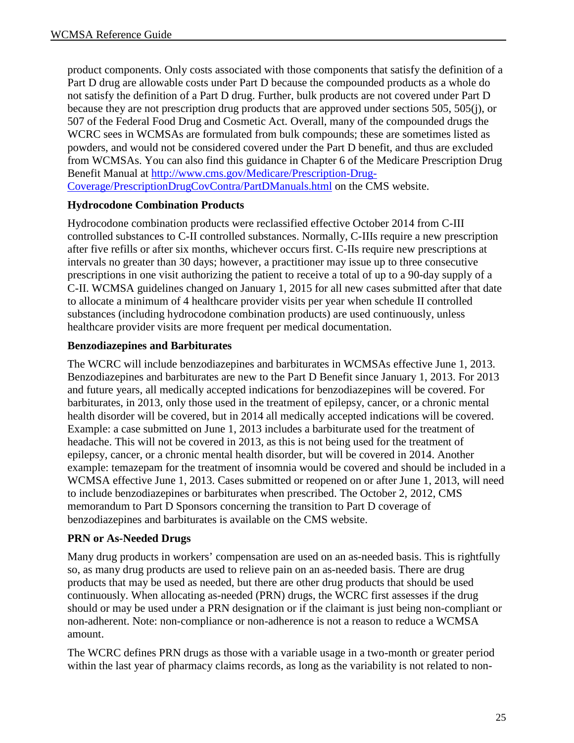product components. Only costs associated with those components that satisfy the definition of a Part D drug are allowable costs under Part D because the compounded products as a whole do not satisfy the definition of a Part D drug. Further, bulk products are not covered under Part D because they are not prescription drug products that are approved under sections 505, 505(j), or 507 of the Federal Food Drug and Cosmetic Act. Overall, many of the compounded drugs the WCRC sees in WCMSAs are formulated from bulk compounds; these are sometimes listed as powders, and would not be considered covered under the Part D benefit, and thus are excluded from WCMSAs. You can also find this guidance in Chapter 6 of the Medicare Prescription Drug Benefit Manual at [http://www.cms.gov/Medicare/Prescription-Drug-Coverage/PrescriptionDrugCovContra/PartDManuals.html](http://www.cms.gov/Medicare/Prescription-Drug-Coverage/PrescriptionDrugCovContra/PartDManuals.html) on the CMS website.

### Hydrocodone Combination Products

Hydrocodone combination products were reclassified effective October 2014 from C-III controlled substances to C-II controlled substances. Normally, C-IIIs require a new prescription after five refills or after six months, whichever occurs first. C-IIs require new prescriptions at intervals no greater than 30 days; however, a practitioner may issue up to three consecutive prescriptions in one visit authorizing the patient to receive a total of up to a 90-day supply of a C-II. WCMSA guidelines changed on January 1, 2015 for all new cases submitted after that date to allocate a minimum of 4 healthcare provider visits per year when schedule II controlled substances (including hydrocodone combination products) are used continuously, unless healthcare provider visits are more frequent per medical documentation.

### Benzodiazepines and Barbiturates

The WCRC will include benzodiazepines and barbiturates in WCMSAs effective June 1, 2013. Benzodiazepines and barbiturates are new to the Part D Benefit since January 1, 2013. For 2013 and future years, all medically accepted indications for benzodiazepines will be covered. For barbiturates, in 2013, only those used in the treatment of epilepsy, cancer, or a chronic mental health disorder will be covered, but in 2014 all medically accepted indications will be covered. Example: a case submitted on June 1, 2013 includes a barbiturate used for the treatment of headache. This will not be covered in 2013, as this is not being used for the treatment of epilepsy, cancer, or a chronic mental health disorder, but will be covered in 2014. Another example: temazepam for the treatment of insomnia would be covered and should be included in a WCMSA effective June 1, 2013. Cases submitted or reopened on or after June 1, 2013, will need to include benzodiazepines or barbiturates when prescribed. The October 2, 2012, CMS memorandum to Part D Sponsors concerning the transition to Part D coverage of benzodiazepines and barbiturates is available on the CMS website.

### PRN or As-Needed Drugs

Many drug products in workers' compensation are used on an as-needed basis. This is rightfully so, as many drug products are used to relieve pain on an as-needed basis. There are drug products that may be used as needed, but there are other drug products that should be used continuously. When allocating as-needed (PRN) drugs, the WCRC first assesses if the drug should or may be used under a PRN designation or if the claimant is just being non-compliant or non-adherent. Note: non-compliance or non-adherence is not a reason to reduce a WCMSA amount.

The WCRC defines PRN drugs as those with a variable usage in a two-month or greater period within the last year of pharmacy claims records, as long as the variability is not related to non-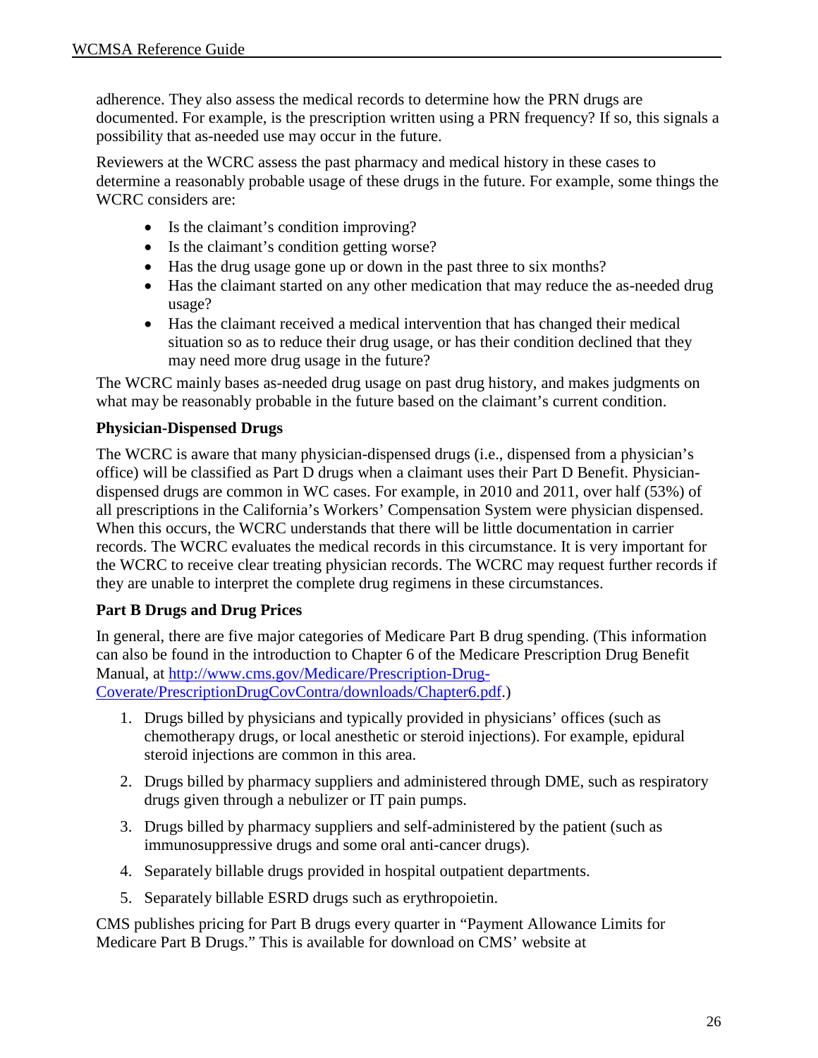adherence. They also assess the medical records to determine how the PRN drugs are documented. For example, is the prescription written using a PRN frequency? If so, this signals a possibility that as-needed use may occur in the future.

Reviewers at the WCRC assess the past pharmacy and medical history in these cases to determine a reasonably probable usage of these drugs in the future. For example, some things the WCRC considers are:

- Is the claimant's condition improving?
- Is the claimant's condition getting worse?
- Has the drug usage gone up or down in the past three to six months?
- Has the claimant started on any other medication that may reduce the as-needed drug usage?
- Has the claimant received a medical intervention that has changed their medical situation so as to reduce their drug usage, or has their condition declined that they may need more drug usage in the future?

The WCRC mainly bases as-needed drug usage on past drug history, and makes judgments on what may be reasonably probable in the future based on the claimant's current condition.

**Physician-Dispensed Drugs**

The WCRC is aware that many physician-dispensed drugs (i.e., dispensed from a physician's office) will be classified as Part D drugs when a claimant uses their Part D Benefit. Physician-dispensed drugs are common in WC cases. For example, in 2010 and 2011, over half (53%) of all prescriptions in the California's Workers' Compensation System were physician dispensed. When this occurs, the WCRC understands that there will be little documentation in carrier records. The WCRC evaluates the medical records in this circumstance. It is very important for the WCRC to receive clear treating physician records. The WCRC may request further records if they are unable to interpret the complete drug regimens in these circumstances.

**Part B Drugs and Drug Prices**

In general, there are five major categories of Medicare Part B drug spending. (This information can also be found in the introduction to Chapter 6 of the Medicare Prescription Drug Benefit Manual, at [http://www.cms.gov/Medicare/Prescription-Drug-Coverate/PrescriptionDrugCovContra/downloads/Chapter6.pdf](http://www.cms.gov/Medicare/Prescription-Drug-Coverate/PrescriptionDrugCovContra/downloads/Chapter6.pdf).)

1. Drugs billed by physicians and typically provided in physicians' offices (such as chemotherapy drugs, or local anesthetic or steroid injections). For example, epidural steroid injections are common in this area.
2. Drugs billed by pharmacy suppliers and administered through DME, such as respiratory drugs given through a nebulizer or IT pain pumps.
3. Drugs billed by pharmacy suppliers and self-administered by the patient (such as immunosuppressive drugs and some oral anti-cancer drugs).
4. Separately billable drugs provided in hospital outpatient departments.
5. Separately billable ESRD drugs such as erythropoietin.

CMS publishes pricing for Part B drugs every quarter in "Payment Allowance Limits for Medicare Part B Drugs." This is available for download on CMS' website at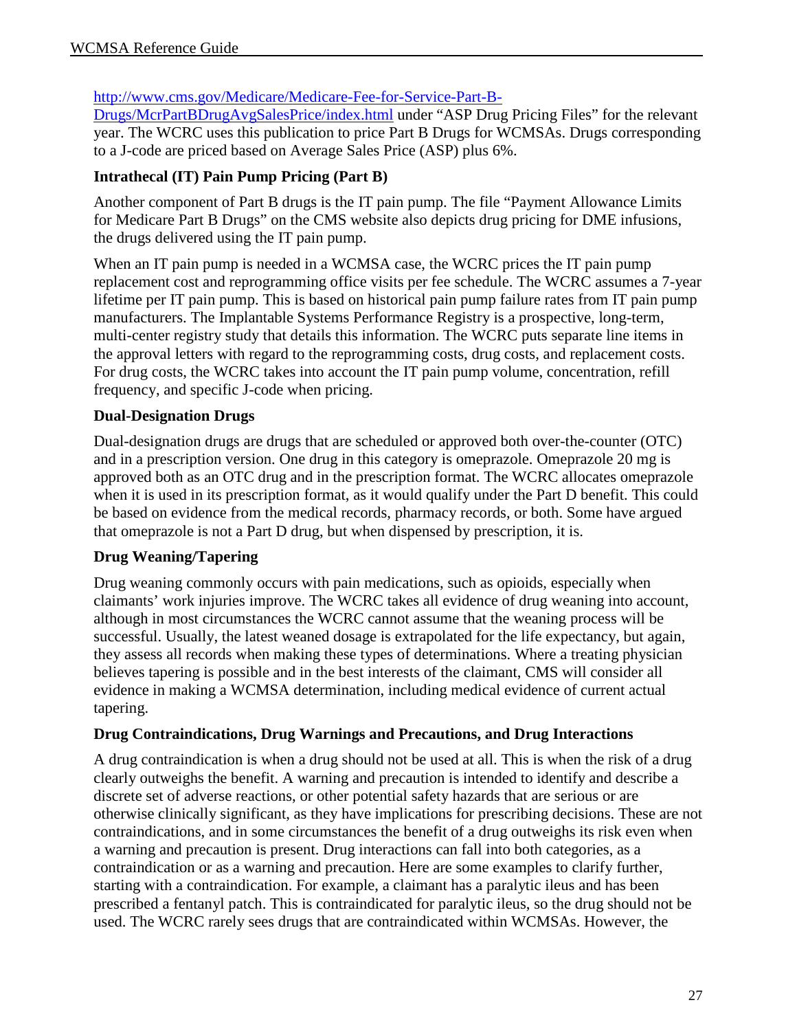[http://www.cms.gov/Medicare/Medicare-Fee-for-Service-Part-B-Drugs/McrPartBDrugAvgSalesPrice/index.html](http://www.cms.gov/Medicare/Medicare-Fee-for-Service-Part-B-Drugs/McrPartBDrugAvgSalesPrice/index.html) under "ASP Drug Pricing Files" for the relevant year. The WCRC uses this publication to price Part B Drugs for WCMSAs. Drugs corresponding to a J-code are priced based on Average Sales Price (ASP) plus 6%.

### Intrathecal (IT) Pain Pump Pricing (Part B)

Another component of Part B drugs is the IT pain pump. The file "Payment Allowance Limits for Medicare Part B Drugs" on the CMS website also depicts drug pricing for DME infusions, the drugs delivered using the IT pain pump.

When an IT pain pump is needed in a WCMSA case, the WCRC prices the IT pain pump replacement cost and reprogramming office visits per fee schedule. The WCRC assumes a 7-year lifetime per IT pain pump. This is based on historical pain pump failure rates from IT pain pump manufacturers. The Implantable Systems Performance Registry is a prospective, long-term, multi-center registry study that details this information. The WCRC puts separate line items in the approval letters with regard to the reprogramming costs, drug costs, and replacement costs. For drug costs, the WCRC takes into account the IT pain pump volume, concentration, refill frequency, and specific J-code when pricing.

### Dual-Designation Drugs

Dual-designation drugs are drugs that are scheduled or approved both over-the-counter (OTC) and in a prescription version. One drug in this category is omeprazole. Omeprazole 20 mg is approved both as an OTC drug and in the prescription format. The WCRC allocates omeprazole when it is used in its prescription format, as it would qualify under the Part D benefit. This could be based on evidence from the medical records, pharmacy records, or both. Some have argued that omeprazole is not a Part D drug, but when dispensed by prescription, it is.

### Drug Weaning/Tapering

Drug weaning commonly occurs with pain medications, such as opioids, especially when claimants' work injuries improve. The WCRC takes all evidence of drug weaning into account, although in most circumstances the WCRC cannot assume that the weaning process will be successful. Usually, the latest weaned dosage is extrapolated for the life expectancy, but again, they assess all records when making these types of determinations. Where a treating physician believes tapering is possible and in the best interests of the claimant, CMS will consider all evidence in making a WCMSA determination, including medical evidence of current actual tapering.

### Drug Contraindications, Drug Warnings and Precautions, and Drug Interactions

A drug contraindication is when a drug should not be used at all. This is when the risk of a drug clearly outweighs the benefit. A warning and precaution is intended to identify and describe a discrete set of adverse reactions, or other potential safety hazards that are serious or are otherwise clinically significant, as they have implications for prescribing decisions. These are not contraindications, and in some circumstances the benefit of a drug outweighs its risk even when a warning and precaution is present. Drug interactions can fall into both categories, as a contraindication or as a warning and precaution. Here are some examples to clarify further, starting with a contraindication. For example, a claimant has a paralytic ileus and has been prescribed a fentanyl patch. This is contraindicated for paralytic ileus, so the drug should not be used. The WCRC rarely sees drugs that are contraindicated within WCMSAs. However, the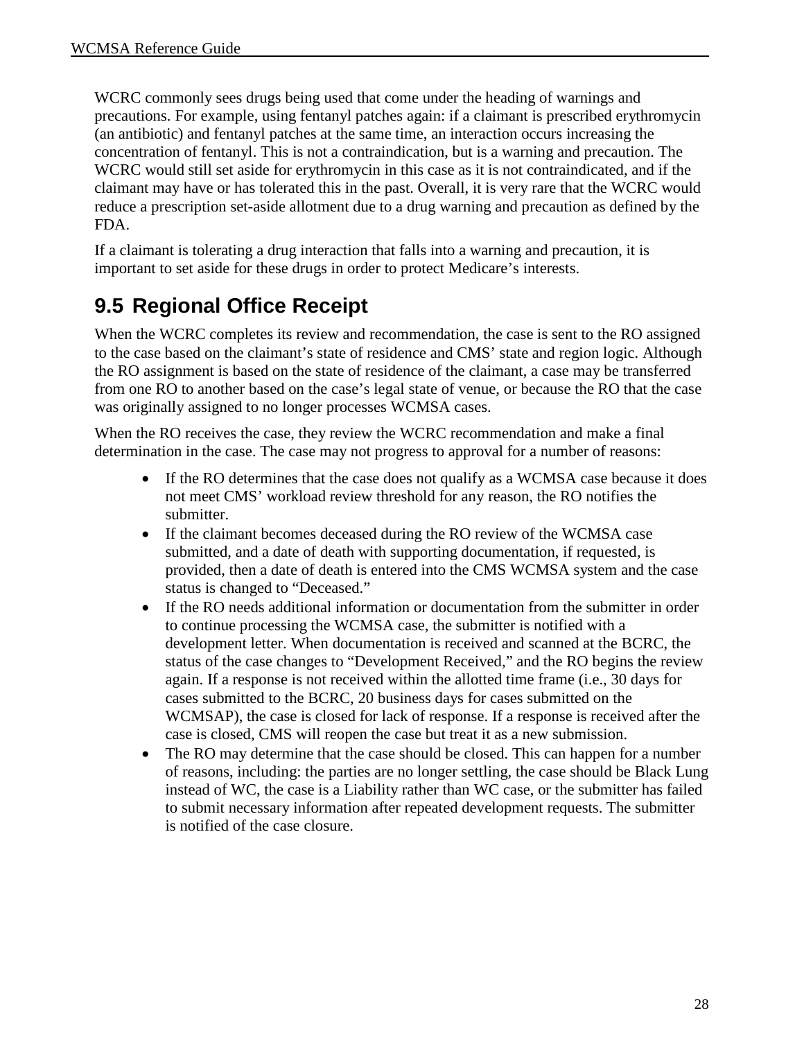WCRC commonly sees drugs being used that come under the heading of warnings and precautions. For example, using fentanyl patches again: if a claimant is prescribed erythromycin (an antibiotic) and fentanyl patches at the same time, an interaction occurs increasing the concentration of fentanyl. This is not a contraindication, but is a warning and precaution. The WCRC would still set aside for erythromycin in this case as it is not contraindicated, and if the claimant may have or has tolerated this in the past. Overall, it is very rare that the WCRC would reduce a prescription set-aside allotment due to a drug warning and precaution as defined by the FDA.

If a claimant is tolerating a drug interaction that falls into a warning and precaution, it is important to set aside for these drugs in order to protect Medicare's interests.

## 9.5 Regional Office Receipt

When the WCRC completes its review and recommendation, the case is sent to the RO assigned to the case based on the claimant's state of residence and CMS' state and region logic. Although the RO assignment is based on the state of residence of the claimant, a case may be transferred from one RO to another based on the case's legal state of venue, or because the RO that the case was originally assigned to no longer processes WCMSA cases.

When the RO receives the case, they review the WCRC recommendation and make a final determination in the case. The case may not progress to approval for a number of reasons:

- If the RO determines that the case does not qualify as a WCMSA case because it does not meet CMS' workload review threshold for any reason, the RO notifies the submitter.
- If the claimant becomes deceased during the RO review of the WCMSA case submitted, and a date of death with supporting documentation, if requested, is provided, then a date of death is entered into the CMS WCMSA system and the case status is changed to "Deceased."
- If the RO needs additional information or documentation from the submitter in order to continue processing the WCMSA case, the submitter is notified with a development letter. When documentation is received and scanned at the BCRC, the status of the case changes to "Development Received," and the RO begins the review again. If a response is not received within the allotted time frame (i.e., 30 days for cases submitted to the BCRC, 20 business days for cases submitted on the WCMSAP), the case is closed for lack of response. If a response is received after the case is closed, CMS will reopen the case but treat it as a new submission.
- The RO may determine that the case should be closed. This can happen for a number of reasons, including: the parties are no longer settling, the case should be Black Lung instead of WC, the case is a Liability rather than WC case, or the submitter has failed to submit necessary information after repeated development requests. The submitter is notified of the case closure.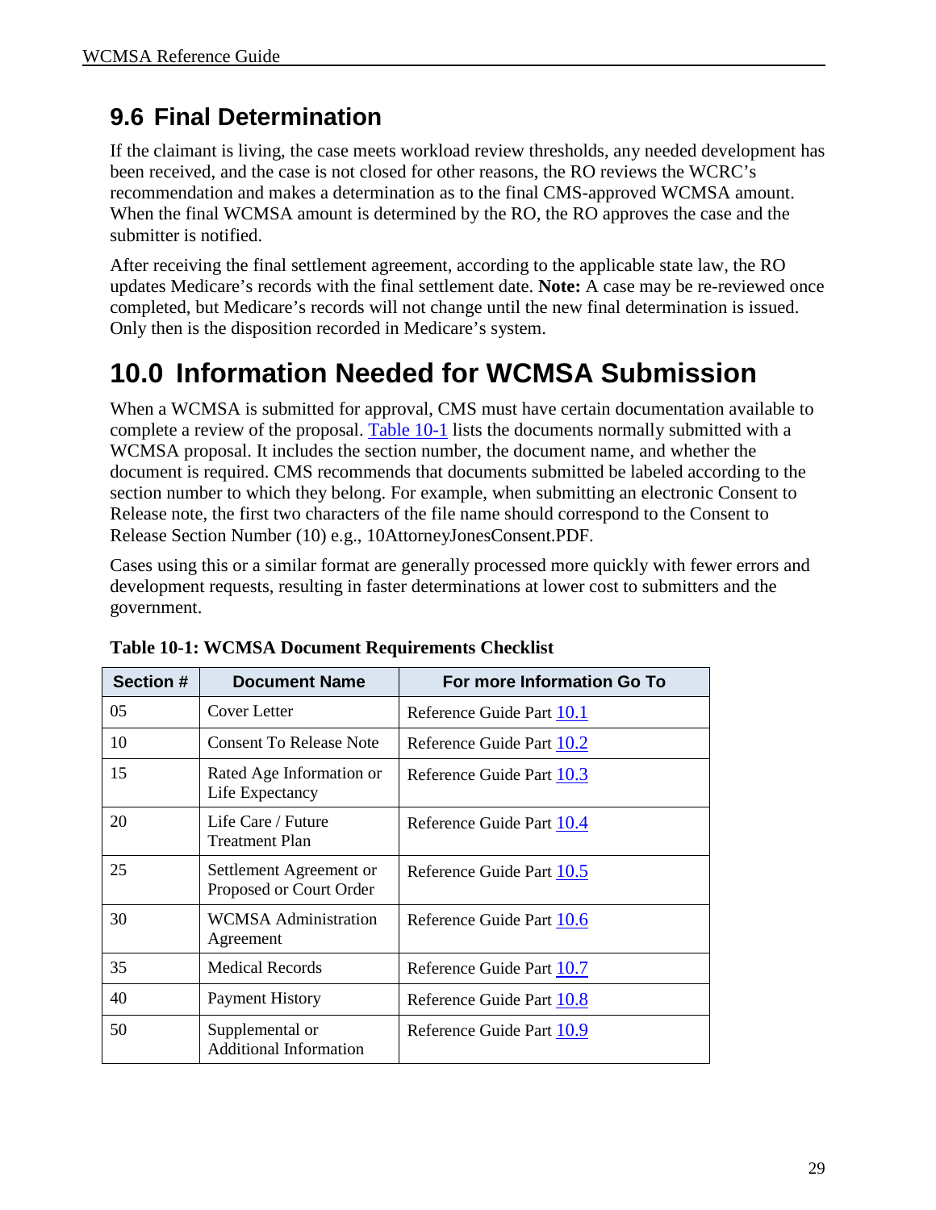## 9.6 Final Determination

If the claimant is living, the case meets workload review thresholds, any needed development has been received, and the case is not closed for other reasons, the RO reviews the WCRC's recommendation and makes a determination as to the final CMS-approved WCMSA amount. When the final WCMSA amount is determined by the RO, the RO approves the case and the submitter is notified.

After receiving the final settlement agreement, according to the applicable state law, the RO updates Medicare's records with the final settlement date. **Note:** A case may be re-reviewed once completed, but Medicare's records will not change until the new final determination is issued. Only then is the disposition recorded in Medicare's system.

# 10.0 Information Needed for WCMSA Submission

When a WCMSA is submitted for approval, CMS must have certain documentation available to complete a review of the proposal. Table 10-1 lists the documents normally submitted with a WCMSA proposal. It includes the section number, the document name, and whether the document is required. CMS recommends that documents submitted be labeled according to the section number to which they belong. For example, when submitting an electronic Consent to Release note, the first two characters of the file name should correspond to the Consent to Release Section Number (10) e.g., 10AttorneyJonesConsent.PDF.

Cases using this or a similar format are generally processed more quickly with fewer errors and development requests, resulting in faster determinations at lower cost to submitters and the government.

**Table 10-1: WCMSA Document Requirements Checklist**

| Section # | Document Name | For more Information Go To |
|---|---|---|
| 05 | Cover Letter | Reference Guide Part 10.1 |
| 10 | Consent To Release Note | Reference Guide Part 10.2 |
| 15 | Rated Age Information or Life Expectancy | Reference Guide Part 10.3 |
| 20 | Life Care / Future Treatment Plan | Reference Guide Part 10.4 |
| 25 | Settlement Agreement or Proposed or Court Order | Reference Guide Part 10.5 |
| 30 | WCMSA Administration Agreement | Reference Guide Part 10.6 |
| 35 | Medical Records | Reference Guide Part 10.7 |
| 40 | Payment History | Reference Guide Part 10.8 |
| 50 | Supplemental or Additional Information | Reference Guide Part 10.9 |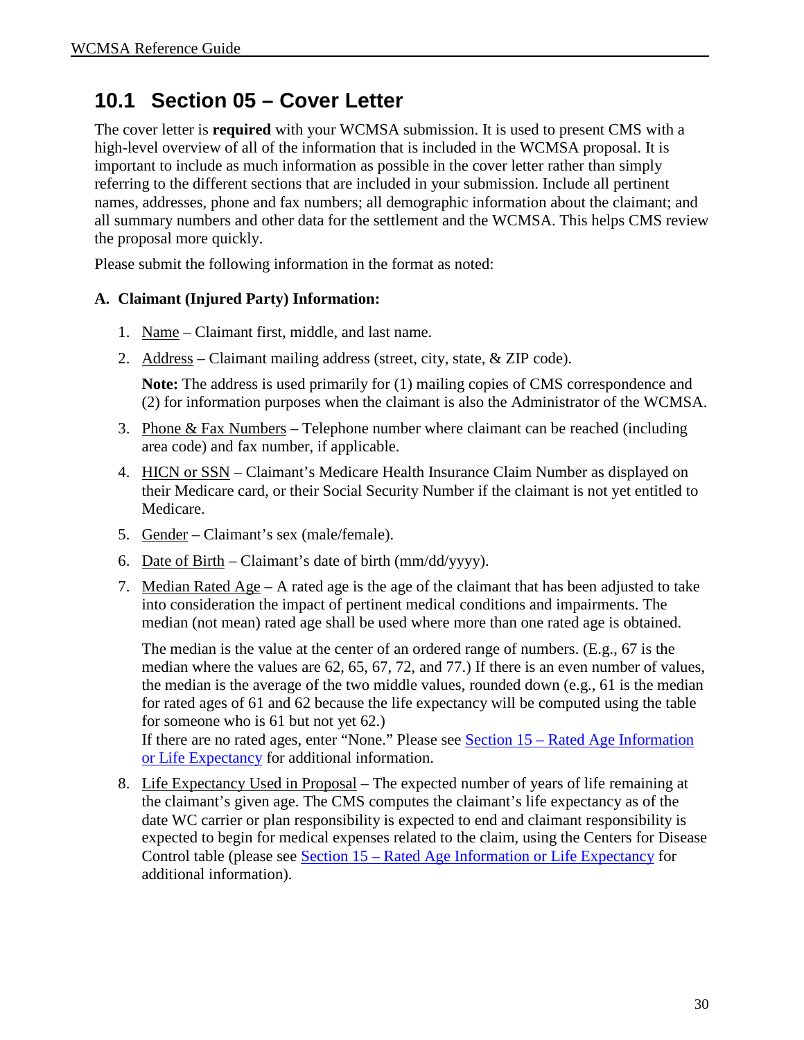## 10.1 Section 05 – Cover Letter

The cover letter is **required** with your WCMSA submission. It is used to present CMS with a high-level overview of all of the information that is included in the WCMSA proposal. It is important to include as much information as possible in the cover letter rather than simply referring to the different sections that are included in your submission. Include all pertinent names, addresses, phone and fax numbers; all demographic information about the claimant; and all summary numbers and other data for the settlement and the WCMSA. This helps CMS review the proposal more quickly.

Please submit the following information in the format as noted:

**A. Claimant (Injured Party) Information:**

1. Name – Claimant first, middle, and last name.
2. Address – Claimant mailing address (street, city, state, & ZIP code).

   **Note:** The address is used primarily for (1) mailing copies of CMS correspondence and (2) for information purposes when the claimant is also the Administrator of the WCMSA.

3. Phone & Fax Numbers – Telephone number where claimant can be reached (including area code) and fax number, if applicable.
4. HICN or SSN – Claimant's Medicare Health Insurance Claim Number as displayed on their Medicare card, or their Social Security Number if the claimant is not yet entitled to Medicare.
5. Gender – Claimant's sex (male/female).
6. Date of Birth – Claimant's date of birth (mm/dd/yyyy).
7. Median Rated Age – A rated age is the age of the claimant that has been adjusted to take into consideration the impact of pertinent medical conditions and impairments. The median (not mean) rated age shall be used where more than one rated age is obtained.

   The median is the value at the center of an ordered range of numbers. (E.g., 67 is the median where the values are 62, 65, 67, 72, and 77.) If there is an even number of values, the median is the average of the two middle values, rounded down (e.g., 61 is the median for rated ages of 61 and 62 because the life expectancy will be computed using the table for someone who is 61 but not yet 62.)
   If there are no rated ages, enter "None." Please see Section 15 – Rated Age Information or Life Expectancy for additional information.

8. Life Expectancy Used in Proposal – The expected number of years of life remaining at the claimant's given age. The CMS computes the claimant's life expectancy as of the date WC carrier or plan responsibility is expected to end and claimant responsibility is expected to begin for medical expenses related to the claim, using the Centers for Disease Control table (please see Section 15 – Rated Age Information or Life Expectancy for additional information).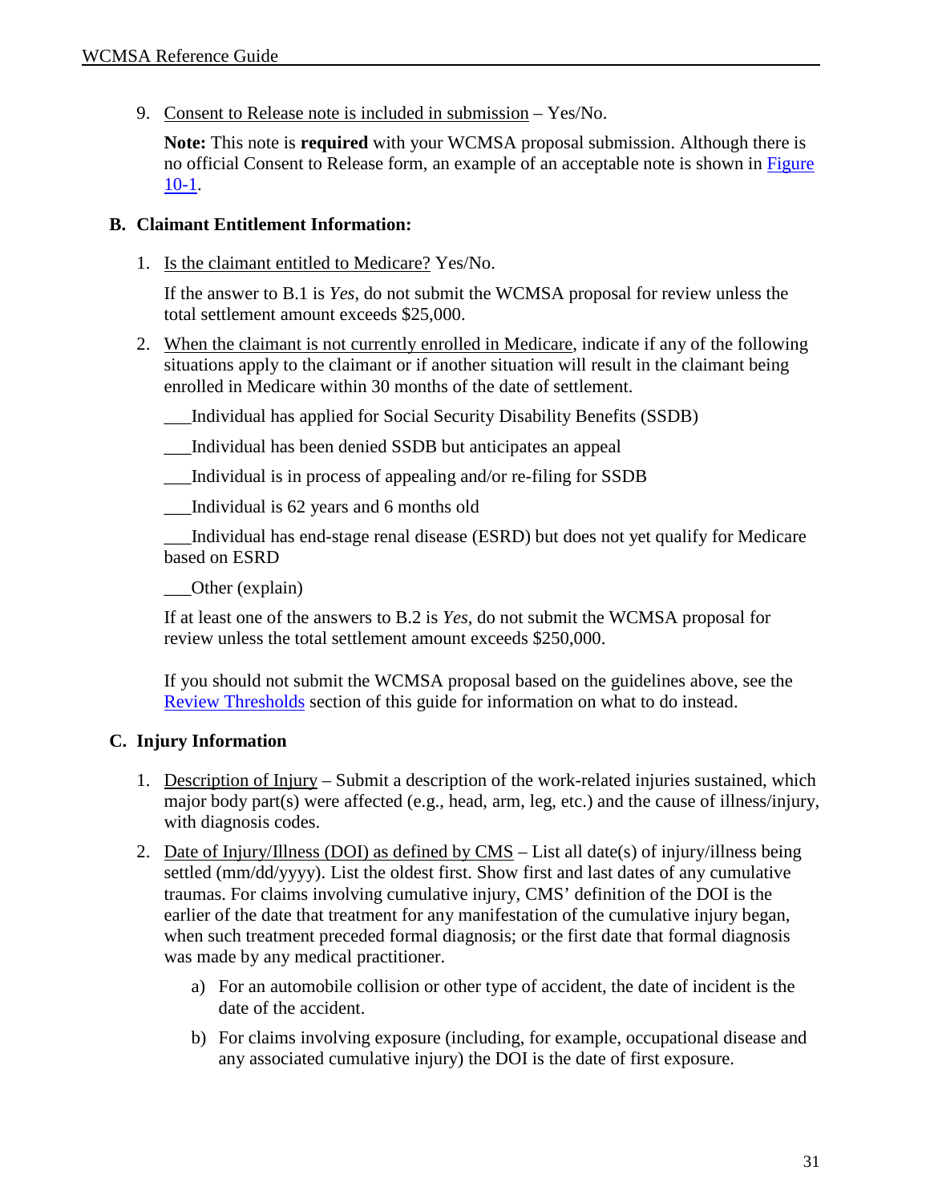9. Consent to Release note is included in submission – Yes/No.

   **Note:** This note is **required** with your WCMSA proposal submission. Although there is no official Consent to Release form, an example of an acceptable note is shown in Figure 10-1.

**B. Claimant Entitlement Information:**

1. Is the claimant entitled to Medicare? Yes/No.

   If the answer to B.1 is *Yes*, do not submit the WCMSA proposal for review unless the total settlement amount exceeds $25,000.

2. When the claimant is not currently enrolled in Medicare, indicate if any of the following situations apply to the claimant or if another situation will result in the claimant being enrolled in Medicare within 30 months of the date of settlement.

   ___Individual has applied for Social Security Disability Benefits (SSDB)

   ___Individual has been denied SSDB but anticipates an appeal

   ___Individual is in process of appealing and/or re-filing for SSDB

   ___Individual is 62 years and 6 months old

   ___Individual has end-stage renal disease (ESRD) but does not yet qualify for Medicare based on ESRD

   ___Other (explain)

   If at least one of the answers to B.2 is *Yes*, do not submit the WCMSA proposal for review unless the total settlement amount exceeds $250,000.

   If you should not submit the WCMSA proposal based on the guidelines above, see the Review Thresholds section of this guide for information on what to do instead.

**C. Injury Information**

1. Description of Injury – Submit a description of the work-related injuries sustained, which major body part(s) were affected (e.g., head, arm, leg, etc.) and the cause of illness/injury, with diagnosis codes.

2. Date of Injury/Illness (DOI) as defined by CMS – List all date(s) of injury/illness being settled (mm/dd/yyyy). List the oldest first. Show first and last dates of any cumulative traumas. For claims involving cumulative injury, CMS' definition of the DOI is the earlier of the date that treatment for any manifestation of the cumulative injury began, when such treatment preceded formal diagnosis; or the first date that formal diagnosis was made by any medical practitioner.

   a) For an automobile collision or other type of accident, the date of incident is the date of the accident.

   b) For claims involving exposure (including, for example, occupational disease and any associated cumulative injury) the DOI is the date of first exposure.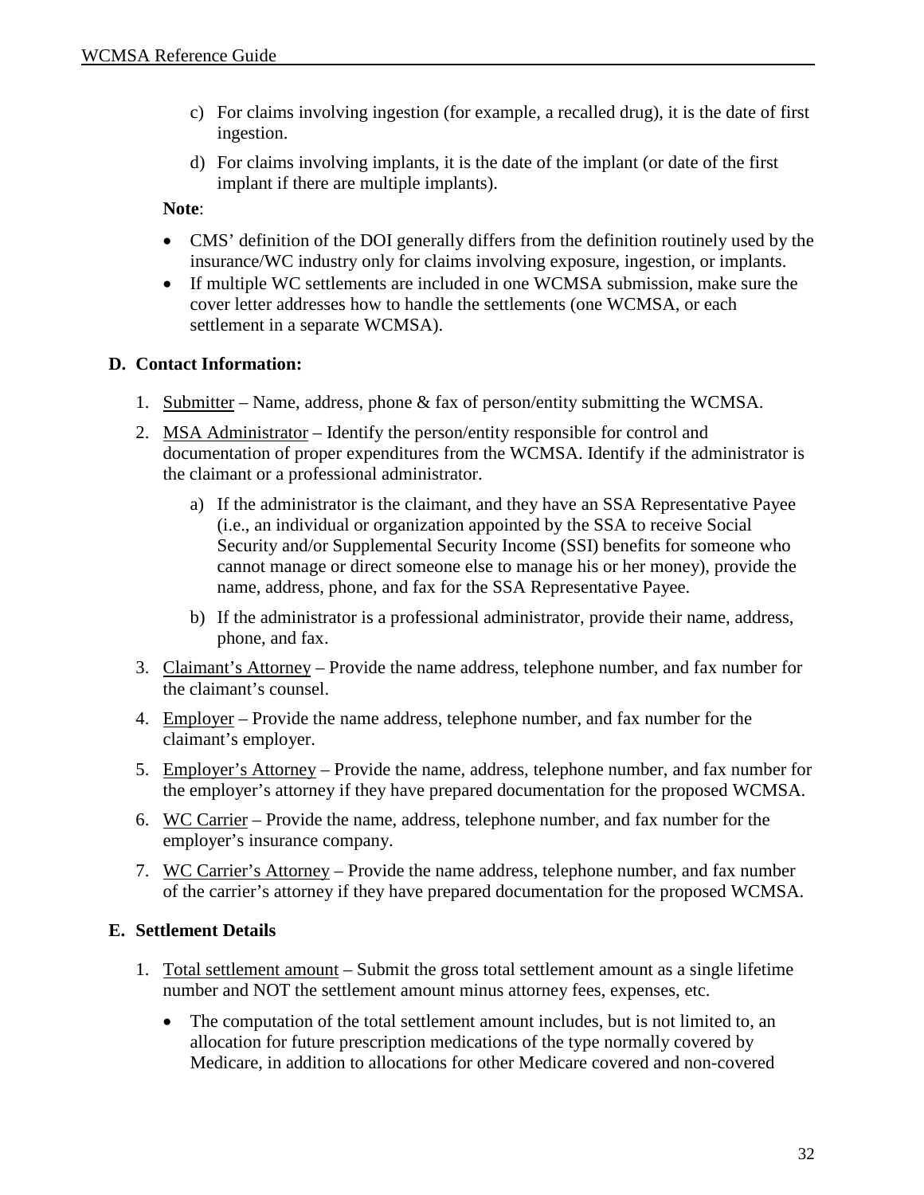c) For claims involving ingestion (for example, a recalled drug), it is the date of first ingestion.

d) For claims involving implants, it is the date of the implant (or date of the first implant if there are multiple implants).

**Note**:

- CMS' definition of the DOI generally differs from the definition routinely used by the insurance/WC industry only for claims involving exposure, ingestion, or implants.
- If multiple WC settlements are included in one WCMSA submission, make sure the cover letter addresses how to handle the settlements (one WCMSA, or each settlement in a separate WCMSA).

### D. Contact Information:

1. Submitter – Name, address, phone & fax of person/entity submitting the WCMSA.

2. MSA Administrator – Identify the person/entity responsible for control and documentation of proper expenditures from the WCMSA. Identify if the administrator is the claimant or a professional administrator.

   a) If the administrator is the claimant, and they have an SSA Representative Payee (i.e., an individual or organization appointed by the SSA to receive Social Security and/or Supplemental Security Income (SSI) benefits for someone who cannot manage or direct someone else to manage his or her money), provide the name, address, phone, and fax for the SSA Representative Payee.

   b) If the administrator is a professional administrator, provide their name, address, phone, and fax.

3. Claimant's Attorney – Provide the name address, telephone number, and fax number for the claimant's counsel.

4. Employer – Provide the name address, telephone number, and fax number for the claimant's employer.

5. Employer's Attorney – Provide the name, address, telephone number, and fax number for the employer's attorney if they have prepared documentation for the proposed WCMSA.

6. WC Carrier – Provide the name, address, telephone number, and fax number for the employer's insurance company.

7. WC Carrier's Attorney – Provide the name address, telephone number, and fax number of the carrier's attorney if they have prepared documentation for the proposed WCMSA.

### E. Settlement Details

1. Total settlement amount – Submit the gross total settlement amount as a single lifetime number and NOT the settlement amount minus attorney fees, expenses, etc.

   - The computation of the total settlement amount includes, but is not limited to, an allocation for future prescription medications of the type normally covered by Medicare, in addition to allocations for other Medicare covered and non-covered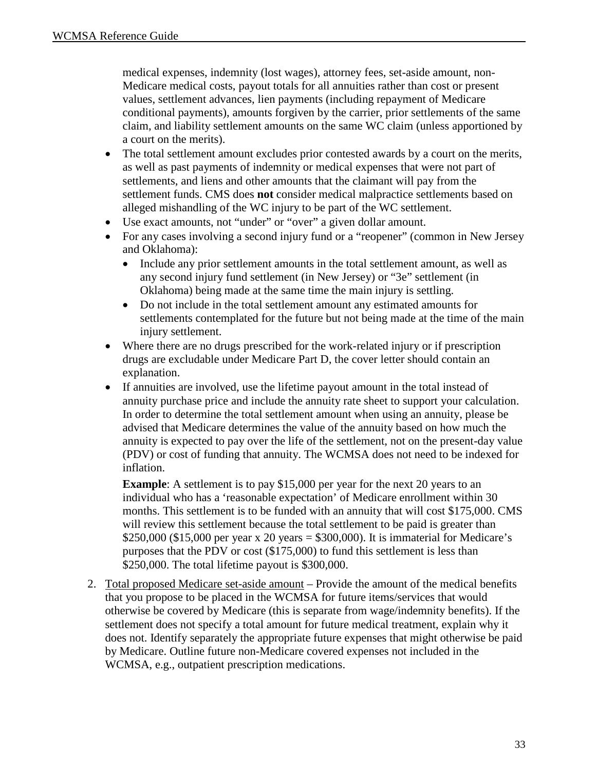medical expenses, indemnity (lost wages), attorney fees, set-aside amount, non-Medicare medical costs, payout totals for all annuities rather than cost or present values, settlement advances, lien payments (including repayment of Medicare conditional payments), amounts forgiven by the carrier, prior settlements of the same claim, and liability settlement amounts on the same WC claim (unless apportioned by a court on the merits).

- The total settlement amount excludes prior contested awards by a court on the merits, as well as past payments of indemnity or medical expenses that were not part of settlements, and liens and other amounts that the claimant will pay from the settlement funds. CMS does **not** consider medical malpractice settlements based on alleged mishandling of the WC injury to be part of the WC settlement.
- Use exact amounts, not "under" or "over" a given dollar amount.
- For any cases involving a second injury fund or a "reopener" (common in New Jersey and Oklahoma):
  - Include any prior settlement amounts in the total settlement amount, as well as any second injury fund settlement (in New Jersey) or "3e" settlement (in Oklahoma) being made at the same time the main injury is settling.
  - Do not include in the total settlement amount any estimated amounts for settlements contemplated for the future but not being made at the time of the main injury settlement.
- Where there are no drugs prescribed for the work-related injury or if prescription drugs are excludable under Medicare Part D, the cover letter should contain an explanation.
- If annuities are involved, use the lifetime payout amount in the total instead of annuity purchase price and include the annuity rate sheet to support your calculation. In order to determine the total settlement amount when using an annuity, please be advised that Medicare determines the value of the annuity based on how much the annuity is expected to pay over the life of the settlement, not on the present-day value (PDV) or cost of funding that annuity. The WCMSA does not need to be indexed for inflation.

  **Example**: A settlement is to pay $15,000 per year for the next 20 years to an individual who has a 'reasonable expectation' of Medicare enrollment within 30 months. This settlement is to be funded with an annuity that will cost $175,000. CMS will review this settlement because the total settlement to be paid is greater than $250,000 ($15,000 per year x 20 years = $300,000). It is immaterial for Medicare's purposes that the PDV or cost ($175,000) to fund this settlement is less than $250,000. The total lifetime payout is $300,000.

2. Total proposed Medicare set-aside amount – Provide the amount of the medical benefits that you propose to be placed in the WCMSA for future items/services that would otherwise be covered by Medicare (this is separate from wage/indemnity benefits). If the settlement does not specify a total amount for future medical treatment, explain why it does not. Identify separately the appropriate future expenses that might otherwise be paid by Medicare. Outline future non-Medicare covered expenses not included in the WCMSA, e.g., outpatient prescription medications.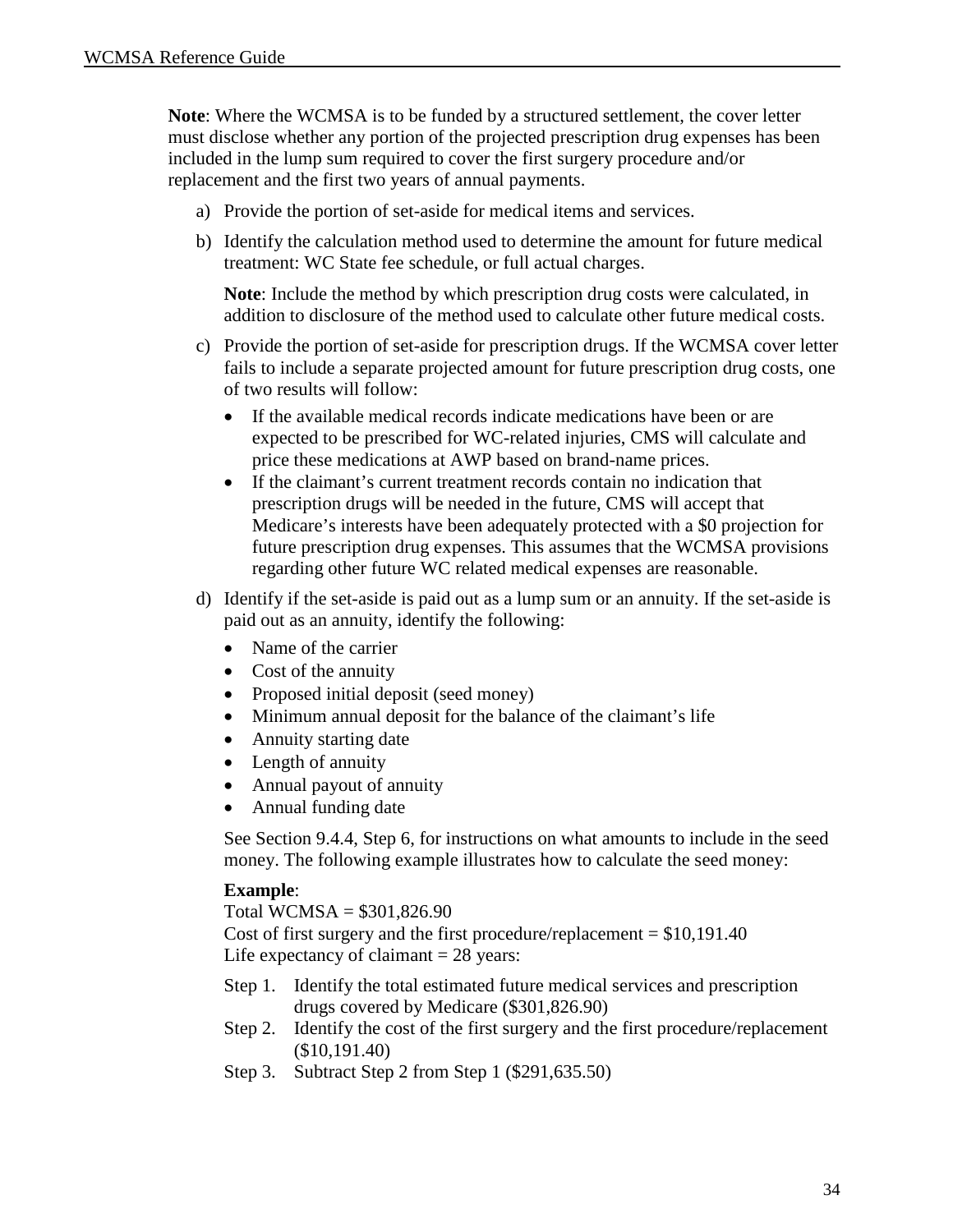**Note**: Where the WCMSA is to be funded by a structured settlement, the cover letter must disclose whether any portion of the projected prescription drug expenses has been included in the lump sum required to cover the first surgery procedure and/or replacement and the first two years of annual payments.

a) Provide the portion of set-aside for medical items and services.

b) Identify the calculation method used to determine the amount for future medical treatment: WC State fee schedule, or full actual charges.

   **Note**: Include the method by which prescription drug costs were calculated, in addition to disclosure of the method used to calculate other future medical costs.

c) Provide the portion of set-aside for prescription drugs. If the WCMSA cover letter fails to include a separate projected amount for future prescription drug costs, one of two results will follow:

   - If the available medical records indicate medications have been or are expected to be prescribed for WC-related injuries, CMS will calculate and price these medications at AWP based on brand-name prices.
   - If the claimant's current treatment records contain no indication that prescription drugs will be needed in the future, CMS will accept that Medicare's interests have been adequately protected with a $0 projection for future prescription drug expenses. This assumes that the WCMSA provisions regarding other future WC related medical expenses are reasonable.

d) Identify if the set-aside is paid out as a lump sum or an annuity. If the set-aside is paid out as an annuity, identify the following:

   - Name of the carrier
   - Cost of the annuity
   - Proposed initial deposit (seed money)
   - Minimum annual deposit for the balance of the claimant's life
   - Annuity starting date
   - Length of annuity
   - Annual payout of annuity
   - Annual funding date

   See Section 9.4.4, Step 6, for instructions on what amounts to include in the seed money. The following example illustrates how to calculate the seed money:

   **Example**:
   Total WCMSA = $301,826.90
   Cost of first surgery and the first procedure/replacement = $10,191.40
   Life expectancy of claimant = 28 years:

   Step 1. Identify the total estimated future medical services and prescription drugs covered by Medicare ($301,826.90)
   Step 2. Identify the cost of the first surgery and the first procedure/replacement ($10,191.40)
   Step 3. Subtract Step 2 from Step 1 ($291,635.50)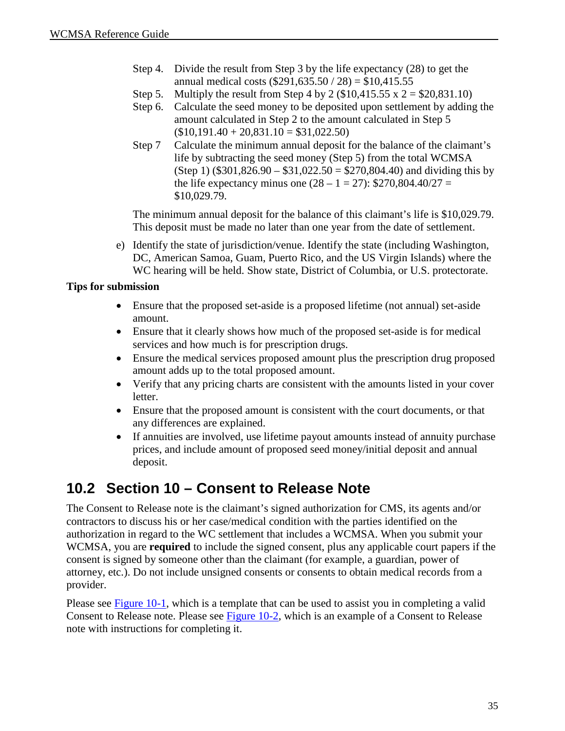Step 4. Divide the result from Step 3 by the life expectancy (28) to get the annual medical costs ($291,635.50 / 28) = $10,415.55

Step 5. Multiply the result from Step 4 by 2 ($10,415.55 x 2 = $20,831.10)

Step 6. Calculate the seed money to be deposited upon settlement by adding the amount calculated in Step 2 to the amount calculated in Step 5 ($10,191.40 + 20,831.10 = $31,022.50)

Step 7 Calculate the minimum annual deposit for the balance of the claimant's life by subtracting the seed money (Step 5) from the total WCMSA (Step 1) ($301,826.90 – $31,022.50 = $270,804.40) and dividing this by the life expectancy minus one (28 – 1 = 27): $270,804.40/27 = $10,029.79.

The minimum annual deposit for the balance of this claimant's life is $10,029.79. This deposit must be made no later than one year from the date of settlement.

e) Identify the state of jurisdiction/venue. Identify the state (including Washington, DC, American Samoa, Guam, Puerto Rico, and the US Virgin Islands) where the WC hearing will be held. Show state, District of Columbia, or U.S. protectorate.

**Tips for submission**

- Ensure that the proposed set-aside is a proposed lifetime (not annual) set-aside amount.
- Ensure that it clearly shows how much of the proposed set-aside is for medical services and how much is for prescription drugs.
- Ensure the medical services proposed amount plus the prescription drug proposed amount adds up to the total proposed amount.
- Verify that any pricing charts are consistent with the amounts listed in your cover letter.
- Ensure that the proposed amount is consistent with the court documents, or that any differences are explained.
- If annuities are involved, use lifetime payout amounts instead of annuity purchase prices, and include amount of proposed seed money/initial deposit and annual deposit.

## 10.2 Section 10 – Consent to Release Note

The Consent to Release note is the claimant's signed authorization for CMS, its agents and/or contractors to discuss his or her case/medical condition with the parties identified on the authorization in regard to the WC settlement that includes a WCMSA. When you submit your WCMSA, you are **required** to include the signed consent, plus any applicable court papers if the consent is signed by someone other than the claimant (for example, a guardian, power of attorney, etc.). Do not include unsigned consents or consents to obtain medical records from a provider.

Please see Figure 10-1, which is a template that can be used to assist you in completing a valid Consent to Release note. Please see Figure 10-2, which is an example of a Consent to Release note with instructions for completing it.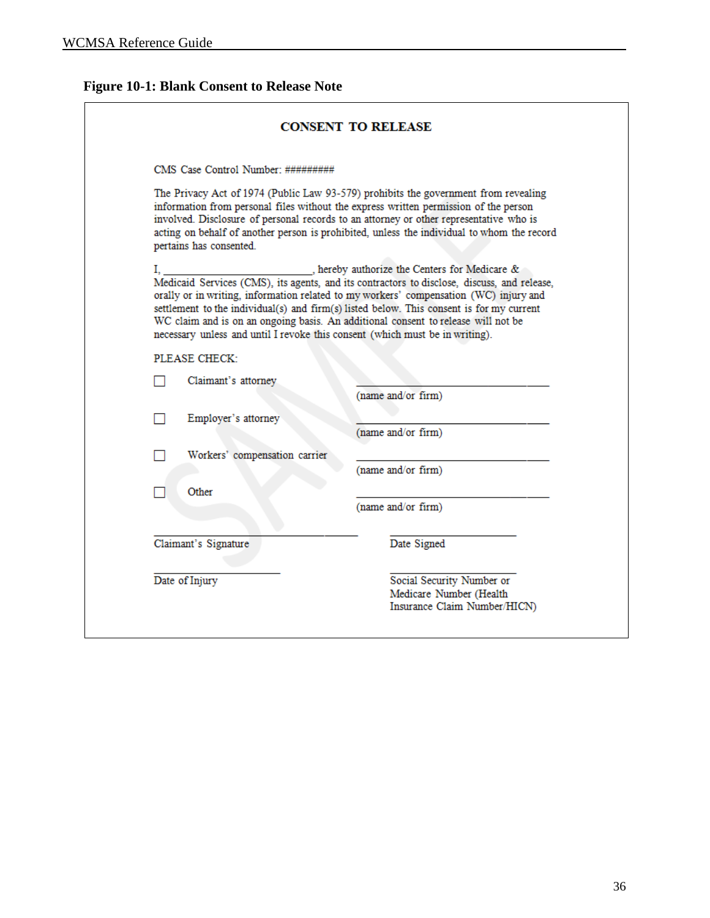**Figure 10-1: Blank Consent to Release Note**

## CONSENT TO RELEASE

CMS Case Control Number: #########

The Privacy Act of 1974 (Public Law 93-579) prohibits the government from revealing information from personal files without the express written permission of the person involved. Disclosure of personal records to an attorney or other representative who is acting on behalf of another person is prohibited, unless the individual to whom the record pertains has consented.

I, ______________________________, hereby authorize the Centers for Medicare & Medicaid Services (CMS), its agents, and its contractors to disclose, discuss, and release, orally or in writing, information related to my workers' compensation (WC) injury and settlement to the individual(s) and firm(s) listed below. This consent is for my current WC claim and is on an ongoing basis. An additional consent to release will not be necessary unless and until I revoke this consent (which must be in writing).

PLEASE CHECK:

☐ Claimant's attorney ______________________________ (name and/or firm)

☐ Employer's attorney ______________________________ (name and/or firm)

☐ Workers' compensation carrier ______________________________ (name and/or firm)

☐ Other ______________________________ (name and/or firm)

______________________________
Claimant's Signature

______________________________
Date Signed

______________________________
Date of Injury

______________________________
Social Security Number or Medicare Number (Health Insurance Claim Number/HICN)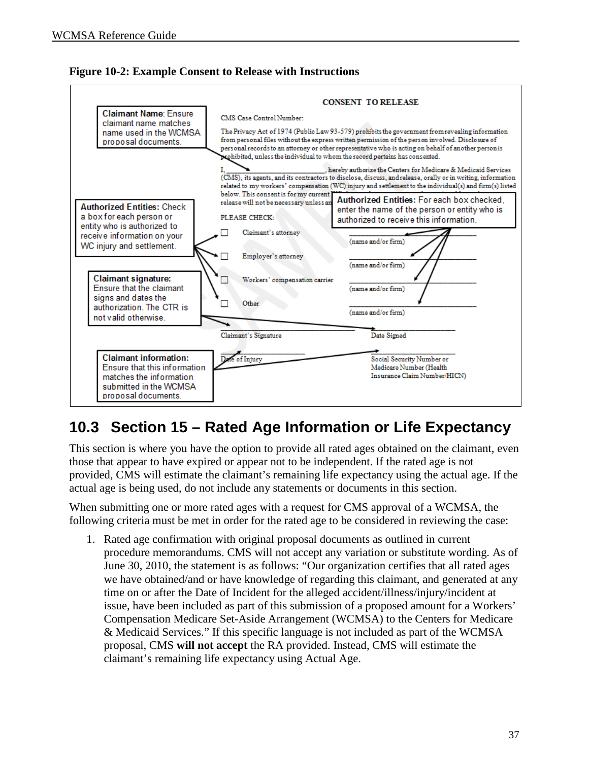**Figure 10-2: Example Consent to Release with Instructions**

**CONSENT TO RELEASE**

CMS Case Control Number:

The Privacy Act of 1974 (Public Law 93-579) prohibits the government from revealing information from personal files without the express written permission of the person involved. Disclosure of personal records to an attorney or other representative who is acting on behalf of another person is prohibited, unless the individual to whom the record pertains has consented.

I, ______________________, hereby authorize the Centers for Medicare & Medicaid Services (CMS), its agents, and its contractors to disclose, discuss, and release, orally or in writing, information related to my workers' compensation (WC) injury and settlement to the individual(s) and firm(s) listed below. This consent is for my current ... release will not be necessary unless an ...

PLEASE CHECK:

- ☐ Claimant's attorney ______________________ (name and/or firm)
- ☐ Employer's attorney ______________________ (name and/or firm)
- ☐ Workers' compensation carrier ______________________ (name and/or firm)
- ☐ Other ______________________ (name and/or firm)

______________________ Claimant's Signature ______________________ Date Signed

______________________ Date of Injury ______________________ Social Security Number or Medicare Number (Health Insurance Claim Number/HICN)

**Claimant Name**: Ensure claimant name matches name used in the WCMSA proposal documents.

**Authorized Entities**: Check a box for each person or entity who is authorized to receive information on your WC injury and settlement.

**Authorized Entities**: For each box checked, enter the name of the person or entity who is authorized to receive this information.

**Claimant signature**: Ensure that the claimant signs and dates the authorization. The CTR is not valid otherwise.

**Claimant information**: Ensure that this information matches the information submitted in the WCMSA proposal documents.

## 10.3 Section 15 – Rated Age Information or Life Expectancy

This section is where you have the option to provide all rated ages obtained on the claimant, even those that appear to have expired or appear not to be independent. If the rated age is not provided, CMS will estimate the claimant's remaining life expectancy using the actual age. If the actual age is being used, do not include any statements or documents in this section.

When submitting one or more rated ages with a request for CMS approval of a WCMSA, the following criteria must be met in order for the rated age to be considered in reviewing the case:

1. Rated age confirmation with original proposal documents as outlined in current procedure memorandums. CMS will not accept any variation or substitute wording. As of June 30, 2010, the statement is as follows: "Our organization certifies that all rated ages we have obtained/and or have knowledge of regarding this claimant, and generated at any time on or after the Date of Incident for the alleged accident/illness/injury/incident at issue, have been included as part of this submission of a proposed amount for a Workers' Compensation Medicare Set-Aside Arrangement (WCMSA) to the Centers for Medicare & Medicaid Services." If this specific language is not included as part of the WCMSA proposal, CMS **will not accept** the RA provided. Instead, CMS will estimate the claimant's remaining life expectancy using Actual Age.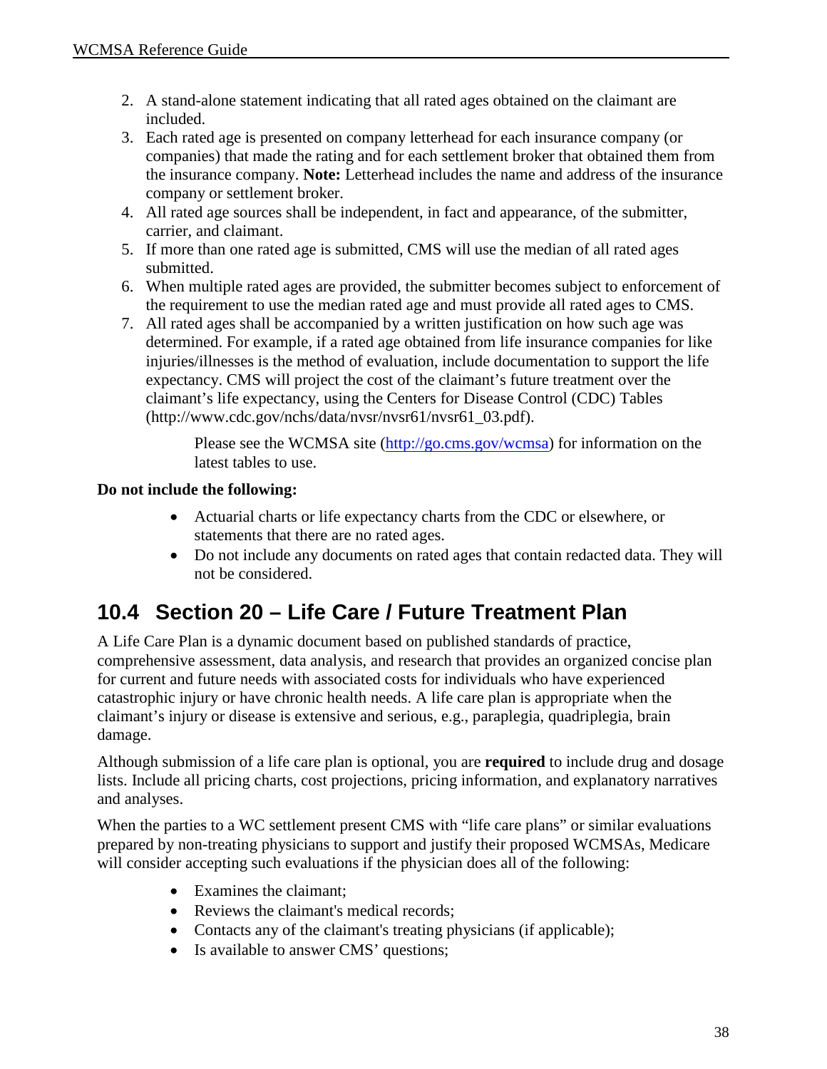2. A stand-alone statement indicating that all rated ages obtained on the claimant are included.
3. Each rated age is presented on company letterhead for each insurance company (or companies) that made the rating and for each settlement broker that obtained them from the insurance company. **Note:** Letterhead includes the name and address of the insurance company or settlement broker.
4. All rated age sources shall be independent, in fact and appearance, of the submitter, carrier, and claimant.
5. If more than one rated age is submitted, CMS will use the median of all rated ages submitted.
6. When multiple rated ages are provided, the submitter becomes subject to enforcement of the requirement to use the median rated age and must provide all rated ages to CMS.
7. All rated ages shall be accompanied by a written justification on how such age was determined. For example, if a rated age obtained from life insurance companies for like injuries/illnesses is the method of evaluation, include documentation to support the life expectancy. CMS will project the cost of the claimant's future treatment over the claimant's life expectancy, using the Centers for Disease Control (CDC) Tables (http://www.cdc.gov/nchs/data/nvsr/nvsr61/nvsr61_03.pdf).

    Please see the WCMSA site (http://go.cms.gov/wcmsa) for information on the latest tables to use.

**Do not include the following:**

- Actuarial charts or life expectancy charts from the CDC or elsewhere, or statements that there are no rated ages.
- Do not include any documents on rated ages that contain redacted data. They will not be considered.

## 10.4 Section 20 – Life Care / Future Treatment Plan

A Life Care Plan is a dynamic document based on published standards of practice, comprehensive assessment, data analysis, and research that provides an organized concise plan for current and future needs with associated costs for individuals who have experienced catastrophic injury or have chronic health needs. A life care plan is appropriate when the claimant's injury or disease is extensive and serious, e.g., paraplegia, quadriplegia, brain damage.

Although submission of a life care plan is optional, you are **required** to include drug and dosage lists. Include all pricing charts, cost projections, pricing information, and explanatory narratives and analyses.

When the parties to a WC settlement present CMS with "life care plans" or similar evaluations prepared by non-treating physicians to support and justify their proposed WCMSAs, Medicare will consider accepting such evaluations if the physician does all of the following:

- Examines the claimant;
- Reviews the claimant's medical records;
- Contacts any of the claimant's treating physicians (if applicable);
- Is available to answer CMS' questions;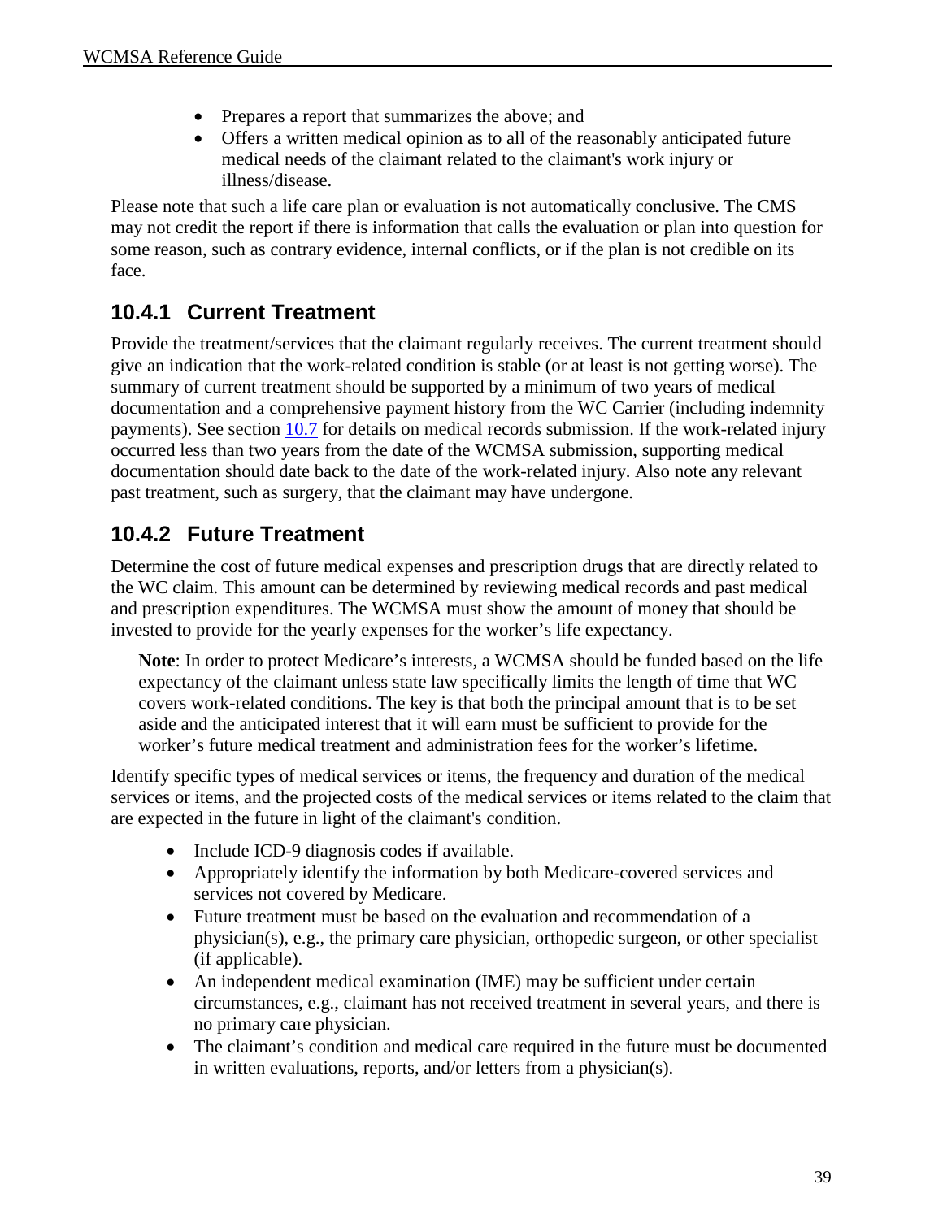- Prepares a report that summarizes the above; and
- Offers a written medical opinion as to all of the reasonably anticipated future medical needs of the claimant related to the claimant's work injury or illness/disease.

Please note that such a life care plan or evaluation is not automatically conclusive. The CMS may not credit the report if there is information that calls the evaluation or plan into question for some reason, such as contrary evidence, internal conflicts, or if the plan is not credible on its face.

### 10.4.1 Current Treatment

Provide the treatment/services that the claimant regularly receives. The current treatment should give an indication that the work-related condition is stable (or at least is not getting worse). The summary of current treatment should be supported by a minimum of two years of medical documentation and a comprehensive payment history from the WC Carrier (including indemnity payments). See section 10.7 for details on medical records submission. If the work-related injury occurred less than two years from the date of the WCMSA submission, supporting medical documentation should date back to the date of the work-related injury. Also note any relevant past treatment, such as surgery, that the claimant may have undergone.

### 10.4.2 Future Treatment

Determine the cost of future medical expenses and prescription drugs that are directly related to the WC claim. This amount can be determined by reviewing medical records and past medical and prescription expenditures. The WCMSA must show the amount of money that should be invested to provide for the yearly expenses for the worker's life expectancy.

> **Note**: In order to protect Medicare's interests, a WCMSA should be funded based on the life expectancy of the claimant unless state law specifically limits the length of time that WC covers work-related conditions. The key is that both the principal amount that is to be set aside and the anticipated interest that it will earn must be sufficient to provide for the worker's future medical treatment and administration fees for the worker's lifetime.

Identify specific types of medical services or items, the frequency and duration of the medical services or items, and the projected costs of the medical services or items related to the claim that are expected in the future in light of the claimant's condition.

- Include ICD-9 diagnosis codes if available.
- Appropriately identify the information by both Medicare-covered services and services not covered by Medicare.
- Future treatment must be based on the evaluation and recommendation of a physician(s), e.g., the primary care physician, orthopedic surgeon, or other specialist (if applicable).
- An independent medical examination (IME) may be sufficient under certain circumstances, e.g., claimant has not received treatment in several years, and there is no primary care physician.
- The claimant's condition and medical care required in the future must be documented in written evaluations, reports, and/or letters from a physician(s).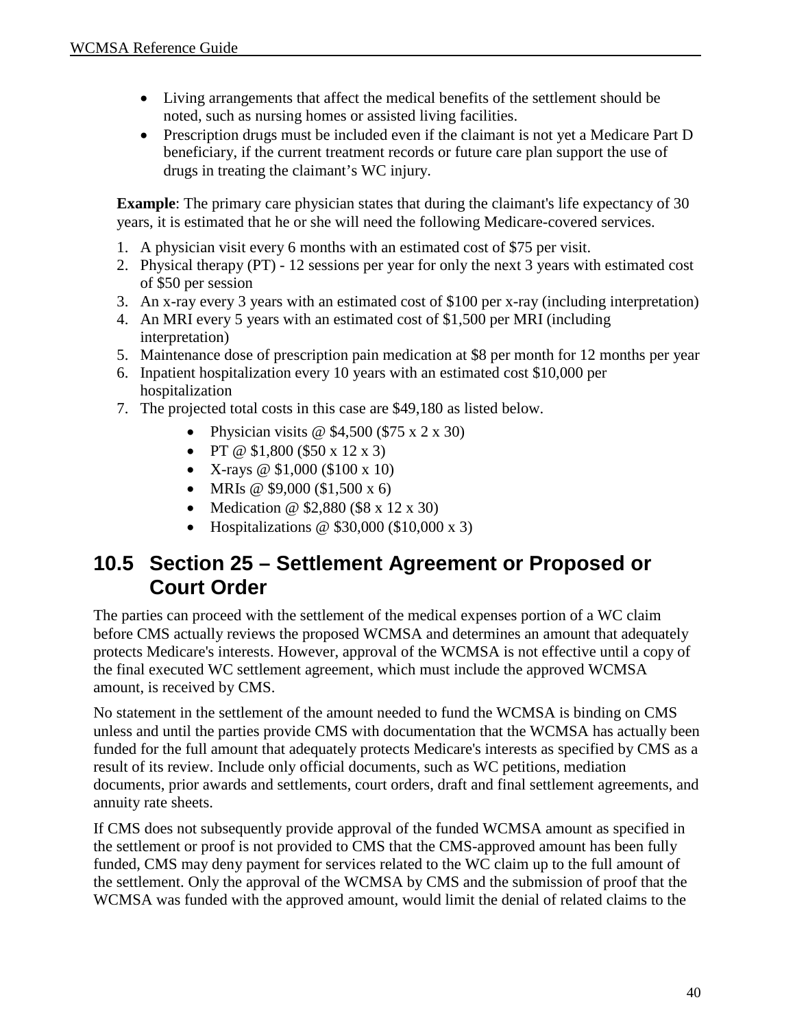- Living arrangements that affect the medical benefits of the settlement should be noted, such as nursing homes or assisted living facilities.
- Prescription drugs must be included even if the claimant is not yet a Medicare Part D beneficiary, if the current treatment records or future care plan support the use of drugs in treating the claimant's WC injury.

**Example**: The primary care physician states that during the claimant's life expectancy of 30 years, it is estimated that he or she will need the following Medicare-covered services.

1. A physician visit every 6 months with an estimated cost of $75 per visit.
2. Physical therapy (PT) - 12 sessions per year for only the next 3 years with estimated cost of $50 per session
3. An x-ray every 3 years with an estimated cost of $100 per x-ray (including interpretation)
4. An MRI every 5 years with an estimated cost of $1,500 per MRI (including interpretation)
5. Maintenance dose of prescription pain medication at $8 per month for 12 months per year
6. Inpatient hospitalization every 10 years with an estimated cost $10,000 per hospitalization
7. The projected total costs in this case are $49,180 as listed below.
    - Physician visits @ $4,500 ($75 x 2 x 30)
    - PT @ $1,800 ($50 x 12 x 3)
    - X-rays @ $1,000 ($100 x 10)
    - MRIs @ $9,000 ($1,500 x 6)
    - Medication @ $2,880 ($8 x 12 x 30)
    - Hospitalizations @ $30,000 ($10,000 x 3)

## 10.5 Section 25 – Settlement Agreement or Proposed or Court Order

The parties can proceed with the settlement of the medical expenses portion of a WC claim before CMS actually reviews the proposed WCMSA and determines an amount that adequately protects Medicare's interests. However, approval of the WCMSA is not effective until a copy of the final executed WC settlement agreement, which must include the approved WCMSA amount, is received by CMS.

No statement in the settlement of the amount needed to fund the WCMSA is binding on CMS unless and until the parties provide CMS with documentation that the WCMSA has actually been funded for the full amount that adequately protects Medicare's interests as specified by CMS as a result of its review. Include only official documents, such as WC petitions, mediation documents, prior awards and settlements, court orders, draft and final settlement agreements, and annuity rate sheets.

If CMS does not subsequently provide approval of the funded WCMSA amount as specified in the settlement or proof is not provided to CMS that the CMS-approved amount has been fully funded, CMS may deny payment for services related to the WC claim up to the full amount of the settlement. Only the approval of the WCMSA by CMS and the submission of proof that the WCMSA was funded with the approved amount, would limit the denial of related claims to the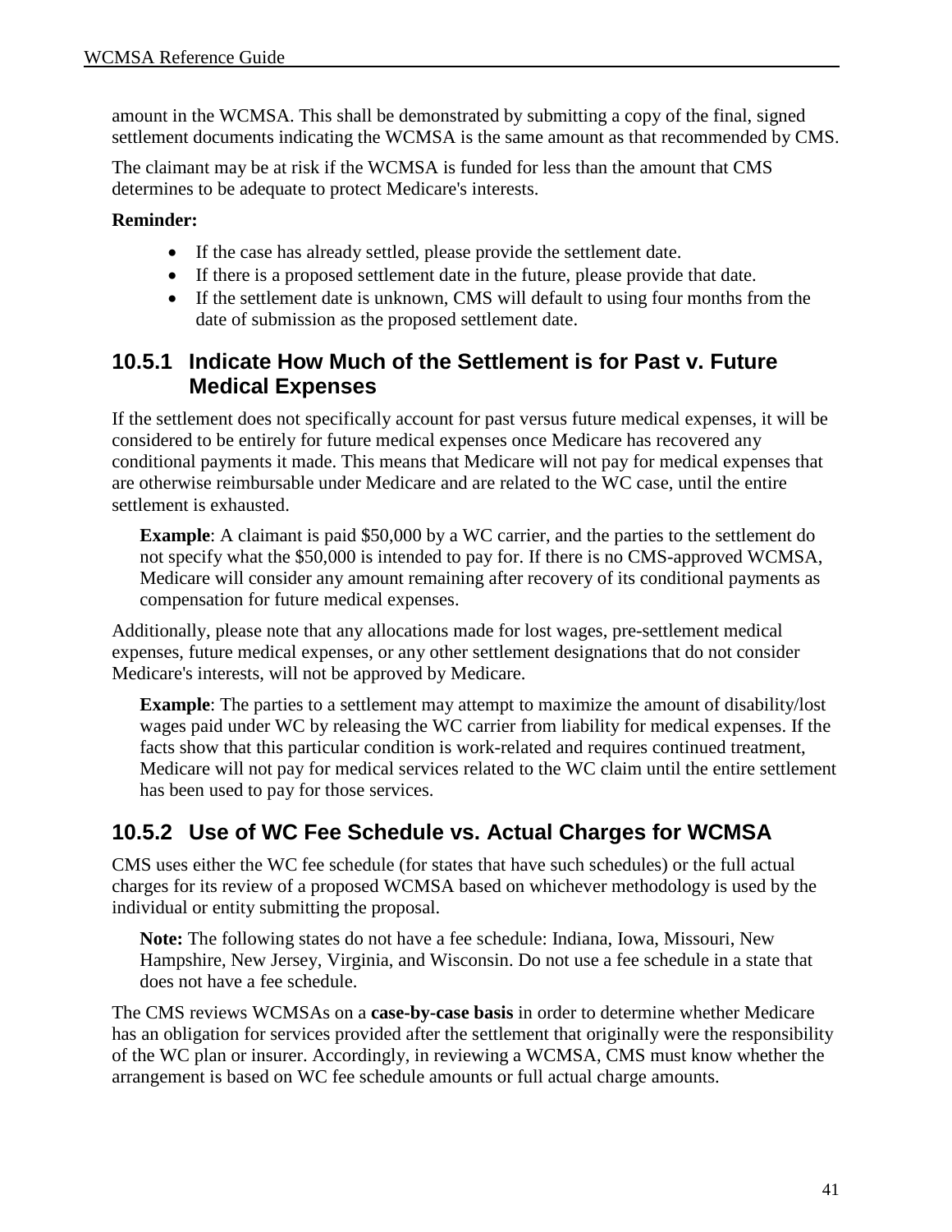amount in the WCMSA. This shall be demonstrated by submitting a copy of the final, signed settlement documents indicating the WCMSA is the same amount as that recommended by CMS.

The claimant may be at risk if the WCMSA is funded for less than the amount that CMS determines to be adequate to protect Medicare's interests.

**Reminder:**

- If the case has already settled, please provide the settlement date.
- If there is a proposed settlement date in the future, please provide that date.
- If the settlement date is unknown, CMS will default to using four months from the date of submission as the proposed settlement date.

### 10.5.1 Indicate How Much of the Settlement is for Past v. Future Medical Expenses

If the settlement does not specifically account for past versus future medical expenses, it will be considered to be entirely for future medical expenses once Medicare has recovered any conditional payments it made. This means that Medicare will not pay for medical expenses that are otherwise reimbursable under Medicare and are related to the WC case, until the entire settlement is exhausted.

> **Example**: A claimant is paid $50,000 by a WC carrier, and the parties to the settlement do not specify what the $50,000 is intended to pay for. If there is no CMS-approved WCMSA, Medicare will consider any amount remaining after recovery of its conditional payments as compensation for future medical expenses.

Additionally, please note that any allocations made for lost wages, pre-settlement medical expenses, future medical expenses, or any other settlement designations that do not consider Medicare's interests, will not be approved by Medicare.

> **Example**: The parties to a settlement may attempt to maximize the amount of disability/lost wages paid under WC by releasing the WC carrier from liability for medical expenses. If the facts show that this particular condition is work-related and requires continued treatment, Medicare will not pay for medical services related to the WC claim until the entire settlement has been used to pay for those services.

### 10.5.2 Use of WC Fee Schedule vs. Actual Charges for WCMSA

CMS uses either the WC fee schedule (for states that have such schedules) or the full actual charges for its review of a proposed WCMSA based on whichever methodology is used by the individual or entity submitting the proposal.

> **Note:** The following states do not have a fee schedule: Indiana, Iowa, Missouri, New Hampshire, New Jersey, Virginia, and Wisconsin. Do not use a fee schedule in a state that does not have a fee schedule.

The CMS reviews WCMSAs on a **case-by-case basis** in order to determine whether Medicare has an obligation for services provided after the settlement that originally were the responsibility of the WC plan or insurer. Accordingly, in reviewing a WCMSA, CMS must know whether the arrangement is based on WC fee schedule amounts or full actual charge amounts.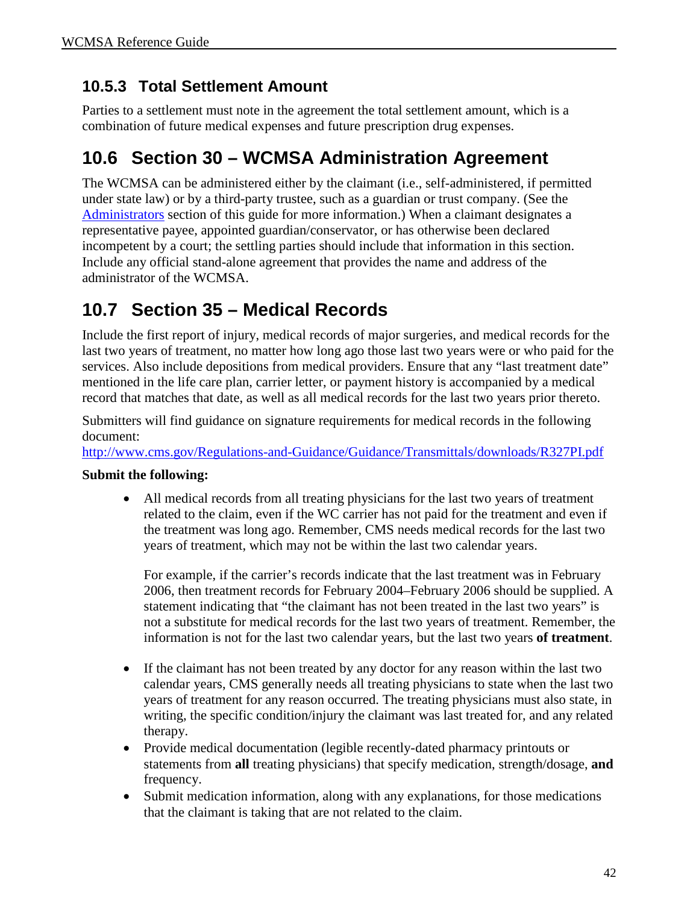### 10.5.3 Total Settlement Amount

Parties to a settlement must note in the agreement the total settlement amount, which is a combination of future medical expenses and future prescription drug expenses.

## 10.6 Section 30 – WCMSA Administration Agreement

The WCMSA can be administered either by the claimant (i.e., self-administered, if permitted under state law) or by a third-party trustee, such as a guardian or trust company. (See the Administrators section of this guide for more information.) When a claimant designates a representative payee, appointed guardian/conservator, or has otherwise been declared incompetent by a court; the settling parties should include that information in this section. Include any official stand-alone agreement that provides the name and address of the administrator of the WCMSA.

## 10.7 Section 35 – Medical Records

Include the first report of injury, medical records of major surgeries, and medical records for the last two years of treatment, no matter how long ago those last two years were or who paid for the services. Also include depositions from medical providers. Ensure that any "last treatment date" mentioned in the life care plan, carrier letter, or payment history is accompanied by a medical record that matches that date, as well as all medical records for the last two years prior thereto.

Submitters will find guidance on signature requirements for medical records in the following document:
http://www.cms.gov/Regulations-and-Guidance/Guidance/Transmittals/downloads/R327PI.pdf

**Submit the following:**

- All medical records from all treating physicians for the last two years of treatment related to the claim, even if the WC carrier has not paid for the treatment and even if the treatment was long ago. Remember, CMS needs medical records for the last two years of treatment, which may not be within the last two calendar years.

  For example, if the carrier's records indicate that the last treatment was in February 2006, then treatment records for February 2004–February 2006 should be supplied. A statement indicating that "the claimant has not been treated in the last two years" is not a substitute for medical records for the last two years of treatment. Remember, the information is not for the last two calendar years, but the last two years **of treatment**.

- If the claimant has not been treated by any doctor for any reason within the last two calendar years, CMS generally needs all treating physicians to state when the last two years of treatment for any reason occurred. The treating physicians must also state, in writing, the specific condition/injury the claimant was last treated for, and any related therapy.
- Provide medical documentation (legible recently-dated pharmacy printouts or statements from **all** treating physicians) that specify medication, strength/dosage, **and** frequency.
- Submit medication information, along with any explanations, for those medications that the claimant is taking that are not related to the claim.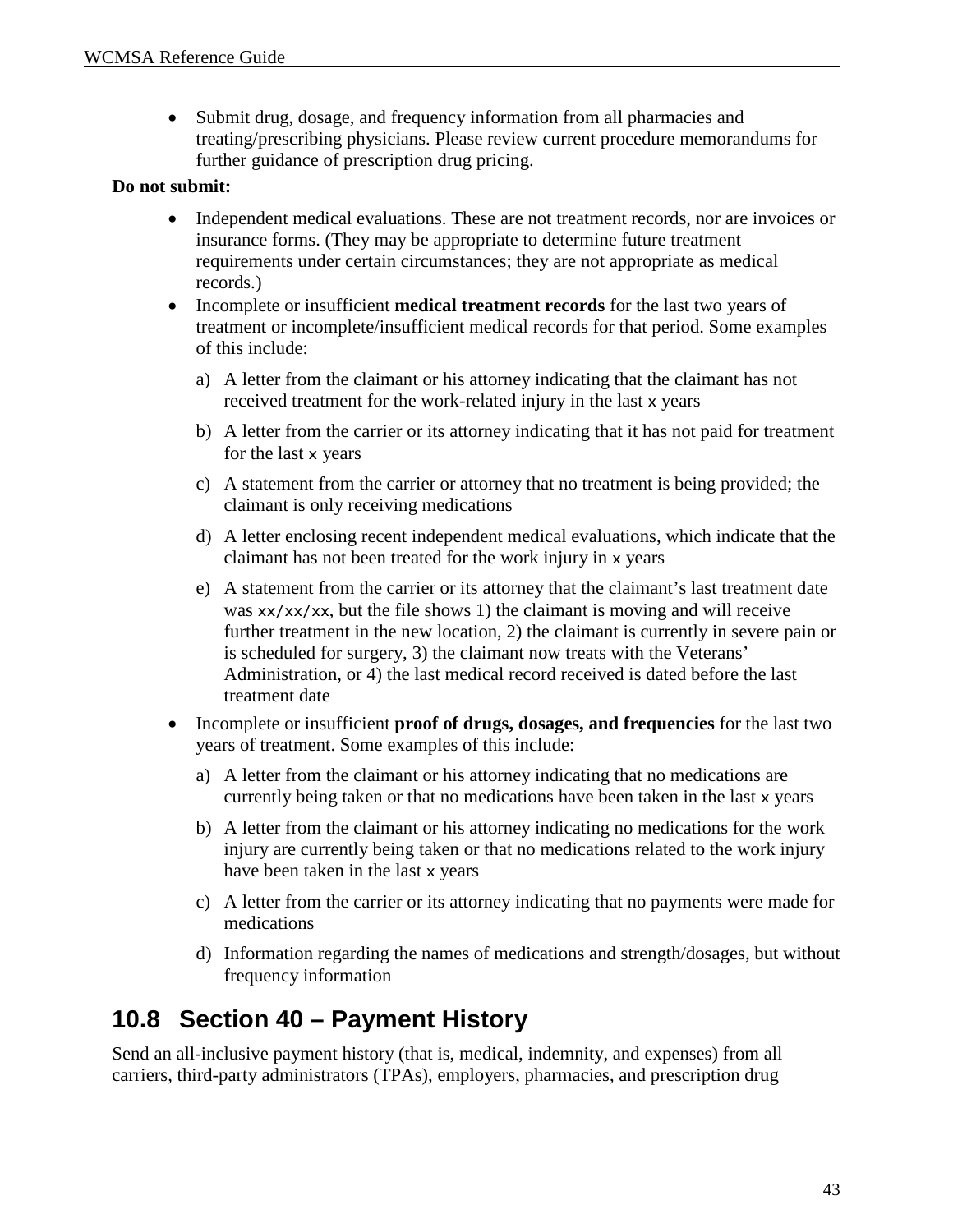- Submit drug, dosage, and frequency information from all pharmacies and treating/prescribing physicians. Please review current procedure memorandums for further guidance of prescription drug pricing.

**Do not submit:**

- Independent medical evaluations. These are not treatment records, nor are invoices or insurance forms. (They may be appropriate to determine future treatment requirements under certain circumstances; they are not appropriate as medical records.)
- Incomplete or insufficient **medical treatment records** for the last two years of treatment or incomplete/insufficient medical records for that period. Some examples of this include:
  a) A letter from the claimant or his attorney indicating that the claimant has not received treatment for the work-related injury in the last x years
  b) A letter from the carrier or its attorney indicating that it has not paid for treatment for the last x years
  c) A statement from the carrier or attorney that no treatment is being provided; the claimant is only receiving medications
  d) A letter enclosing recent independent medical evaluations, which indicate that the claimant has not been treated for the work injury in x years
  e) A statement from the carrier or its attorney that the claimant's last treatment date was xx/xx/xx, but the file shows 1) the claimant is moving and will receive further treatment in the new location, 2) the claimant is currently in severe pain or is scheduled for surgery, 3) the claimant now treats with the Veterans' Administration, or 4) the last medical record received is dated before the last treatment date
- Incomplete or insufficient **proof of drugs, dosages, and frequencies** for the last two years of treatment. Some examples of this include:
  a) A letter from the claimant or his attorney indicating that no medications are currently being taken or that no medications have been taken in the last x years
  b) A letter from the claimant or his attorney indicating no medications for the work injury are currently being taken or that no medications related to the work injury have been taken in the last x years
  c) A letter from the carrier or its attorney indicating that no payments were made for medications
  d) Information regarding the names of medications and strength/dosages, but without frequency information

## 10.8 Section 40 – Payment History

Send an all-inclusive payment history (that is, medical, indemnity, and expenses) from all carriers, third-party administrators (TPAs), employers, pharmacies, and prescription drug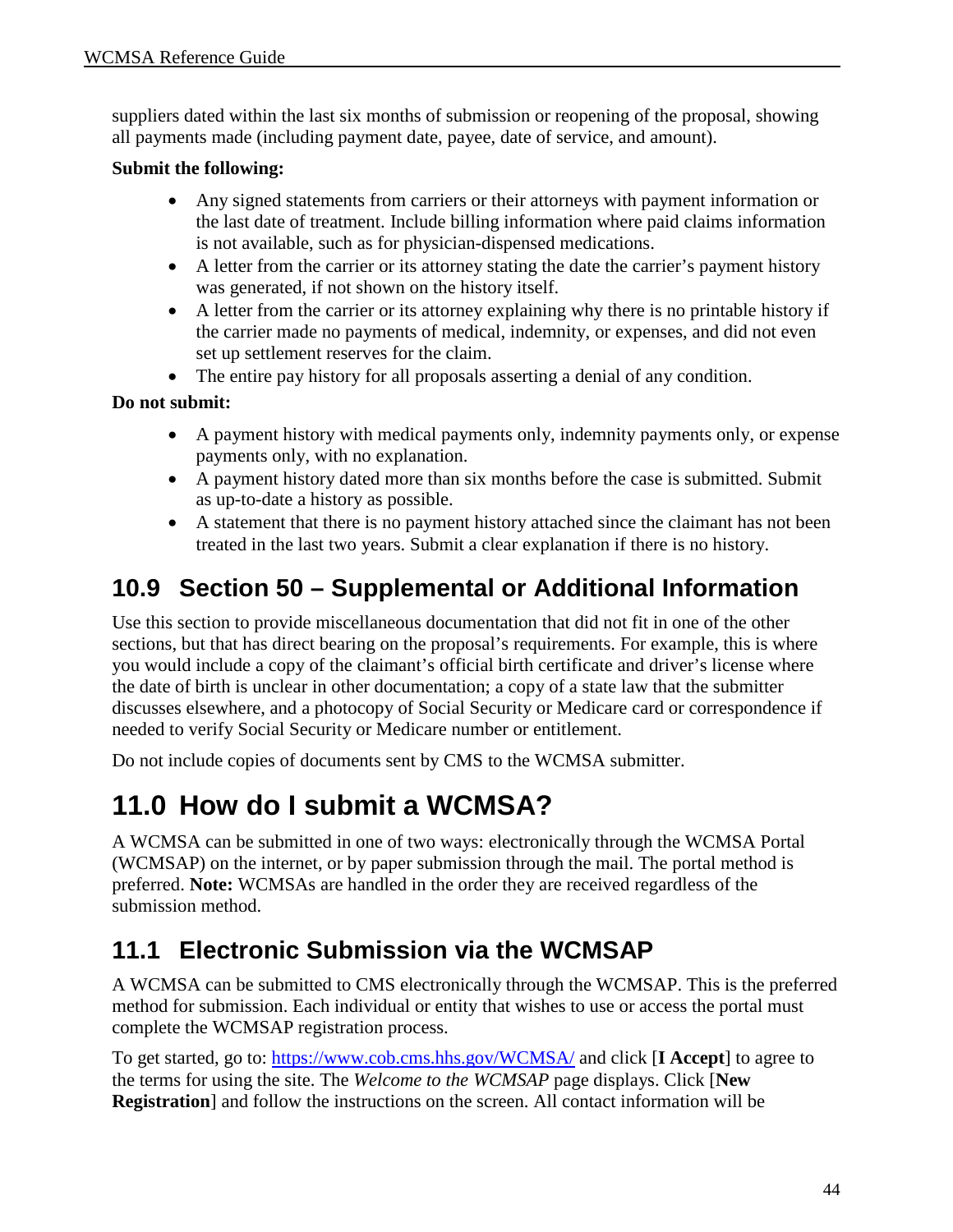suppliers dated within the last six months of submission or reopening of the proposal, showing all payments made (including payment date, payee, date of service, and amount).

**Submit the following:**

- Any signed statements from carriers or their attorneys with payment information or the last date of treatment. Include billing information where paid claims information is not available, such as for physician-dispensed medications.
- A letter from the carrier or its attorney stating the date the carrier's payment history was generated, if not shown on the history itself.
- A letter from the carrier or its attorney explaining why there is no printable history if the carrier made no payments of medical, indemnity, or expenses, and did not even set up settlement reserves for the claim.
- The entire pay history for all proposals asserting a denial of any condition.

**Do not submit:**

- A payment history with medical payments only, indemnity payments only, or expense payments only, with no explanation.
- A payment history dated more than six months before the case is submitted. Submit as up-to-date a history as possible.
- A statement that there is no payment history attached since the claimant has not been treated in the last two years. Submit a clear explanation if there is no history.

## 10.9 Section 50 – Supplemental or Additional Information

Use this section to provide miscellaneous documentation that did not fit in one of the other sections, but that has direct bearing on the proposal's requirements. For example, this is where you would include a copy of the claimant's official birth certificate and driver's license where the date of birth is unclear in other documentation; a copy of a state law that the submitter discusses elsewhere, and a photocopy of Social Security or Medicare card or correspondence if needed to verify Social Security or Medicare number or entitlement.

Do not include copies of documents sent by CMS to the WCMSA submitter.

# 11.0 How do I submit a WCMSA?

A WCMSA can be submitted in one of two ways: electronically through the WCMSA Portal (WCMSAP) on the internet, or by paper submission through the mail. The portal method is preferred. **Note:** WCMSAs are handled in the order they are received regardless of the submission method.

## 11.1 Electronic Submission via the WCMSAP

A WCMSA can be submitted to CMS electronically through the WCMSAP. This is the preferred method for submission. Each individual or entity that wishes to use or access the portal must complete the WCMSAP registration process.

To get started, go to: https://www.cob.cms.hhs.gov/WCMSA/ and click [**I Accept**] to agree to the terms for using the site. The *Welcome to the WCMSAP* page displays. Click [**New Registration**] and follow the instructions on the screen. All contact information will be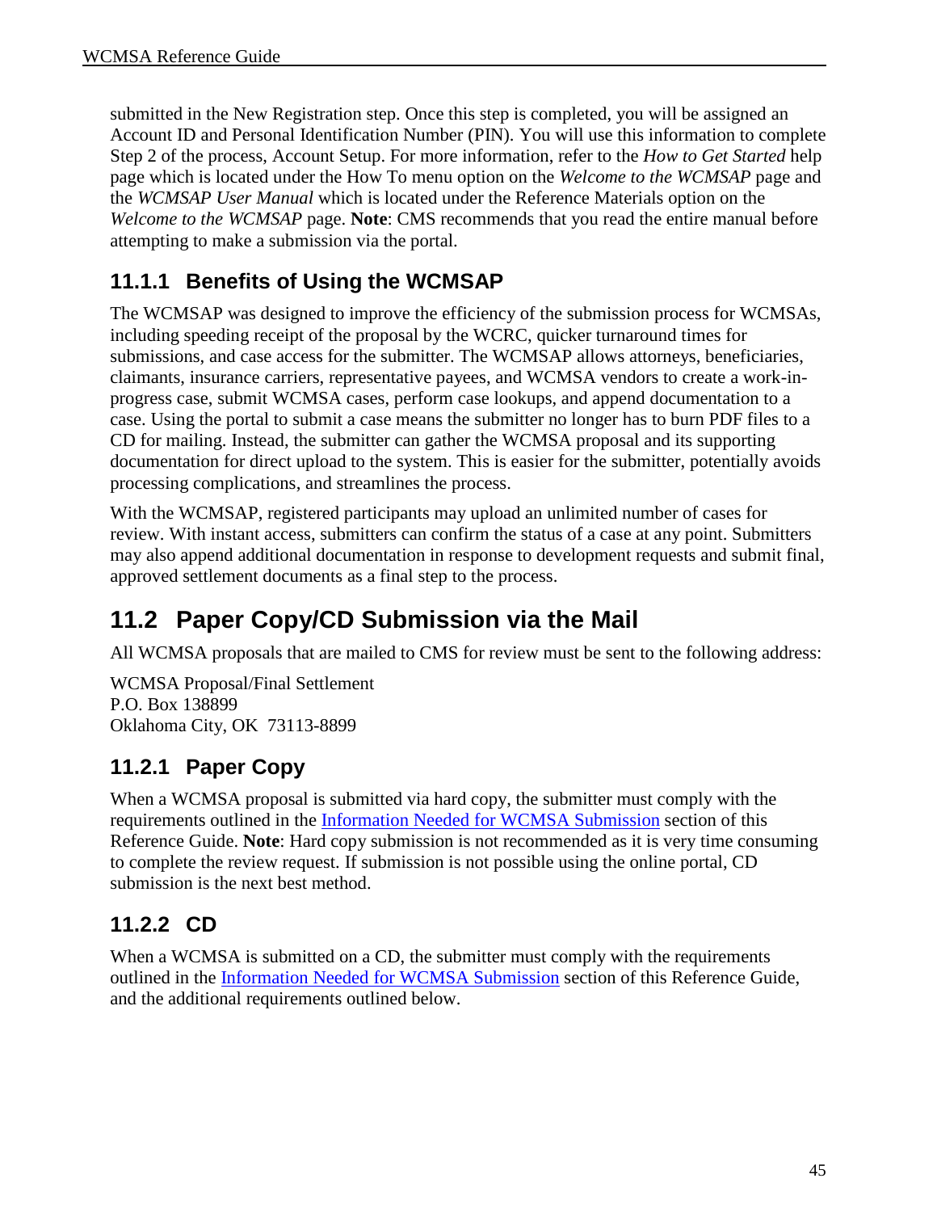submitted in the New Registration step. Once this step is completed, you will be assigned an Account ID and Personal Identification Number (PIN). You will use this information to complete Step 2 of the process, Account Setup. For more information, refer to the *How to Get Started* help page which is located under the How To menu option on the *Welcome to the WCMSAP* page and the *WCMSAP User Manual* which is located under the Reference Materials option on the *Welcome to the WCMSAP* page. **Note**: CMS recommends that you read the entire manual before attempting to make a submission via the portal.

### 11.1.1 Benefits of Using the WCMSAP

The WCMSAP was designed to improve the efficiency of the submission process for WCMSAs, including speeding receipt of the proposal by the WCRC, quicker turnaround times for submissions, and case access for the submitter. The WCMSAP allows attorneys, beneficiaries, claimants, insurance carriers, representative payees, and WCMSA vendors to create a work-in-progress case, submit WCMSA cases, perform case lookups, and append documentation to a case. Using the portal to submit a case means the submitter no longer has to burn PDF files to a CD for mailing. Instead, the submitter can gather the WCMSA proposal and its supporting documentation for direct upload to the system. This is easier for the submitter, potentially avoids processing complications, and streamlines the process.

With the WCMSAP, registered participants may upload an unlimited number of cases for review. With instant access, submitters can confirm the status of a case at any point. Submitters may also append additional documentation in response to development requests and submit final, approved settlement documents as a final step to the process.

## 11.2 Paper Copy/CD Submission via the Mail

All WCMSA proposals that are mailed to CMS for review must be sent to the following address:

WCMSA Proposal/Final Settlement
P.O. Box 138899
Oklahoma City, OK 73113-8899

### 11.2.1 Paper Copy

When a WCMSA proposal is submitted via hard copy, the submitter must comply with the requirements outlined in the Information Needed for WCMSA Submission section of this Reference Guide. **Note**: Hard copy submission is not recommended as it is very time consuming to complete the review request. If submission is not possible using the online portal, CD submission is the next best method.

### 11.2.2 CD

When a WCMSA is submitted on a CD, the submitter must comply with the requirements outlined in the Information Needed for WCMSA Submission section of this Reference Guide, and the additional requirements outlined below.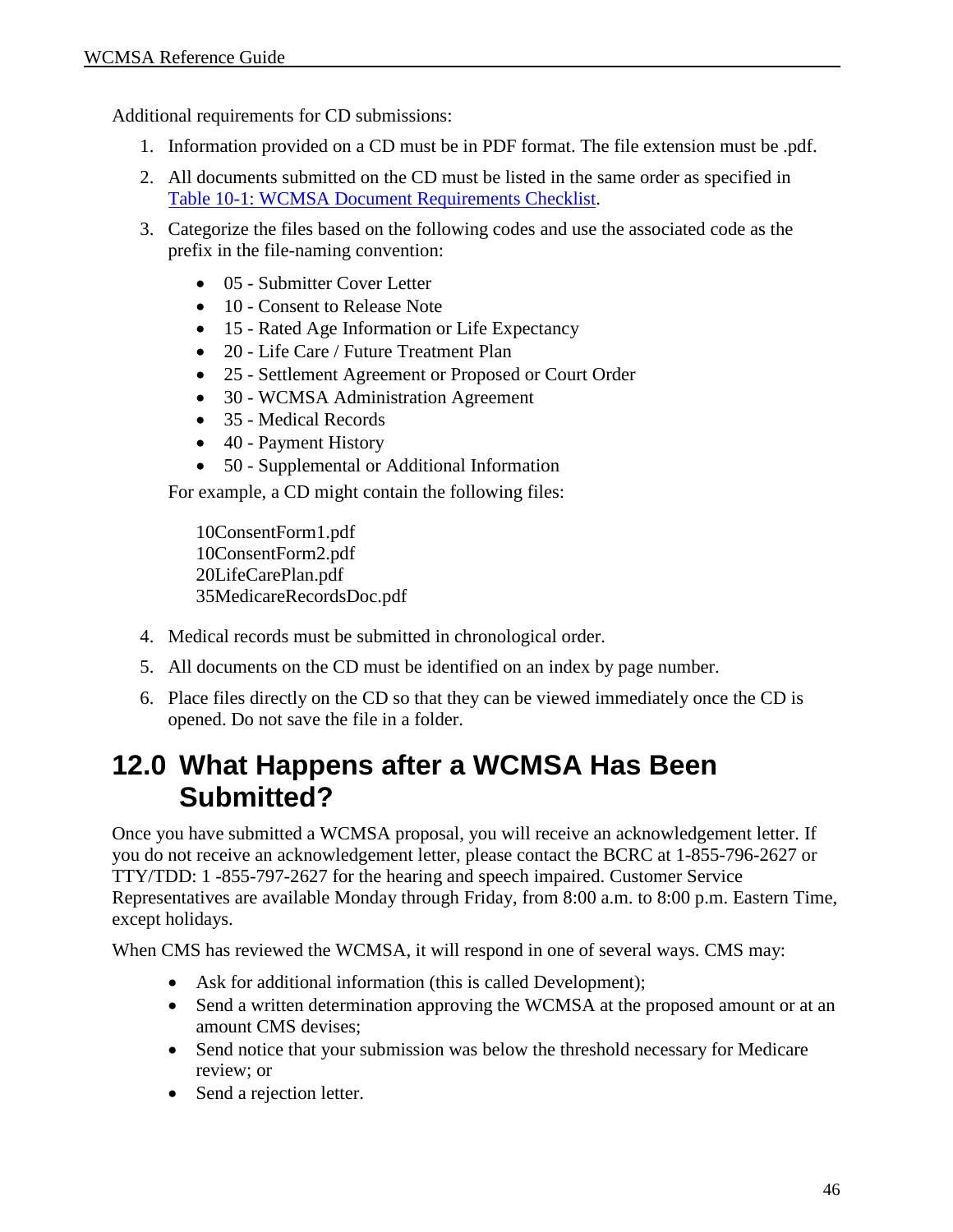Additional requirements for CD submissions:

1. Information provided on a CD must be in PDF format. The file extension must be .pdf.
2. All documents submitted on the CD must be listed in the same order as specified in Table 10-1: WCMSA Document Requirements Checklist.
3. Categorize the files based on the following codes and use the associated code as the prefix in the file-naming convention:

   - 05 - Submitter Cover Letter
   - 10 - Consent to Release Note
   - 15 - Rated Age Information or Life Expectancy
   - 20 - Life Care / Future Treatment Plan
   - 25 - Settlement Agreement or Proposed or Court Order
   - 30 - WCMSA Administration Agreement
   - 35 - Medical Records
   - 40 - Payment History
   - 50 - Supplemental or Additional Information

   For example, a CD might contain the following files:

   10ConsentForm1.pdf
   10ConsentForm2.pdf
   20LifeCarePlan.pdf
   35MedicareRecordsDoc.pdf

4. Medical records must be submitted in chronological order.
5. All documents on the CD must be identified on an index by page number.
6. Place files directly on the CD so that they can be viewed immediately once the CD is opened. Do not save the file in a folder.

# 12.0 What Happens after a WCMSA Has Been Submitted?

Once you have submitted a WCMSA proposal, you will receive an acknowledgement letter. If you do not receive an acknowledgement letter, please contact the BCRC at 1-855-796-2627 or TTY/TDD: 1 -855-797-2627 for the hearing and speech impaired. Customer Service Representatives are available Monday through Friday, from 8:00 a.m. to 8:00 p.m. Eastern Time, except holidays.

When CMS has reviewed the WCMSA, it will respond in one of several ways. CMS may:

- Ask for additional information (this is called Development);
- Send a written determination approving the WCMSA at the proposed amount or at an amount CMS devises;
- Send notice that your submission was below the threshold necessary for Medicare review; or
- Send a rejection letter.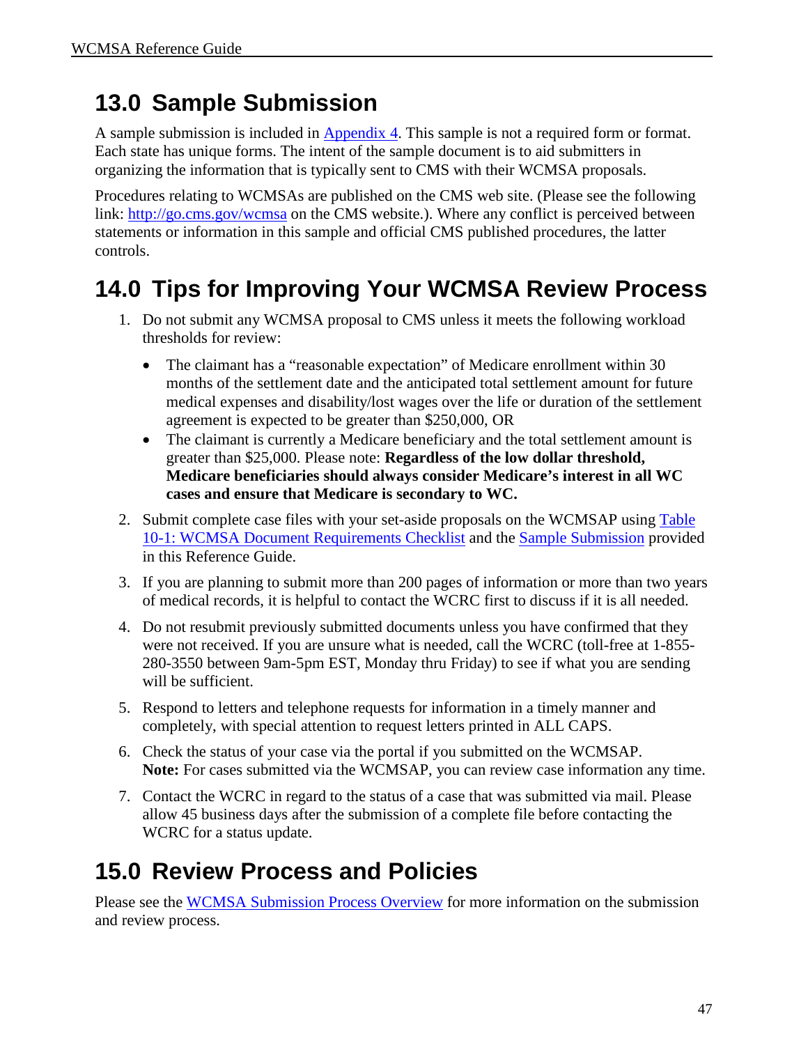# 13.0 Sample Submission

A sample submission is included in [Appendix 4](). This sample is not a required form or format. Each state has unique forms. The intent of the sample document is to aid submitters in organizing the information that is typically sent to CMS with their WCMSA proposals.

Procedures relating to WCMSAs are published on the CMS web site. (Please see the following link: [http://go.cms.gov/wcmsa](http://go.cms.gov/wcmsa) on the CMS website.). Where any conflict is perceived between statements or information in this sample and official CMS published procedures, the latter controls.

# 14.0 Tips for Improving Your WCMSA Review Process

1. Do not submit any WCMSA proposal to CMS unless it meets the following workload thresholds for review:
   - The claimant has a "reasonable expectation" of Medicare enrollment within 30 months of the settlement date and the anticipated total settlement amount for future medical expenses and disability/lost wages over the life or duration of the settlement agreement is expected to be greater than $250,000, OR
   - The claimant is currently a Medicare beneficiary and the total settlement amount is greater than $25,000. Please note: **Regardless of the low dollar threshold, Medicare beneficiaries should always consider Medicare's interest in all WC cases and ensure that Medicare is secondary to WC.**
2. Submit complete case files with your set-aside proposals on the WCMSAP using [Table 10-1: WCMSA Document Requirements Checklist]() and the [Sample Submission]() provided in this Reference Guide.
3. If you are planning to submit more than 200 pages of information or more than two years of medical records, it is helpful to contact the WCRC first to discuss if it is all needed.
4. Do not resubmit previously submitted documents unless you have confirmed that they were not received. If you are unsure what is needed, call the WCRC (toll-free at 1-855-280-3550 between 9am-5pm EST, Monday thru Friday) to see if what you are sending will be sufficient.
5. Respond to letters and telephone requests for information in a timely manner and completely, with special attention to request letters printed in ALL CAPS.
6. Check the status of your case via the portal if you submitted on the WCMSAP. **Note:** For cases submitted via the WCMSAP, you can review case information any time.
7. Contact the WCRC in regard to the status of a case that was submitted via mail. Please allow 45 business days after the submission of a complete file before contacting the WCRC for a status update.

# 15.0 Review Process and Policies

Please see the [WCMSA Submission Process Overview]() for more information on the submission and review process.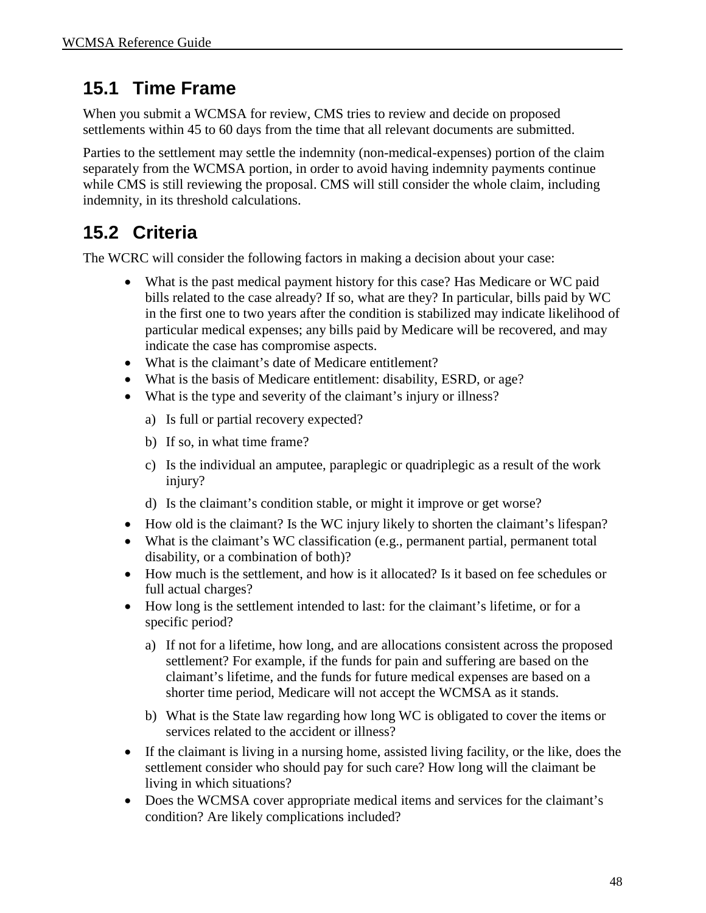## 15.1 Time Frame

When you submit a WCMSA for review, CMS tries to review and decide on proposed settlements within 45 to 60 days from the time that all relevant documents are submitted.

Parties to the settlement may settle the indemnity (non-medical-expenses) portion of the claim separately from the WCMSA portion, in order to avoid having indemnity payments continue while CMS is still reviewing the proposal. CMS will still consider the whole claim, including indemnity, in its threshold calculations.

## 15.2 Criteria

The WCRC will consider the following factors in making a decision about your case:

- What is the past medical payment history for this case? Has Medicare or WC paid bills related to the case already? If so, what are they? In particular, bills paid by WC in the first one to two years after the condition is stabilized may indicate likelihood of particular medical expenses; any bills paid by Medicare will be recovered, and may indicate the case has compromise aspects.
- What is the claimant's date of Medicare entitlement?
- What is the basis of Medicare entitlement: disability, ESRD, or age?
- What is the type and severity of the claimant's injury or illness?
  - a) Is full or partial recovery expected?
  - b) If so, in what time frame?
  - c) Is the individual an amputee, paraplegic or quadriplegic as a result of the work injury?
  - d) Is the claimant's condition stable, or might it improve or get worse?
- How old is the claimant? Is the WC injury likely to shorten the claimant's lifespan?
- What is the claimant's WC classification (e.g., permanent partial, permanent total disability, or a combination of both)?
- How much is the settlement, and how is it allocated? Is it based on fee schedules or full actual charges?
- How long is the settlement intended to last: for the claimant's lifetime, or for a specific period?
  - a) If not for a lifetime, how long, and are allocations consistent across the proposed settlement? For example, if the funds for pain and suffering are based on the claimant's lifetime, and the funds for future medical expenses are based on a shorter time period, Medicare will not accept the WCMSA as it stands.
  - b) What is the State law regarding how long WC is obligated to cover the items or services related to the accident or illness?
- If the claimant is living in a nursing home, assisted living facility, or the like, does the settlement consider who should pay for such care? How long will the claimant be living in which situations?
- Does the WCMSA cover appropriate medical items and services for the claimant's condition? Are likely complications included?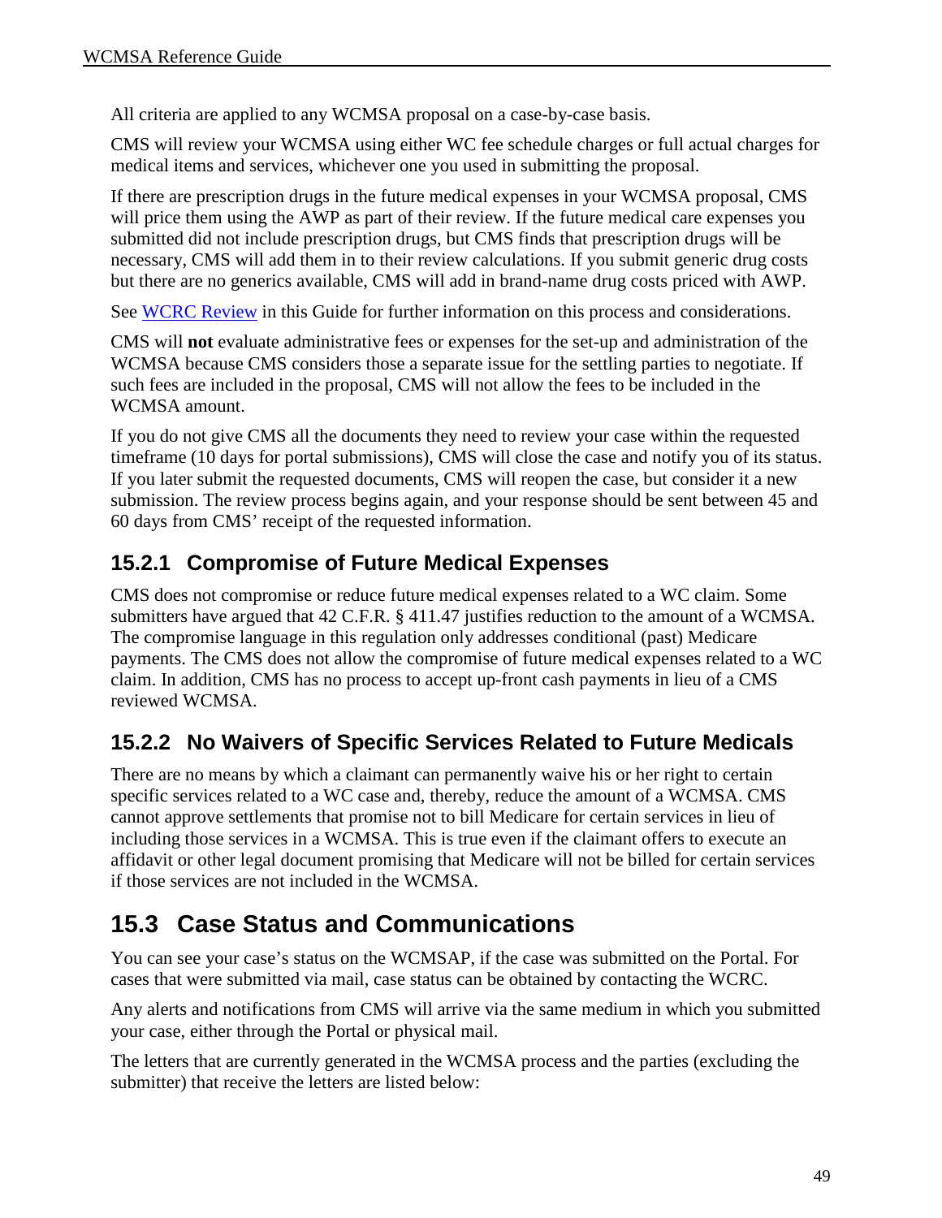All criteria are applied to any WCMSA proposal on a case-by-case basis.

CMS will review your WCMSA using either WC fee schedule charges or full actual charges for medical items and services, whichever one you used in submitting the proposal.

If there are prescription drugs in the future medical expenses in your WCMSA proposal, CMS will price them using the AWP as part of their review. If the future medical care expenses you submitted did not include prescription drugs, but CMS finds that prescription drugs will be necessary, CMS will add them in to their review calculations. If you submit generic drug costs but there are no generics available, CMS will add in brand-name drug costs priced with AWP.

See WCRC Review in this Guide for further information on this process and considerations.

CMS will **not** evaluate administrative fees or expenses for the set-up and administration of the WCMSA because CMS considers those a separate issue for the settling parties to negotiate. If such fees are included in the proposal, CMS will not allow the fees to be included in the WCMSA amount.

If you do not give CMS all the documents they need to review your case within the requested timeframe (10 days for portal submissions), CMS will close the case and notify you of its status. If you later submit the requested documents, CMS will reopen the case, but consider it a new submission. The review process begins again, and your response should be sent between 45 and 60 days from CMS' receipt of the requested information.

### 15.2.1 Compromise of Future Medical Expenses

CMS does not compromise or reduce future medical expenses related to a WC claim. Some submitters have argued that 42 C.F.R. § 411.47 justifies reduction to the amount of a WCMSA. The compromise language in this regulation only addresses conditional (past) Medicare payments. The CMS does not allow the compromise of future medical expenses related to a WC claim. In addition, CMS has no process to accept up-front cash payments in lieu of a CMS reviewed WCMSA.

### 15.2.2 No Waivers of Specific Services Related to Future Medicals

There are no means by which a claimant can permanently waive his or her right to certain specific services related to a WC case and, thereby, reduce the amount of a WCMSA. CMS cannot approve settlements that promise not to bill Medicare for certain services in lieu of including those services in a WCMSA. This is true even if the claimant offers to execute an affidavit or other legal document promising that Medicare will not be billed for certain services if those services are not included in the WCMSA.

## 15.3 Case Status and Communications

You can see your case's status on the WCMSAP, if the case was submitted on the Portal. For cases that were submitted via mail, case status can be obtained by contacting the WCRC.

Any alerts and notifications from CMS will arrive via the same medium in which you submitted your case, either through the Portal or physical mail.

The letters that are currently generated in the WCMSA process and the parties (excluding the submitter) that receive the letters are listed below: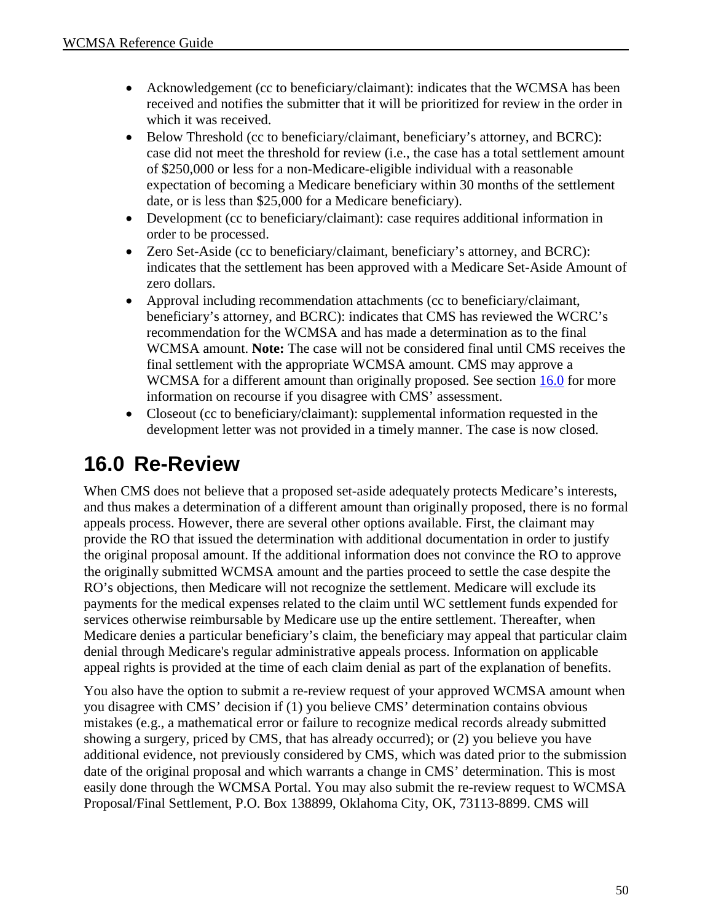- Acknowledgement (cc to beneficiary/claimant): indicates that the WCMSA has been received and notifies the submitter that it will be prioritized for review in the order in which it was received.
- Below Threshold (cc to beneficiary/claimant, beneficiary's attorney, and BCRC): case did not meet the threshold for review (i.e., the case has a total settlement amount of $250,000 or less for a non-Medicare-eligible individual with a reasonable expectation of becoming a Medicare beneficiary within 30 months of the settlement date, or is less than $25,000 for a Medicare beneficiary).
- Development (cc to beneficiary/claimant): case requires additional information in order to be processed.
- Zero Set-Aside (cc to beneficiary/claimant, beneficiary's attorney, and BCRC): indicates that the settlement has been approved with a Medicare Set-Aside Amount of zero dollars.
- Approval including recommendation attachments (cc to beneficiary/claimant, beneficiary's attorney, and BCRC): indicates that CMS has reviewed the WCRC's recommendation for the WCMSA and has made a determination as to the final WCMSA amount. **Note:** The case will not be considered final until CMS receives the final settlement with the appropriate WCMSA amount. CMS may approve a WCMSA for a different amount than originally proposed. See section 16.0 for more information on recourse if you disagree with CMS' assessment.
- Closeout (cc to beneficiary/claimant): supplemental information requested in the development letter was not provided in a timely manner. The case is now closed.

# 16.0 Re-Review

When CMS does not believe that a proposed set-aside adequately protects Medicare's interests, and thus makes a determination of a different amount than originally proposed, there is no formal appeals process. However, there are several other options available. First, the claimant may provide the RO that issued the determination with additional documentation in order to justify the original proposal amount. If the additional information does not convince the RO to approve the originally submitted WCMSA amount and the parties proceed to settle the case despite the RO's objections, then Medicare will not recognize the settlement. Medicare will exclude its payments for the medical expenses related to the claim until WC settlement funds expended for services otherwise reimbursable by Medicare use up the entire settlement. Thereafter, when Medicare denies a particular beneficiary's claim, the beneficiary may appeal that particular claim denial through Medicare's regular administrative appeals process. Information on applicable appeal rights is provided at the time of each claim denial as part of the explanation of benefits.

You also have the option to submit a re-review request of your approved WCMSA amount when you disagree with CMS' decision if (1) you believe CMS' determination contains obvious mistakes (e.g., a mathematical error or failure to recognize medical records already submitted showing a surgery, priced by CMS, that has already occurred); or (2) you believe you have additional evidence, not previously considered by CMS, which was dated prior to the submission date of the original proposal and which warrants a change in CMS' determination. This is most easily done through the WCMSA Portal. You may also submit the re-review request to WCMSA Proposal/Final Settlement, P.O. Box 138899, Oklahoma City, OK, 73113-8899. CMS will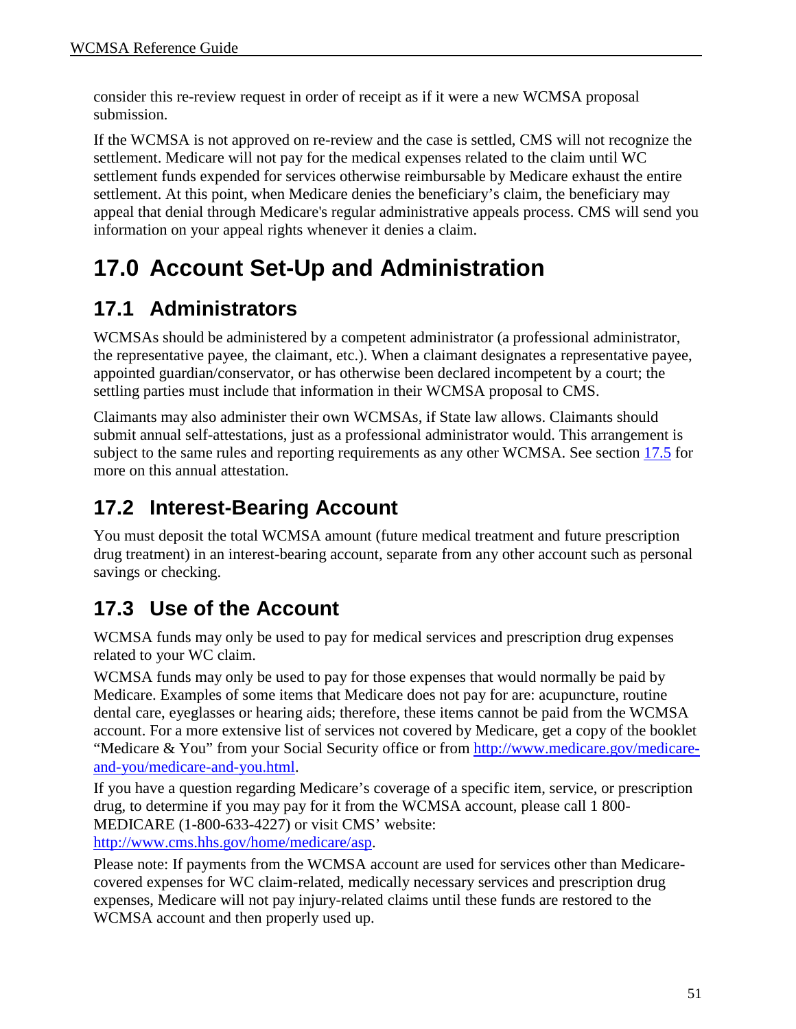consider this re-review request in order of receipt as if it were a new WCMSA proposal submission.

If the WCMSA is not approved on re-review and the case is settled, CMS will not recognize the settlement. Medicare will not pay for the medical expenses related to the claim until WC settlement funds expended for services otherwise reimbursable by Medicare exhaust the entire settlement. At this point, when Medicare denies the beneficiary's claim, the beneficiary may appeal that denial through Medicare's regular administrative appeals process. CMS will send you information on your appeal rights whenever it denies a claim.

# 17.0 Account Set-Up and Administration

## 17.1 Administrators

WCMSAs should be administered by a competent administrator (a professional administrator, the representative payee, the claimant, etc.). When a claimant designates a representative payee, appointed guardian/conservator, or has otherwise been declared incompetent by a court; the settling parties must include that information in their WCMSA proposal to CMS.

Claimants may also administer their own WCMSAs, if State law allows. Claimants should submit annual self-attestations, just as a professional administrator would. This arrangement is subject to the same rules and reporting requirements as any other WCMSA. See section 17.5 for more on this annual attestation.

## 17.2 Interest-Bearing Account

You must deposit the total WCMSA amount (future medical treatment and future prescription drug treatment) in an interest-bearing account, separate from any other account such as personal savings or checking.

## 17.3 Use of the Account

WCMSA funds may only be used to pay for medical services and prescription drug expenses related to your WC claim.

WCMSA funds may only be used to pay for those expenses that would normally be paid by Medicare. Examples of some items that Medicare does not pay for are: acupuncture, routine dental care, eyeglasses or hearing aids; therefore, these items cannot be paid from the WCMSA account. For a more extensive list of services not covered by Medicare, get a copy of the booklet "Medicare & You" from your Social Security office or from http://www.medicare.gov/medicare-and-you/medicare-and-you.html.

If you have a question regarding Medicare's coverage of a specific item, service, or prescription drug, to determine if you may pay for it from the WCMSA account, please call 1 800-MEDICARE (1-800-633-4227) or visit CMS' website: http://www.cms.hhs.gov/home/medicare/asp.

Please note: If payments from the WCMSA account are used for services other than Medicare-covered expenses for WC claim-related, medically necessary services and prescription drug expenses, Medicare will not pay injury-related claims until these funds are restored to the WCMSA account and then properly used up.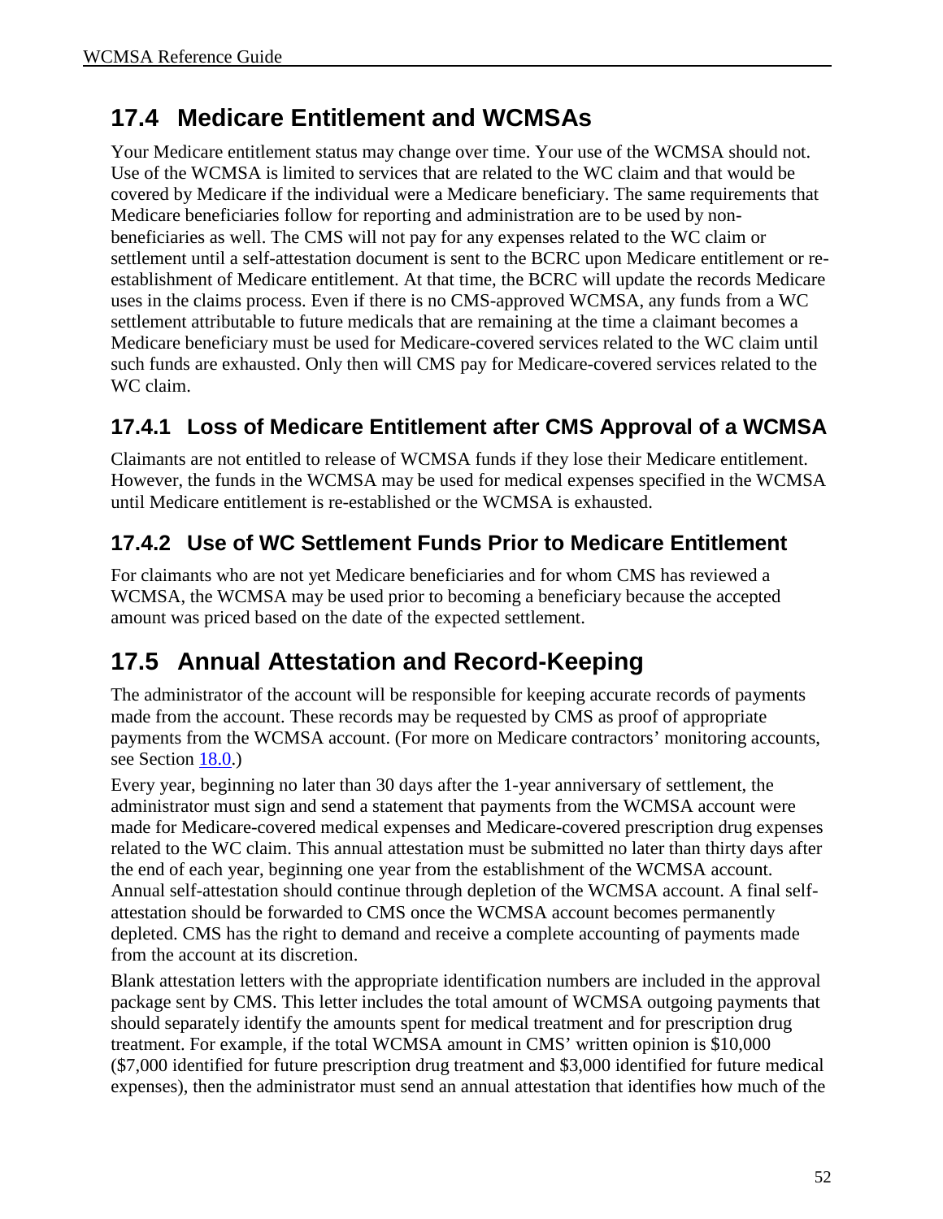## 17.4 Medicare Entitlement and WCMSAs

Your Medicare entitlement status may change over time. Your use of the WCMSA should not. Use of the WCMSA is limited to services that are related to the WC claim and that would be covered by Medicare if the individual were a Medicare beneficiary. The same requirements that Medicare beneficiaries follow for reporting and administration are to be used by non-beneficiaries as well. The CMS will not pay for any expenses related to the WC claim or settlement until a self-attestation document is sent to the BCRC upon Medicare entitlement or re-establishment of Medicare entitlement. At that time, the BCRC will update the records Medicare uses in the claims process. Even if there is no CMS-approved WCMSA, any funds from a WC settlement attributable to future medicals that are remaining at the time a claimant becomes a Medicare beneficiary must be used for Medicare-covered services related to the WC claim until such funds are exhausted. Only then will CMS pay for Medicare-covered services related to the WC claim.

### 17.4.1 Loss of Medicare Entitlement after CMS Approval of a WCMSA

Claimants are not entitled to release of WCMSA funds if they lose their Medicare entitlement. However, the funds in the WCMSA may be used for medical expenses specified in the WCMSA until Medicare entitlement is re-established or the WCMSA is exhausted.

### 17.4.2 Use of WC Settlement Funds Prior to Medicare Entitlement

For claimants who are not yet Medicare beneficiaries and for whom CMS has reviewed a WCMSA, the WCMSA may be used prior to becoming a beneficiary because the accepted amount was priced based on the date of the expected settlement.

## 17.5 Annual Attestation and Record-Keeping

The administrator of the account will be responsible for keeping accurate records of payments made from the account. These records may be requested by CMS as proof of appropriate payments from the WCMSA account. (For more on Medicare contractors' monitoring accounts, see Section 18.0.)

Every year, beginning no later than 30 days after the 1-year anniversary of settlement, the administrator must sign and send a statement that payments from the WCMSA account were made for Medicare-covered medical expenses and Medicare-covered prescription drug expenses related to the WC claim. This annual attestation must be submitted no later than thirty days after the end of each year, beginning one year from the establishment of the WCMSA account. Annual self-attestation should continue through depletion of the WCMSA account. A final self-attestation should be forwarded to CMS once the WCMSA account becomes permanently depleted. CMS has the right to demand and receive a complete accounting of payments made from the account at its discretion.

Blank attestation letters with the appropriate identification numbers are included in the approval package sent by CMS. This letter includes the total amount of WCMSA outgoing payments that should separately identify the amounts spent for medical treatment and for prescription drug treatment. For example, if the total WCMSA amount in CMS' written opinion is $10,000 ($7,000 identified for future prescription drug treatment and $3,000 identified for future medical expenses), then the administrator must send an annual attestation that identifies how much of the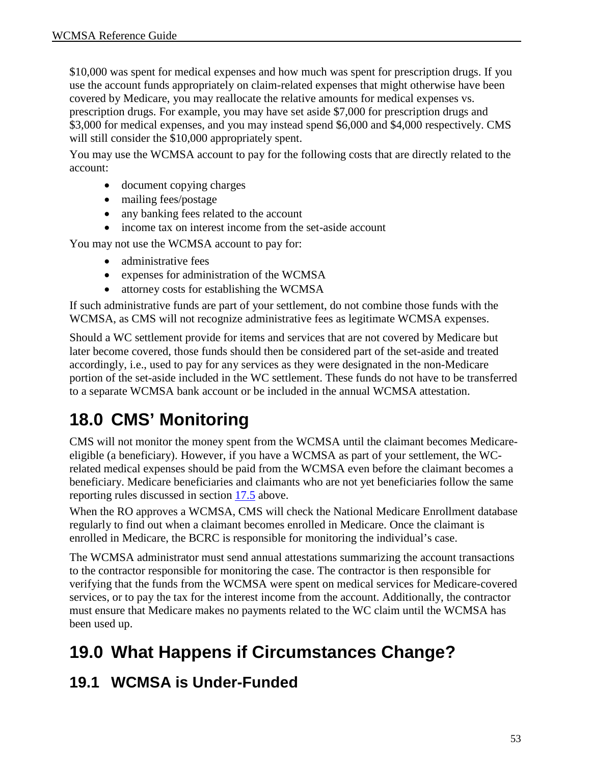$10,000 was spent for medical expenses and how much was spent for prescription drugs. If you use the account funds appropriately on claim-related expenses that might otherwise have been covered by Medicare, you may reallocate the relative amounts for medical expenses vs. prescription drugs. For example, you may have set aside $7,000 for prescription drugs and $3,000 for medical expenses, and you may instead spend $6,000 and $4,000 respectively. CMS will still consider the $10,000 appropriately spent.

You may use the WCMSA account to pay for the following costs that are directly related to the account:

- document copying charges
- mailing fees/postage
- any banking fees related to the account
- income tax on interest income from the set-aside account

You may not use the WCMSA account to pay for:

- administrative fees
- expenses for administration of the WCMSA
- attorney costs for establishing the WCMSA

If such administrative funds are part of your settlement, do not combine those funds with the WCMSA, as CMS will not recognize administrative fees as legitimate WCMSA expenses.

Should a WC settlement provide for items and services that are not covered by Medicare but later become covered, those funds should then be considered part of the set-aside and treated accordingly, i.e., used to pay for any services as they were designated in the non-Medicare portion of the set-aside included in the WC settlement. These funds do not have to be transferred to a separate WCMSA bank account or be included in the annual WCMSA attestation.

# 18.0 CMS' Monitoring

CMS will not monitor the money spent from the WCMSA until the claimant becomes Medicare-eligible (a beneficiary). However, if you have a WCMSA as part of your settlement, the WC-related medical expenses should be paid from the WCMSA even before the claimant becomes a beneficiary. Medicare beneficiaries and claimants who are not yet beneficiaries follow the same reporting rules discussed in section 17.5 above.

When the RO approves a WCMSA, CMS will check the National Medicare Enrollment database regularly to find out when a claimant becomes enrolled in Medicare. Once the claimant is enrolled in Medicare, the BCRC is responsible for monitoring the individual's case.

The WCMSA administrator must send annual attestations summarizing the account transactions to the contractor responsible for monitoring the case. The contractor is then responsible for verifying that the funds from the WCMSA were spent on medical services for Medicare-covered services, or to pay the tax for the interest income from the account. Additionally, the contractor must ensure that Medicare makes no payments related to the WC claim until the WCMSA has been used up.

# 19.0 What Happens if Circumstances Change?

## 19.1 WCMSA is Under-Funded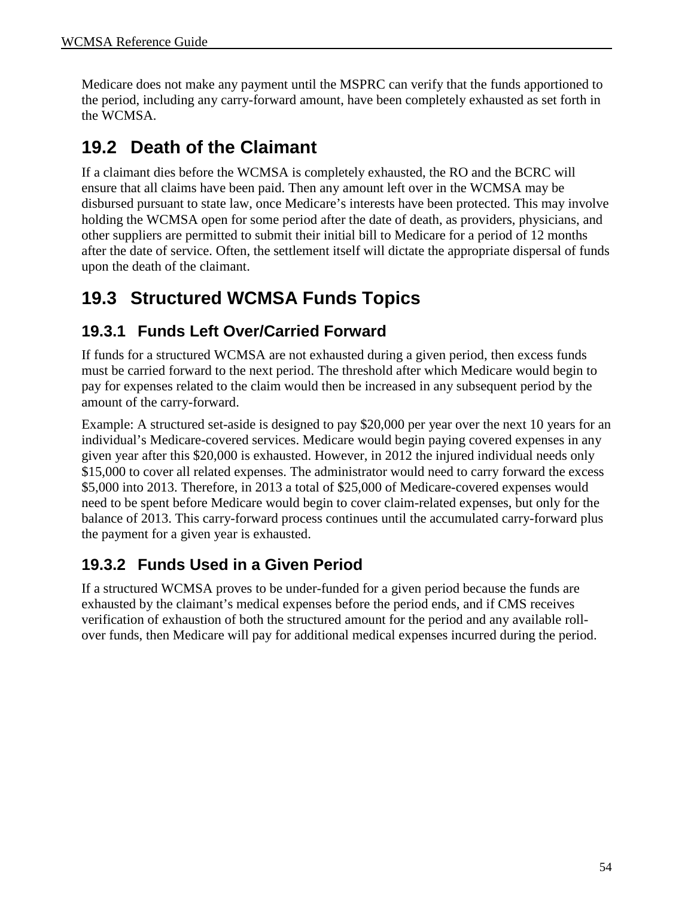Medicare does not make any payment until the MSPRC can verify that the funds apportioned to the period, including any carry-forward amount, have been completely exhausted as set forth in the WCMSA.

## 19.2 Death of the Claimant

If a claimant dies before the WCMSA is completely exhausted, the RO and the BCRC will ensure that all claims have been paid. Then any amount left over in the WCMSA may be disbursed pursuant to state law, once Medicare's interests have been protected. This may involve holding the WCMSA open for some period after the date of death, as providers, physicians, and other suppliers are permitted to submit their initial bill to Medicare for a period of 12 months after the date of service. Often, the settlement itself will dictate the appropriate dispersal of funds upon the death of the claimant.

## 19.3 Structured WCMSA Funds Topics

### 19.3.1 Funds Left Over/Carried Forward

If funds for a structured WCMSA are not exhausted during a given period, then excess funds must be carried forward to the next period. The threshold after which Medicare would begin to pay for expenses related to the claim would then be increased in any subsequent period by the amount of the carry-forward.

Example: A structured set-aside is designed to pay $20,000 per year over the next 10 years for an individual's Medicare-covered services. Medicare would begin paying covered expenses in any given year after this $20,000 is exhausted. However, in 2012 the injured individual needs only $15,000 to cover all related expenses. The administrator would need to carry forward the excess $5,000 into 2013. Therefore, in 2013 a total of $25,000 of Medicare-covered expenses would need to be spent before Medicare would begin to cover claim-related expenses, but only for the balance of 2013. This carry-forward process continues until the accumulated carry-forward plus the payment for a given year is exhausted.

### 19.3.2 Funds Used in a Given Period

If a structured WCMSA proves to be under-funded for a given period because the funds are exhausted by the claimant's medical expenses before the period ends, and if CMS receives verification of exhaustion of both the structured amount for the period and any available roll-over funds, then Medicare will pay for additional medical expenses incurred during the period.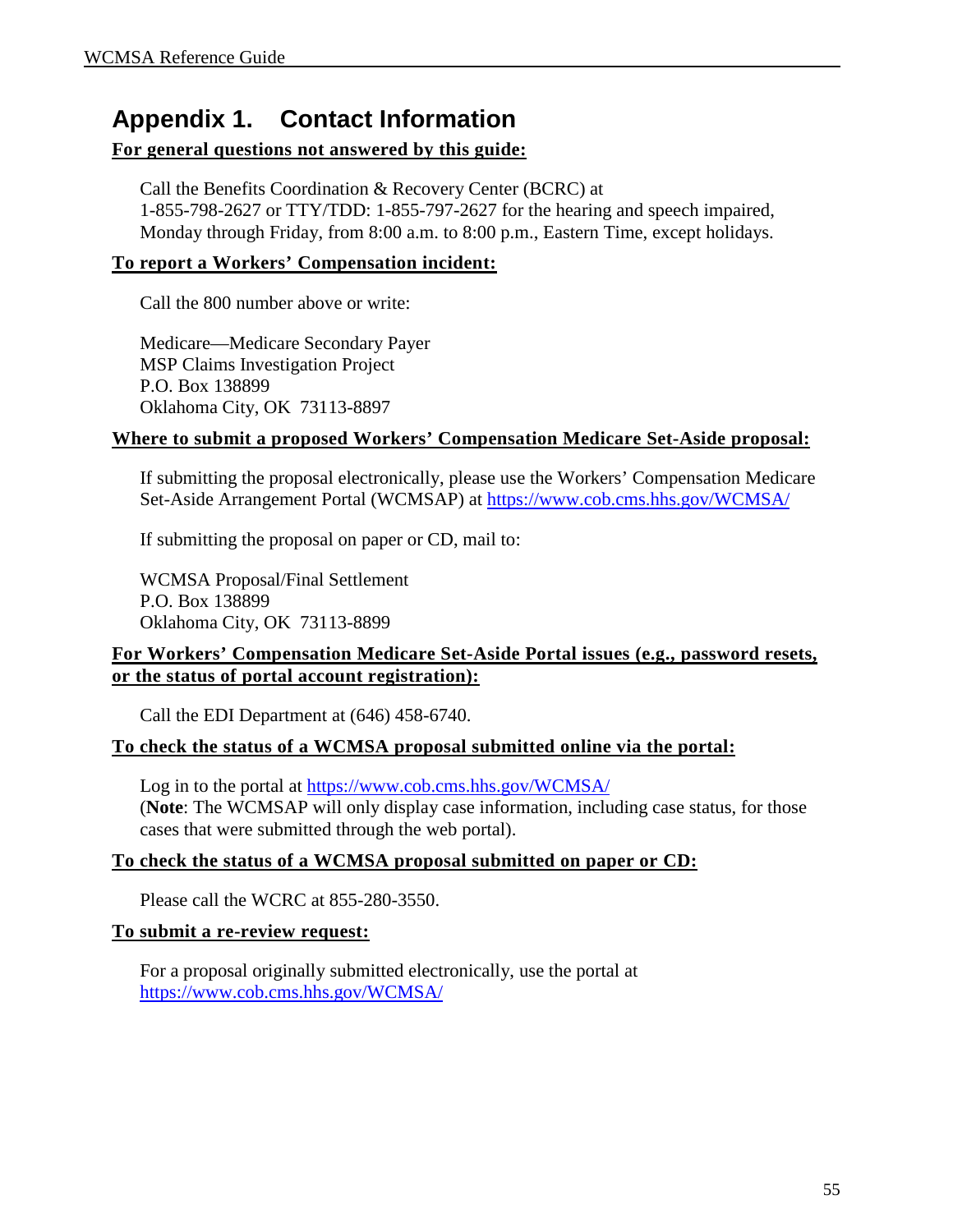# Appendix 1. Contact Information

**For general questions not answered by this guide:**

Call the Benefits Coordination & Recovery Center (BCRC) at 1-855-798-2627 or TTY/TDD: 1-855-797-2627 for the hearing and speech impaired, Monday through Friday, from 8:00 a.m. to 8:00 p.m., Eastern Time, except holidays.

**To report a Workers' Compensation incident:**

Call the 800 number above or write:

Medicare—Medicare Secondary Payer
MSP Claims Investigation Project
P.O. Box 138899
Oklahoma City, OK 73113-8897

**Where to submit a proposed Workers' Compensation Medicare Set-Aside proposal:**

If submitting the proposal electronically, please use the Workers' Compensation Medicare Set-Aside Arrangement Portal (WCMSAP) at https://www.cob.cms.hhs.gov/WCMSA/

If submitting the proposal on paper or CD, mail to:

WCMSA Proposal/Final Settlement
P.O. Box 138899
Oklahoma City, OK 73113-8899

**For Workers' Compensation Medicare Set-Aside Portal issues (e.g., password resets, or the status of portal account registration):**

Call the EDI Department at (646) 458-6740.

**To check the status of a WCMSA proposal submitted online via the portal:**

Log in to the portal at https://www.cob.cms.hhs.gov/WCMSA/
(**Note**: The WCMSAP will only display case information, including case status, for those cases that were submitted through the web portal).

**To check the status of a WCMSA proposal submitted on paper or CD:**

Please call the WCRC at 855-280-3550.

**To submit a re-review request:**

For a proposal originally submitted electronically, use the portal at https://www.cob.cms.hhs.gov/WCMSA/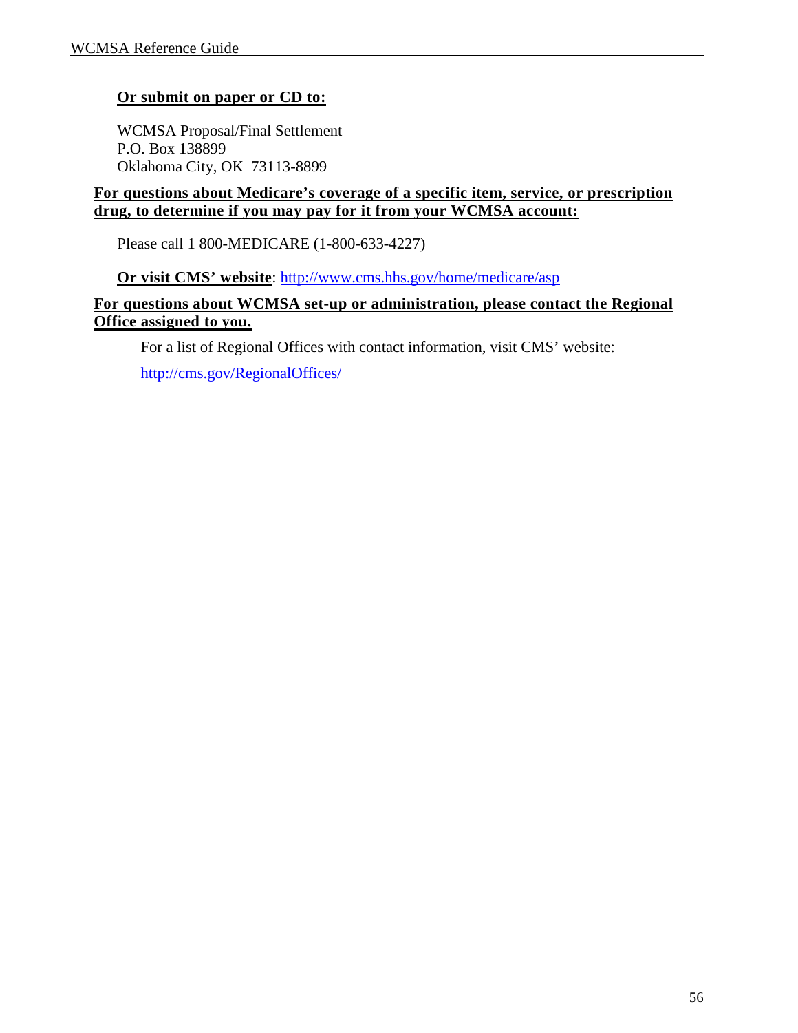**Or submit on paper or CD to:**

WCMSA Proposal/Final Settlement
P.O. Box 138899
Oklahoma City, OK 73113-8899

**For questions about Medicare's coverage of a specific item, service, or prescription drug, to determine if you may pay for it from your WCMSA account:**

Please call 1 800-MEDICARE (1-800-633-4227)

**Or visit CMS' website**: http://www.cms.hhs.gov/home/medicare/asp

**For questions about WCMSA set-up or administration, please contact the Regional Office assigned to you.**

For a list of Regional Offices with contact information, visit CMS' website:

http://cms.gov/RegionalOffices/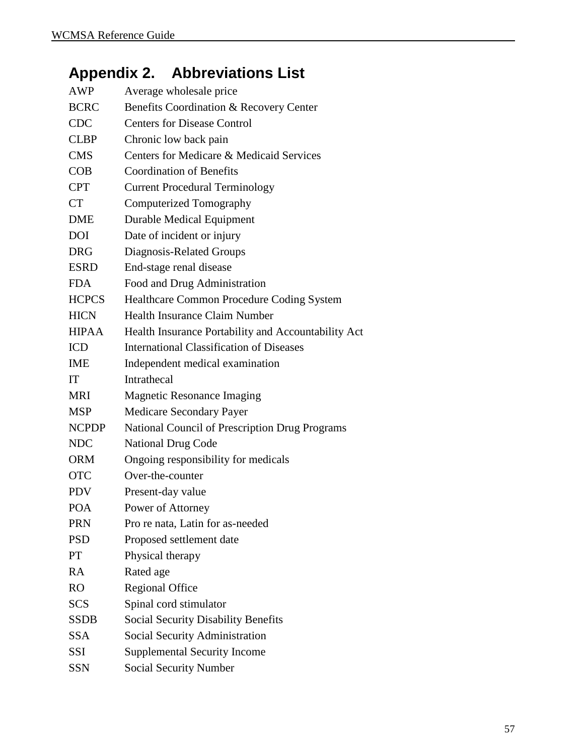## Appendix 2. Abbreviations List

| | |
|---|---|
| AWP | Average wholesale price |
| BCRC | Benefits Coordination & Recovery Center |
| CDC | Centers for Disease Control |
| CLBP | Chronic low back pain |
| CMS | Centers for Medicare & Medicaid Services |
| COB | Coordination of Benefits |
| CPT | Current Procedural Terminology |
| CT | Computerized Tomography |
| DME | Durable Medical Equipment |
| DOI | Date of incident or injury |
| DRG | Diagnosis-Related Groups |
| ESRD | End-stage renal disease |
| FDA | Food and Drug Administration |
| HCPCS | Healthcare Common Procedure Coding System |
| HICN | Health Insurance Claim Number |
| HIPAA | Health Insurance Portability and Accountability Act |
| ICD | International Classification of Diseases |
| IME | Independent medical examination |
| IT | Intrathecal |
| MRI | Magnetic Resonance Imaging |
| MSP | Medicare Secondary Payer |
| NCPDP | National Council of Prescription Drug Programs |
| NDC | National Drug Code |
| ORM | Ongoing responsibility for medicals |
| OTC | Over-the-counter |
| PDV | Present-day value |
| POA | Power of Attorney |
| PRN | Pro re nata, Latin for as-needed |
| PSD | Proposed settlement date |
| PT | Physical therapy |
| RA | Rated age |
| RO | Regional Office |
| SCS | Spinal cord stimulator |
| SSDB | Social Security Disability Benefits |
| SSA | Social Security Administration |
| SSI | Supplemental Security Income |
| SSN | Social Security Number |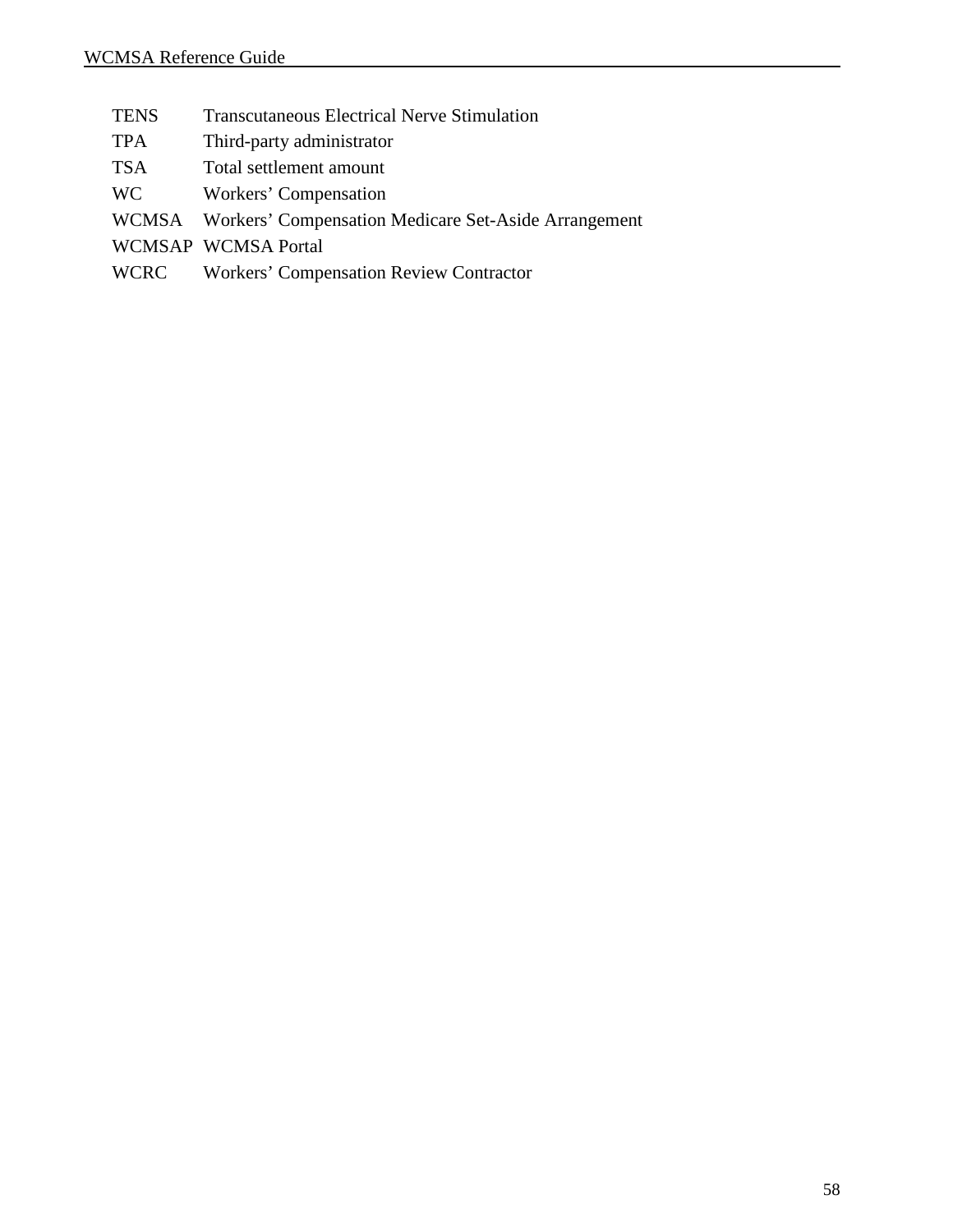| | |
|---|---|
| TENS | Transcutaneous Electrical Nerve Stimulation |
| TPA | Third-party administrator |
| TSA | Total settlement amount |
| WC | Workers' Compensation |
| WCMSA | Workers' Compensation Medicare Set-Aside Arrangement |
| WCMSAP | WCMSA Portal |
| WCRC | Workers' Compensation Review Contractor |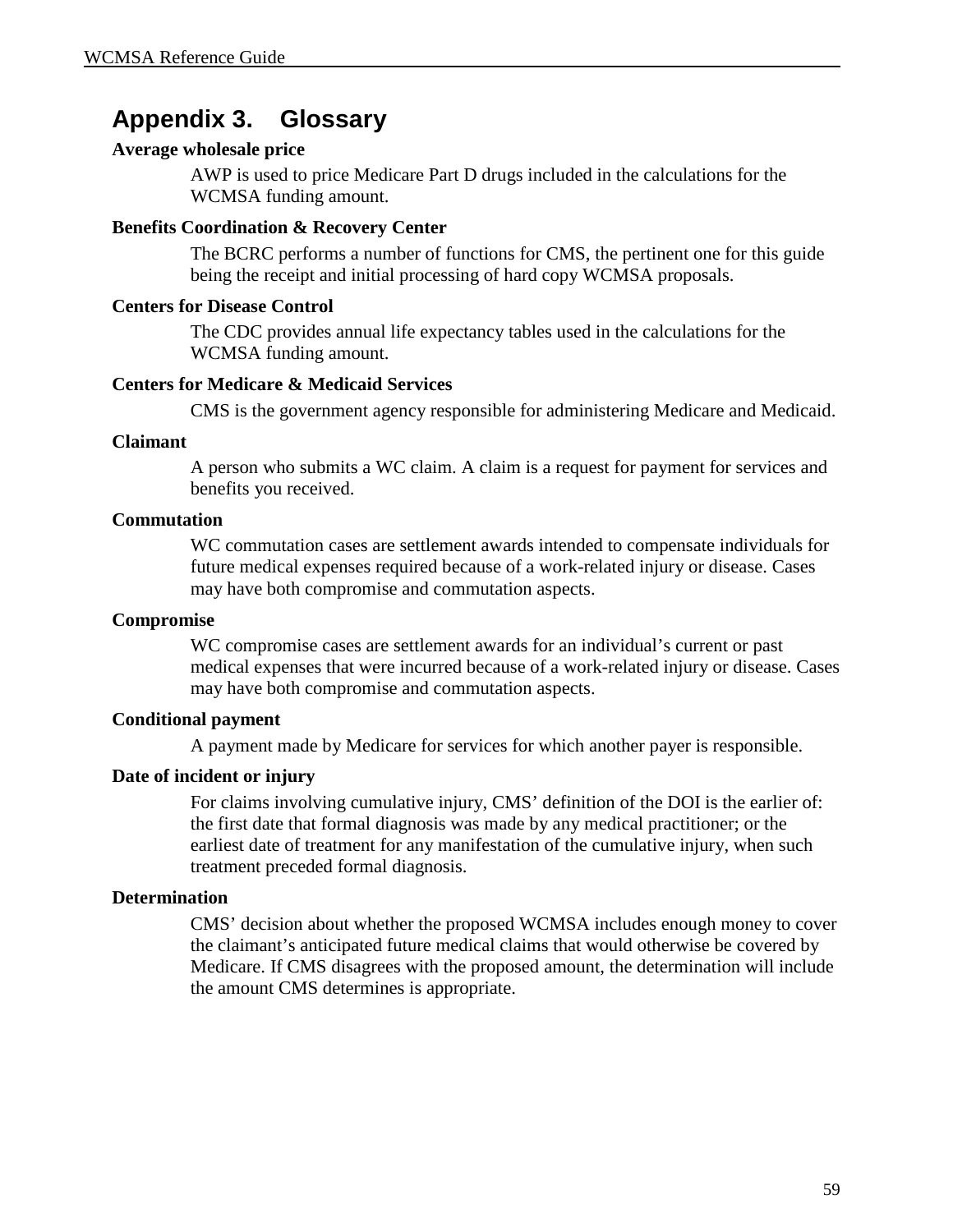# Appendix 3. Glossary

**Average wholesale price**

AWP is used to price Medicare Part D drugs included in the calculations for the WCMSA funding amount.

**Benefits Coordination & Recovery Center**

The BCRC performs a number of functions for CMS, the pertinent one for this guide being the receipt and initial processing of hard copy WCMSA proposals.

**Centers for Disease Control**

The CDC provides annual life expectancy tables used in the calculations for the WCMSA funding amount.

**Centers for Medicare & Medicaid Services**

CMS is the government agency responsible for administering Medicare and Medicaid.

**Claimant**

A person who submits a WC claim. A claim is a request for payment for services and benefits you received.

**Commutation**

WC commutation cases are settlement awards intended to compensate individuals for future medical expenses required because of a work-related injury or disease. Cases may have both compromise and commutation aspects.

**Compromise**

WC compromise cases are settlement awards for an individual's current or past medical expenses that were incurred because of a work-related injury or disease. Cases may have both compromise and commutation aspects.

**Conditional payment**

A payment made by Medicare for services for which another payer is responsible.

**Date of incident or injury**

For claims involving cumulative injury, CMS' definition of the DOI is the earlier of: the first date that formal diagnosis was made by any medical practitioner; or the earliest date of treatment for any manifestation of the cumulative injury, when such treatment preceded formal diagnosis.

**Determination**

CMS' decision about whether the proposed WCMSA includes enough money to cover the claimant's anticipated future medical claims that would otherwise be covered by Medicare. If CMS disagrees with the proposed amount, the determination will include the amount CMS determines is appropriate.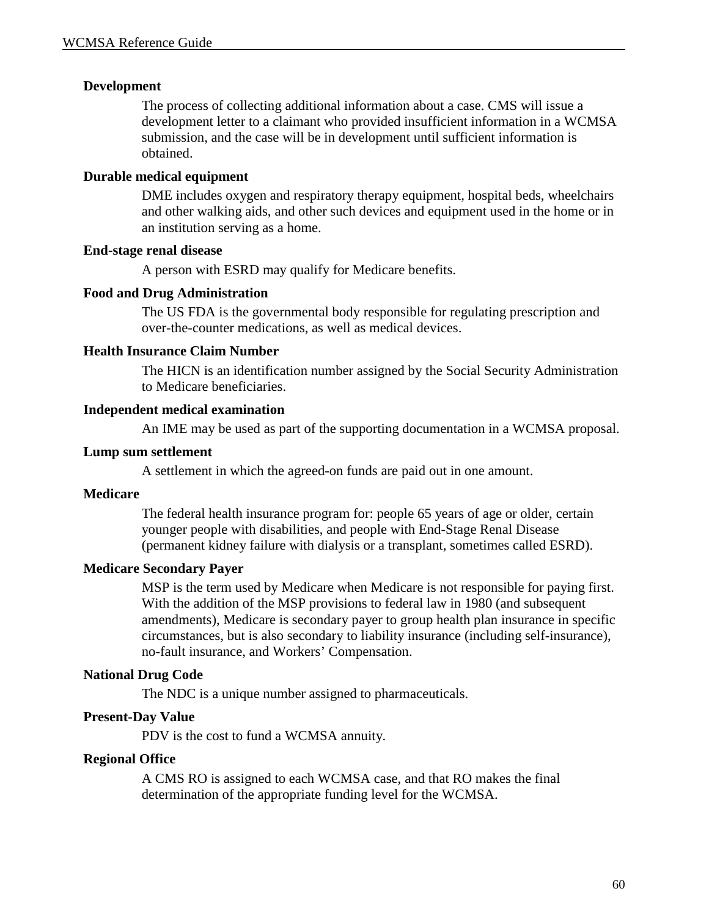**Development**

The process of collecting additional information about a case. CMS will issue a development letter to a claimant who provided insufficient information in a WCMSA submission, and the case will be in development until sufficient information is obtained.

**Durable medical equipment**

DME includes oxygen and respiratory therapy equipment, hospital beds, wheelchairs and other walking aids, and other such devices and equipment used in the home or in an institution serving as a home.

**End-stage renal disease**

A person with ESRD may qualify for Medicare benefits.

**Food and Drug Administration**

The US FDA is the governmental body responsible for regulating prescription and over-the-counter medications, as well as medical devices.

**Health Insurance Claim Number**

The HICN is an identification number assigned by the Social Security Administration to Medicare beneficiaries.

**Independent medical examination**

An IME may be used as part of the supporting documentation in a WCMSA proposal.

**Lump sum settlement**

A settlement in which the agreed-on funds are paid out in one amount.

**Medicare**

The federal health insurance program for: people 65 years of age or older, certain younger people with disabilities, and people with End-Stage Renal Disease (permanent kidney failure with dialysis or a transplant, sometimes called ESRD).

**Medicare Secondary Payer**

MSP is the term used by Medicare when Medicare is not responsible for paying first. With the addition of the MSP provisions to federal law in 1980 (and subsequent amendments), Medicare is secondary payer to group health plan insurance in specific circumstances, but is also secondary to liability insurance (including self-insurance), no-fault insurance, and Workers' Compensation.

**National Drug Code**

The NDC is a unique number assigned to pharmaceuticals.

**Present-Day Value**

PDV is the cost to fund a WCMSA annuity.

**Regional Office**

A CMS RO is assigned to each WCMSA case, and that RO makes the final determination of the appropriate funding level for the WCMSA.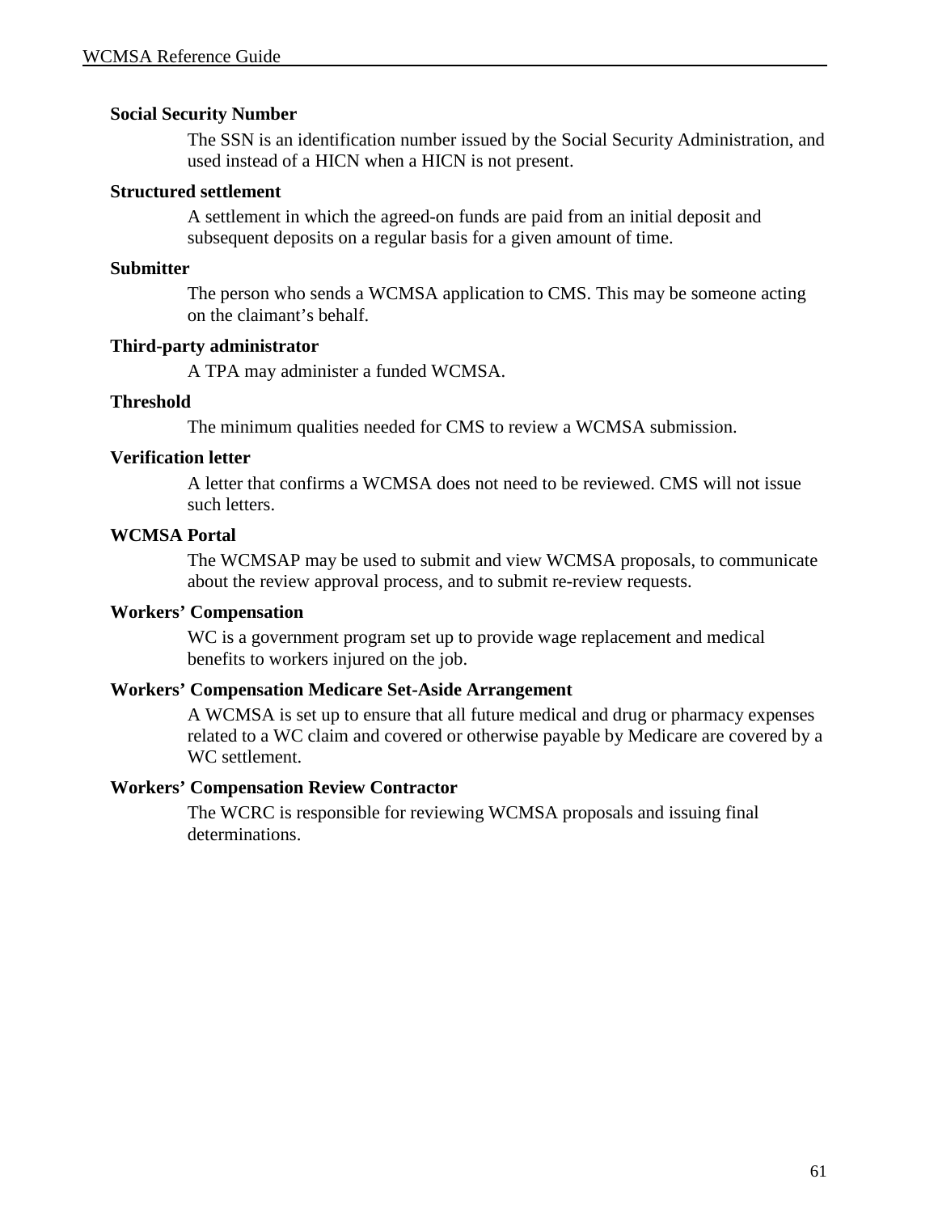**Social Security Number**

The SSN is an identification number issued by the Social Security Administration, and used instead of a HICN when a HICN is not present.

**Structured settlement**

A settlement in which the agreed-on funds are paid from an initial deposit and subsequent deposits on a regular basis for a given amount of time.

**Submitter**

The person who sends a WCMSA application to CMS. This may be someone acting on the claimant’s behalf.

**Third-party administrator**

A TPA may administer a funded WCMSA.

**Threshold**

The minimum qualities needed for CMS to review a WCMSA submission.

**Verification letter**

A letter that confirms a WCMSA does not need to be reviewed. CMS will not issue such letters.

**WCMSA Portal**

The WCMSAP may be used to submit and view WCMSA proposals, to communicate about the review approval process, and to submit re-review requests.

**Workers’ Compensation**

WC is a government program set up to provide wage replacement and medical benefits to workers injured on the job.

**Workers’ Compensation Medicare Set-Aside Arrangement**

A WCMSA is set up to ensure that all future medical and drug or pharmacy expenses related to a WC claim and covered or otherwise payable by Medicare are covered by a WC settlement.

**Workers’ Compensation Review Contractor**

The WCRC is responsible for reviewing WCMSA proposals and issuing final determinations.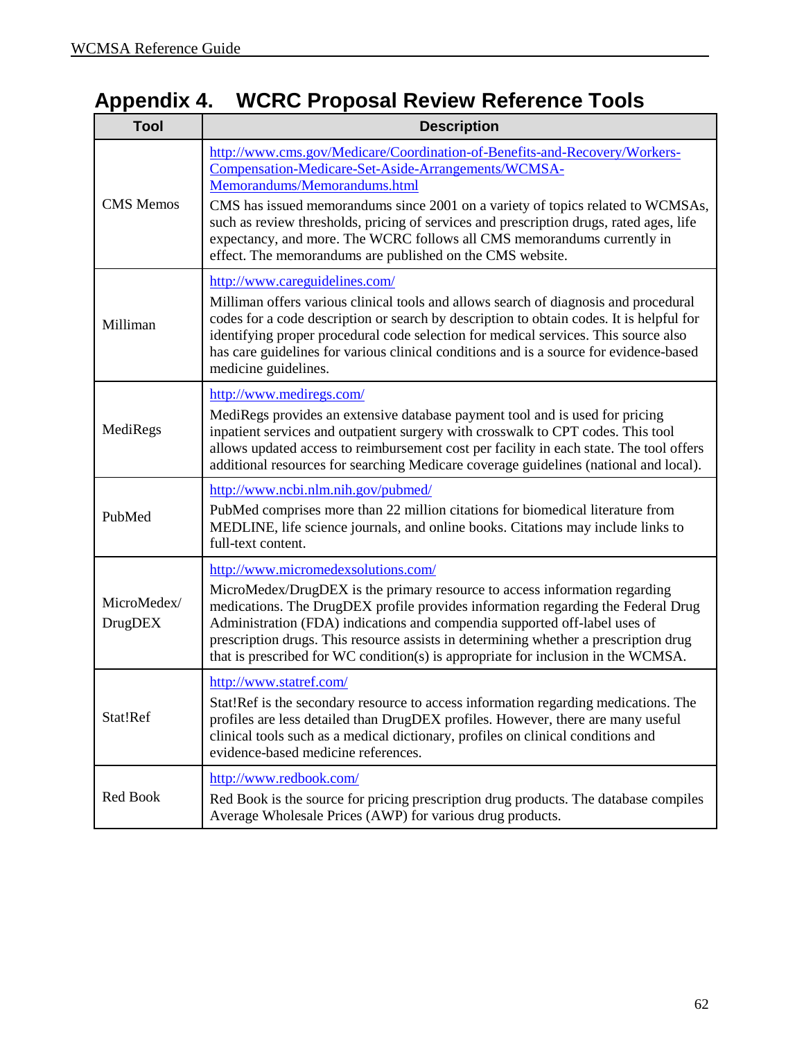# Appendix 4. WCRC Proposal Review Reference Tools

| Tool | Description |
|---|---|
| CMS Memos | http://www.cms.gov/Medicare/Coordination-of-Benefits-and-Recovery/Workers-Compensation-Medicare-Set-Aside-Arrangements/WCMSA-Memorandums/Memorandums.html<br>CMS has issued memorandums since 2001 on a variety of topics related to WCMSAs, such as review thresholds, pricing of services and prescription drugs, rated ages, life expectancy, and more. The WCRC follows all CMS memorandums currently in effect. The memorandums are published on the CMS website. |
| Milliman | http://www.careguidelines.com/<br>Milliman offers various clinical tools and allows search of diagnosis and procedural codes for a code description or search by description to obtain codes. It is helpful for identifying proper procedural code selection for medical services. This source also has care guidelines for various clinical conditions and is a source for evidence-based medicine guidelines. |
| MediRegs | http://www.mediregs.com/<br>MediRegs provides an extensive database payment tool and is used for pricing inpatient services and outpatient surgery with crosswalk to CPT codes. This tool allows updated access to reimbursement cost per facility in each state. The tool offers additional resources for searching Medicare coverage guidelines (national and local). |
| PubMed | http://www.ncbi.nlm.nih.gov/pubmed/<br>PubMed comprises more than 22 million citations for biomedical literature from MEDLINE, life science journals, and online books. Citations may include links to full-text content. |
| MicroMedex/ DrugDEX | http://www.micromedexsolutions.com/<br>MicroMedex/DrugDEX is the primary resource to access information regarding medications. The DrugDEX profile provides information regarding the Federal Drug Administration (FDA) indications and compendia supported off-label uses of prescription drugs. This resource assists in determining whether a prescription drug that is prescribed for WC condition(s) is appropriate for inclusion in the WCMSA. |
| Stat!Ref | http://www.statref.com/<br>Stat!Ref is the secondary resource to access information regarding medications. The profiles are less detailed than DrugDEX profiles. However, there are many useful clinical tools such as a medical dictionary, profiles on clinical conditions and evidence-based medicine references. |
| Red Book | http://www.redbook.com/<br>Red Book is the source for pricing prescription drug products. The database compiles Average Wholesale Prices (AWP) for various drug products. |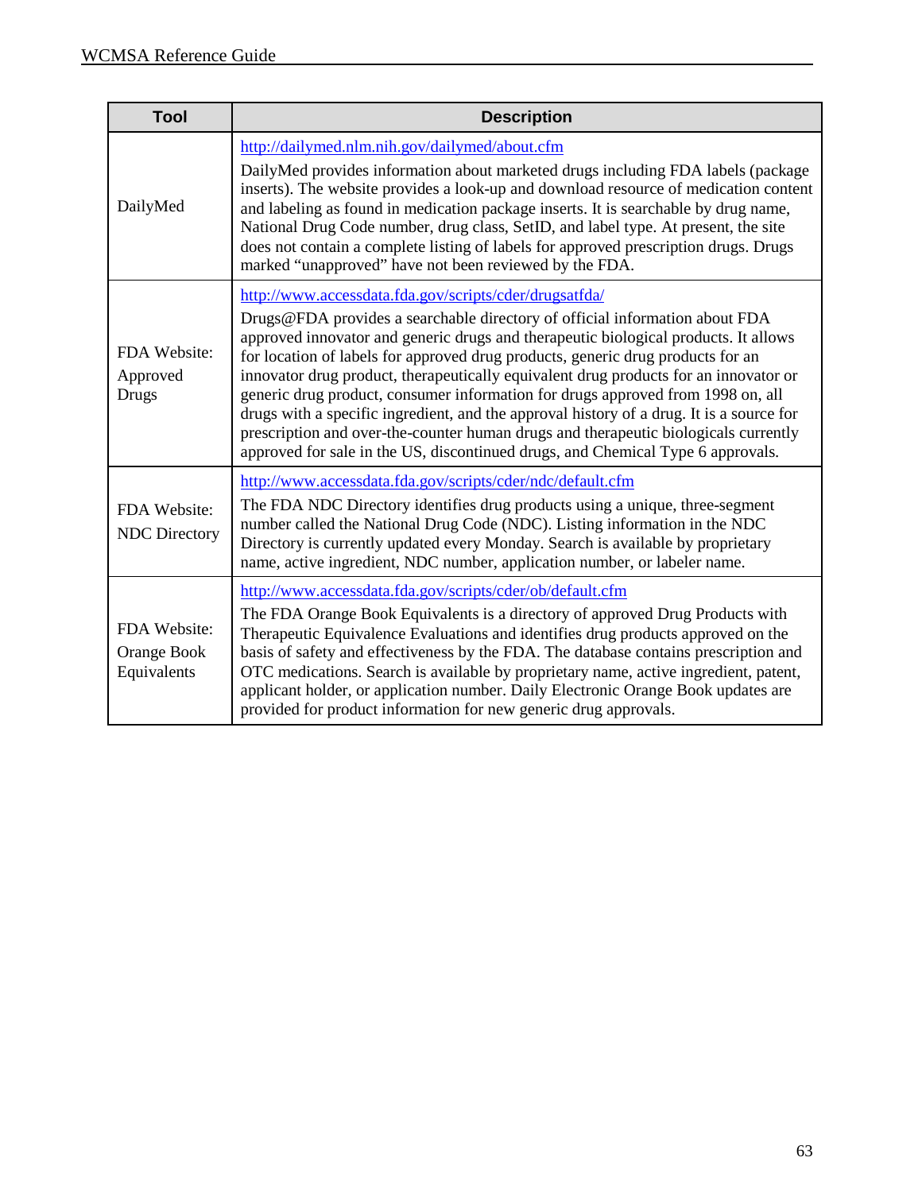| Tool | Description |
|---|---|
| DailyMed | http://dailymed.nlm.nih.gov/dailymed/about.cfm<br>DailyMed provides information about marketed drugs including FDA labels (package inserts). The website provides a look-up and download resource of medication content and labeling as found in medication package inserts. It is searchable by drug name, National Drug Code number, drug class, SetID, and label type. At present, the site does not contain a complete listing of labels for approved prescription drugs. Drugs marked "unapproved" have not been reviewed by the FDA. |
| FDA Website: Approved Drugs | http://www.accessdata.fda.gov/scripts/cder/drugsatfda/<br>Drugs@FDA provides a searchable directory of official information about FDA approved innovator and generic drugs and therapeutic biological products. It allows for location of labels for approved drug products, generic drug products for an innovator drug product, therapeutically equivalent drug products for an innovator or generic drug product, consumer information for drugs approved from 1998 on, all drugs with a specific ingredient, and the approval history of a drug. It is a source for prescription and over-the-counter human drugs and therapeutic biologicals currently approved for sale in the US, discontinued drugs, and Chemical Type 6 approvals. |
| FDA Website: NDC Directory | http://www.accessdata.fda.gov/scripts/cder/ndc/default.cfm<br>The FDA NDC Directory identifies drug products using a unique, three-segment number called the National Drug Code (NDC). Listing information in the NDC Directory is currently updated every Monday. Search is available by proprietary name, active ingredient, NDC number, application number, or labeler name. |
| FDA Website: Orange Book Equivalents | http://www.accessdata.fda.gov/scripts/cder/ob/default.cfm<br>The FDA Orange Book Equivalents is a directory of approved Drug Products with Therapeutic Equivalence Evaluations and identifies drug products approved on the basis of safety and effectiveness by the FDA. The database contains prescription and OTC medications. Search is available by proprietary name, active ingredient, patent, applicant holder, or application number. Daily Electronic Orange Book updates are provided for product information for new generic drug approvals. |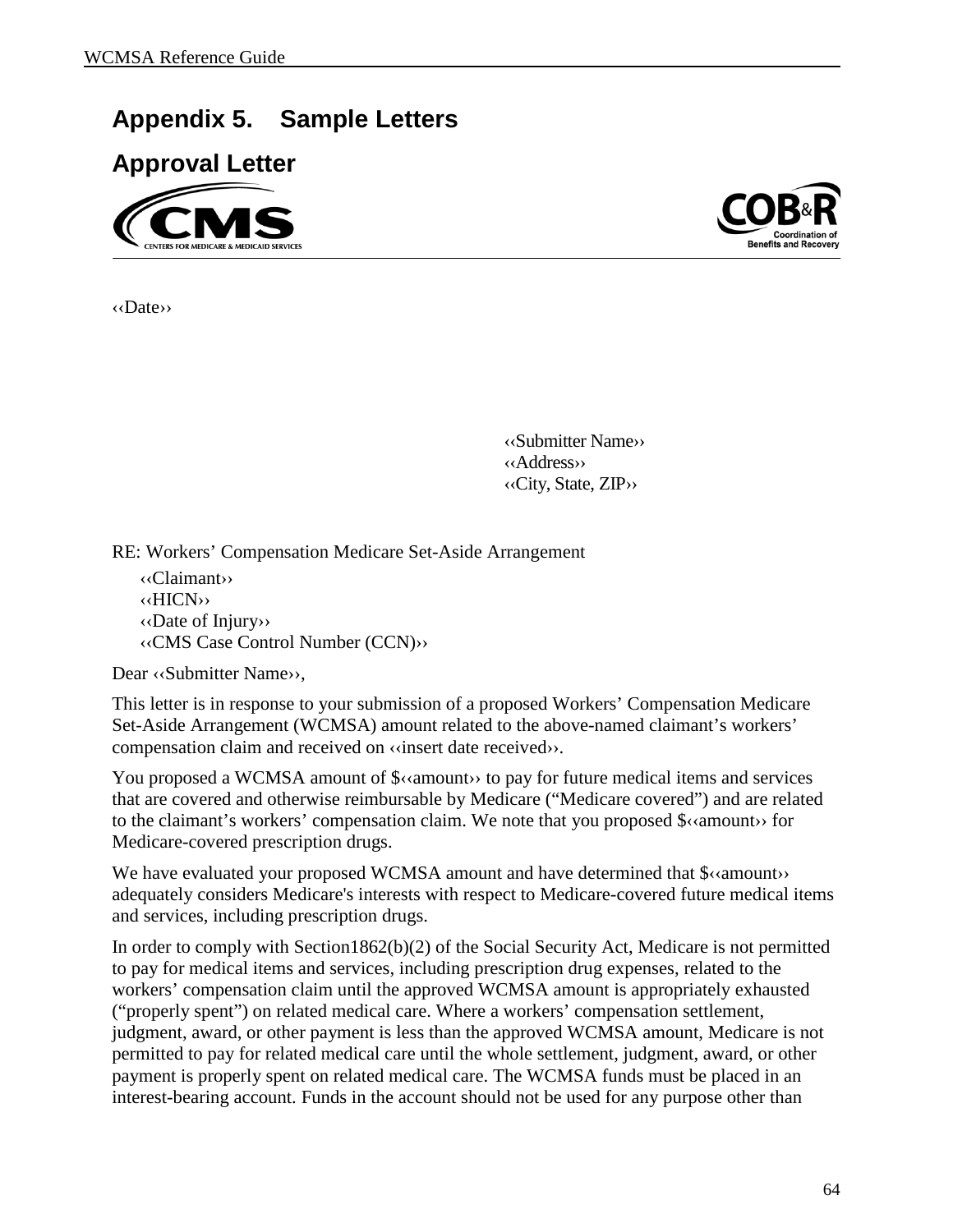# Appendix 5. Sample Letters

## Approval Letter

‹‹Date››

‹‹Submitter Name››
‹‹Address››
‹‹City, State, ZIP››

RE: Workers' Compensation Medicare Set-Aside Arrangement

‹‹Claimant››
‹‹HICN››
‹‹Date of Injury››
‹‹CMS Case Control Number (CCN)››

Dear ‹‹Submitter Name››,

This letter is in response to your submission of a proposed Workers' Compensation Medicare Set-Aside Arrangement (WCMSA) amount related to the above-named claimant's workers' compensation claim and received on ‹‹insert date received››.

You proposed a WCMSA amount of $‹‹amount›› to pay for future medical items and services that are covered and otherwise reimbursable by Medicare ("Medicare covered") and are related to the claimant's workers' compensation claim. We note that you proposed $‹‹amount›› for Medicare-covered prescription drugs.

We have evaluated your proposed WCMSA amount and have determined that $‹‹amount›› adequately considers Medicare's interests with respect to Medicare-covered future medical items and services, including prescription drugs.

In order to comply with Section1862(b)(2) of the Social Security Act, Medicare is not permitted to pay for medical items and services, including prescription drug expenses, related to the workers' compensation claim until the approved WCMSA amount is appropriately exhausted ("properly spent") on related medical care. Where a workers' compensation settlement, judgment, award, or other payment is less than the approved WCMSA amount, Medicare is not permitted to pay for related medical care until the whole settlement, judgment, award, or other payment is properly spent on related medical care. The WCMSA funds must be placed in an interest-bearing account. Funds in the account should not be used for any purpose other than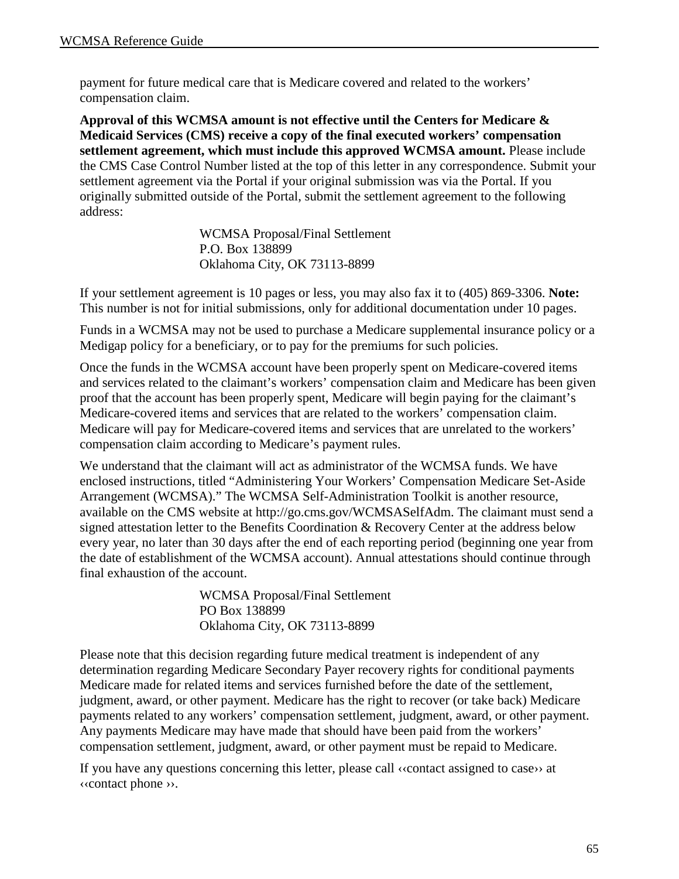payment for future medical care that is Medicare covered and related to the workers' compensation claim.

**Approval of this WCMSA amount is not effective until the Centers for Medicare & Medicaid Services (CMS) receive a copy of the final executed workers' compensation settlement agreement, which must include this approved WCMSA amount.** Please include the CMS Case Control Number listed at the top of this letter in any correspondence. Submit your settlement agreement via the Portal if your original submission was via the Portal. If you originally submitted outside of the Portal, submit the settlement agreement to the following address:

WCMSA Proposal/Final Settlement
P.O. Box 138899
Oklahoma City, OK 73113-8899

If your settlement agreement is 10 pages or less, you may also fax it to (405) 869-3306. **Note:** This number is not for initial submissions, only for additional documentation under 10 pages.

Funds in a WCMSA may not be used to purchase a Medicare supplemental insurance policy or a Medigap policy for a beneficiary, or to pay for the premiums for such policies.

Once the funds in the WCMSA account have been properly spent on Medicare-covered items and services related to the claimant's workers' compensation claim and Medicare has been given proof that the account has been properly spent, Medicare will begin paying for the claimant's Medicare-covered items and services that are related to the workers' compensation claim. Medicare will pay for Medicare-covered items and services that are unrelated to the workers' compensation claim according to Medicare's payment rules.

We understand that the claimant will act as administrator of the WCMSA funds. We have enclosed instructions, titled "Administering Your Workers' Compensation Medicare Set-Aside Arrangement (WCMSA)." The WCMSA Self-Administration Toolkit is another resource, available on the CMS website at http://go.cms.gov/WCMSASelfAdm. The claimant must send a signed attestation letter to the Benefits Coordination & Recovery Center at the address below every year, no later than 30 days after the end of each reporting period (beginning one year from the date of establishment of the WCMSA account). Annual attestations should continue through final exhaustion of the account.

WCMSA Proposal/Final Settlement
PO Box 138899
Oklahoma City, OK 73113-8899

Please note that this decision regarding future medical treatment is independent of any determination regarding Medicare Secondary Payer recovery rights for conditional payments Medicare made for related items and services furnished before the date of the settlement, judgment, award, or other payment. Medicare has the right to recover (or take back) Medicare payments related to any workers' compensation settlement, judgment, award, or other payment. Any payments Medicare may have made that should have been paid from the workers' compensation settlement, judgment, award, or other payment must be repaid to Medicare.

If you have any questions concerning this letter, please call ‹‹contact assigned to case›› at ‹‹contact phone ››.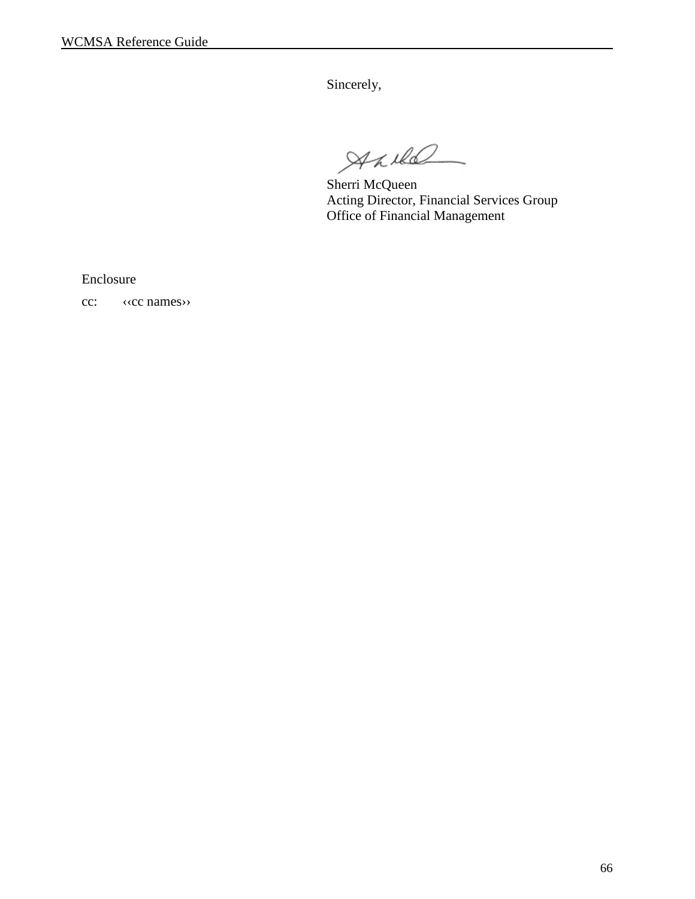Sincerely,

Sherri McQueen
Acting Director, Financial Services Group
Office of Financial Management

Enclosure

cc: ‹‹cc names››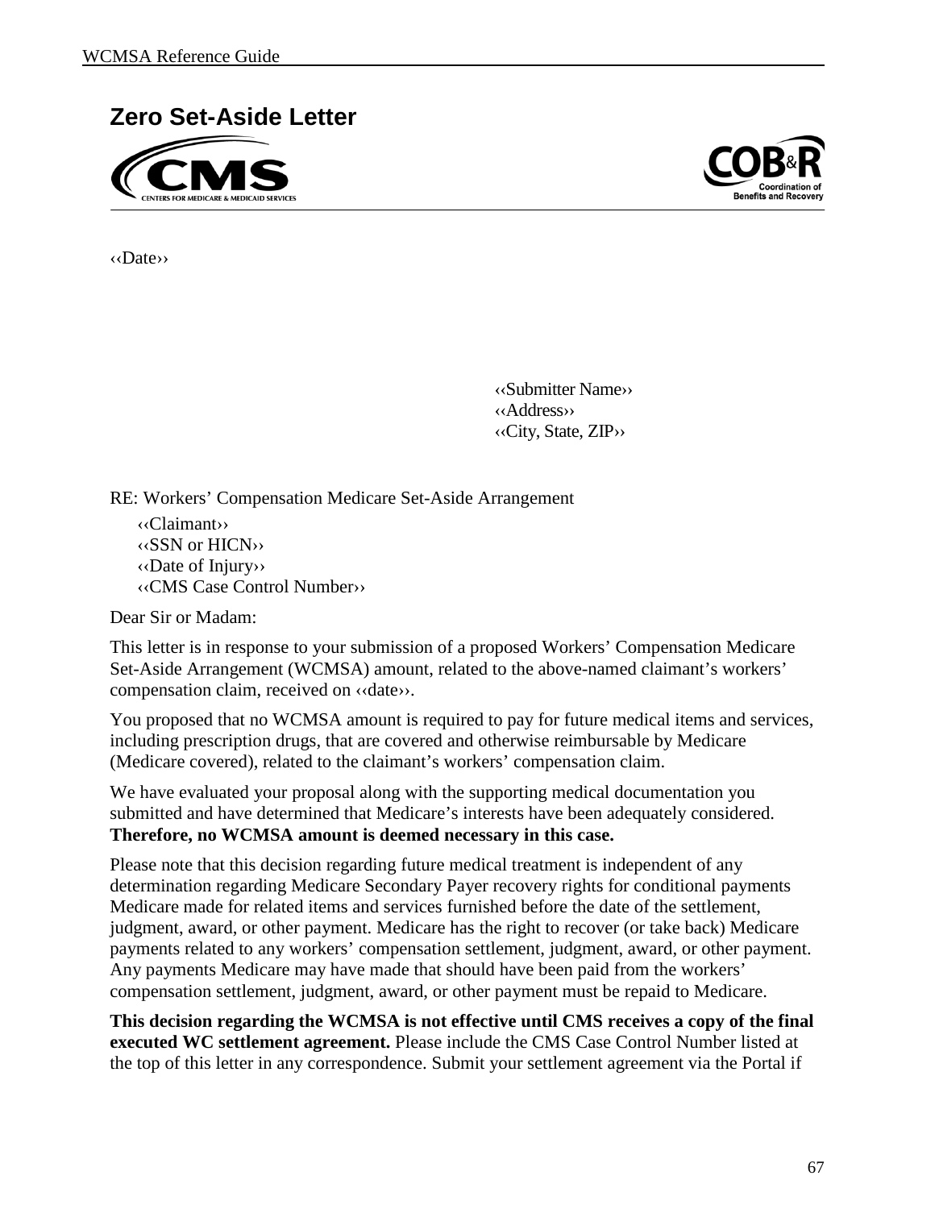## Zero Set-Aside Letter

‹‹Date››

‹‹Submitter Name››
‹‹Address››
‹‹City, State, ZIP››

RE: Workers' Compensation Medicare Set-Aside Arrangement

‹‹Claimant››
‹‹SSN or HICN››
‹‹Date of Injury››
‹‹CMS Case Control Number››

Dear Sir or Madam:

This letter is in response to your submission of a proposed Workers' Compensation Medicare Set-Aside Arrangement (WCMSA) amount, related to the above-named claimant's workers' compensation claim, received on ‹‹date››.

You proposed that no WCMSA amount is required to pay for future medical items and services, including prescription drugs, that are covered and otherwise reimbursable by Medicare (Medicare covered), related to the claimant's workers' compensation claim.

We have evaluated your proposal along with the supporting medical documentation you submitted and have determined that Medicare's interests have been adequately considered. **Therefore, no WCMSA amount is deemed necessary in this case.**

Please note that this decision regarding future medical treatment is independent of any determination regarding Medicare Secondary Payer recovery rights for conditional payments Medicare made for related items and services furnished before the date of the settlement, judgment, award, or other payment. Medicare has the right to recover (or take back) Medicare payments related to any workers' compensation settlement, judgment, award, or other payment. Any payments Medicare may have made that should have been paid from the workers' compensation settlement, judgment, award, or other payment must be repaid to Medicare.

**This decision regarding the WCMSA is not effective until CMS receives a copy of the final executed WC settlement agreement.** Please include the CMS Case Control Number listed at the top of this letter in any correspondence. Submit your settlement agreement via the Portal if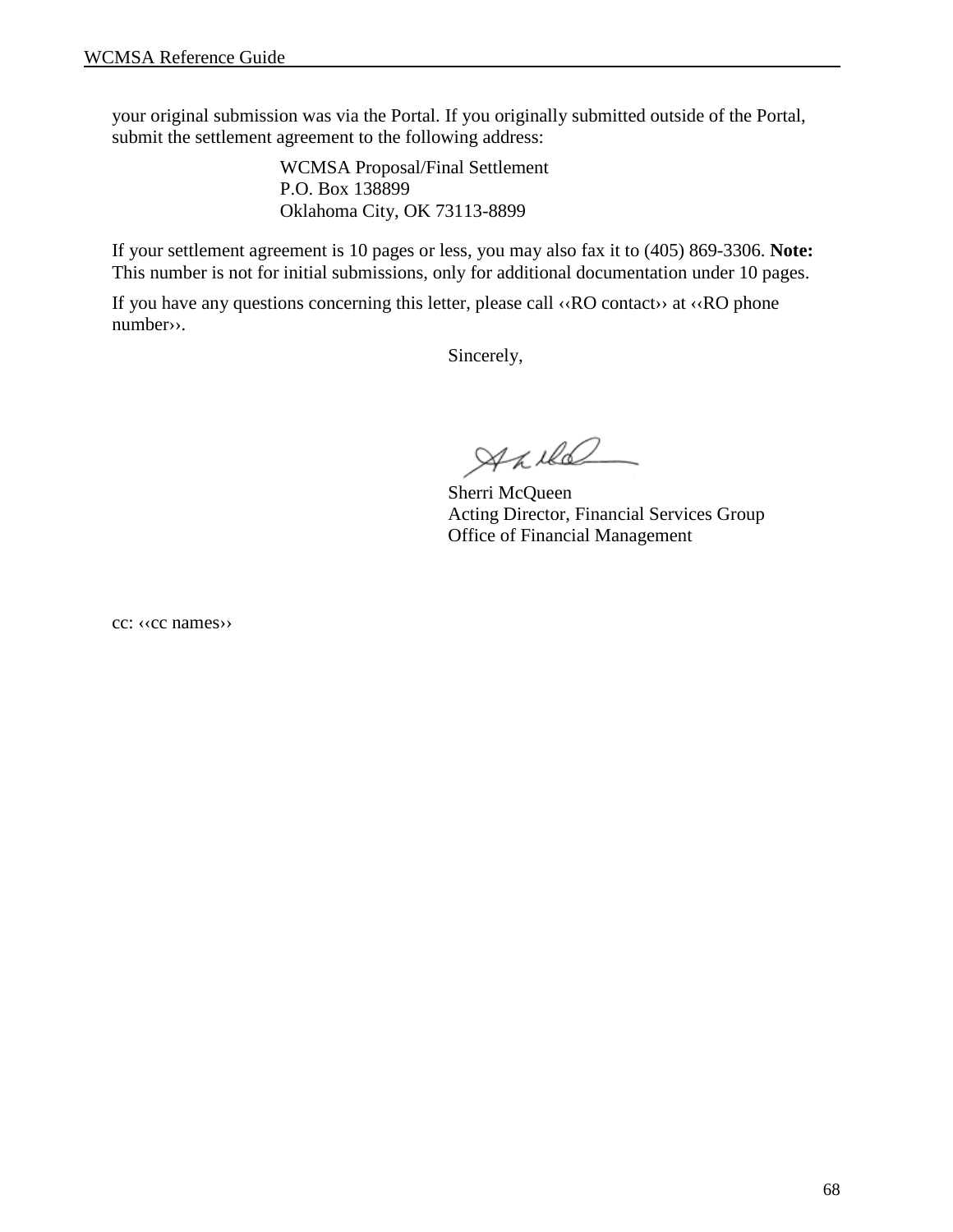your original submission was via the Portal. If you originally submitted outside of the Portal, submit the settlement agreement to the following address:

WCMSA Proposal/Final Settlement
P.O. Box 138899
Oklahoma City, OK 73113-8899

If your settlement agreement is 10 pages or less, you may also fax it to (405) 869-3306. **Note:** This number is not for initial submissions, only for additional documentation under 10 pages.

If you have any questions concerning this letter, please call ‹‹RO contact›› at ‹‹RO phone number››.

Sincerely,

Sherri McQueen
Acting Director, Financial Services Group
Office of Financial Management

cc: ‹‹cc names››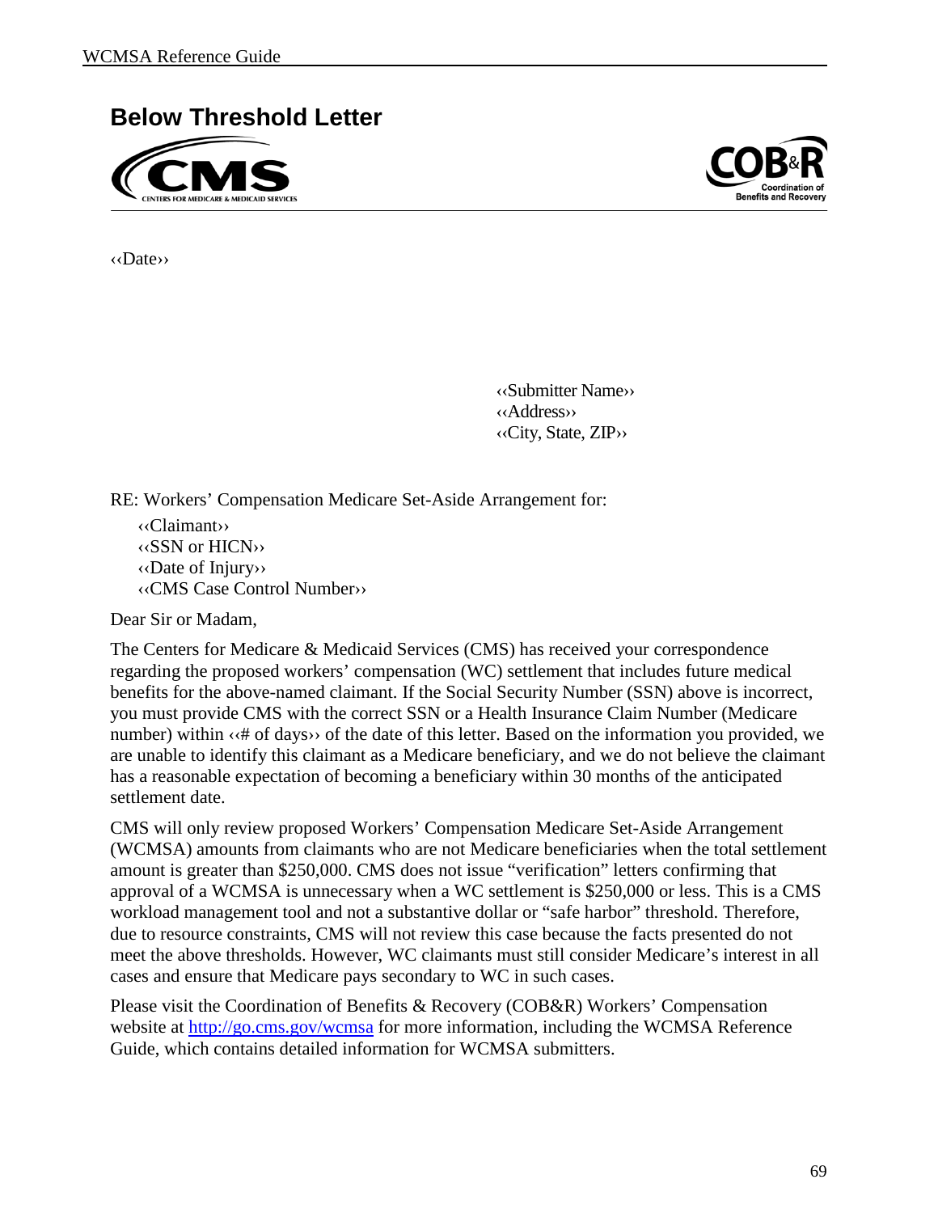## Below Threshold Letter

‹‹Date››

‹‹Submitter Name››
‹‹Address››
‹‹City, State, ZIP››

RE: Workers' Compensation Medicare Set-Aside Arrangement for:

‹‹Claimant››
‹‹SSN or HICN››
‹‹Date of Injury››
‹‹CMS Case Control Number››

Dear Sir or Madam,

The Centers for Medicare & Medicaid Services (CMS) has received your correspondence regarding the proposed workers' compensation (WC) settlement that includes future medical benefits for the above-named claimant. If the Social Security Number (SSN) above is incorrect, you must provide CMS with the correct SSN or a Health Insurance Claim Number (Medicare number) within ‹‹# of days›› of the date of this letter. Based on the information you provided, we are unable to identify this claimant as a Medicare beneficiary, and we do not believe the claimant has a reasonable expectation of becoming a beneficiary within 30 months of the anticipated settlement date.

CMS will only review proposed Workers' Compensation Medicare Set-Aside Arrangement (WCMSA) amounts from claimants who are not Medicare beneficiaries when the total settlement amount is greater than $250,000. CMS does not issue "verification" letters confirming that approval of a WCMSA is unnecessary when a WC settlement is $250,000 or less. This is a CMS workload management tool and not a substantive dollar or "safe harbor" threshold. Therefore, due to resource constraints, CMS will not review this case because the facts presented do not meet the above thresholds. However, WC claimants must still consider Medicare's interest in all cases and ensure that Medicare pays secondary to WC in such cases.

Please visit the Coordination of Benefits & Recovery (COB&R) Workers' Compensation website at [http://go.cms.gov/wcmsa](http://go.cms.gov/wcmsa) for more information, including the WCMSA Reference Guide, which contains detailed information for WCMSA submitters.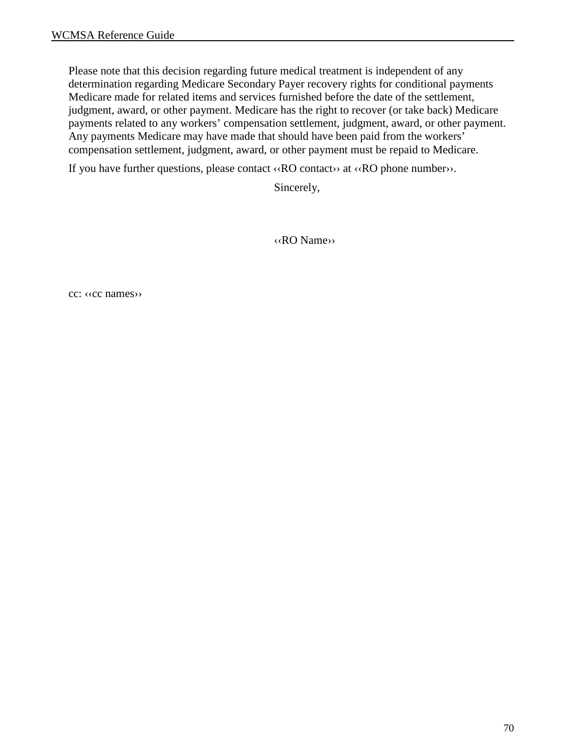Please note that this decision regarding future medical treatment is independent of any determination regarding Medicare Secondary Payer recovery rights for conditional payments Medicare made for related items and services furnished before the date of the settlement, judgment, award, or other payment. Medicare has the right to recover (or take back) Medicare payments related to any workers' compensation settlement, judgment, award, or other payment. Any payments Medicare may have made that should have been paid from the workers' compensation settlement, judgment, award, or other payment must be repaid to Medicare.

If you have further questions, please contact ‹‹RO contact›› at ‹‹RO phone number››.

Sincerely,

‹‹RO Name››

cc: ‹‹cc names››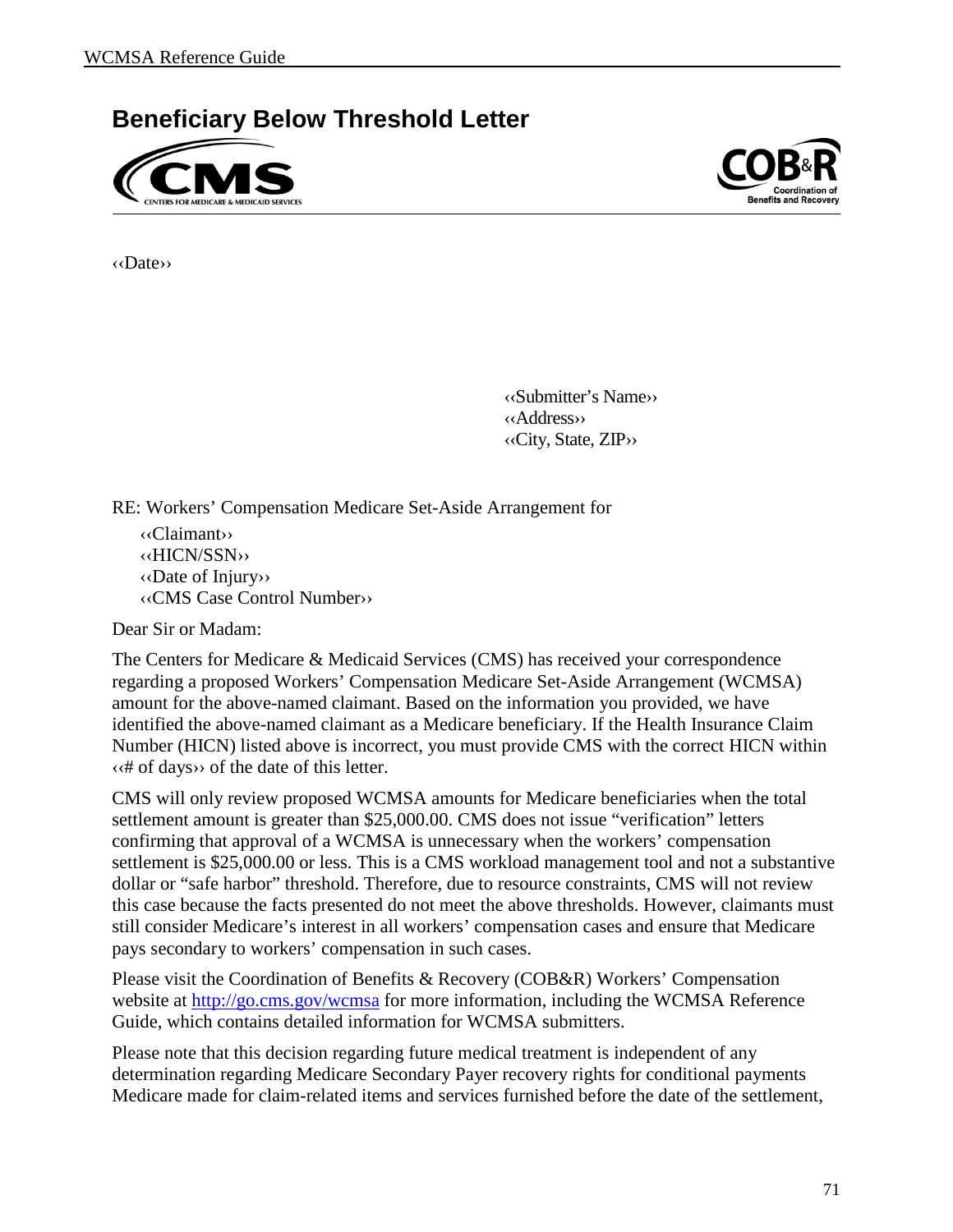# Beneficiary Below Threshold Letter

‹‹Date››

‹‹Submitter's Name››
‹‹Address››
‹‹City, State, ZIP››

RE: Workers' Compensation Medicare Set-Aside Arrangement for

‹‹Claimant››
‹‹HICN/SSN››
‹‹Date of Injury››
‹‹CMS Case Control Number››

Dear Sir or Madam:

The Centers for Medicare & Medicaid Services (CMS) has received your correspondence regarding a proposed Workers' Compensation Medicare Set-Aside Arrangement (WCMSA) amount for the above-named claimant. Based on the information you provided, we have identified the above-named claimant as a Medicare beneficiary. If the Health Insurance Claim Number (HICN) listed above is incorrect, you must provide CMS with the correct HICN within ‹‹# of days›› of the date of this letter.

CMS will only review proposed WCMSA amounts for Medicare beneficiaries when the total settlement amount is greater than $25,000.00. CMS does not issue "verification" letters confirming that approval of a WCMSA is unnecessary when the workers' compensation settlement is $25,000.00 or less. This is a CMS workload management tool and not a substantive dollar or "safe harbor" threshold. Therefore, due to resource constraints, CMS will not review this case because the facts presented do not meet the above thresholds. However, claimants must still consider Medicare's interest in all workers' compensation cases and ensure that Medicare pays secondary to workers' compensation in such cases.

Please visit the Coordination of Benefits & Recovery (COB&R) Workers' Compensation website at http://go.cms.gov/wcmsa for more information, including the WCMSA Reference Guide, which contains detailed information for WCMSA submitters.

Please note that this decision regarding future medical treatment is independent of any determination regarding Medicare Secondary Payer recovery rights for conditional payments Medicare made for claim-related items and services furnished before the date of the settlement,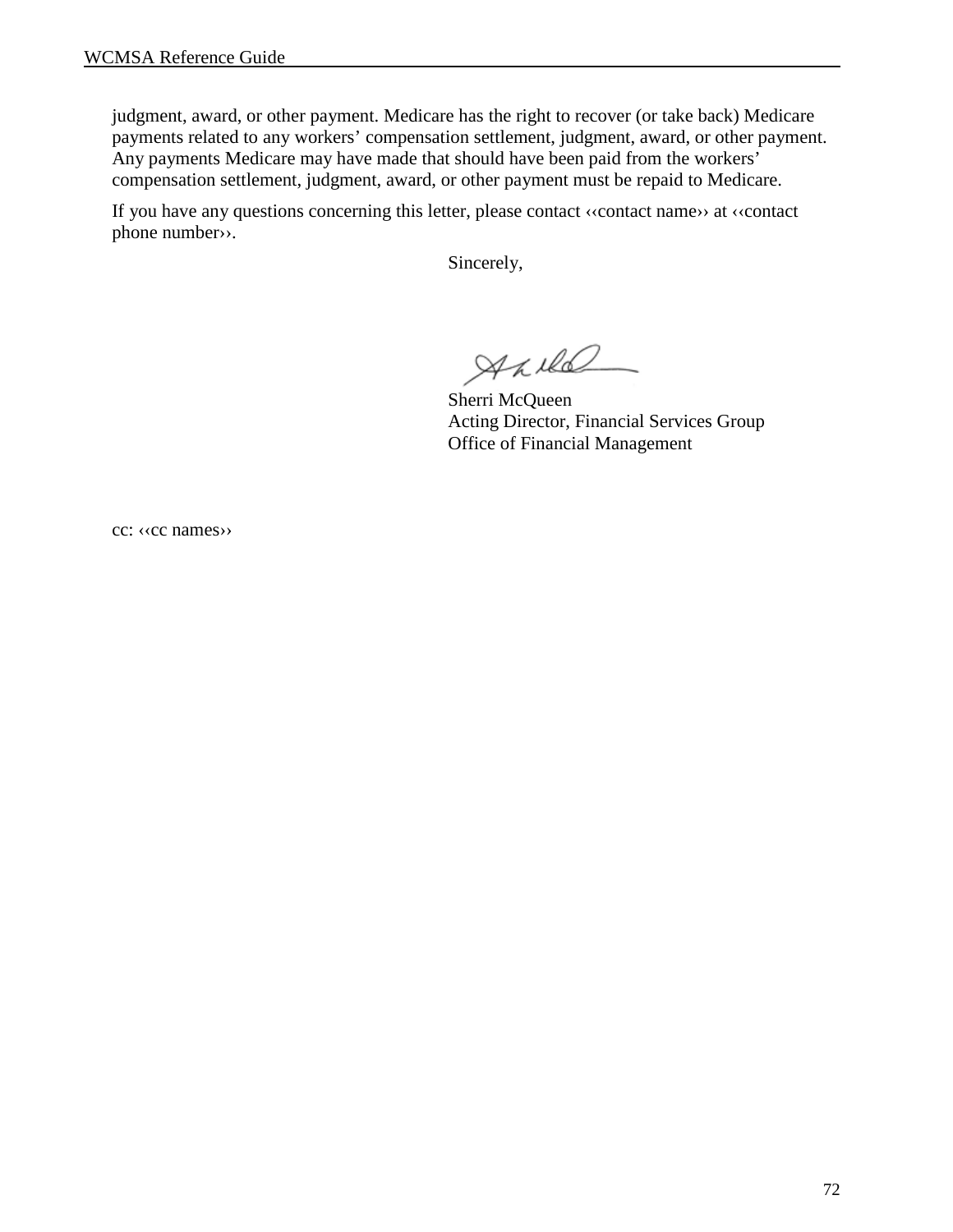judgment, award, or other payment. Medicare has the right to recover (or take back) Medicare payments related to any workers' compensation settlement, judgment, award, or other payment. Any payments Medicare may have made that should have been paid from the workers' compensation settlement, judgment, award, or other payment must be repaid to Medicare.

If you have any questions concerning this letter, please contact ‹‹contact name›› at ‹‹contact phone number››.

Sincerely,

Sherri McQueen
Acting Director, Financial Services Group
Office of Financial Management

cc: ‹‹cc names››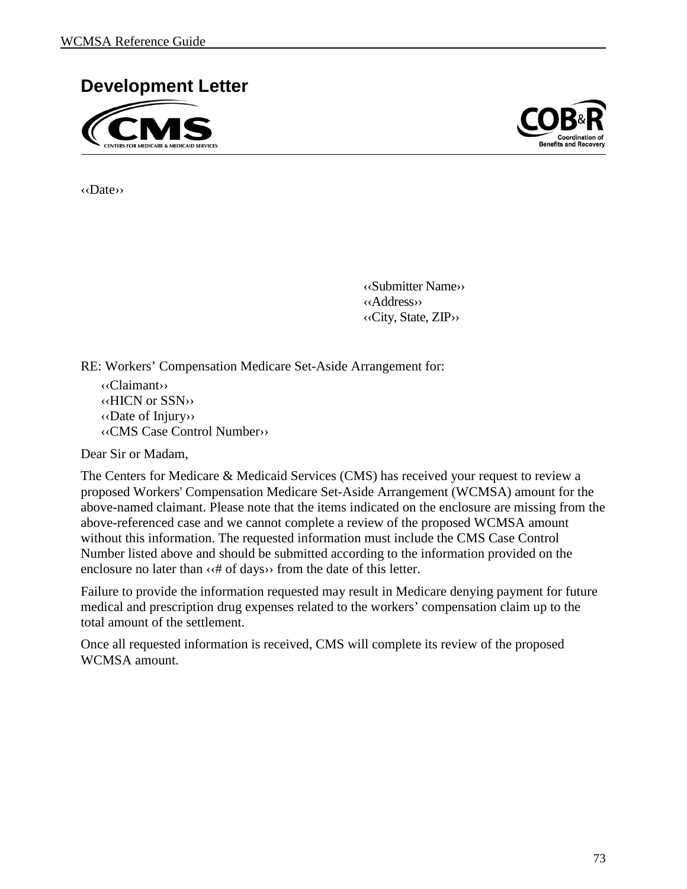## Development Letter

‹‹Date››

‹‹Submitter Name››
‹‹Address››
‹‹City, State, ZIP››

RE: Workers' Compensation Medicare Set-Aside Arrangement for:

‹‹Claimant››
‹‹HICN or SSN››
‹‹Date of Injury››
‹‹CMS Case Control Number››

Dear Sir or Madam,

The Centers for Medicare & Medicaid Services (CMS) has received your request to review a proposed Workers' Compensation Medicare Set-Aside Arrangement (WCMSA) amount for the above-named claimant. Please note that the items indicated on the enclosure are missing from the above-referenced case and we cannot complete a review of the proposed WCMSA amount without this information. The requested information must include the CMS Case Control Number listed above and should be submitted according to the information provided on the enclosure no later than ‹‹# of days›› from the date of this letter.

Failure to provide the information requested may result in Medicare denying payment for future medical and prescription drug expenses related to the workers' compensation claim up to the total amount of the settlement.

Once all requested information is received, CMS will complete its review of the proposed WCMSA amount.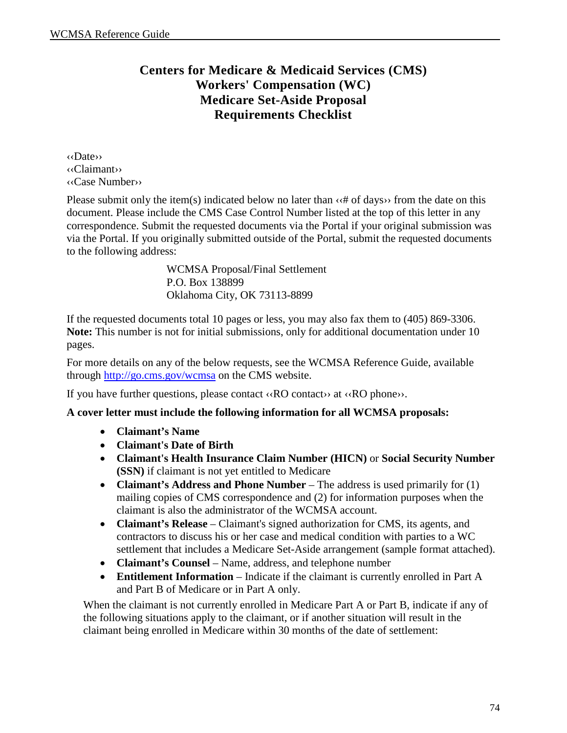# Centers for Medicare & Medicaid Services (CMS) Workers' Compensation (WC) Medicare Set-Aside Proposal Requirements Checklist

‹‹Date››
‹‹Claimant››
‹‹Case Number››

Please submit only the item(s) indicated below no later than ‹‹# of days›› from the date on this document. Please include the CMS Case Control Number listed at the top of this letter in any correspondence. Submit the requested documents via the Portal if your original submission was via the Portal. If you originally submitted outside of the Portal, submit the requested documents to the following address:

WCMSA Proposal/Final Settlement
P.O. Box 138899
Oklahoma City, OK 73113-8899

If the requested documents total 10 pages or less, you may also fax them to (405) 869-3306. **Note:** This number is not for initial submissions, only for additional documentation under 10 pages.

For more details on any of the below requests, see the WCMSA Reference Guide, available through http://go.cms.gov/wcmsa on the CMS website.

If you have further questions, please contact ‹‹RO contact›› at ‹‹RO phone››.

**A cover letter must include the following information for all WCMSA proposals:**

- **Claimant's Name**
- **Claimant's Date of Birth**
- **Claimant's Health Insurance Claim Number (HICN)** or **Social Security Number (SSN)** if claimant is not yet entitled to Medicare
- **Claimant's Address and Phone Number** – The address is used primarily for (1) mailing copies of CMS correspondence and (2) for information purposes when the claimant is also the administrator of the WCMSA account.
- **Claimant's Release** – Claimant's signed authorization for CMS, its agents, and contractors to discuss his or her case and medical condition with parties to a WC settlement that includes a Medicare Set-Aside arrangement (sample format attached).
- **Claimant's Counsel** – Name, address, and telephone number
- **Entitlement Information** – Indicate if the claimant is currently enrolled in Part A and Part B of Medicare or in Part A only.

When the claimant is not currently enrolled in Medicare Part A or Part B, indicate if any of the following situations apply to the claimant, or if another situation will result in the claimant being enrolled in Medicare within 30 months of the date of settlement: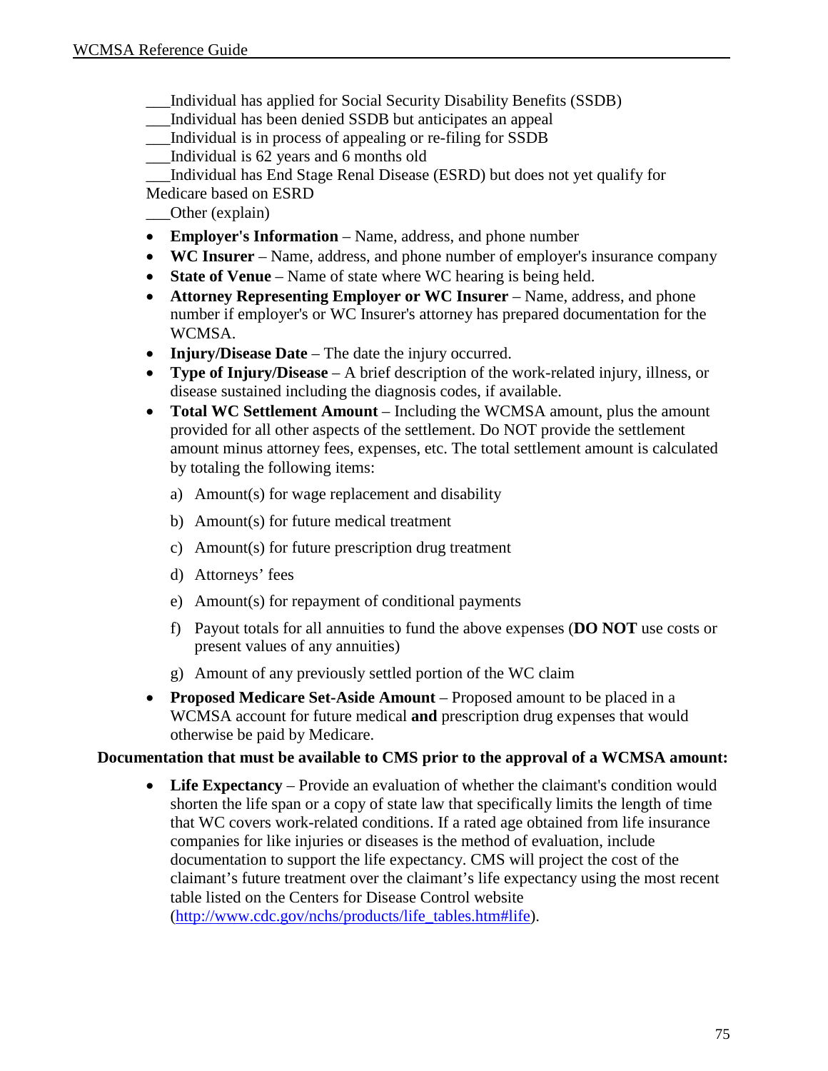___Individual has applied for Social Security Disability Benefits (SSDB)
___Individual has been denied SSDB but anticipates an appeal
___Individual is in process of appealing or re-filing for SSDB
___Individual is 62 years and 6 months old
___Individual has End Stage Renal Disease (ESRD) but does not yet qualify for Medicare based on ESRD
___Other (explain)

- **Employer's Information** – Name, address, and phone number
- **WC Insurer** – Name, address, and phone number of employer's insurance company
- **State of Venue** – Name of state where WC hearing is being held.
- **Attorney Representing Employer or WC Insurer** – Name, address, and phone number if employer's or WC Insurer's attorney has prepared documentation for the WCMSA.
- **Injury/Disease Date** – The date the injury occurred.
- **Type of Injury/Disease** – A brief description of the work-related injury, illness, or disease sustained including the diagnosis codes, if available.
- **Total WC Settlement Amount** – Including the WCMSA amount, plus the amount provided for all other aspects of the settlement. Do NOT provide the settlement amount minus attorney fees, expenses, etc. The total settlement amount is calculated by totaling the following items:
  a) Amount(s) for wage replacement and disability
  b) Amount(s) for future medical treatment
  c) Amount(s) for future prescription drug treatment
  d) Attorneys' fees
  e) Amount(s) for repayment of conditional payments
  f) Payout totals for all annuities to fund the above expenses (**DO NOT** use costs or present values of any annuities)
  g) Amount of any previously settled portion of the WC claim
- **Proposed Medicare Set-Aside Amount** – Proposed amount to be placed in a WCMSA account for future medical **and** prescription drug expenses that would otherwise be paid by Medicare.

**Documentation that must be available to CMS prior to the approval of a WCMSA amount:**

- **Life Expectancy** – Provide an evaluation of whether the claimant's condition would shorten the life span or a copy of state law that specifically limits the length of time that WC covers work-related conditions. If a rated age obtained from life insurance companies for like injuries or diseases is the method of evaluation, include documentation to support the life expectancy. CMS will project the cost of the claimant's future treatment over the claimant's life expectancy using the most recent table listed on the Centers for Disease Control website (http://www.cdc.gov/nchs/products/life_tables.htm#life).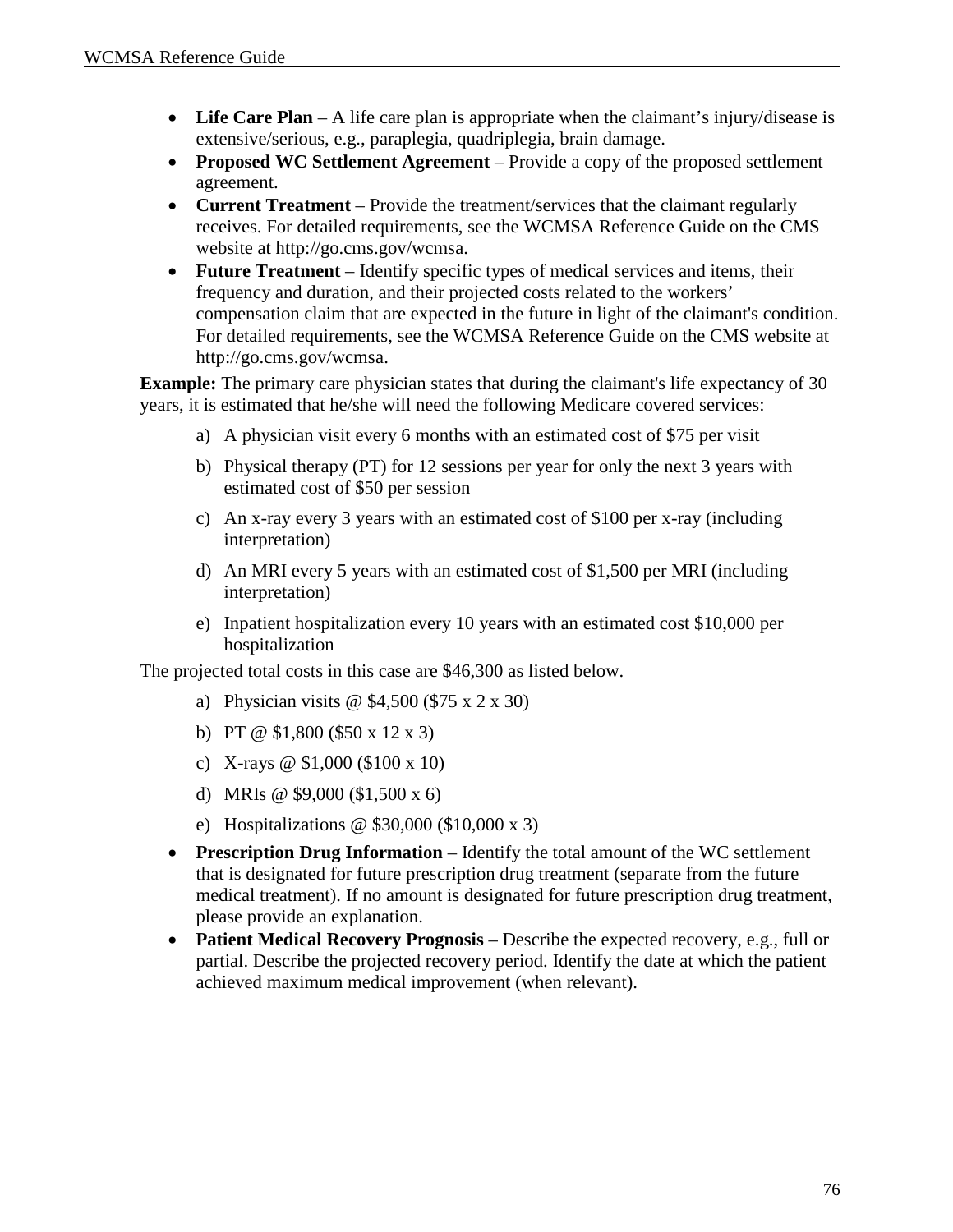- **Life Care Plan** – A life care plan is appropriate when the claimant's injury/disease is extensive/serious, e.g., paraplegia, quadriplegia, brain damage.
- **Proposed WC Settlement Agreement** – Provide a copy of the proposed settlement agreement.
- **Current Treatment** – Provide the treatment/services that the claimant regularly receives. For detailed requirements, see the WCMSA Reference Guide on the CMS website at http://go.cms.gov/wcmsa.
- **Future Treatment** – Identify specific types of medical services and items, their frequency and duration, and their projected costs related to the workers' compensation claim that are expected in the future in light of the claimant's condition. For detailed requirements, see the WCMSA Reference Guide on the CMS website at http://go.cms.gov/wcmsa.

**Example:** The primary care physician states that during the claimant's life expectancy of 30 years, it is estimated that he/she will need the following Medicare covered services:

a) A physician visit every 6 months with an estimated cost of $75 per visit

b) Physical therapy (PT) for 12 sessions per year for only the next 3 years with estimated cost of $50 per session

c) An x-ray every 3 years with an estimated cost of $100 per x-ray (including interpretation)

d) An MRI every 5 years with an estimated cost of $1,500 per MRI (including interpretation)

e) Inpatient hospitalization every 10 years with an estimated cost $10,000 per hospitalization

The projected total costs in this case are $46,300 as listed below.

a) Physician visits @ $4,500 ($75 x 2 x 30)

b) PT @ $1,800 ($50 x 12 x 3)

c) X-rays @ $1,000 ($100 x 10)

d) MRIs @ $9,000 ($1,500 x 6)

e) Hospitalizations @ $30,000 ($10,000 x 3)

- **Prescription Drug Information** – Identify the total amount of the WC settlement that is designated for future prescription drug treatment (separate from the future medical treatment). If no amount is designated for future prescription drug treatment, please provide an explanation.
- **Patient Medical Recovery Prognosis** – Describe the expected recovery, e.g., full or partial. Describe the projected recovery period. Identify the date at which the patient achieved maximum medical improvement (when relevant).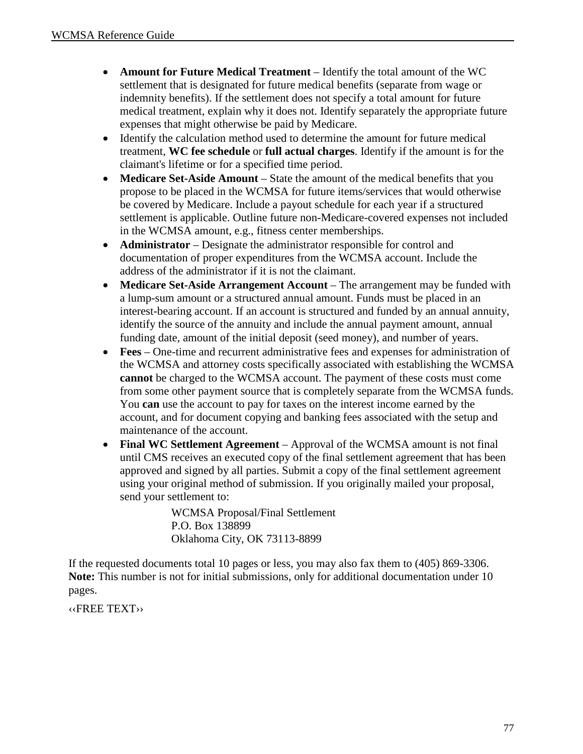- **Amount for Future Medical Treatment** – Identify the total amount of the WC settlement that is designated for future medical benefits (separate from wage or indemnity benefits). If the settlement does not specify a total amount for future medical treatment, explain why it does not. Identify separately the appropriate future expenses that might otherwise be paid by Medicare.
- Identify the calculation method used to determine the amount for future medical treatment, **WC fee schedule** or **full actual charges**. Identify if the amount is for the claimant's lifetime or for a specified time period.
- **Medicare Set-Aside Amount** – State the amount of the medical benefits that you propose to be placed in the WCMSA for future items/services that would otherwise be covered by Medicare. Include a payout schedule for each year if a structured settlement is applicable. Outline future non-Medicare-covered expenses not included in the WCMSA amount, e.g., fitness center memberships.
- **Administrator** – Designate the administrator responsible for control and documentation of proper expenditures from the WCMSA account. Include the address of the administrator if it is not the claimant.
- **Medicare Set-Aside Arrangement Account** – The arrangement may be funded with a lump-sum amount or a structured annual amount. Funds must be placed in an interest-bearing account. If an account is structured and funded by an annual annuity, identify the source of the annuity and include the annual payment amount, annual funding date, amount of the initial deposit (seed money), and number of years.
- **Fees** – One-time and recurrent administrative fees and expenses for administration of the WCMSA and attorney costs specifically associated with establishing the WCMSA **cannot** be charged to the WCMSA account. The payment of these costs must come from some other payment source that is completely separate from the WCMSA funds. You **can** use the account to pay for taxes on the interest income earned by the account, and for document copying and banking fees associated with the setup and maintenance of the account.
- **Final WC Settlement Agreement** – Approval of the WCMSA amount is not final until CMS receives an executed copy of the final settlement agreement that has been approved and signed by all parties. Submit a copy of the final settlement agreement using your original method of submission. If you originally mailed your proposal, send your settlement to:

  WCMSA Proposal/Final Settlement
  P.O. Box 138899
  Oklahoma City, OK 73113-8899

If the requested documents total 10 pages or less, you may also fax them to (405) 869-3306. **Note:** This number is not for initial submissions, only for additional documentation under 10 pages.

‹‹FREE TEXT››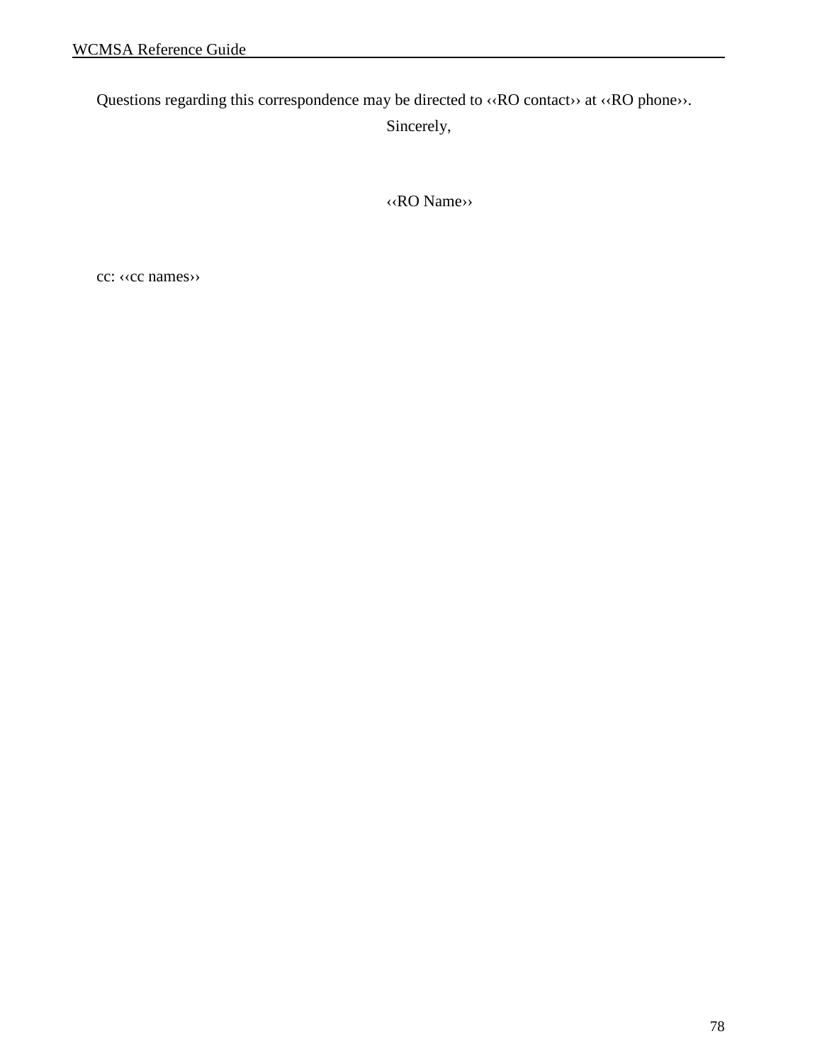Questions regarding this correspondence may be directed to ‹‹RO contact›› at ‹‹RO phone››.

Sincerely,

‹‹RO Name››

cc: ‹‹cc names››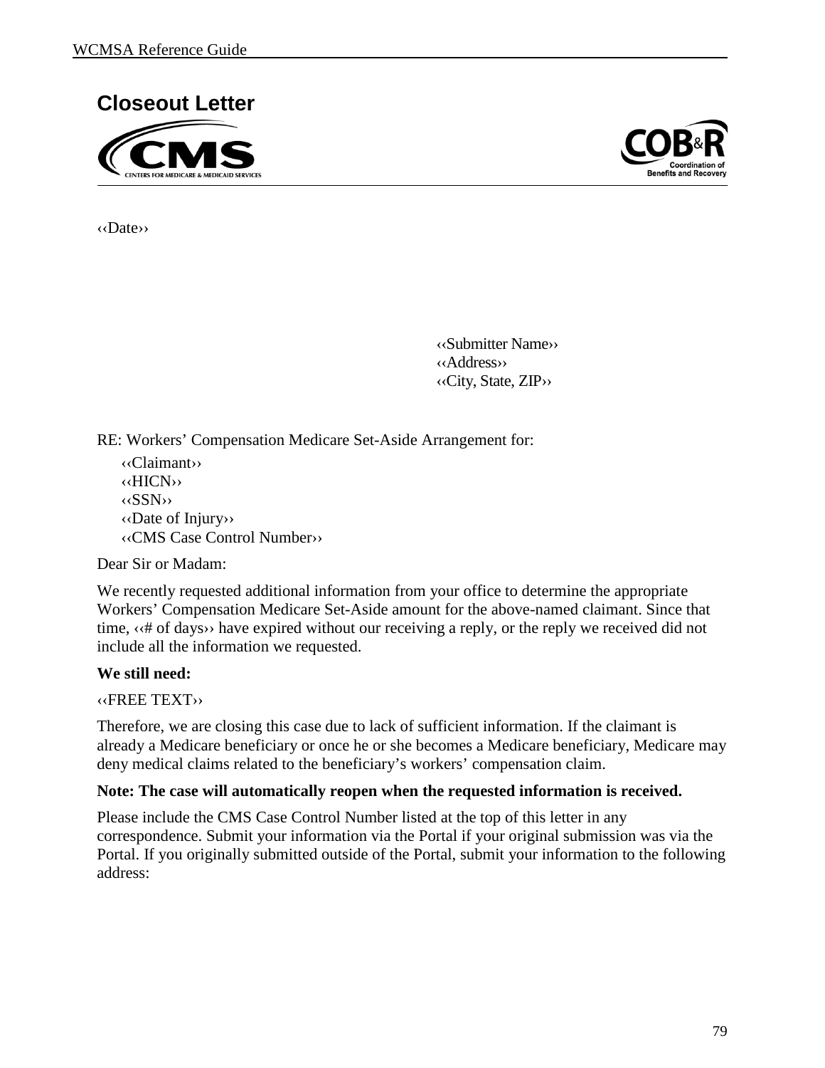# Closeout Letter

‹‹Date››

‹‹Submitter Name››
‹‹Address››
‹‹City, State, ZIP››

RE: Workers' Compensation Medicare Set-Aside Arrangement for:

‹‹Claimant››
‹‹HICN››
‹‹SSN››
‹‹Date of Injury››
‹‹CMS Case Control Number››

Dear Sir or Madam:

We recently requested additional information from your office to determine the appropriate Workers' Compensation Medicare Set-Aside amount for the above-named claimant. Since that time, ‹‹# of days›› have expired without our receiving a reply, or the reply we received did not include all the information we requested.

**We still need:**

‹‹FREE TEXT››

Therefore, we are closing this case due to lack of sufficient information. If the claimant is already a Medicare beneficiary or once he or she becomes a Medicare beneficiary, Medicare may deny medical claims related to the beneficiary's workers' compensation claim.

**Note: The case will automatically reopen when the requested information is received.**

Please include the CMS Case Control Number listed at the top of this letter in any correspondence. Submit your information via the Portal if your original submission was via the Portal. If you originally submitted outside of the Portal, submit your information to the following address: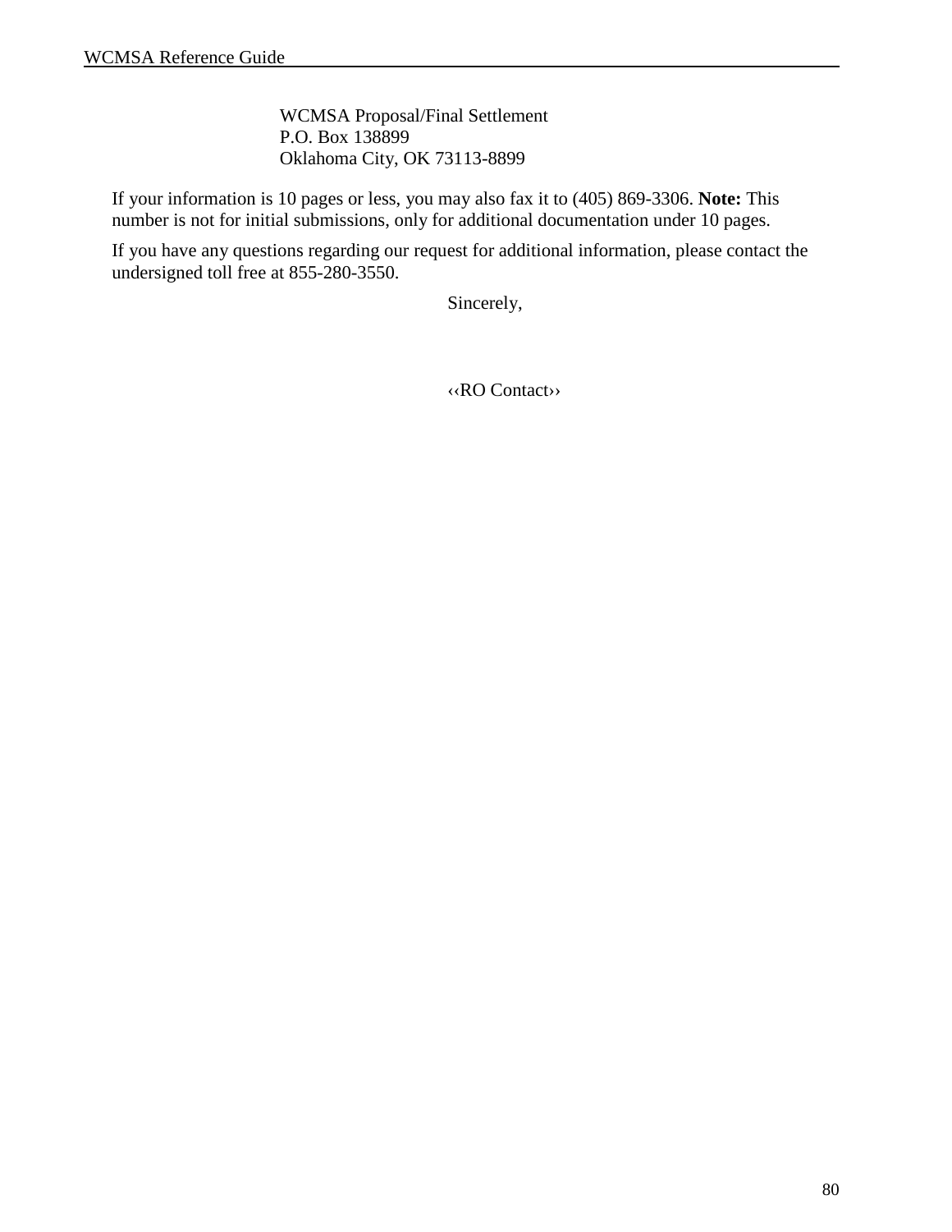WCMSA Proposal/Final Settlement
P.O. Box 138899
Oklahoma City, OK 73113-8899

If your information is 10 pages or less, you may also fax it to (405) 869-3306. **Note:** This number is not for initial submissions, only for additional documentation under 10 pages.

If you have any questions regarding our request for additional information, please contact the undersigned toll free at 855-280-3550.

Sincerely,

‹‹RO Contact››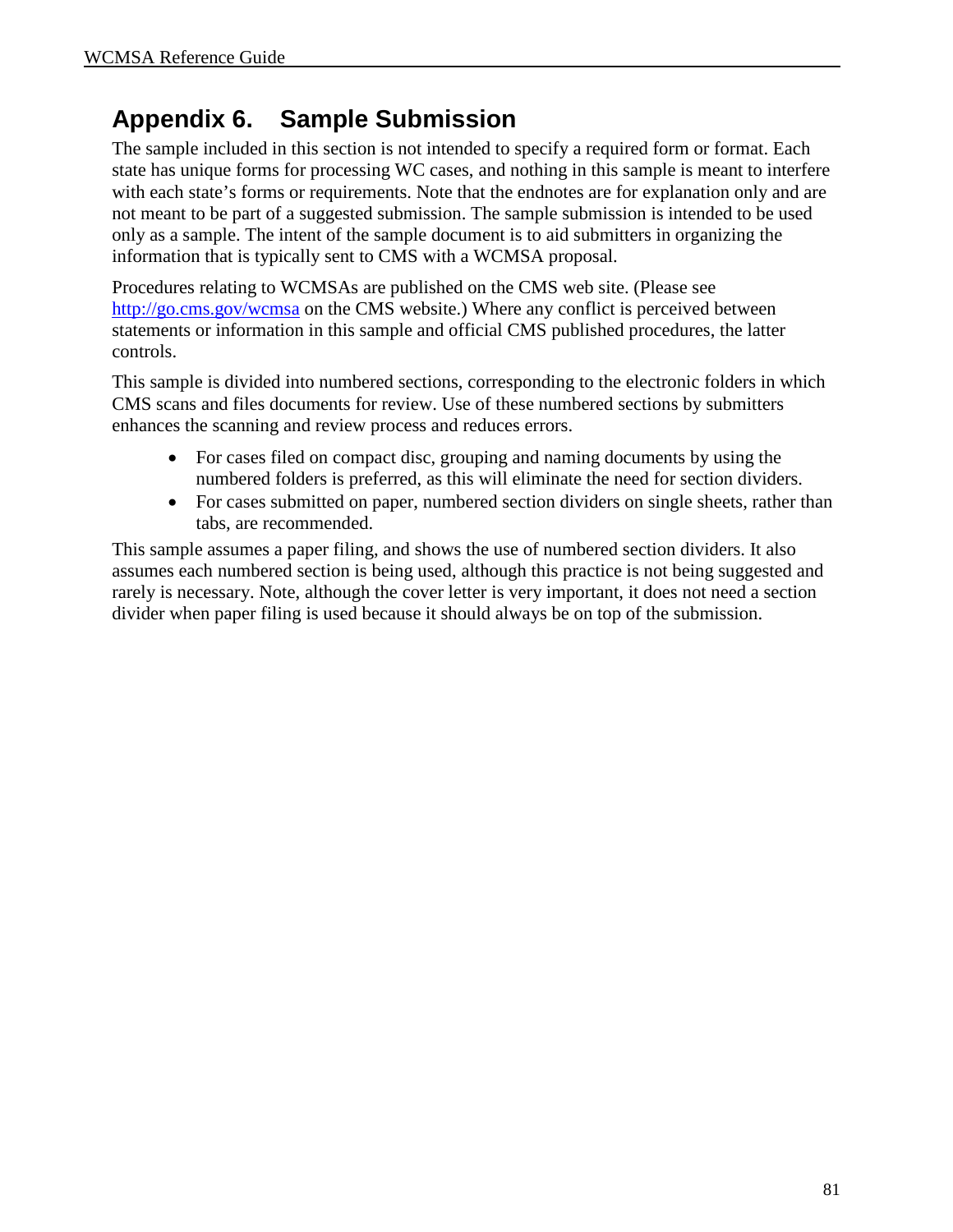# Appendix 6. Sample Submission

The sample included in this section is not intended to specify a required form or format. Each state has unique forms for processing WC cases, and nothing in this sample is meant to interfere with each state's forms or requirements. Note that the endnotes are for explanation only and are not meant to be part of a suggested submission. The sample submission is intended to be used only as a sample. The intent of the sample document is to aid submitters in organizing the information that is typically sent to CMS with a WCMSA proposal.

Procedures relating to WCMSAs are published on the CMS web site. (Please see [http://go.cms.gov/wcmsa](http://go.cms.gov/wcmsa) on the CMS website.) Where any conflict is perceived between statements or information in this sample and official CMS published procedures, the latter controls.

This sample is divided into numbered sections, corresponding to the electronic folders in which CMS scans and files documents for review. Use of these numbered sections by submitters enhances the scanning and review process and reduces errors.

- For cases filed on compact disc, grouping and naming documents by using the numbered folders is preferred, as this will eliminate the need for section dividers.
- For cases submitted on paper, numbered section dividers on single sheets, rather than tabs, are recommended.

This sample assumes a paper filing, and shows the use of numbered section dividers. It also assumes each numbered section is being used, although this practice is not being suggested and rarely is necessary. Note, although the cover letter is very important, it does not need a section divider when paper filing is used because it should always be on top of the submission.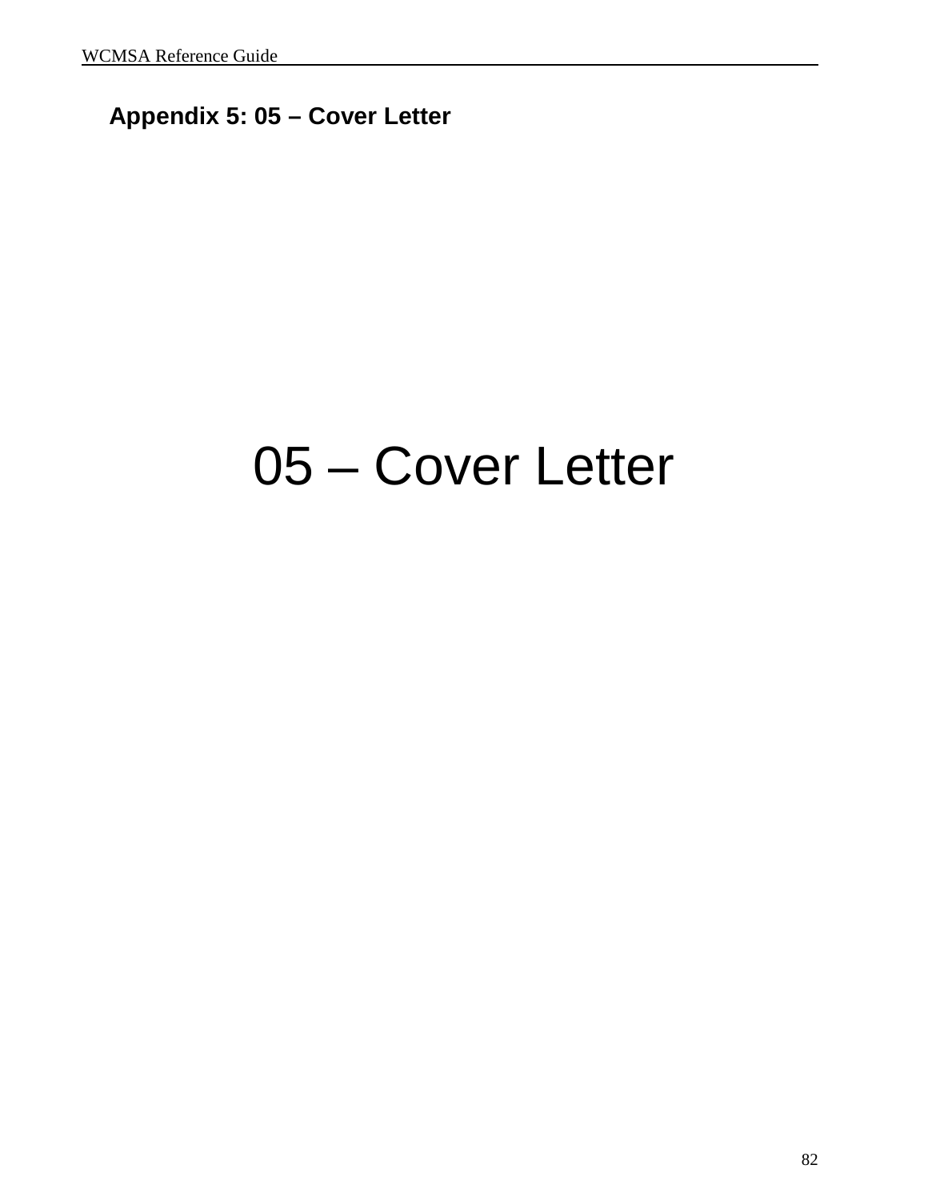## Appendix 5: 05 – Cover Letter

# 05 – Cover Letter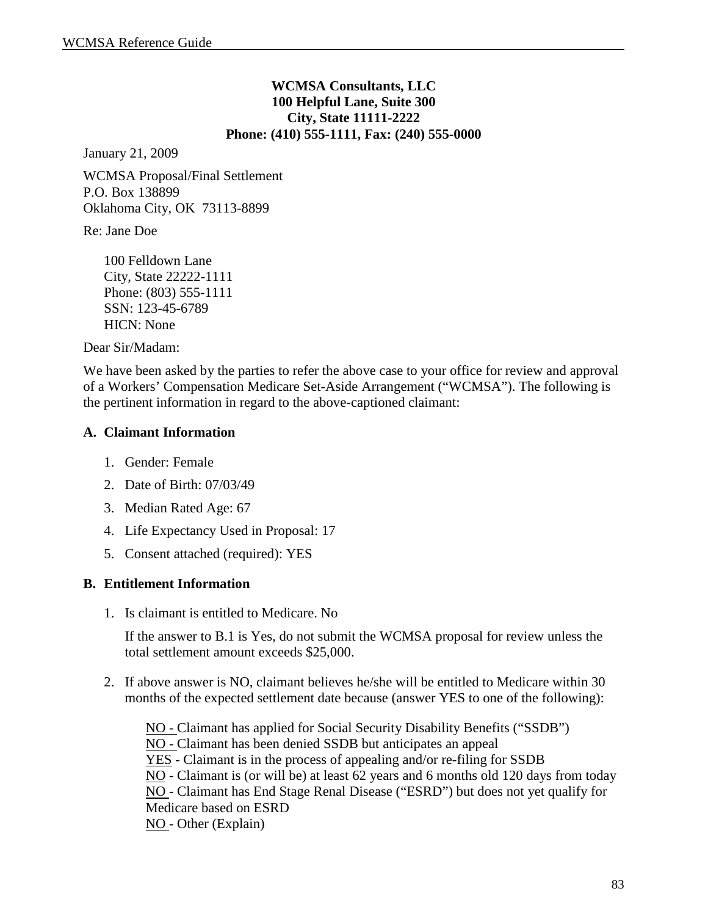**WCMSA Consultants, LLC**
**100 Helpful Lane, Suite 300**
**City, State 11111-2222**
**Phone: (410) 555-1111, Fax: (240) 555-0000**

January 21, 2009

WCMSA Proposal/Final Settlement
P.O. Box 138899
Oklahoma City, OK 73113-8899

Re: Jane Doe

100 Felldown Lane
City, State 22222-1111
Phone: (803) 555-1111
SSN: 123-45-6789
HICN: None

Dear Sir/Madam:

We have been asked by the parties to refer the above case to your office for review and approval of a Workers' Compensation Medicare Set-Aside Arrangement ("WCMSA"). The following is the pertinent information in regard to the above-captioned claimant:

**A. Claimant Information**

1. Gender: Female
2. Date of Birth: 07/03/49
3. Median Rated Age: 67
4. Life Expectancy Used in Proposal: 17
5. Consent attached (required): YES

**B. Entitlement Information**

1. Is claimant is entitled to Medicare. No

   If the answer to B.1 is Yes, do not submit the WCMSA proposal for review unless the total settlement amount exceeds $25,000.

2. If above answer is NO, claimant believes he/she will be entitled to Medicare within 30 months of the expected settlement date because (answer YES to one of the following):

   NO - Claimant has applied for Social Security Disability Benefits ("SSDB")
   NO - Claimant has been denied SSDB but anticipates an appeal
   YES - Claimant is in the process of appealing and/or re-filing for SSDB
   NO - Claimant is (or will be) at least 62 years and 6 months old 120 days from today
   NO - Claimant has End Stage Renal Disease ("ESRD") but does not yet qualify for Medicare based on ESRD
   NO - Other (Explain)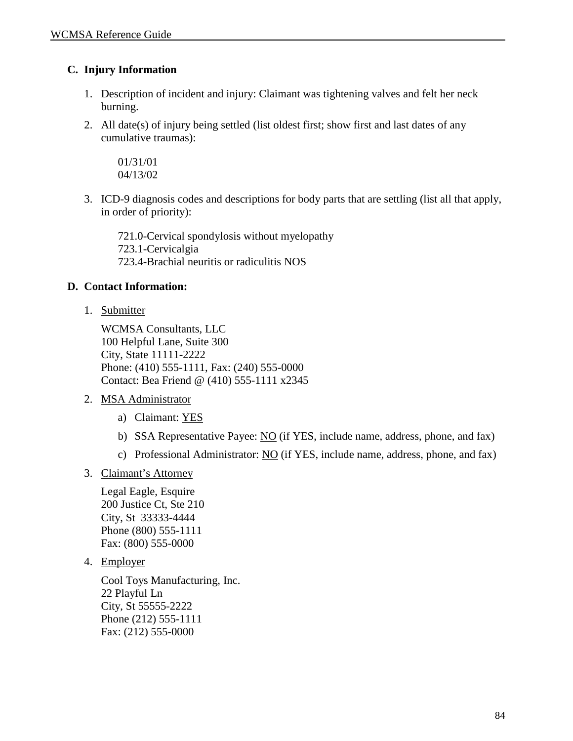### C. Injury Information

1. Description of incident and injury: Claimant was tightening valves and felt her neck burning.
2. All date(s) of injury being settled (list oldest first; show first and last dates of any cumulative traumas):

   01/31/01
   04/13/02

3. ICD-9 diagnosis codes and descriptions for body parts that are settling (list all that apply, in order of priority):

   721.0-Cervical spondylosis without myelopathy
   723.1-Cervicalgia
   723.4-Brachial neuritis or radiculitis NOS

### D. Contact Information:

1. <u>Submitter</u>

   WCMSA Consultants, LLC
   100 Helpful Lane, Suite 300
   City, State 11111-2222
   Phone: (410) 555-1111, Fax: (240) 555-0000
   Contact: Bea Friend @ (410) 555-1111 x2345

2. <u>MSA Administrator</u>

   a) Claimant: <u>YES</u>

   b) SSA Representative Payee: <u>NO</u> (if YES, include name, address, phone, and fax)

   c) Professional Administrator: <u>NO</u> (if YES, include name, address, phone, and fax)

3. <u>Claimant's Attorney</u>

   Legal Eagle, Esquire
   200 Justice Ct, Ste 210
   City, St 33333-4444
   Phone (800) 555-1111
   Fax: (800) 555-0000

4. <u>Employer</u>

   Cool Toys Manufacturing, Inc.
   22 Playful Ln
   City, St 55555-2222
   Phone (212) 555-1111
   Fax: (212) 555-0000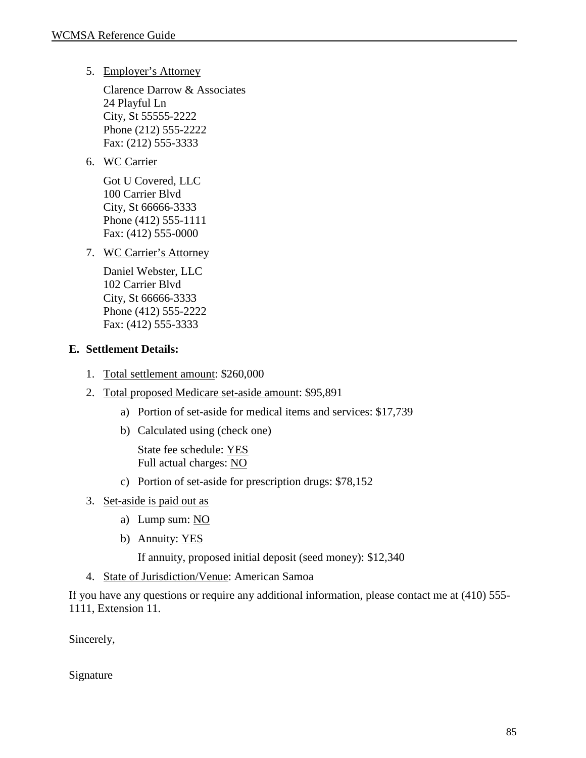5. Employer's Attorney

   Clarence Darrow & Associates
   24 Playful Ln
   City, St 55555-2222
   Phone (212) 555-2222
   Fax: (212) 555-3333

6. WC Carrier

   Got U Covered, LLC
   100 Carrier Blvd
   City, St 66666-3333
   Phone (412) 555-1111
   Fax: (412) 555-0000

7. WC Carrier's Attorney

   Daniel Webster, LLC
   102 Carrier Blvd
   City, St 66666-3333
   Phone (412) 555-2222
   Fax: (412) 555-3333

**E. Settlement Details:**

1. Total settlement amount: $260,000
2. Total proposed Medicare set-aside amount: $95,891
   a) Portion of set-aside for medical items and services: $17,739
   b) Calculated using (check one)

      State fee schedule: YES
      Full actual charges: NO

   c) Portion of set-aside for prescription drugs: $78,152
3. Set-aside is paid out as
   a) Lump sum: NO
   b) Annuity: YES

      If annuity, proposed initial deposit (seed money): $12,340
4. State of Jurisdiction/Venue: American Samoa

If you have any questions or require any additional information, please contact me at (410) 555-1111, Extension 11.

Sincerely,

Signature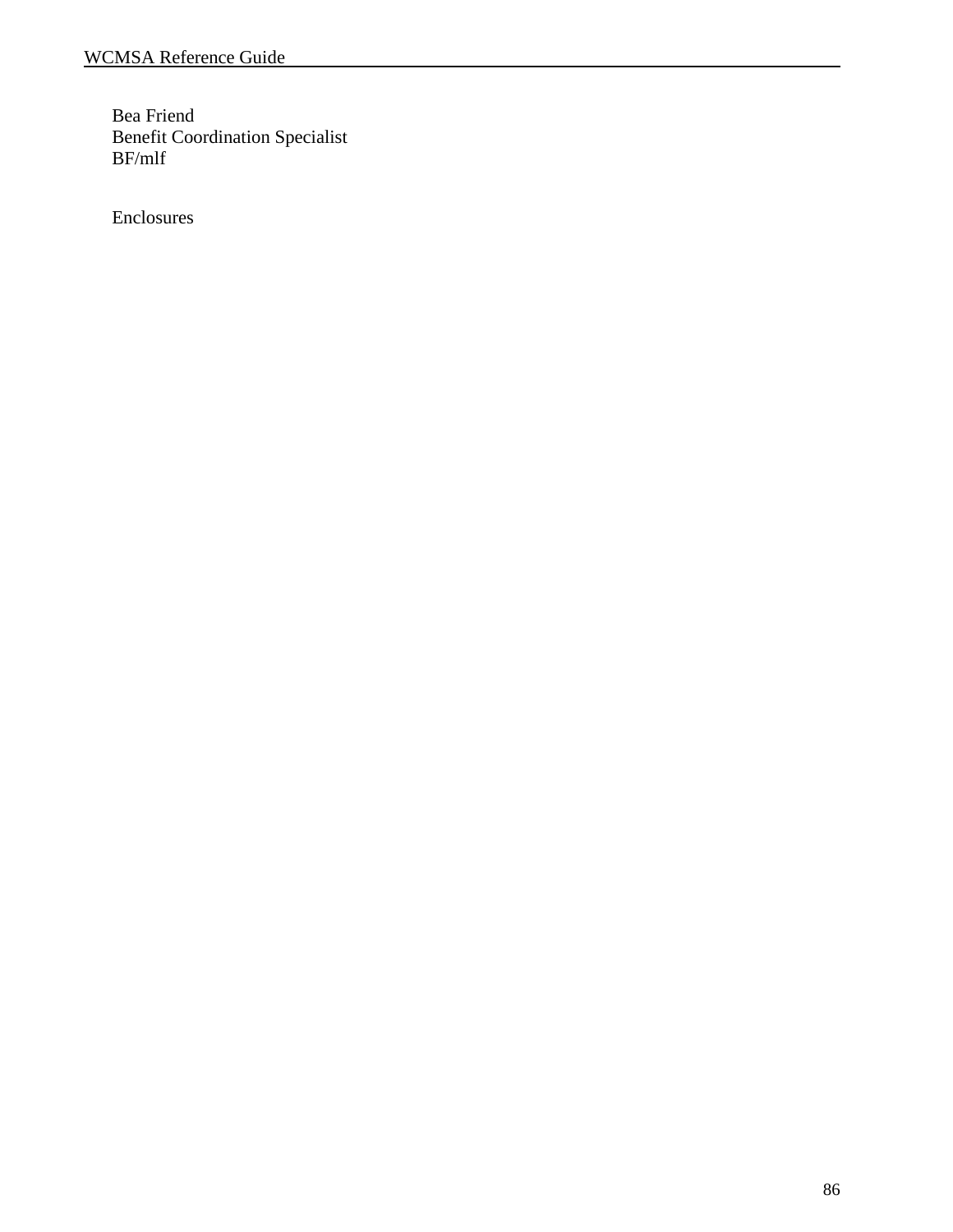Bea Friend
Benefit Coordination Specialist
BF/mlf

Enclosures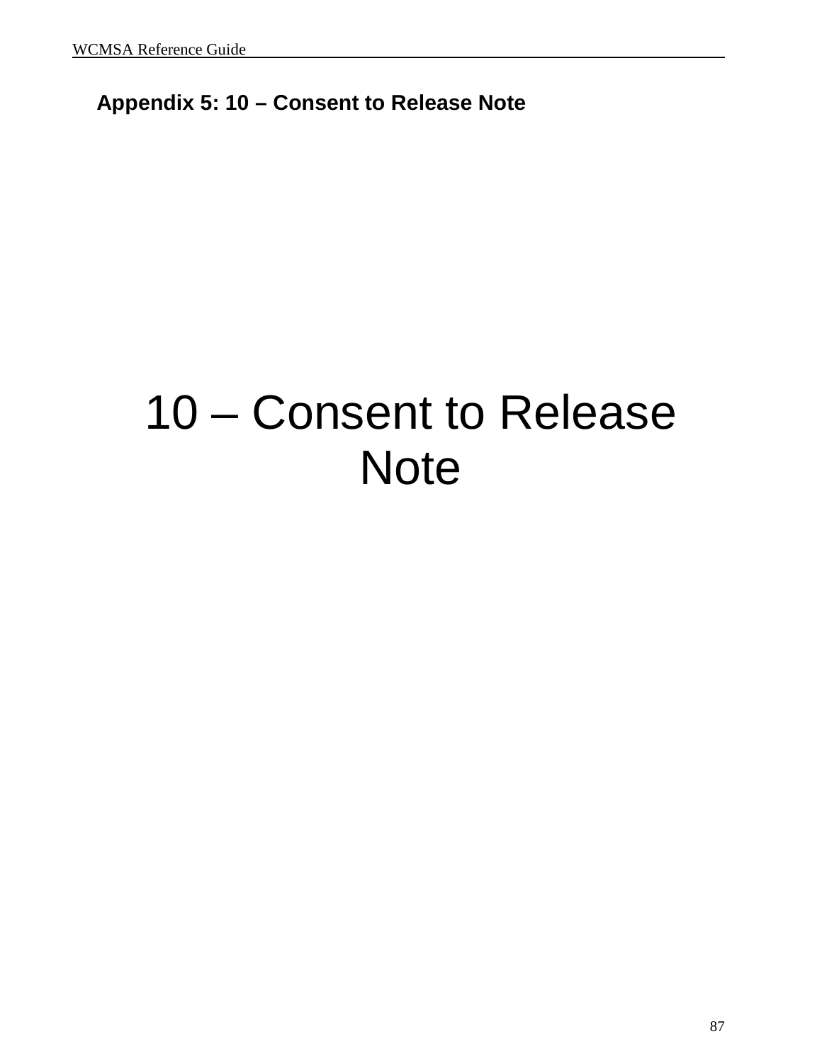## Appendix 5: 10 – Consent to Release Note

# 10 – Consent to Release Note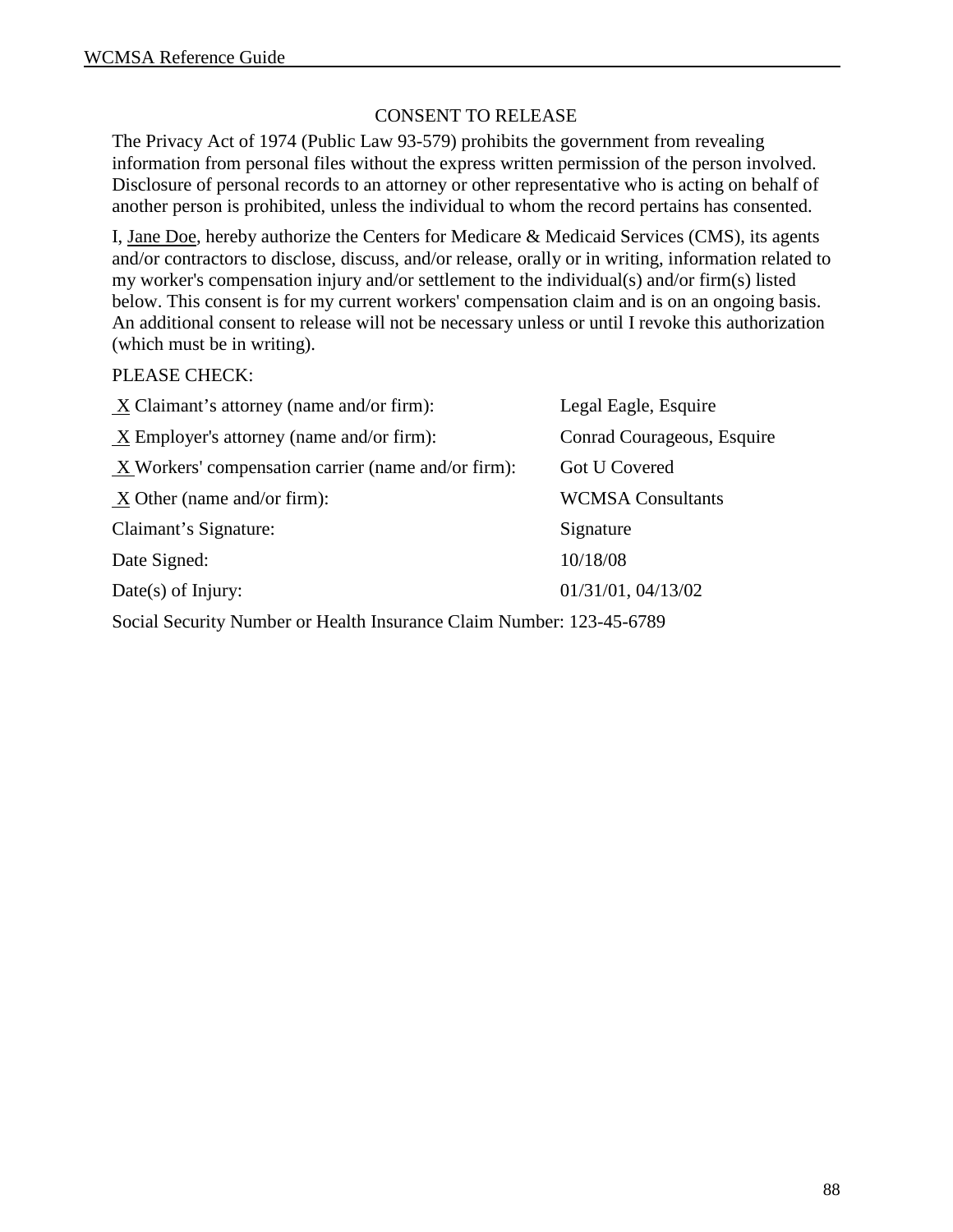## CONSENT TO RELEASE

The Privacy Act of 1974 (Public Law 93-579) prohibits the government from revealing information from personal files without the express written permission of the person involved. Disclosure of personal records to an attorney or other representative who is acting on behalf of another person is prohibited, unless the individual to whom the record pertains has consented.

I, Jane Doe, hereby authorize the Centers for Medicare & Medicaid Services (CMS), its agents and/or contractors to disclose, discuss, and/or release, orally or in writing, information related to my worker's compensation injury and/or settlement to the individual(s) and/or firm(s) listed below. This consent is for my current workers' compensation claim and is on an ongoing basis. An additional consent to release will not be necessary unless or until I revoke this authorization (which must be in writing).

PLEASE CHECK:

| | |
|---|---|
| X Claimant's attorney (name and/or firm): | Legal Eagle, Esquire |
| X Employer's attorney (name and/or firm): | Conrad Courageous, Esquire |
| X Workers' compensation carrier (name and/or firm): | Got U Covered |
| X Other (name and/or firm): | WCMSA Consultants |
| Claimant's Signature: | Signature |
| Date Signed: | 10/18/08 |
| Date(s) of Injury: | 01/31/01, 04/13/02 |

Social Security Number or Health Insurance Claim Number: 123-45-6789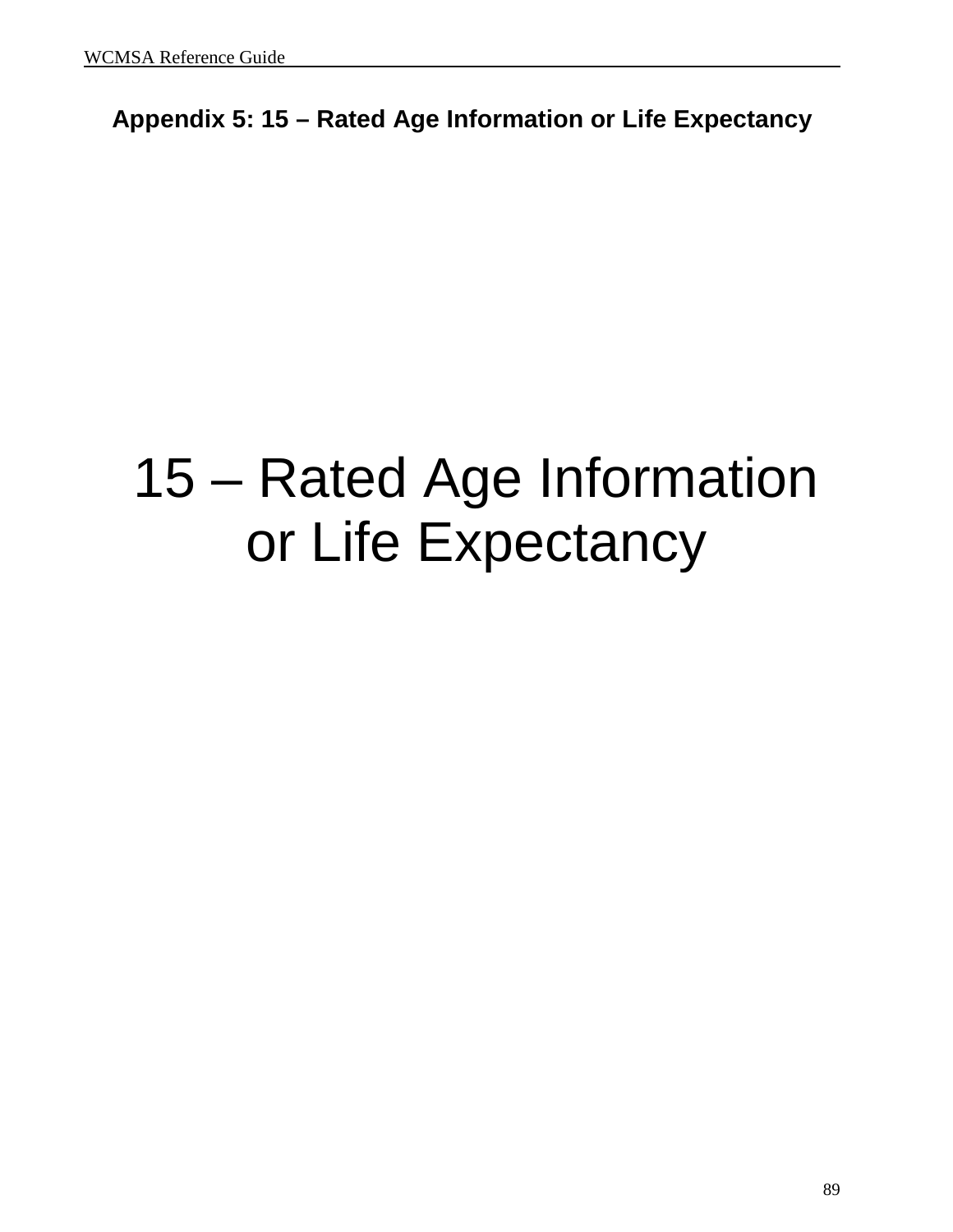## Appendix 5: 15 – Rated Age Information or Life Expectancy

# 15 – Rated Age Information or Life Expectancy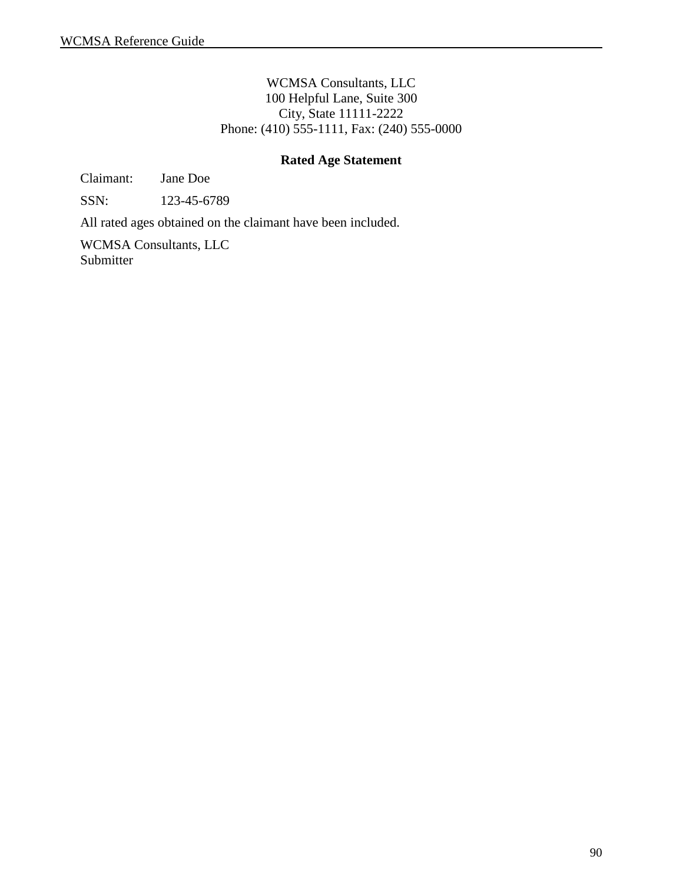WCMSA Consultants, LLC
100 Helpful Lane, Suite 300
City, State 11111-2222
Phone: (410) 555-1111, Fax: (240) 555-0000

**Rated Age Statement**

Claimant: Jane Doe

SSN: 123-45-6789

All rated ages obtained on the claimant have been included.

WCMSA Consultants, LLC
Submitter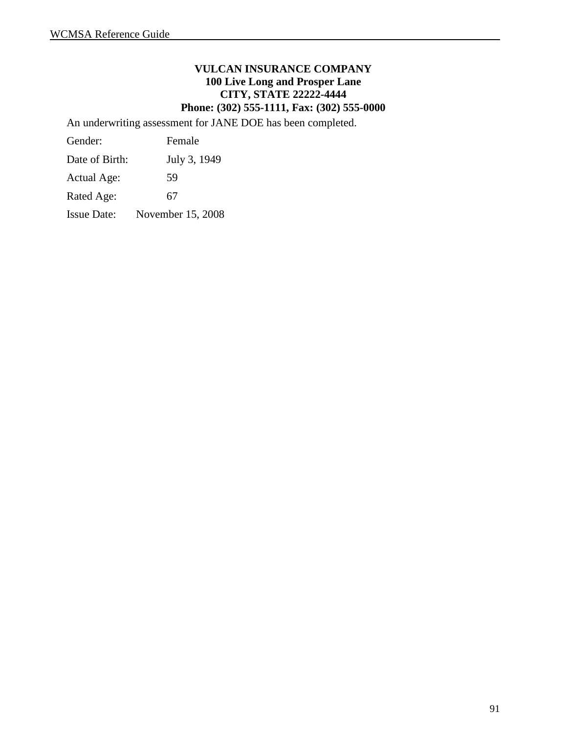**VULCAN INSURANCE COMPANY**
**100 Live Long and Prosper Lane**
**CITY, STATE 22222-4444**
**Phone: (302) 555-1111, Fax: (302) 555-0000**

An underwriting assessment for JANE DOE has been completed.

Gender: Female

Date of Birth: July 3, 1949

Actual Age: 59

Rated Age: 67

Issue Date: November 15, 2008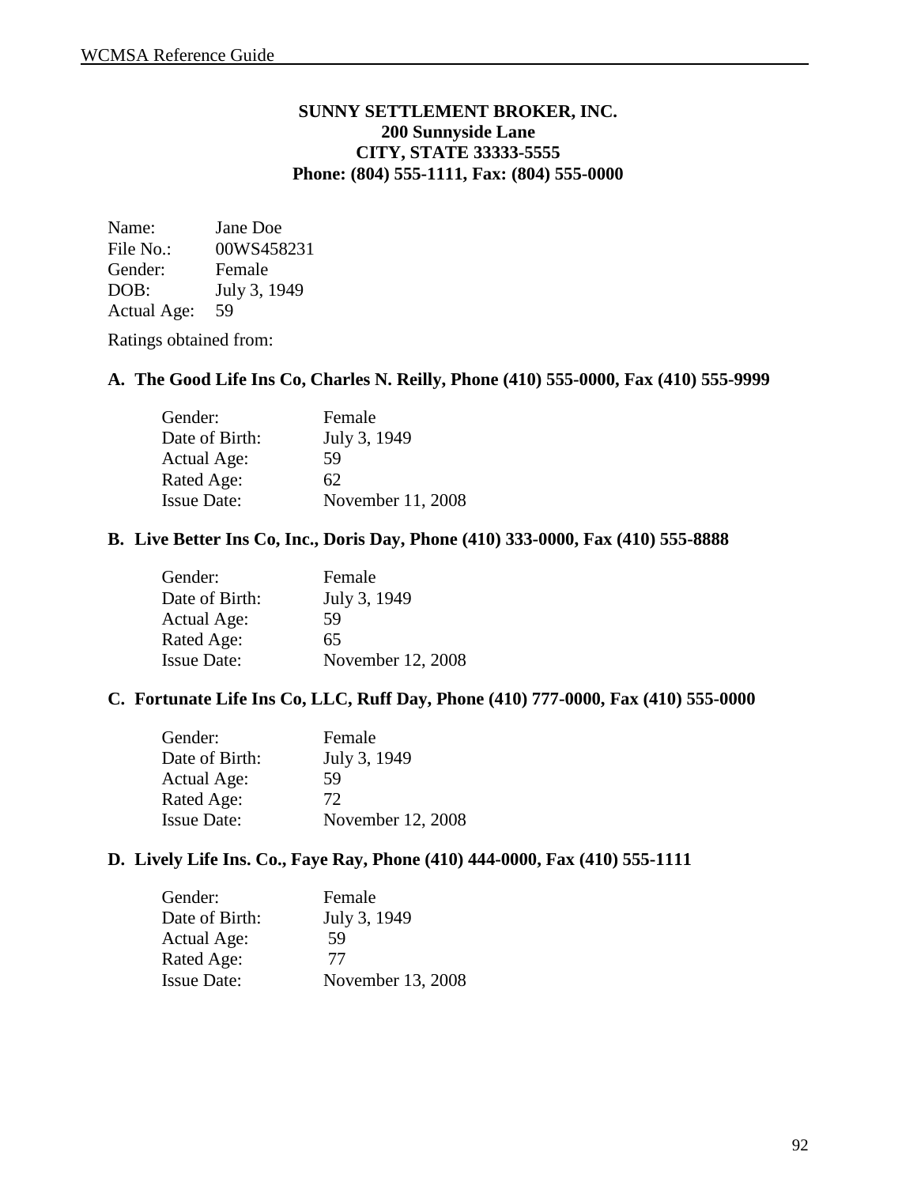**SUNNY SETTLEMENT BROKER, INC.**
**200 Sunnyside Lane**
**CITY, STATE 33333-5555**
**Phone: (804) 555-1111, Fax: (804) 555-0000**

Name: Jane Doe
File No.: 00WS458231
Gender: Female
DOB: July 3, 1949
Actual Age: 59

Ratings obtained from:

**A. The Good Life Ins Co, Charles N. Reilly, Phone (410) 555-0000, Fax (410) 555-9999**

Gender: Female
Date of Birth: July 3, 1949
Actual Age: 59
Rated Age: 62
Issue Date: November 11, 2008

**B. Live Better Ins Co, Inc., Doris Day, Phone (410) 333-0000, Fax (410) 555-8888**

Gender: Female
Date of Birth: July 3, 1949
Actual Age: 59
Rated Age: 65
Issue Date: November 12, 2008

**C. Fortunate Life Ins Co, LLC, Ruff Day, Phone (410) 777-0000, Fax (410) 555-0000**

Gender: Female
Date of Birth: July 3, 1949
Actual Age: 59
Rated Age: 72
Issue Date: November 12, 2008

**D. Lively Life Ins. Co., Faye Ray, Phone (410) 444-0000, Fax (410) 555-1111**

Gender: Female
Date of Birth: July 3, 1949
Actual Age: 59
Rated Age: 77
Issue Date: November 13, 2008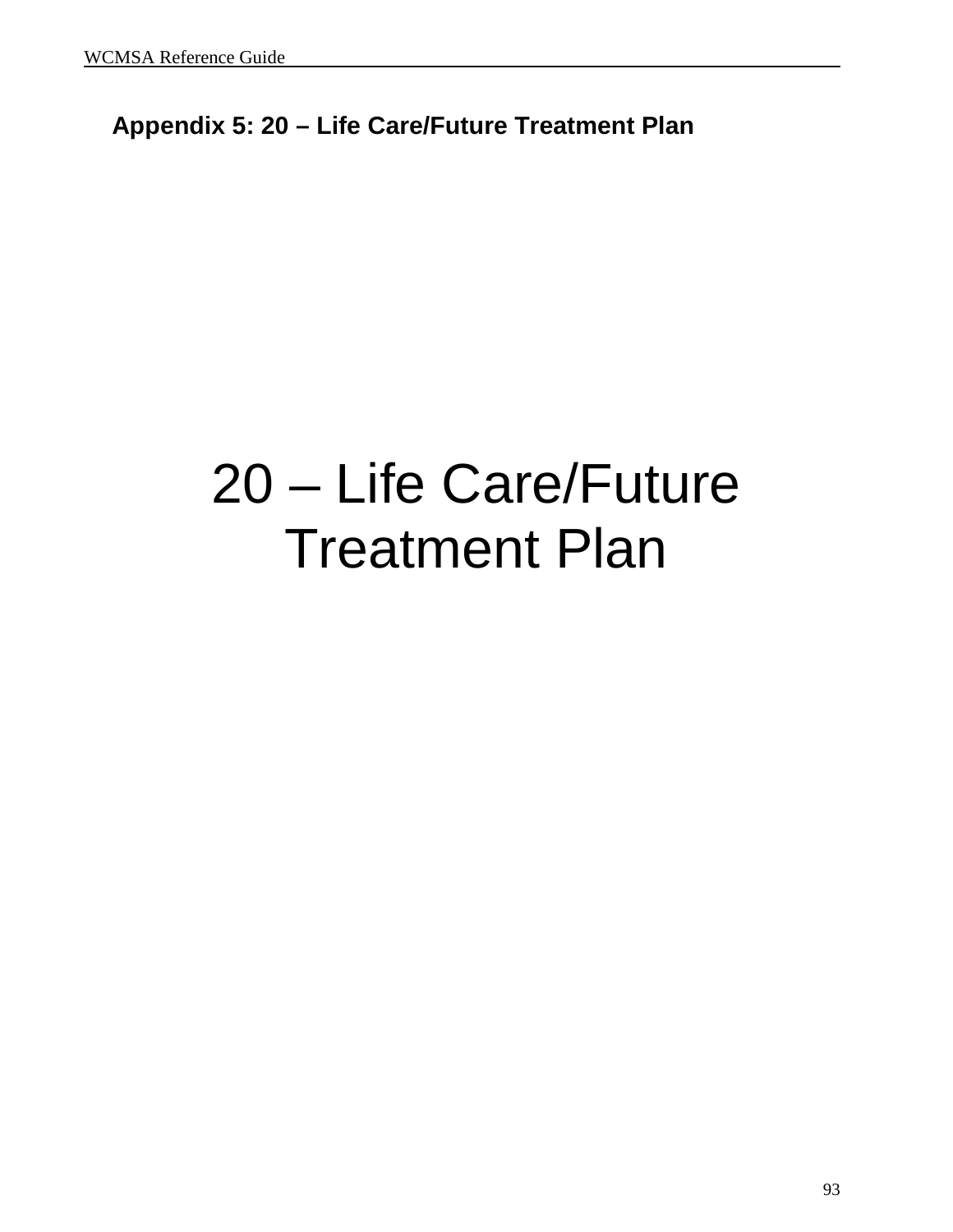## Appendix 5: 20 – Life Care/Future Treatment Plan

# 20 – Life Care/Future Treatment Plan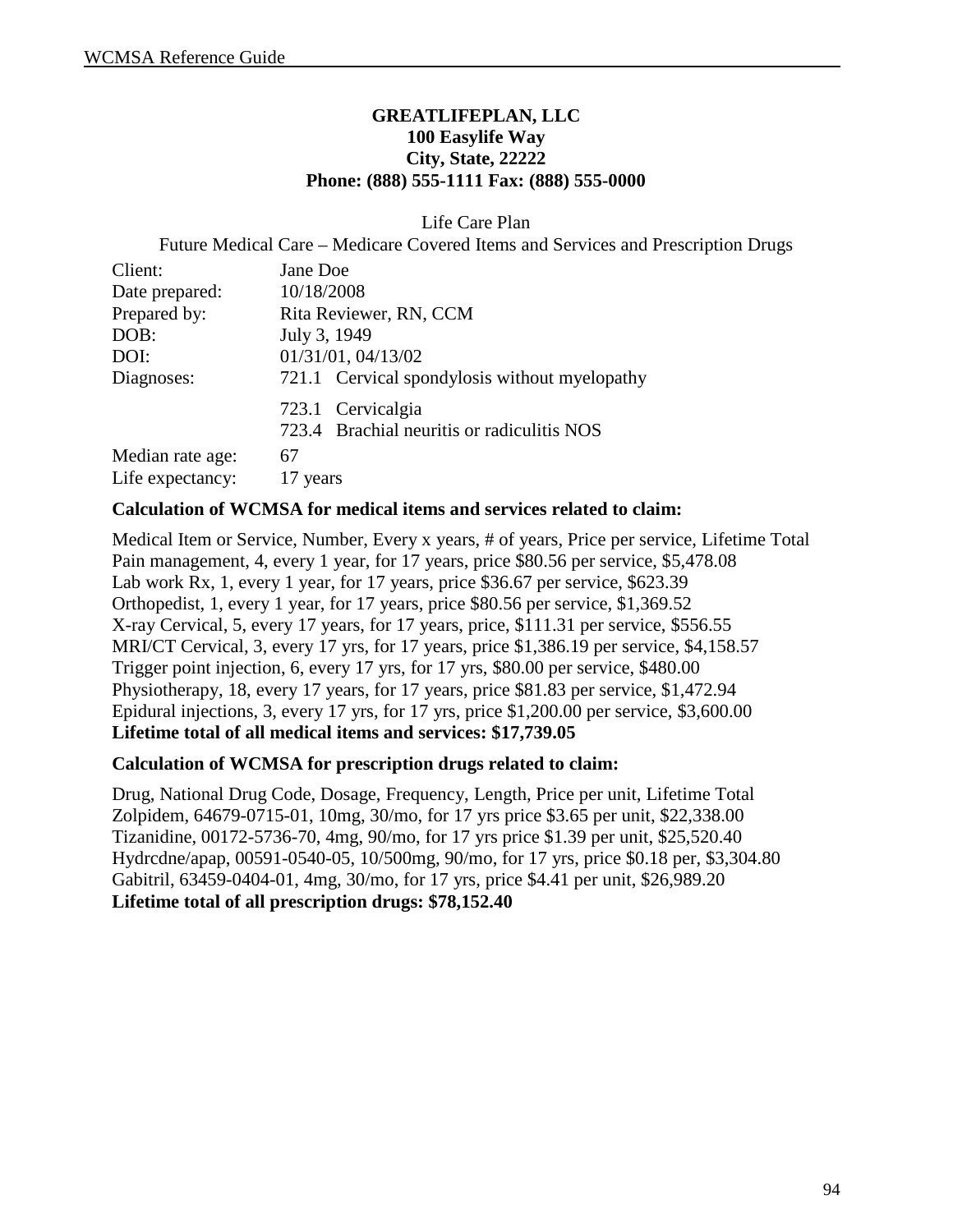**GREATLIFEPLAN, LLC**
**100 Easylife Way**
**City, State, 22222**
**Phone: (888) 555-1111 Fax: (888) 555-0000**

Life Care Plan

Future Medical Care – Medicare Covered Items and Services and Prescription Drugs

| | |
|---|---|
| Client: | Jane Doe |
| Date prepared: | 10/18/2008 |
| Prepared by: | Rita Reviewer, RN, CCM |
| DOB: | July 3, 1949 |
| DOI: | 01/31/01, 04/13/02 |
| Diagnoses: | 721.1 Cervical spondylosis without myelopathy |
| | 723.1 Cervicalgia |
| | 723.4 Brachial neuritis or radiculitis NOS |
| Median rate age: | 67 |
| Life expectancy: | 17 years |

**Calculation of WCMSA for medical items and services related to claim:**

Medical Item or Service, Number, Every x years, # of years, Price per service, Lifetime Total
Pain management, 4, every 1 year, for 17 years, price $80.56 per service, $5,478.08
Lab work Rx, 1, every 1 year, for 17 years, price $36.67 per service, $623.39
Orthopedist, 1, every 1 year, for 17 years, price $80.56 per service, $1,369.52
X-ray Cervical, 5, every 17 years, for 17 years, price, $111.31 per service, $556.55
MRI/CT Cervical, 3, every 17 yrs, for 17 years, price $1,386.19 per service, $4,158.57
Trigger point injection, 6, every 17 yrs, for 17 yrs, $80.00 per service, $480.00
Physiotherapy, 18, every 17 years, for 17 years, price $81.83 per service, $1,472.94
Epidural injections, 3, every 17 yrs, for 17 yrs, price $1,200.00 per service, $3,600.00
**Lifetime total of all medical items and services: $17,739.05**

**Calculation of WCMSA for prescription drugs related to claim:**

Drug, National Drug Code, Dosage, Frequency, Length, Price per unit, Lifetime Total
Zolpidem, 64679-0715-01, 10mg, 30/mo, for 17 yrs price $3.65 per unit, $22,338.00
Tizanidine, 00172-5736-70, 4mg, 90/mo, for 17 yrs price $1.39 per unit, $25,520.40
Hydrcdne/apap, 00591-0540-05, 10/500mg, 90/mo, for 17 yrs, price $0.18 per, $3,304.80
Gabitril, 63459-0404-01, 4mg, 30/mo, for 17 yrs, price $4.41 per unit, $26,989.20
**Lifetime total of all prescription drugs: $78,152.40**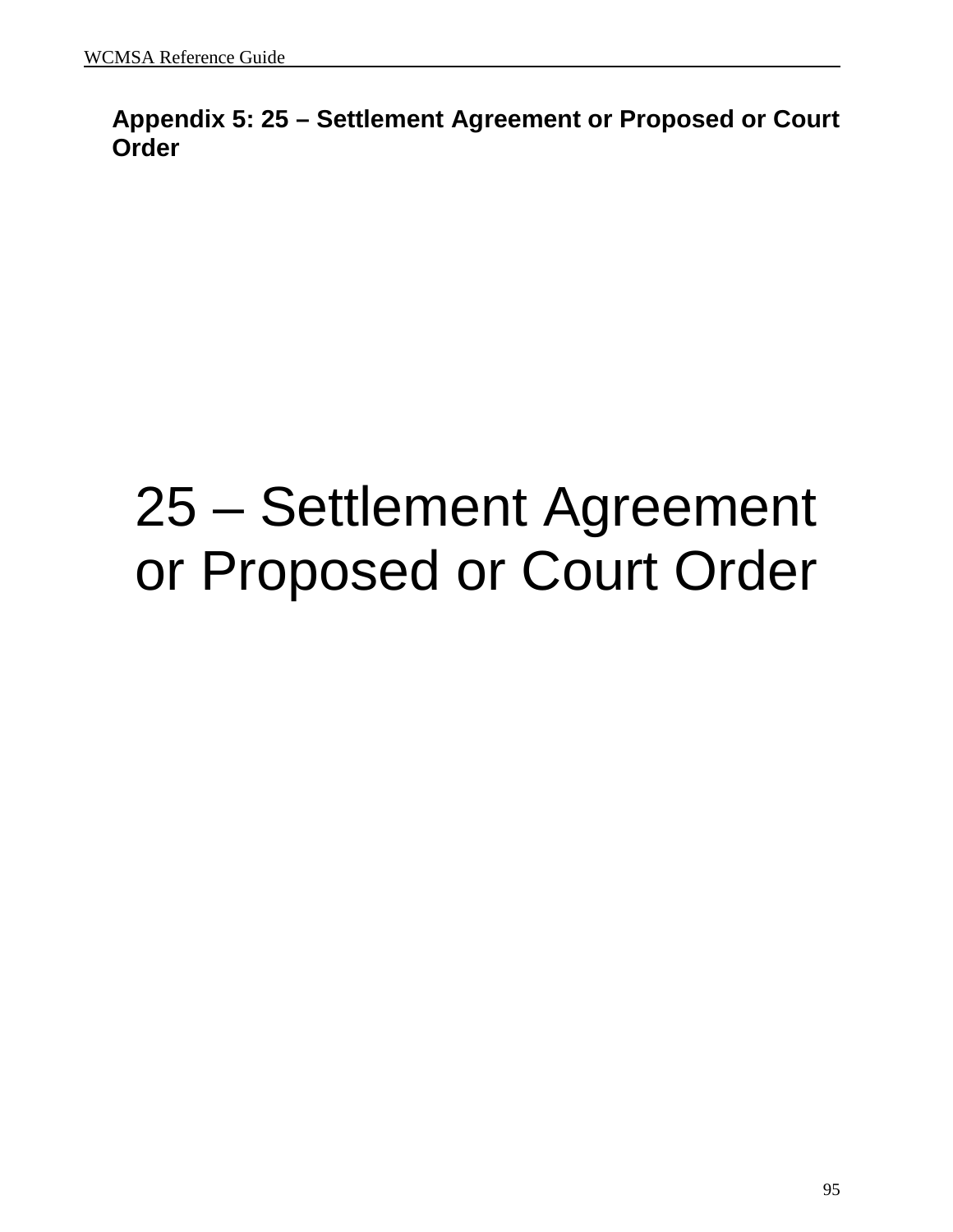## Appendix 5: 25 – Settlement Agreement or Proposed or Court Order

# 25 – Settlement Agreement or Proposed or Court Order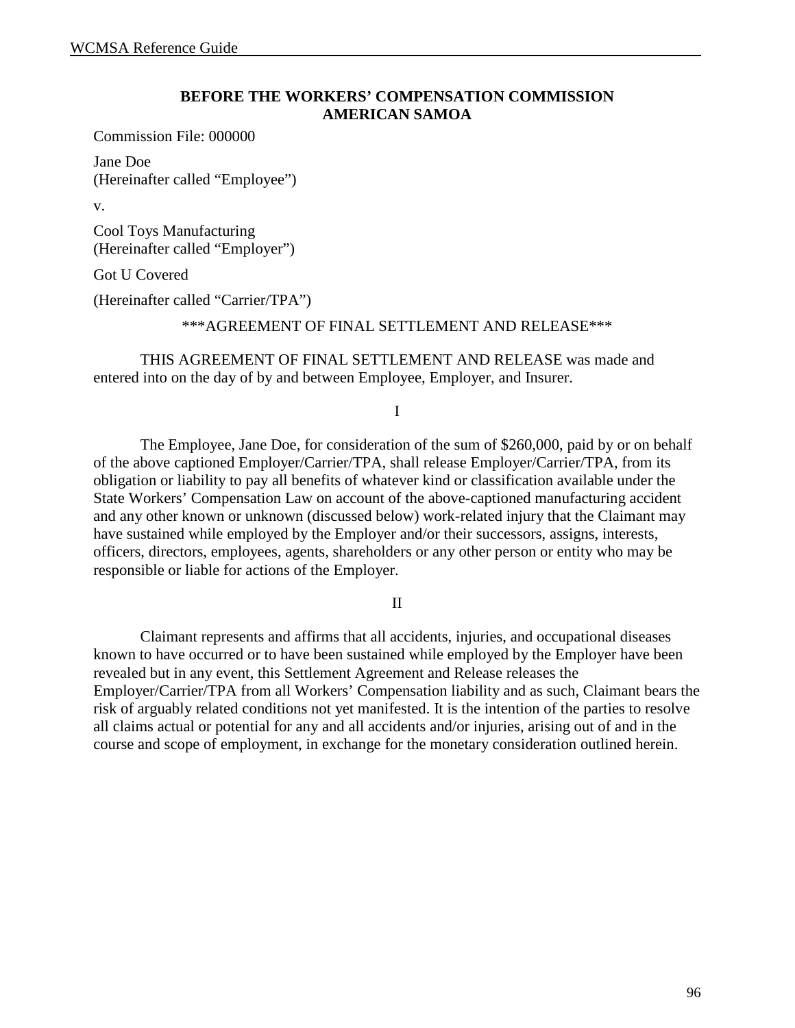**BEFORE THE WORKERS' COMPENSATION COMMISSION**
**AMERICAN SAMOA**

Commission File: 000000

Jane Doe
(Hereinafter called "Employee")

v.

Cool Toys Manufacturing
(Hereinafter called "Employer")

Got U Covered

(Hereinafter called "Carrier/TPA")

***AGREEMENT OF FINAL SETTLEMENT AND RELEASE***

THIS AGREEMENT OF FINAL SETTLEMENT AND RELEASE was made and entered into on the day of by and between Employee, Employer, and Insurer.

I

The Employee, Jane Doe, for consideration of the sum of $260,000, paid by or on behalf of the above captioned Employer/Carrier/TPA, shall release Employer/Carrier/TPA, from its obligation or liability to pay all benefits of whatever kind or classification available under the State Workers' Compensation Law on account of the above-captioned manufacturing accident and any other known or unknown (discussed below) work-related injury that the Claimant may have sustained while employed by the Employer and/or their successors, assigns, interests, officers, directors, employees, agents, shareholders or any other person or entity who may be responsible or liable for actions of the Employer.

II

Claimant represents and affirms that all accidents, injuries, and occupational diseases known to have occurred or to have been sustained while employed by the Employer have been revealed but in any event, this Settlement Agreement and Release releases the Employer/Carrier/TPA from all Workers' Compensation liability and as such, Claimant bears the risk of arguably related conditions not yet manifested. It is the intention of the parties to resolve all claims actual or potential for any and all accidents and/or injuries, arising out of and in the course and scope of employment, in exchange for the monetary consideration outlined herein.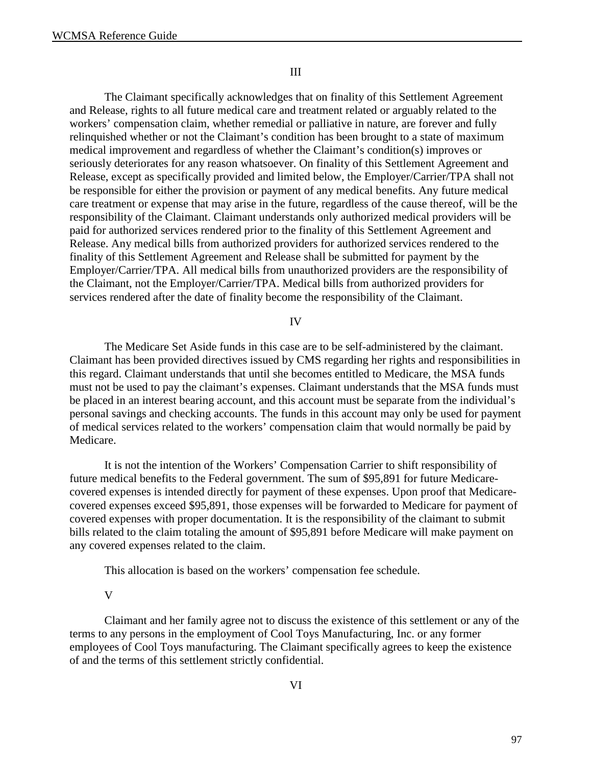III

The Claimant specifically acknowledges that on finality of this Settlement Agreement and Release, rights to all future medical care and treatment related or arguably related to the workers' compensation claim, whether remedial or palliative in nature, are forever and fully relinquished whether or not the Claimant's condition has been brought to a state of maximum medical improvement and regardless of whether the Claimant's condition(s) improves or seriously deteriorates for any reason whatsoever. On finality of this Settlement Agreement and Release, except as specifically provided and limited below, the Employer/Carrier/TPA shall not be responsible for either the provision or payment of any medical benefits. Any future medical care treatment or expense that may arise in the future, regardless of the cause thereof, will be the responsibility of the Claimant. Claimant understands only authorized medical providers will be paid for authorized services rendered prior to the finality of this Settlement Agreement and Release. Any medical bills from authorized providers for authorized services rendered to the finality of this Settlement Agreement and Release shall be submitted for payment by the Employer/Carrier/TPA. All medical bills from unauthorized providers are the responsibility of the Claimant, not the Employer/Carrier/TPA. Medical bills from authorized providers for services rendered after the date of finality become the responsibility of the Claimant.

IV

The Medicare Set Aside funds in this case are to be self-administered by the claimant. Claimant has been provided directives issued by CMS regarding her rights and responsibilities in this regard. Claimant understands that until she becomes entitled to Medicare, the MSA funds must not be used to pay the claimant's expenses. Claimant understands that the MSA funds must be placed in an interest bearing account, and this account must be separate from the individual's personal savings and checking accounts. The funds in this account may only be used for payment of medical services related to the workers' compensation claim that would normally be paid by Medicare.

It is not the intention of the Workers' Compensation Carrier to shift responsibility of future medical benefits to the Federal government. The sum of $95,891 for future Medicare-covered expenses is intended directly for payment of these expenses. Upon proof that Medicare-covered expenses exceed $95,891, those expenses will be forwarded to Medicare for payment of covered expenses with proper documentation. It is the responsibility of the claimant to submit bills related to the claim totaling the amount of $95,891 before Medicare will make payment on any covered expenses related to the claim.

This allocation is based on the workers' compensation fee schedule.

V

Claimant and her family agree not to discuss the existence of this settlement or any of the terms to any persons in the employment of Cool Toys Manufacturing, Inc. or any former employees of Cool Toys manufacturing. The Claimant specifically agrees to keep the existence of and the terms of this settlement strictly confidential.

VI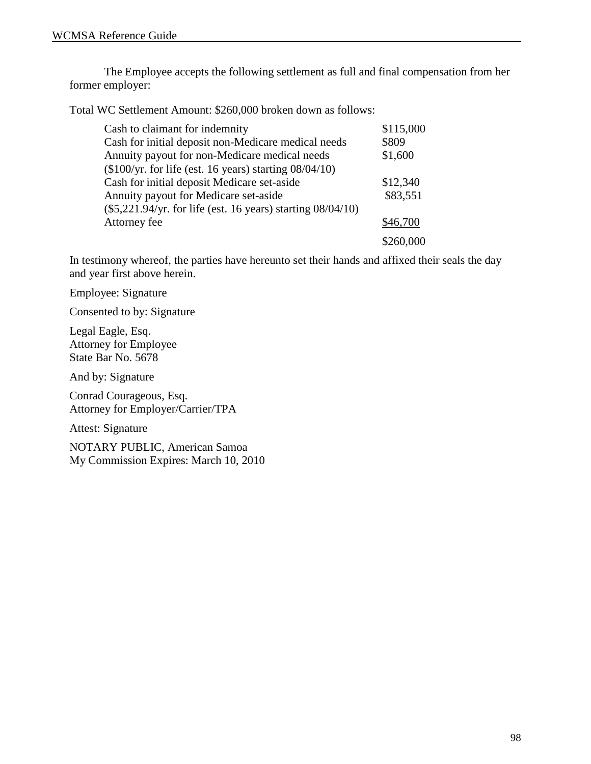The Employee accepts the following settlement as full and final compensation from her former employer:

Total WC Settlement Amount: $260,000 broken down as follows:

| | |
|---|---|
| Cash to claimant for indemnity | $115,000 |
| Cash for initial deposit non-Medicare medical needs | $809 |
| Annuity payout for non-Medicare medical needs ($100/yr. for life (est. 16 years) starting 08/04/10) | $1,600 |
| Cash for initial deposit Medicare set-aside | $12,340 |
| Annuity payout for Medicare set-aside ($5,221.94/yr. for life (est. 16 years) starting 08/04/10) | $83,551 |
| Attorney fee | $46,700 |
| | $260,000 |

In testimony whereof, the parties have hereunto set their hands and affixed their seals the day and year first above herein.

Employee: Signature

Consented to by: Signature

Legal Eagle, Esq.
Attorney for Employee
State Bar No. 5678

And by: Signature

Conrad Courageous, Esq.
Attorney for Employer/Carrier/TPA

Attest: Signature

NOTARY PUBLIC, American Samoa
My Commission Expires: March 10, 2010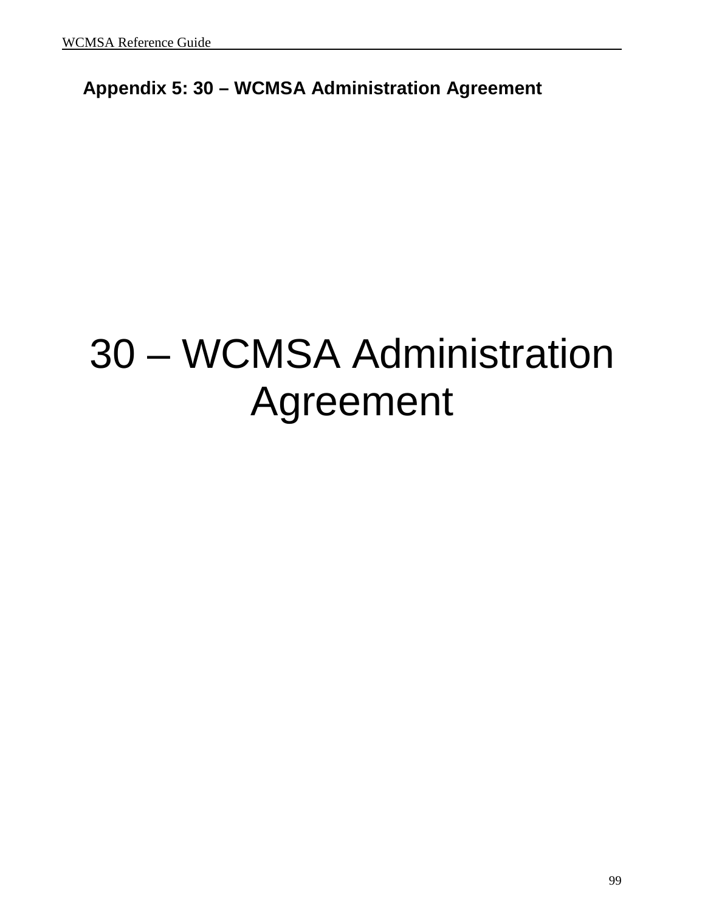## Appendix 5: 30 – WCMSA Administration Agreement

# 30 – WCMSA Administration Agreement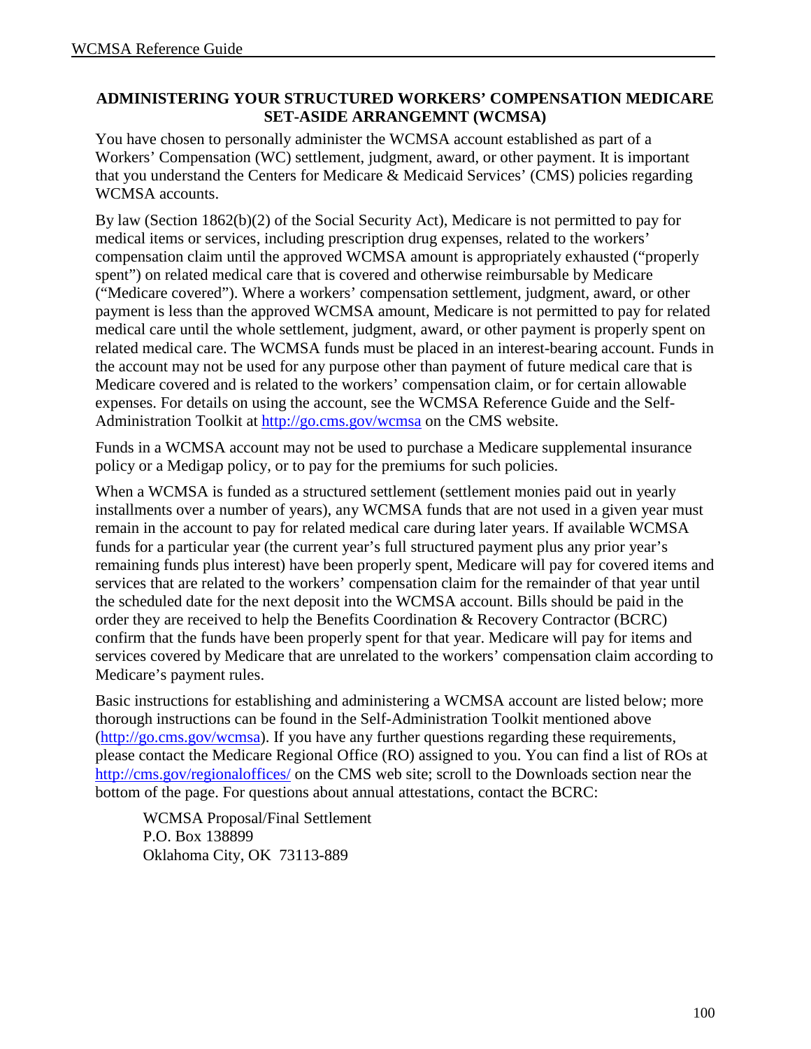## ADMINISTERING YOUR STRUCTURED WORKERS' COMPENSATION MEDICARE SET-ASIDE ARRANGEMNT (WCMSA)

You have chosen to personally administer the WCMSA account established as part of a Workers' Compensation (WC) settlement, judgment, award, or other payment. It is important that you understand the Centers for Medicare & Medicaid Services' (CMS) policies regarding WCMSA accounts.

By law (Section 1862(b)(2) of the Social Security Act), Medicare is not permitted to pay for medical items or services, including prescription drug expenses, related to the workers' compensation claim until the approved WCMSA amount is appropriately exhausted ("properly spent") on related medical care that is covered and otherwise reimbursable by Medicare ("Medicare covered"). Where a workers' compensation settlement, judgment, award, or other payment is less than the approved WCMSA amount, Medicare is not permitted to pay for related medical care until the whole settlement, judgment, award, or other payment is properly spent on related medical care. The WCMSA funds must be placed in an interest-bearing account. Funds in the account may not be used for any purpose other than payment of future medical care that is Medicare covered and is related to the workers' compensation claim, or for certain allowable expenses. For details on using the account, see the WCMSA Reference Guide and the Self-Administration Toolkit at http://go.cms.gov/wcmsa on the CMS website.

Funds in a WCMSA account may not be used to purchase a Medicare supplemental insurance policy or a Medigap policy, or to pay for the premiums for such policies.

When a WCMSA is funded as a structured settlement (settlement monies paid out in yearly installments over a number of years), any WCMSA funds that are not used in a given year must remain in the account to pay for related medical care during later years. If available WCMSA funds for a particular year (the current year's full structured payment plus any prior year's remaining funds plus interest) have been properly spent, Medicare will pay for covered items and services that are related to the workers' compensation claim for the remainder of that year until the scheduled date for the next deposit into the WCMSA account. Bills should be paid in the order they are received to help the Benefits Coordination & Recovery Contractor (BCRC) confirm that the funds have been properly spent for that year. Medicare will pay for items and services covered by Medicare that are unrelated to the workers' compensation claim according to Medicare's payment rules.

Basic instructions for establishing and administering a WCMSA account are listed below; more thorough instructions can be found in the Self-Administration Toolkit mentioned above (http://go.cms.gov/wcmsa). If you have any further questions regarding these requirements, please contact the Medicare Regional Office (RO) assigned to you. You can find a list of ROs at http://cms.gov/regionaloffices/ on the CMS web site; scroll to the Downloads section near the bottom of the page. For questions about annual attestations, contact the BCRC:

WCMSA Proposal/Final Settlement
P.O. Box 138899
Oklahoma City, OK 73113-889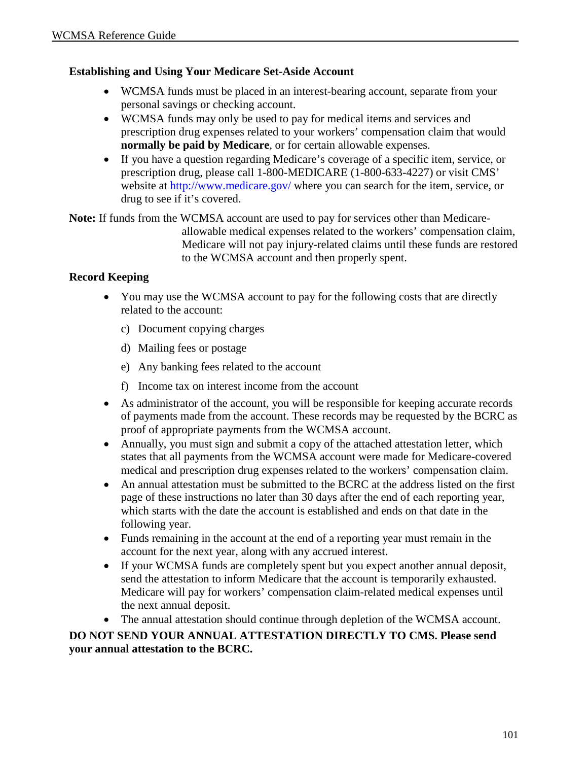**Establishing and Using Your Medicare Set-Aside Account**

- WCMSA funds must be placed in an interest-bearing account, separate from your personal savings or checking account.
- WCMSA funds may only be used to pay for medical items and services and prescription drug expenses related to your workers' compensation claim that would **normally be paid by Medicare**, or for certain allowable expenses.
- If you have a question regarding Medicare's coverage of a specific item, service, or prescription drug, please call 1-800-MEDICARE (1-800-633-4227) or visit CMS' website at http://www.medicare.gov/ where you can search for the item, service, or drug to see if it's covered.

**Note:** If funds from the WCMSA account are used to pay for services other than Medicare-allowable medical expenses related to the workers' compensation claim, Medicare will not pay injury-related claims until these funds are restored to the WCMSA account and then properly spent.

**Record Keeping**

- You may use the WCMSA account to pay for the following costs that are directly related to the account:

  c) Document copying charges

  d) Mailing fees or postage

  e) Any banking fees related to the account

  f) Income tax on interest income from the account

- As administrator of the account, you will be responsible for keeping accurate records of payments made from the account. These records may be requested by the BCRC as proof of appropriate payments from the WCMSA account.
- Annually, you must sign and submit a copy of the attached attestation letter, which states that all payments from the WCMSA account were made for Medicare-covered medical and prescription drug expenses related to the workers' compensation claim.
- An annual attestation must be submitted to the BCRC at the address listed on the first page of these instructions no later than 30 days after the end of each reporting year, which starts with the date the account is established and ends on that date in the following year.
- Funds remaining in the account at the end of a reporting year must remain in the account for the next year, along with any accrued interest.
- If your WCMSA funds are completely spent but you expect another annual deposit, send the attestation to inform Medicare that the account is temporarily exhausted. Medicare will pay for workers' compensation claim-related medical expenses until the next annual deposit.
- The annual attestation should continue through depletion of the WCMSA account.

**DO NOT SEND YOUR ANNUAL ATTESTATION DIRECTLY TO CMS. Please send your annual attestation to the BCRC.**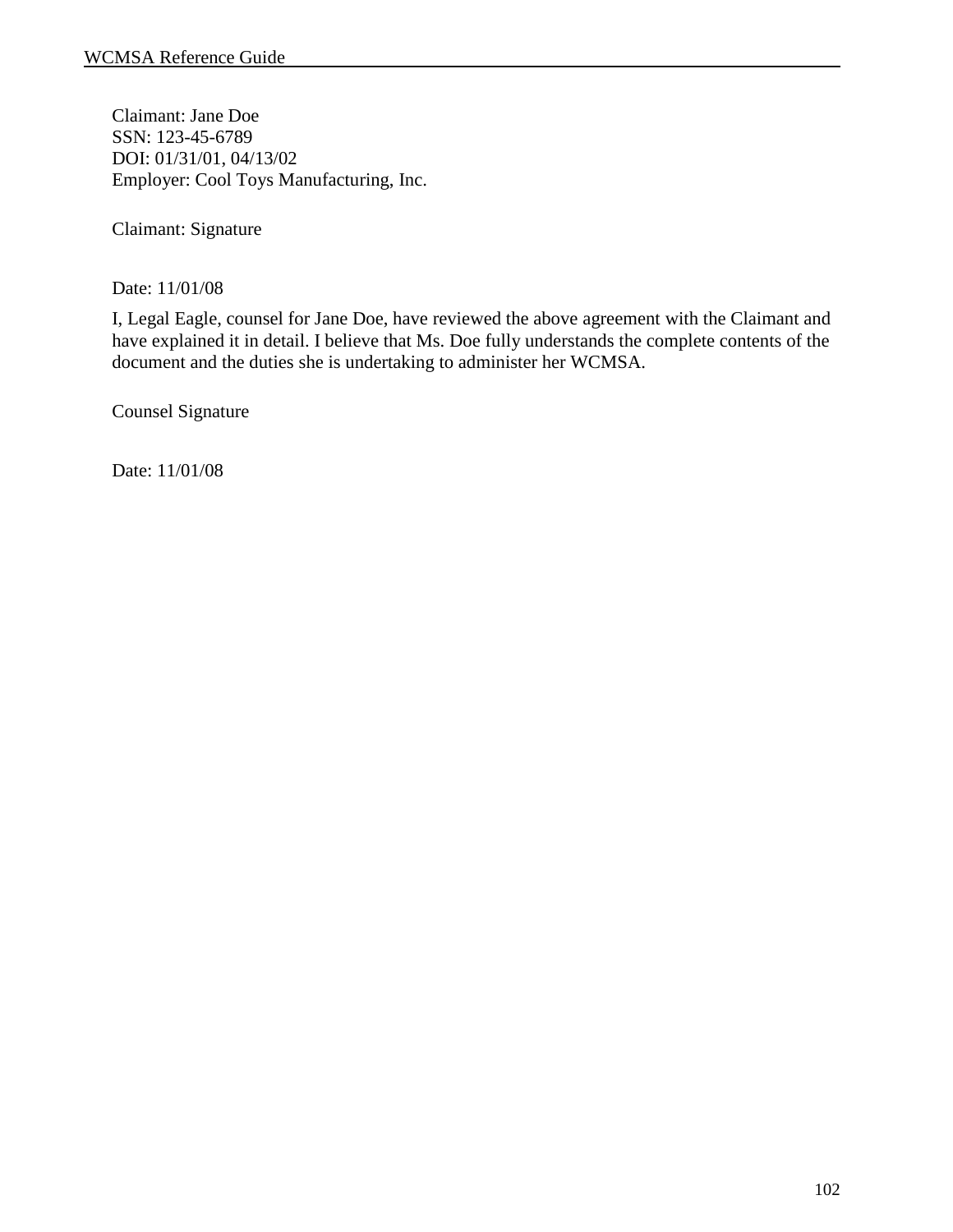Claimant: Jane Doe
SSN: 123-45-6789
DOI: 01/31/01, 04/13/02
Employer: Cool Toys Manufacturing, Inc.

Claimant: Signature

Date: 11/01/08

I, Legal Eagle, counsel for Jane Doe, have reviewed the above agreement with the Claimant and have explained it in detail. I believe that Ms. Doe fully understands the complete contents of the document and the duties she is undertaking to administer her WCMSA.

Counsel Signature

Date: 11/01/08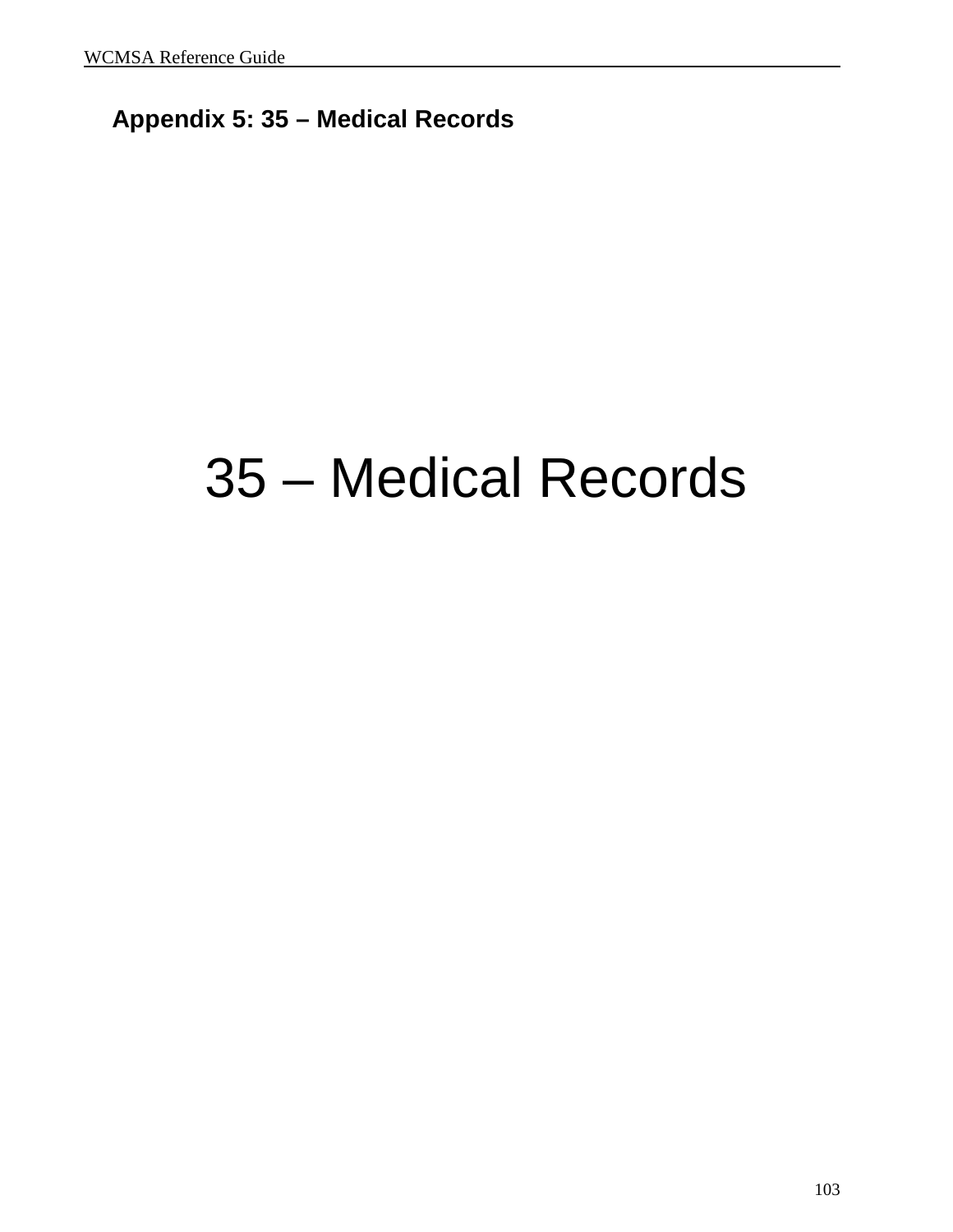## Appendix 5: 35 – Medical Records

# 35 – Medical Records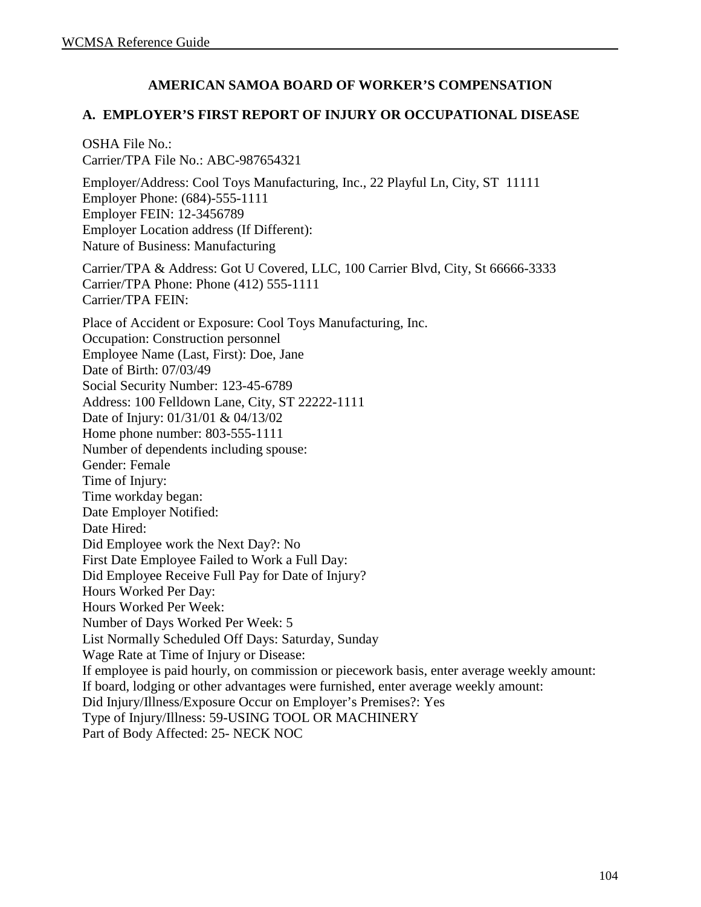## AMERICAN SAMOA BOARD OF WORKER'S COMPENSATION

### A. EMPLOYER'S FIRST REPORT OF INJURY OR OCCUPATIONAL DISEASE

OSHA File No.:
Carrier/TPA File No.: ABC-987654321

Employer/Address: Cool Toys Manufacturing, Inc., 22 Playful Ln, City, ST 11111
Employer Phone: (684)-555-1111
Employer FEIN: 12-3456789
Employer Location address (If Different):
Nature of Business: Manufacturing

Carrier/TPA & Address: Got U Covered, LLC, 100 Carrier Blvd, City, St 66666-3333
Carrier/TPA Phone: Phone (412) 555-1111
Carrier/TPA FEIN:

Place of Accident or Exposure: Cool Toys Manufacturing, Inc.
Occupation: Construction personnel
Employee Name (Last, First): Doe, Jane
Date of Birth: 07/03/49
Social Security Number: 123-45-6789
Address: 100 Felldown Lane, City, ST 22222-1111
Date of Injury: 01/31/01 & 04/13/02
Home phone number: 803-555-1111
Number of dependents including spouse:
Gender: Female
Time of Injury:
Time workday began:
Date Employer Notified:
Date Hired:
Did Employee work the Next Day?: No
First Date Employee Failed to Work a Full Day:
Did Employee Receive Full Pay for Date of Injury?
Hours Worked Per Day:
Hours Worked Per Week:
Number of Days Worked Per Week: 5
List Normally Scheduled Off Days: Saturday, Sunday
Wage Rate at Time of Injury or Disease:
If employee is paid hourly, on commission or piecework basis, enter average weekly amount:
If board, lodging or other advantages were furnished, enter average weekly amount:
Did Injury/Illness/Exposure Occur on Employer's Premises?: Yes
Type of Injury/Illness: 59-USING TOOL OR MACHINERY
Part of Body Affected: 25- NECK NOC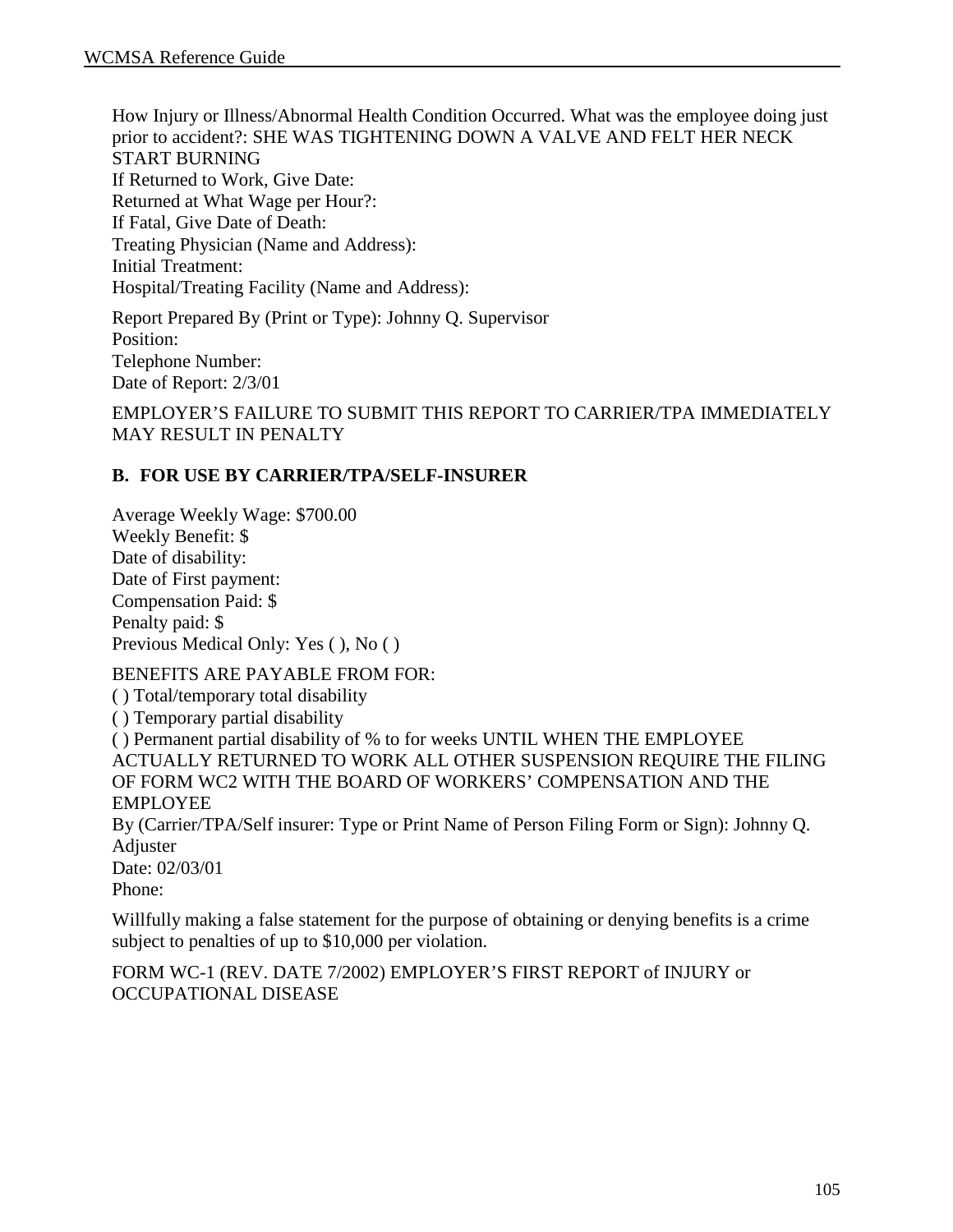How Injury or Illness/Abnormal Health Condition Occurred. What was the employee doing just prior to accident?: SHE WAS TIGHTENING DOWN A VALVE AND FELT HER NECK START BURNING
If Returned to Work, Give Date:
Returned at What Wage per Hour?:
If Fatal, Give Date of Death:
Treating Physician (Name and Address):
Initial Treatment:
Hospital/Treating Facility (Name and Address):

Report Prepared By (Print or Type): Johnny Q. Supervisor
Position:
Telephone Number:
Date of Report: 2/3/01

EMPLOYER'S FAILURE TO SUBMIT THIS REPORT TO CARRIER/TPA IMMEDIATELY MAY RESULT IN PENALTY

**B. FOR USE BY CARRIER/TPA/SELF-INSURER**

Average Weekly Wage: $700.00
Weekly Benefit: $
Date of disability:
Date of First payment:
Compensation Paid: $
Penalty paid: $
Previous Medical Only: Yes ( ), No ( )

BENEFITS ARE PAYABLE FROM FOR:
( ) Total/temporary total disability
( ) Temporary partial disability
( ) Permanent partial disability of % to for weeks UNTIL WHEN THE EMPLOYEE ACTUALLY RETURNED TO WORK ALL OTHER SUSPENSION REQUIRE THE FILING OF FORM WC2 WITH THE BOARD OF WORKERS' COMPENSATION AND THE EMPLOYEE
By (Carrier/TPA/Self insurer: Type or Print Name of Person Filing Form or Sign): Johnny Q. Adjuster
Date: 02/03/01
Phone:

Willfully making a false statement for the purpose of obtaining or denying benefits is a crime subject to penalties of up to $10,000 per violation.

FORM WC-1 (REV. DATE 7/2002) EMPLOYER'S FIRST REPORT of INJURY or OCCUPATIONAL DISEASE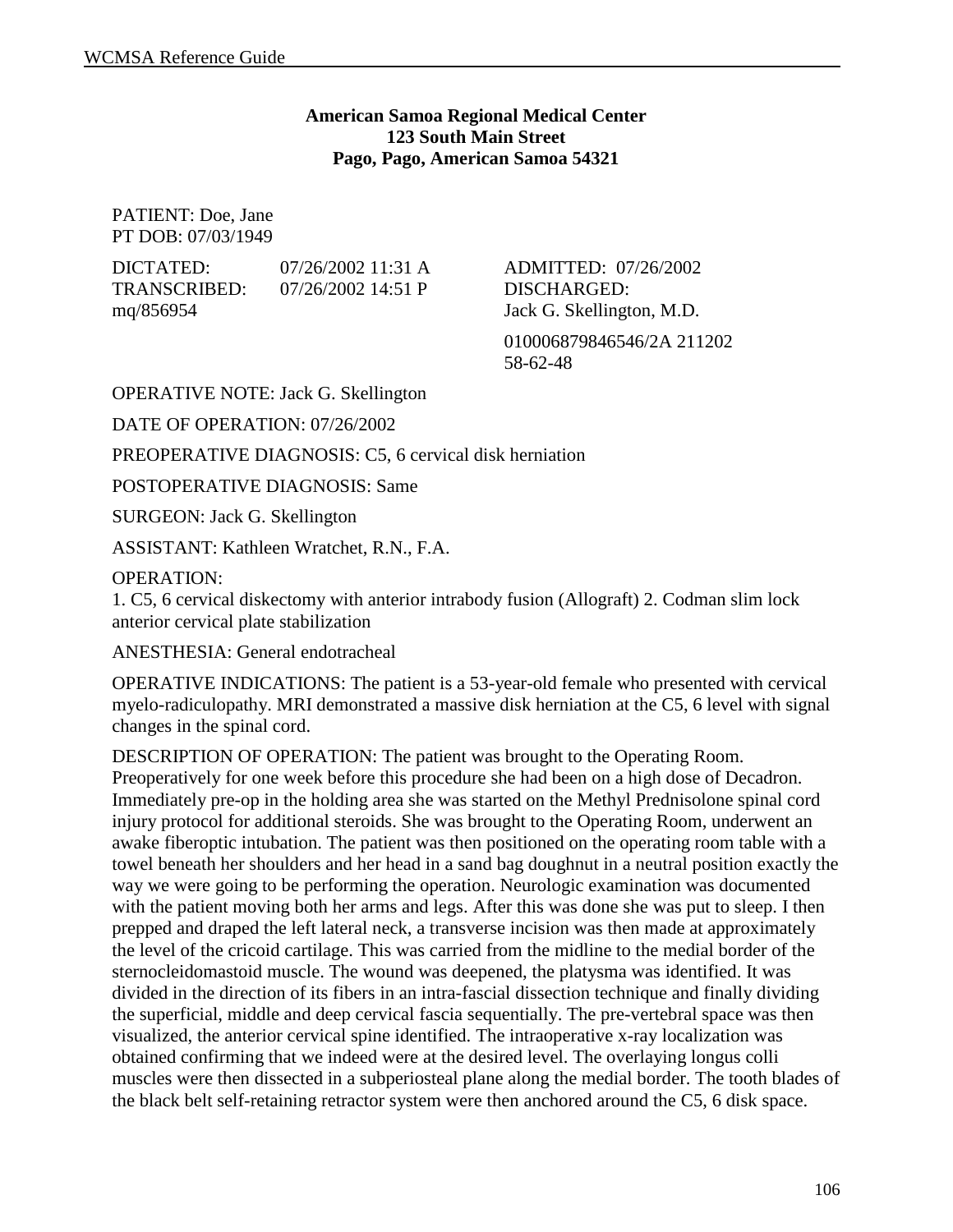**American Samoa Regional Medical Center**
**123 South Main Street**
**Pago, Pago, American Samoa 54321**

PATIENT: Doe, Jane
PT DOB: 07/03/1949

DICTATED: 07/26/2002 11:31 A
TRANSCRIBED: 07/26/2002 14:51 P
mq/856954

ADMITTED: 07/26/2002
DISCHARGED:
Jack G. Skellington, M.D.

010006879846546/2A 211202
58-62-48

OPERATIVE NOTE: Jack G. Skellington

DATE OF OPERATION: 07/26/2002

PREOPERATIVE DIAGNOSIS: C5, 6 cervical disk herniation

POSTOPERATIVE DIAGNOSIS: Same

SURGEON: Jack G. Skellington

ASSISTANT: Kathleen Wratchet, R.N., F.A.

OPERATION:
1. C5, 6 cervical diskectomy with anterior intrabody fusion (Allograft) 2. Codman slim lock anterior cervical plate stabilization

ANESTHESIA: General endotracheal

OPERATIVE INDICATIONS: The patient is a 53-year-old female who presented with cervical myelo-radiculopathy. MRI demonstrated a massive disk herniation at the C5, 6 level with signal changes in the spinal cord.

DESCRIPTION OF OPERATION: The patient was brought to the Operating Room. Preoperatively for one week before this procedure she had been on a high dose of Decadron. Immediately pre-op in the holding area she was started on the Methyl Prednisolone spinal cord injury protocol for additional steroids. She was brought to the Operating Room, underwent an awake fiberoptic intubation. The patient was then positioned on the operating room table with a towel beneath her shoulders and her head in a sand bag doughnut in a neutral position exactly the way we were going to be performing the operation. Neurologic examination was documented with the patient moving both her arms and legs. After this was done she was put to sleep. I then prepped and draped the left lateral neck, a transverse incision was then made at approximately the level of the cricoid cartilage. This was carried from the midline to the medial border of the sternocleidomastoid muscle. The wound was deepened, the platysma was identified. It was divided in the direction of its fibers in an intra-fascial dissection technique and finally dividing the superficial, middle and deep cervical fascia sequentially. The pre-vertebral space was then visualized, the anterior cervical spine identified. The intraoperative x-ray localization was obtained confirming that we indeed were at the desired level. The overlaying longus colli muscles were then dissected in a subperiosteal plane along the medial border. The tooth blades of the black belt self-retaining retractor system were then anchored around the C5, 6 disk space.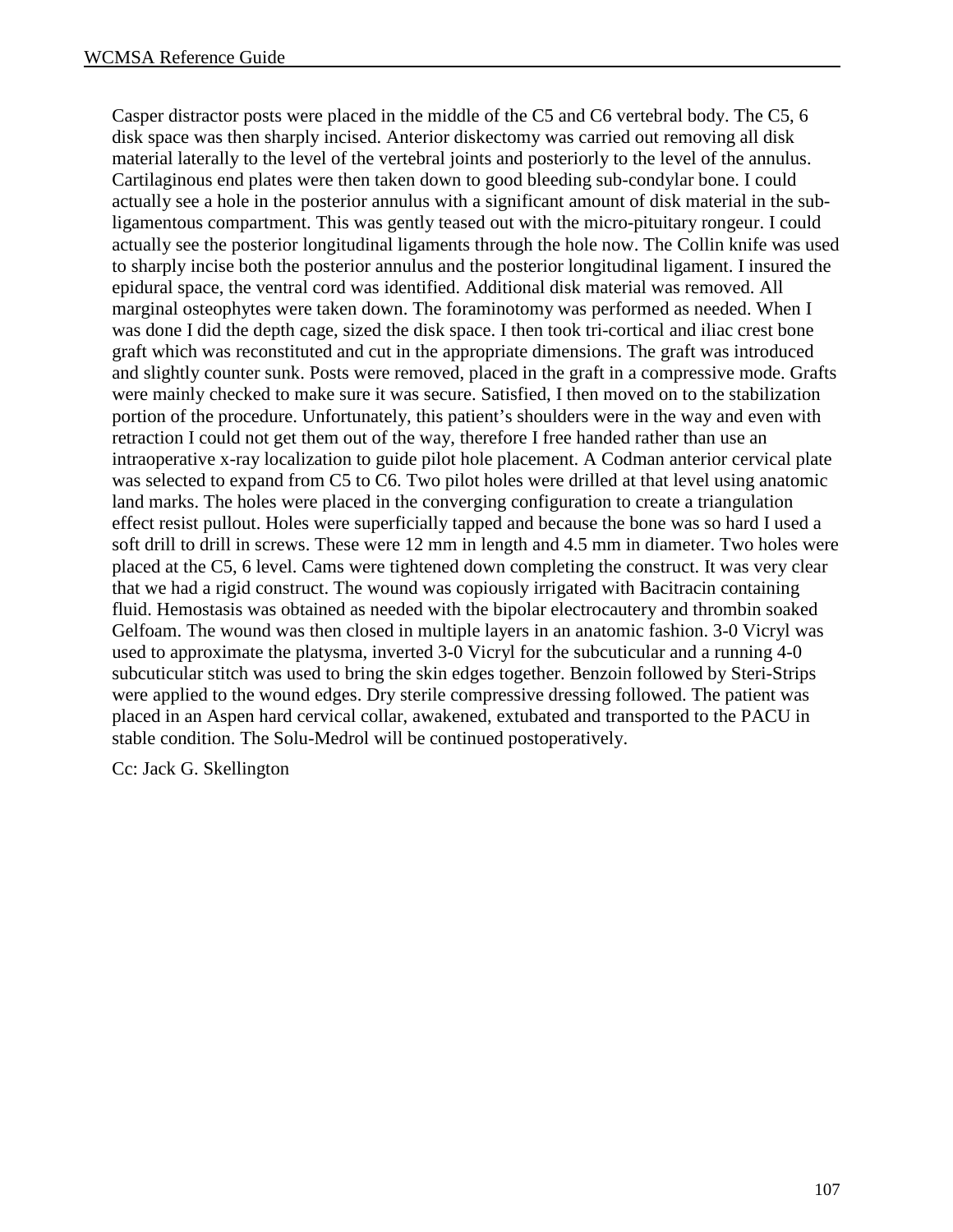Casper distractor posts were placed in the middle of the C5 and C6 vertebral body. The C5, 6 disk space was then sharply incised. Anterior diskectomy was carried out removing all disk material laterally to the level of the vertebral joints and posteriorly to the level of the annulus. Cartilaginous end plates were then taken down to good bleeding sub-condylar bone. I could actually see a hole in the posterior annulus with a significant amount of disk material in the sub-ligamentous compartment. This was gently teased out with the micro-pituitary rongeur. I could actually see the posterior longitudinal ligaments through the hole now. The Collin knife was used to sharply incise both the posterior annulus and the posterior longitudinal ligament. I insured the epidural space, the ventral cord was identified. Additional disk material was removed. All marginal osteophytes were taken down. The foraminotomy was performed as needed. When I was done I did the depth cage, sized the disk space. I then took tri-cortical and iliac crest bone graft which was reconstituted and cut in the appropriate dimensions. The graft was introduced and slightly counter sunk. Posts were removed, placed in the graft in a compressive mode. Grafts were mainly checked to make sure it was secure. Satisfied, I then moved on to the stabilization portion of the procedure. Unfortunately, this patient's shoulders were in the way and even with retraction I could not get them out of the way, therefore I free handed rather than use an intraoperative x-ray localization to guide pilot hole placement. A Codman anterior cervical plate was selected to expand from C5 to C6. Two pilot holes were drilled at that level using anatomic land marks. The holes were placed in the converging configuration to create a triangulation effect resist pullout. Holes were superficially tapped and because the bone was so hard I used a soft drill to drill in screws. These were 12 mm in length and 4.5 mm in diameter. Two holes were placed at the C5, 6 level. Cams were tightened down completing the construct. It was very clear that we had a rigid construct. The wound was copiously irrigated with Bacitracin containing fluid. Hemostasis was obtained as needed with the bipolar electrocautery and thrombin soaked Gelfoam. The wound was then closed in multiple layers in an anatomic fashion. 3-0 Vicryl was used to approximate the platysma, inverted 3-0 Vicryl for the subcuticular and a running 4-0 subcuticular stitch was used to bring the skin edges together. Benzoin followed by Steri-Strips were applied to the wound edges. Dry sterile compressive dressing followed. The patient was placed in an Aspen hard cervical collar, awakened, extubated and transported to the PACU in stable condition. The Solu-Medrol will be continued postoperatively.

Cc: Jack G. Skellington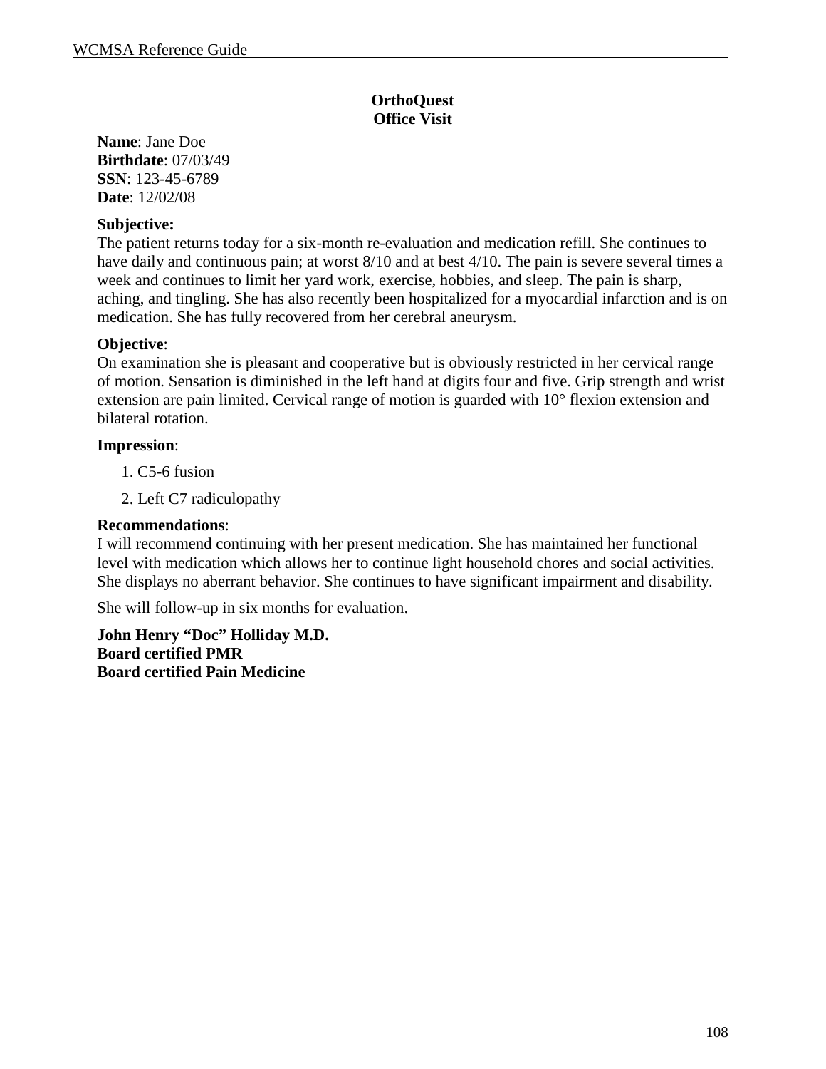**OrthoQuest**
**Office Visit**

**Name**: Jane Doe
**Birthdate**: 07/03/49
**SSN**: 123-45-6789
**Date**: 12/02/08

**Subjective:**
The patient returns today for a six-month re-evaluation and medication refill. She continues to have daily and continuous pain; at worst 8/10 and at best 4/10. The pain is severe several times a week and continues to limit her yard work, exercise, hobbies, and sleep. The pain is sharp, aching, and tingling. She has also recently been hospitalized for a myocardial infarction and is on medication. She has fully recovered from her cerebral aneurysm.

**Objective**:
On examination she is pleasant and cooperative but is obviously restricted in her cervical range of motion. Sensation is diminished in the left hand at digits four and five. Grip strength and wrist extension are pain limited. Cervical range of motion is guarded with 10° flexion extension and bilateral rotation.

**Impression**:

1. C5-6 fusion
2. Left C7 radiculopathy

**Recommendations**:
I will recommend continuing with her present medication. She has maintained her functional level with medication which allows her to continue light household chores and social activities. She displays no aberrant behavior. She continues to have significant impairment and disability.

She will follow-up in six months for evaluation.

**John Henry "Doc" Holliday M.D.**
**Board certified PMR**
**Board certified Pain Medicine**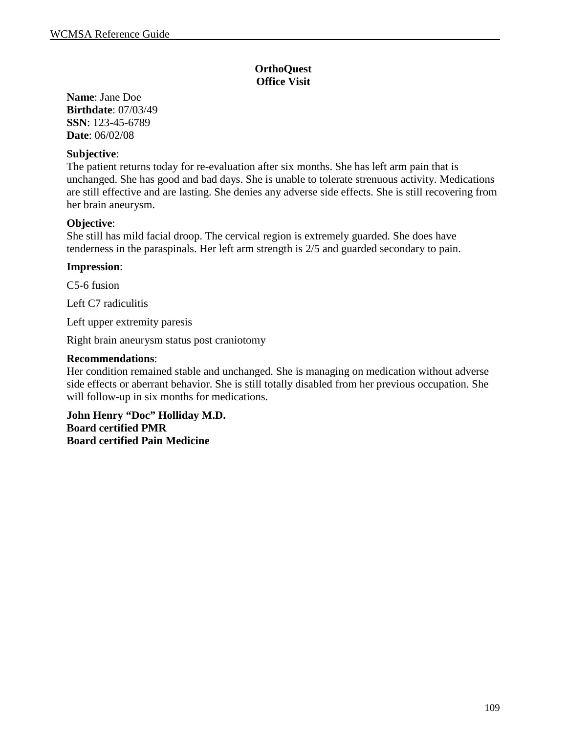**OrthoQuest**
**Office Visit**

**Name**: Jane Doe
**Birthdate**: 07/03/49
**SSN**: 123-45-6789
**Date**: 06/02/08

**Subjective**:
The patient returns today for re-evaluation after six months. She has left arm pain that is unchanged. She has good and bad days. She is unable to tolerate strenuous activity. Medications are still effective and are lasting. She denies any adverse side effects. She is still recovering from her brain aneurysm.

**Objective**:
She still has mild facial droop. The cervical region is extremely guarded. She does have tenderness in the paraspinals. Her left arm strength is 2/5 and guarded secondary to pain.

**Impression**:

C5-6 fusion

Left C7 radiculitis

Left upper extremity paresis

Right brain aneurysm status post craniotomy

**Recommendations**:
Her condition remained stable and unchanged. She is managing on medication without adverse side effects or aberrant behavior. She is still totally disabled from her previous occupation. She will follow-up in six months for medications.

**John Henry "Doc" Holliday M.D.**
**Board certified PMR**
**Board certified Pain Medicine**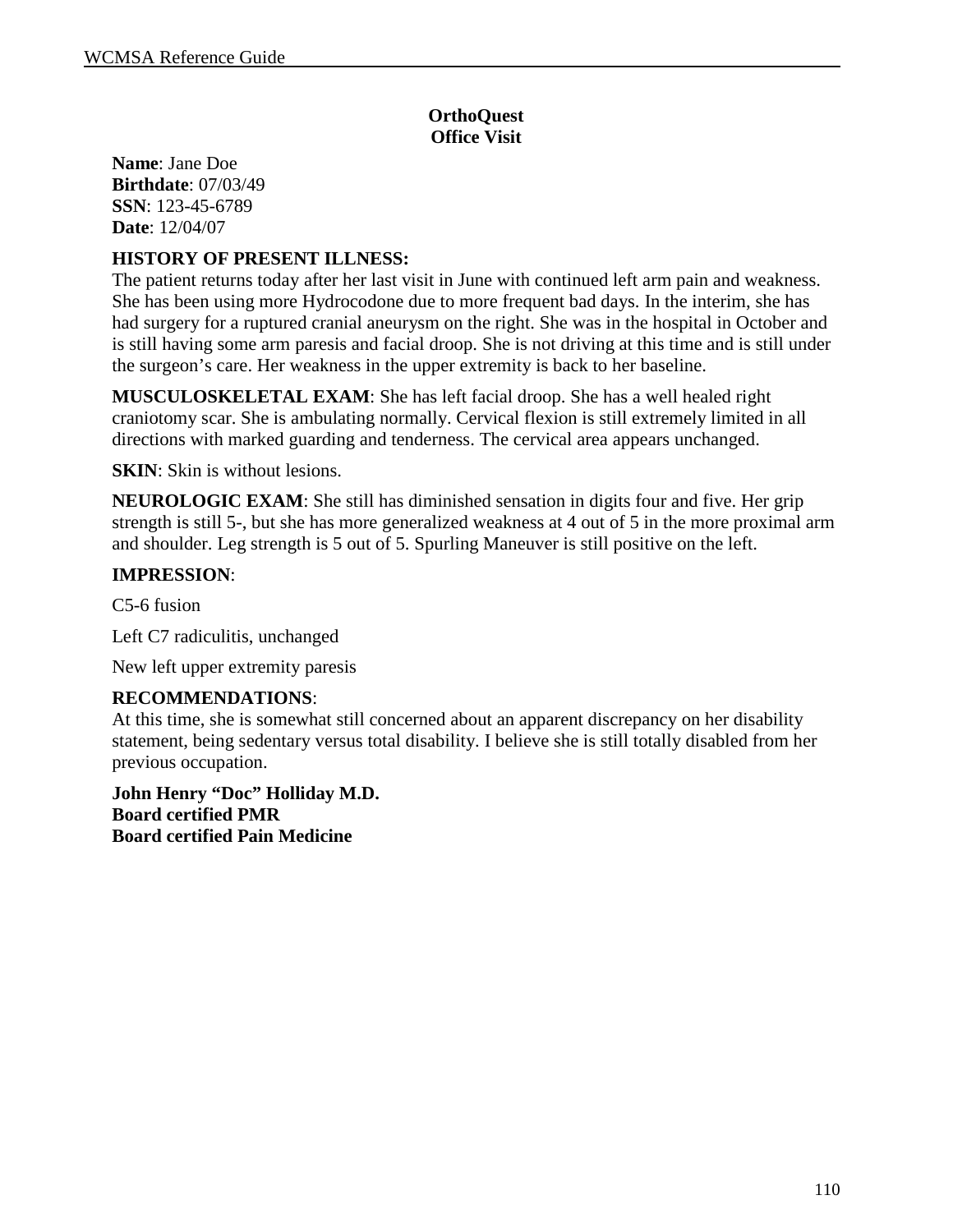**OrthoQuest**
**Office Visit**

**Name**: Jane Doe
**Birthdate**: 07/03/49
**SSN**: 123-45-6789
**Date**: 12/04/07

**HISTORY OF PRESENT ILLNESS:**
The patient returns today after her last visit in June with continued left arm pain and weakness. She has been using more Hydrocodone due to more frequent bad days. In the interim, she has had surgery for a ruptured cranial aneurysm on the right. She was in the hospital in October and is still having some arm paresis and facial droop. She is not driving at this time and is still under the surgeon's care. Her weakness in the upper extremity is back to her baseline.

**MUSCULOSKELETAL EXAM**: She has left facial droop. She has a well healed right craniotomy scar. She is ambulating normally. Cervical flexion is still extremely limited in all directions with marked guarding and tenderness. The cervical area appears unchanged.

**SKIN**: Skin is without lesions.

**NEUROLOGIC EXAM**: She still has diminished sensation in digits four and five. Her grip strength is still 5-, but she has more generalized weakness at 4 out of 5 in the more proximal arm and shoulder. Leg strength is 5 out of 5. Spurling Maneuver is still positive on the left.

**IMPRESSION**:

C5-6 fusion

Left C7 radiculitis, unchanged

New left upper extremity paresis

**RECOMMENDATIONS**:
At this time, she is somewhat still concerned about an apparent discrepancy on her disability statement, being sedentary versus total disability. I believe she is still totally disabled from her previous occupation.

**John Henry "Doc" Holliday M.D.**
**Board certified PMR**
**Board certified Pain Medicine**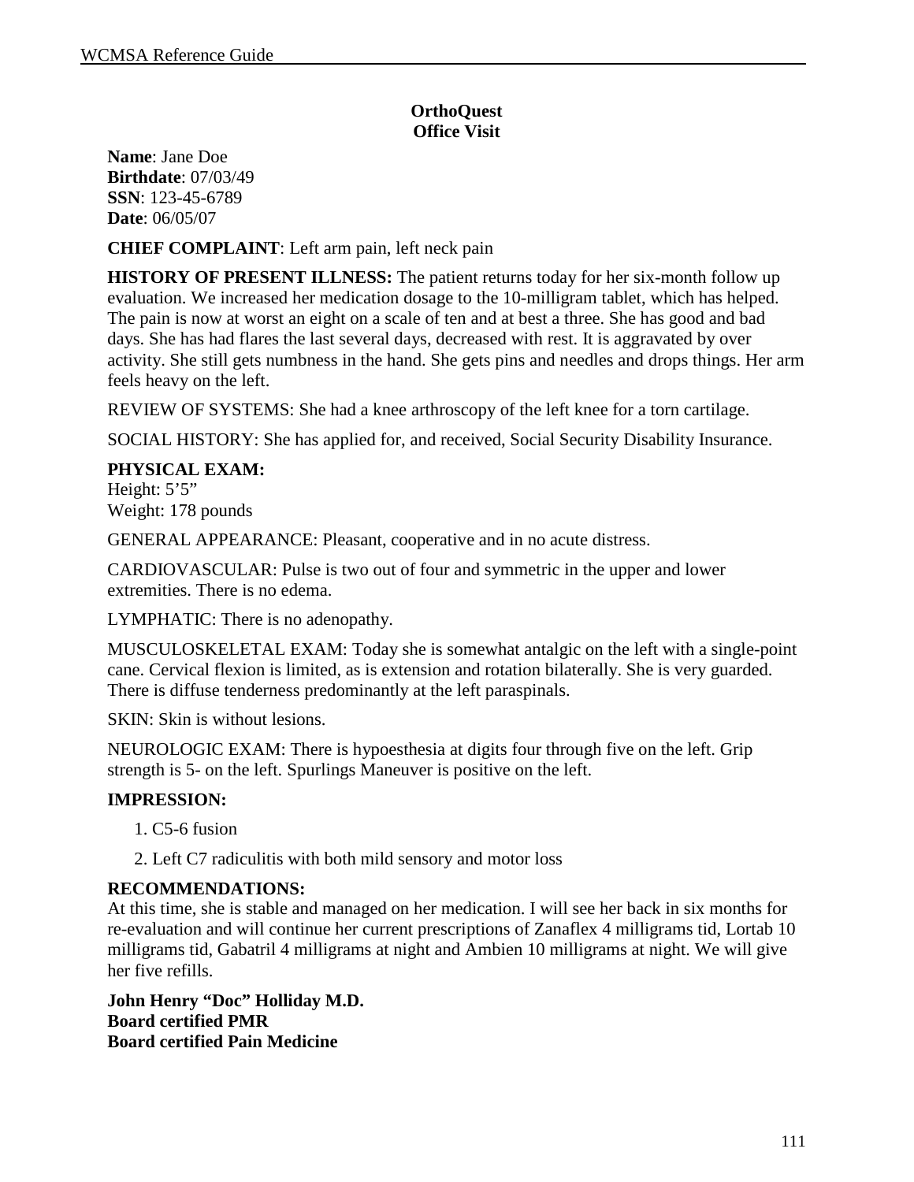**OrthoQuest**
**Office Visit**

**Name**: Jane Doe
**Birthdate**: 07/03/49
**SSN**: 123-45-6789
**Date**: 06/05/07

**CHIEF COMPLAINT**: Left arm pain, left neck pain

**HISTORY OF PRESENT ILLNESS:** The patient returns today for her six-month follow up evaluation. We increased her medication dosage to the 10-milligram tablet, which has helped. The pain is now at worst an eight on a scale of ten and at best a three. She has good and bad days. She has had flares the last several days, decreased with rest. It is aggravated by over activity. She still gets numbness in the hand. She gets pins and needles and drops things. Her arm feels heavy on the left.

REVIEW OF SYSTEMS: She had a knee arthroscopy of the left knee for a torn cartilage.

SOCIAL HISTORY: She has applied for, and received, Social Security Disability Insurance.

**PHYSICAL EXAM:**
Height: 5'5"
Weight: 178 pounds

GENERAL APPEARANCE: Pleasant, cooperative and in no acute distress.

CARDIOVASCULAR: Pulse is two out of four and symmetric in the upper and lower extremities. There is no edema.

LYMPHATIC: There is no adenopathy.

MUSCULOSKELETAL EXAM: Today she is somewhat antalgic on the left with a single-point cane. Cervical flexion is limited, as is extension and rotation bilaterally. She is very guarded. There is diffuse tenderness predominantly at the left paraspinals.

SKIN: Skin is without lesions.

NEUROLOGIC EXAM: There is hypoesthesia at digits four through five on the left. Grip strength is 5- on the left. Spurlings Maneuver is positive on the left.

**IMPRESSION:**

1. C5-6 fusion
2. Left C7 radiculitis with both mild sensory and motor loss

**RECOMMENDATIONS:**
At this time, she is stable and managed on her medication. I will see her back in six months for re-evaluation and will continue her current prescriptions of Zanaflex 4 milligrams tid, Lortab 10 milligrams tid, Gabatril 4 milligrams at night and Ambien 10 milligrams at night. We will give her five refills.

**John Henry "Doc" Holliday M.D.**
**Board certified PMR**
**Board certified Pain Medicine**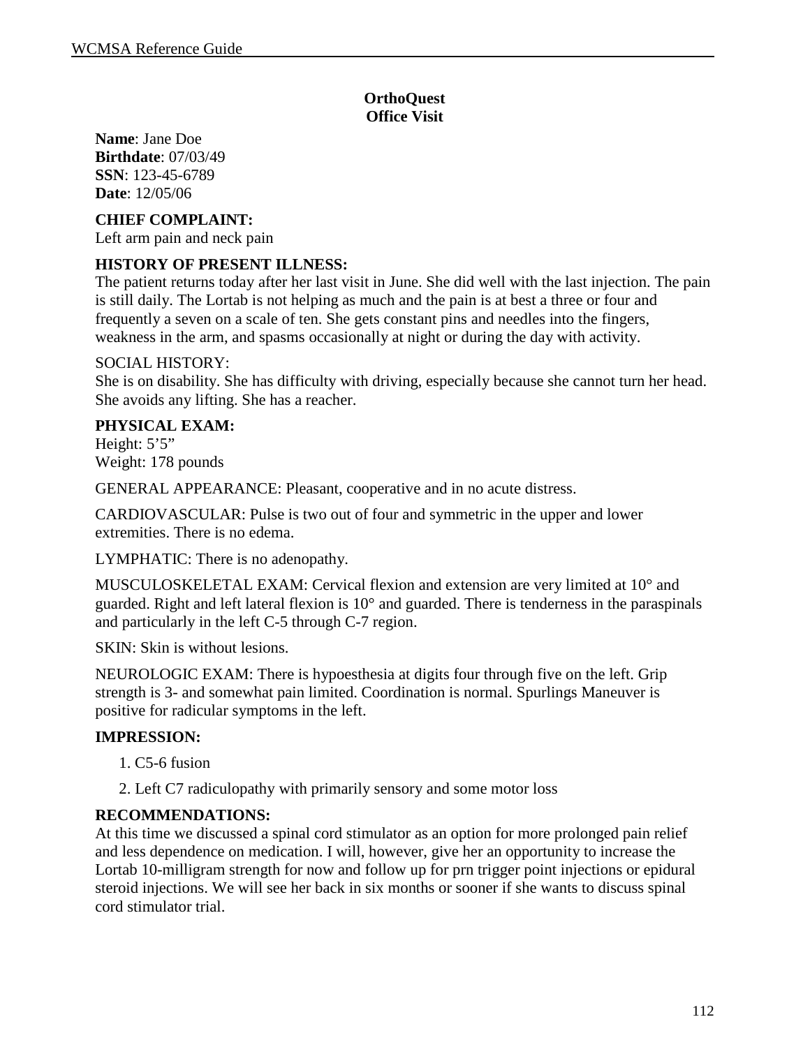**OrthoQuest**
**Office Visit**

**Name**: Jane Doe
**Birthdate**: 07/03/49
**SSN**: 123-45-6789
**Date**: 12/05/06

**CHIEF COMPLAINT:**
Left arm pain and neck pain

**HISTORY OF PRESENT ILLNESS:**
The patient returns today after her last visit in June. She did well with the last injection. The pain is still daily. The Lortab is not helping as much and the pain is at best a three or four and frequently a seven on a scale of ten. She gets constant pins and needles into the fingers, weakness in the arm, and spasms occasionally at night or during the day with activity.

SOCIAL HISTORY:
She is on disability. She has difficulty with driving, especially because she cannot turn her head. She avoids any lifting. She has a reacher.

**PHYSICAL EXAM:**
Height: 5'5"
Weight: 178 pounds

GENERAL APPEARANCE: Pleasant, cooperative and in no acute distress.

CARDIOVASCULAR: Pulse is two out of four and symmetric in the upper and lower extremities. There is no edema.

LYMPHATIC: There is no adenopathy.

MUSCULOSKELETAL EXAM: Cervical flexion and extension are very limited at 10° and guarded. Right and left lateral flexion is 10° and guarded. There is tenderness in the paraspinals and particularly in the left C-5 through C-7 region.

SKIN: Skin is without lesions.

NEUROLOGIC EXAM: There is hypoesthesia at digits four through five on the left. Grip strength is 3- and somewhat pain limited. Coordination is normal. Spurlings Maneuver is positive for radicular symptoms in the left.

**IMPRESSION:**

1. C5-6 fusion
2. Left C7 radiculopathy with primarily sensory and some motor loss

**RECOMMENDATIONS:**
At this time we discussed a spinal cord stimulator as an option for more prolonged pain relief and less dependence on medication. I will, however, give her an opportunity to increase the Lortab 10-milligram strength for now and follow up for prn trigger point injections or epidural steroid injections. We will see her back in six months or sooner if she wants to discuss spinal cord stimulator trial.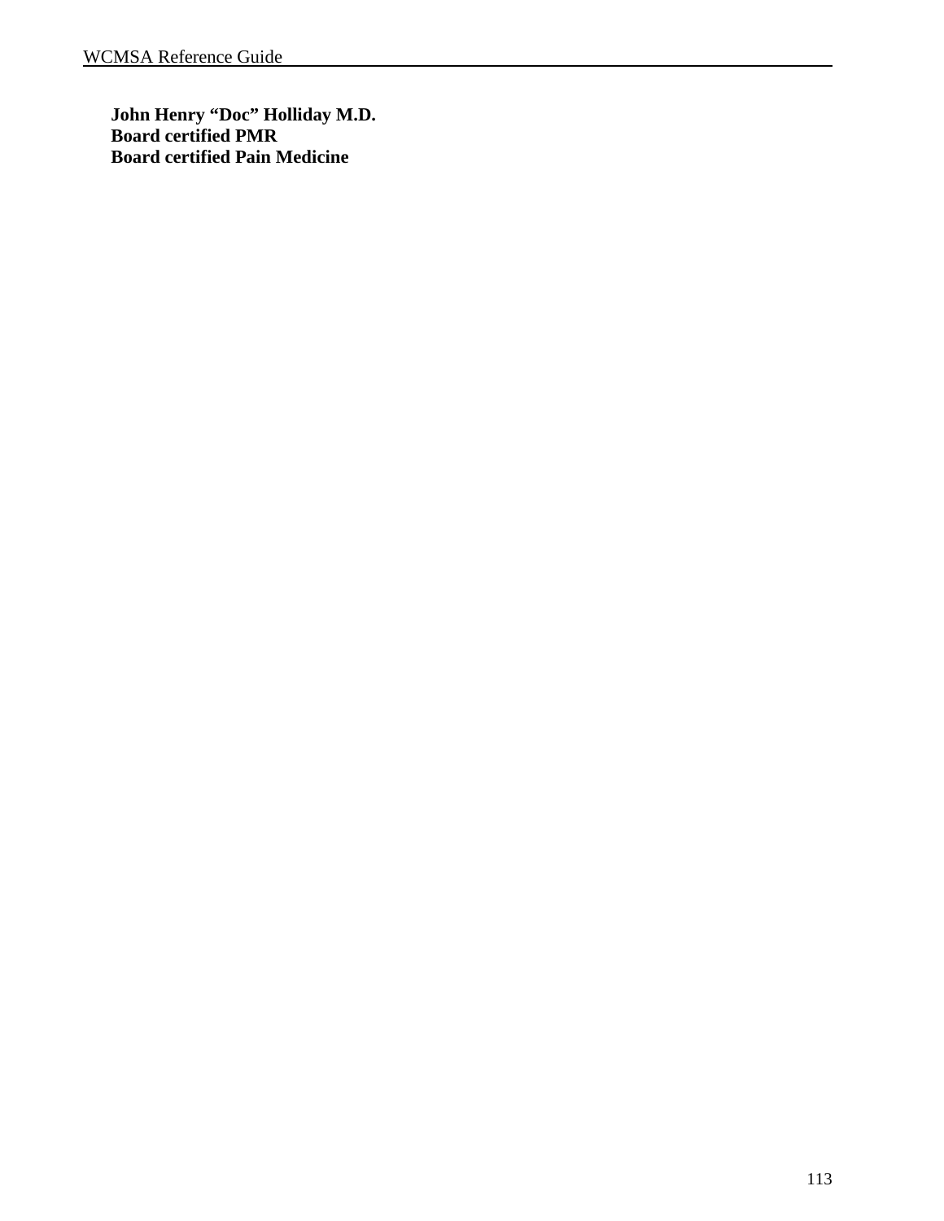**John Henry "Doc" Holliday M.D.**
**Board certified PMR**
**Board certified Pain Medicine**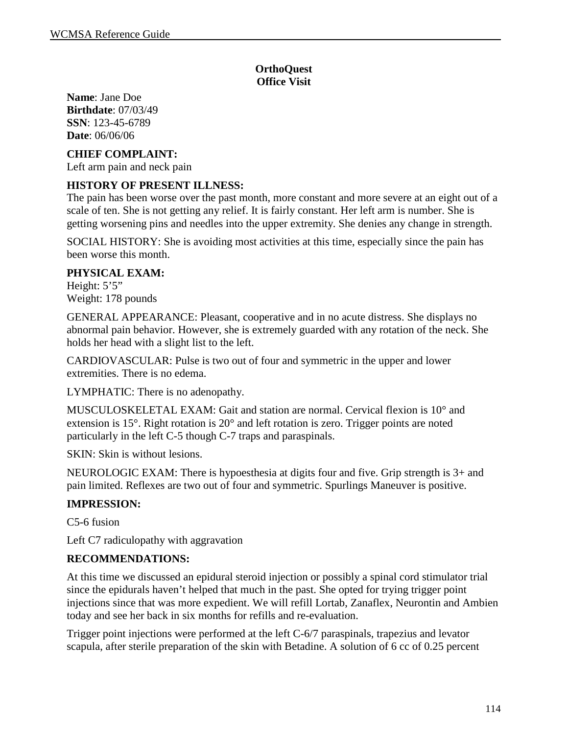**OrthoQuest**
**Office Visit**

**Name**: Jane Doe
**Birthdate**: 07/03/49
**SSN**: 123-45-6789
**Date**: 06/06/06

**CHIEF COMPLAINT:**
Left arm pain and neck pain

**HISTORY OF PRESENT ILLNESS:**
The pain has been worse over the past month, more constant and more severe at an eight out of a scale of ten. She is not getting any relief. It is fairly constant. Her left arm is number. She is getting worsening pins and needles into the upper extremity. She denies any change in strength.

SOCIAL HISTORY: She is avoiding most activities at this time, especially since the pain has been worse this month.

**PHYSICAL EXAM:**
Height: 5'5"
Weight: 178 pounds

GENERAL APPEARANCE: Pleasant, cooperative and in no acute distress. She displays no abnormal pain behavior. However, she is extremely guarded with any rotation of the neck. She holds her head with a slight list to the left.

CARDIOVASCULAR: Pulse is two out of four and symmetric in the upper and lower extremities. There is no edema.

LYMPHATIC: There is no adenopathy.

MUSCULOSKELETAL EXAM: Gait and station are normal. Cervical flexion is 10° and extension is 15°. Right rotation is 20° and left rotation is zero. Trigger points are noted particularly in the left C-5 though C-7 traps and paraspinals.

SKIN: Skin is without lesions.

NEUROLOGIC EXAM: There is hypoesthesia at digits four and five. Grip strength is 3+ and pain limited. Reflexes are two out of four and symmetric. Spurlings Maneuver is positive.

**IMPRESSION:**

C5-6 fusion

Left C7 radiculopathy with aggravation

**RECOMMENDATIONS:**

At this time we discussed an epidural steroid injection or possibly a spinal cord stimulator trial since the epidurals haven't helped that much in the past. She opted for trying trigger point injections since that was more expedient. We will refill Lortab, Zanaflex, Neurontin and Ambien today and see her back in six months for refills and re-evaluation.

Trigger point injections were performed at the left C-6/7 paraspinals, trapezius and levator scapula, after sterile preparation of the skin with Betadine. A solution of 6 cc of 0.25 percent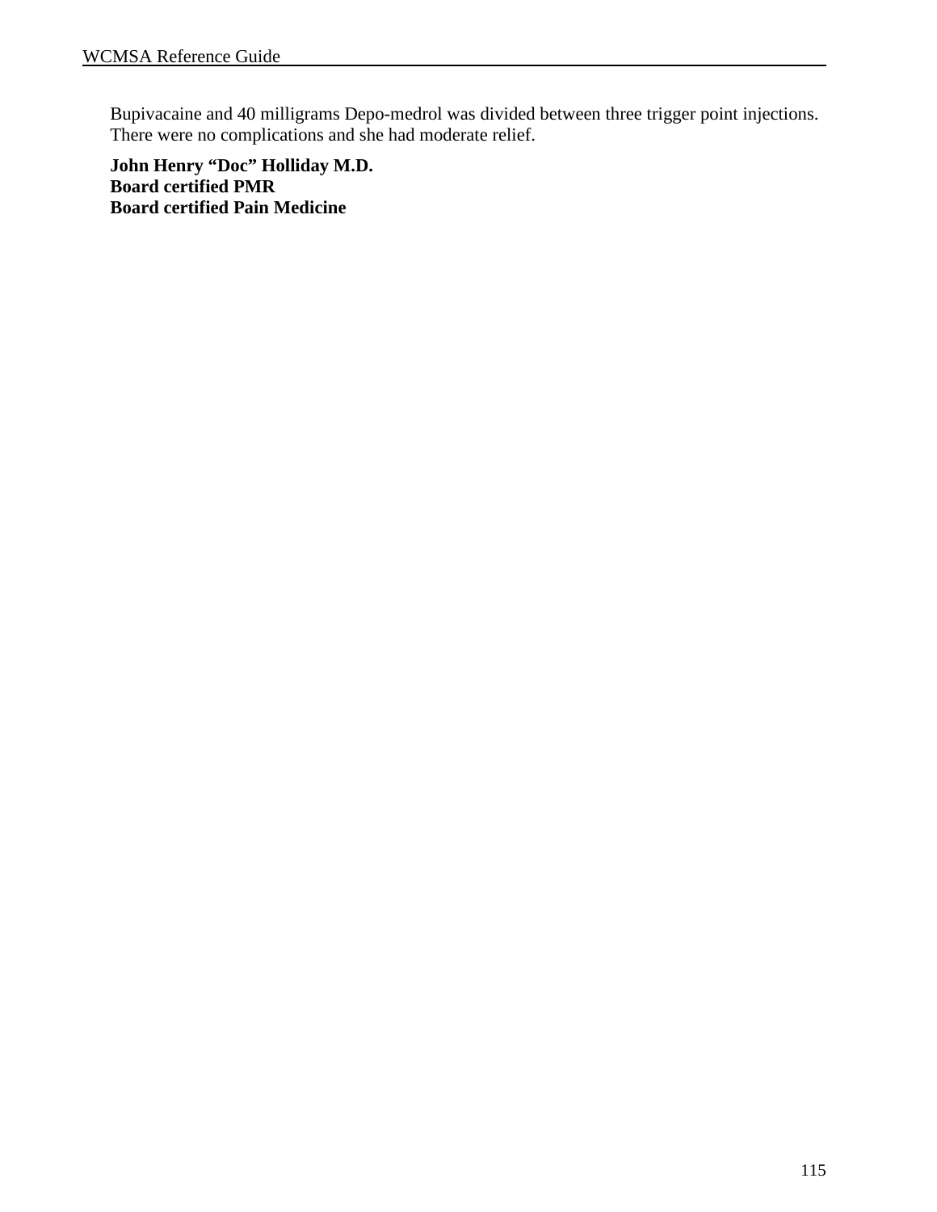Bupivacaine and 40 milligrams Depo-medrol was divided between three trigger point injections. There were no complications and she had moderate relief.

**John Henry "Doc" Holliday M.D.**
**Board certified PMR**
**Board certified Pain Medicine**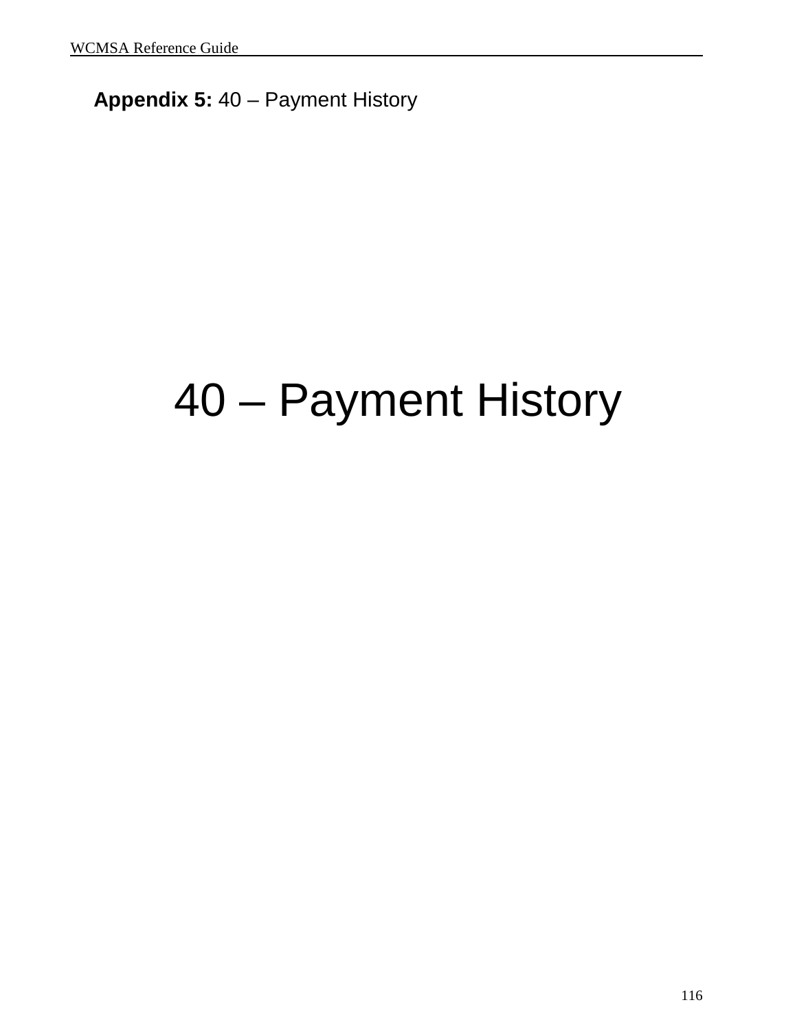**Appendix 5:** 40 – Payment History

# 40 – Payment History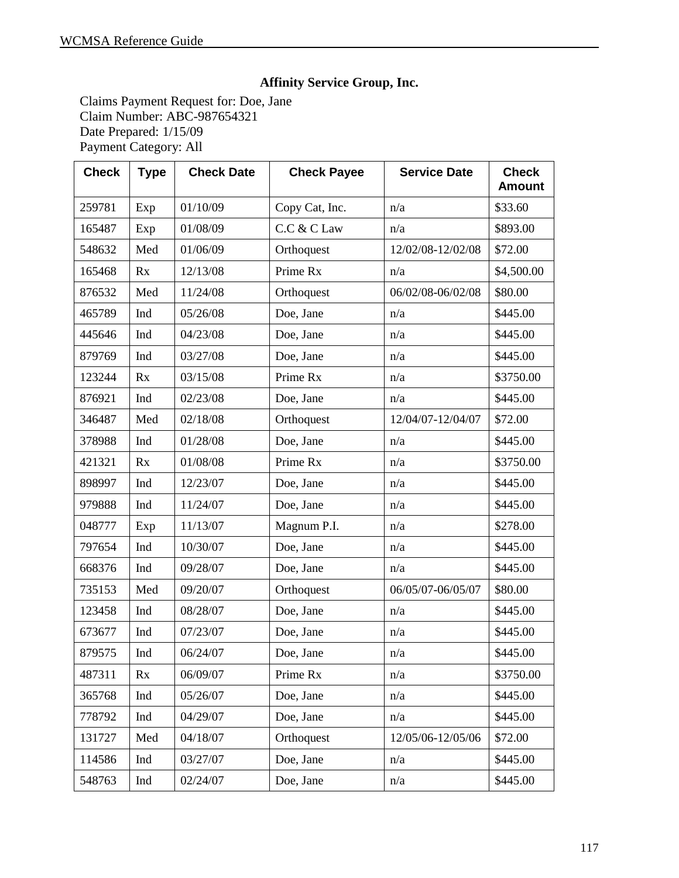**Affinity Service Group, Inc.**

Claims Payment Request for: Doe, Jane
Claim Number: ABC-987654321
Date Prepared: 1/15/09
Payment Category: All

| Check | Type | Check Date | Check Payee | Service Date | Check Amount |
|---|---|---|---|---|---|
| 259781 | Exp | 01/10/09 | Copy Cat, Inc. | n/a | $33.60 |
| 165487 | Exp | 01/08/09 | C.C & C Law | n/a | $893.00 |
| 548632 | Med | 01/06/09 | Orthoquest | 12/02/08-12/02/08 | $72.00 |
| 165468 | Rx | 12/13/08 | Prime Rx | n/a | $4,500.00 |
| 876532 | Med | 11/24/08 | Orthoquest | 06/02/08-06/02/08 | $80.00 |
| 465789 | Ind | 05/26/08 | Doe, Jane | n/a | $445.00 |
| 445646 | Ind | 04/23/08 | Doe, Jane | n/a | $445.00 |
| 879769 | Ind | 03/27/08 | Doe, Jane | n/a | $445.00 |
| 123244 | Rx | 03/15/08 | Prime Rx | n/a | $3750.00 |
| 876921 | Ind | 02/23/08 | Doe, Jane | n/a | $445.00 |
| 346487 | Med | 02/18/08 | Orthoquest | 12/04/07-12/04/07 | $72.00 |
| 378988 | Ind | 01/28/08 | Doe, Jane | n/a | $445.00 |
| 421321 | Rx | 01/08/08 | Prime Rx | n/a | $3750.00 |
| 898997 | Ind | 12/23/07 | Doe, Jane | n/a | $445.00 |
| 979888 | Ind | 11/24/07 | Doe, Jane | n/a | $445.00 |
| 048777 | Exp | 11/13/07 | Magnum P.I. | n/a | $278.00 |
| 797654 | Ind | 10/30/07 | Doe, Jane | n/a | $445.00 |
| 668376 | Ind | 09/28/07 | Doe, Jane | n/a | $445.00 |
| 735153 | Med | 09/20/07 | Orthoquest | 06/05/07-06/05/07 | $80.00 |
| 123458 | Ind | 08/28/07 | Doe, Jane | n/a | $445.00 |
| 673677 | Ind | 07/23/07 | Doe, Jane | n/a | $445.00 |
| 879575 | Ind | 06/24/07 | Doe, Jane | n/a | $445.00 |
| 487311 | Rx | 06/09/07 | Prime Rx | n/a | $3750.00 |
| 365768 | Ind | 05/26/07 | Doe, Jane | n/a | $445.00 |
| 778792 | Ind | 04/29/07 | Doe, Jane | n/a | $445.00 |
| 131727 | Med | 04/18/07 | Orthoquest | 12/05/06-12/05/06 | $72.00 |
| 114586 | Ind | 03/27/07 | Doe, Jane | n/a | $445.00 |
| 548763 | Ind | 02/24/07 | Doe, Jane | n/a | $445.00 |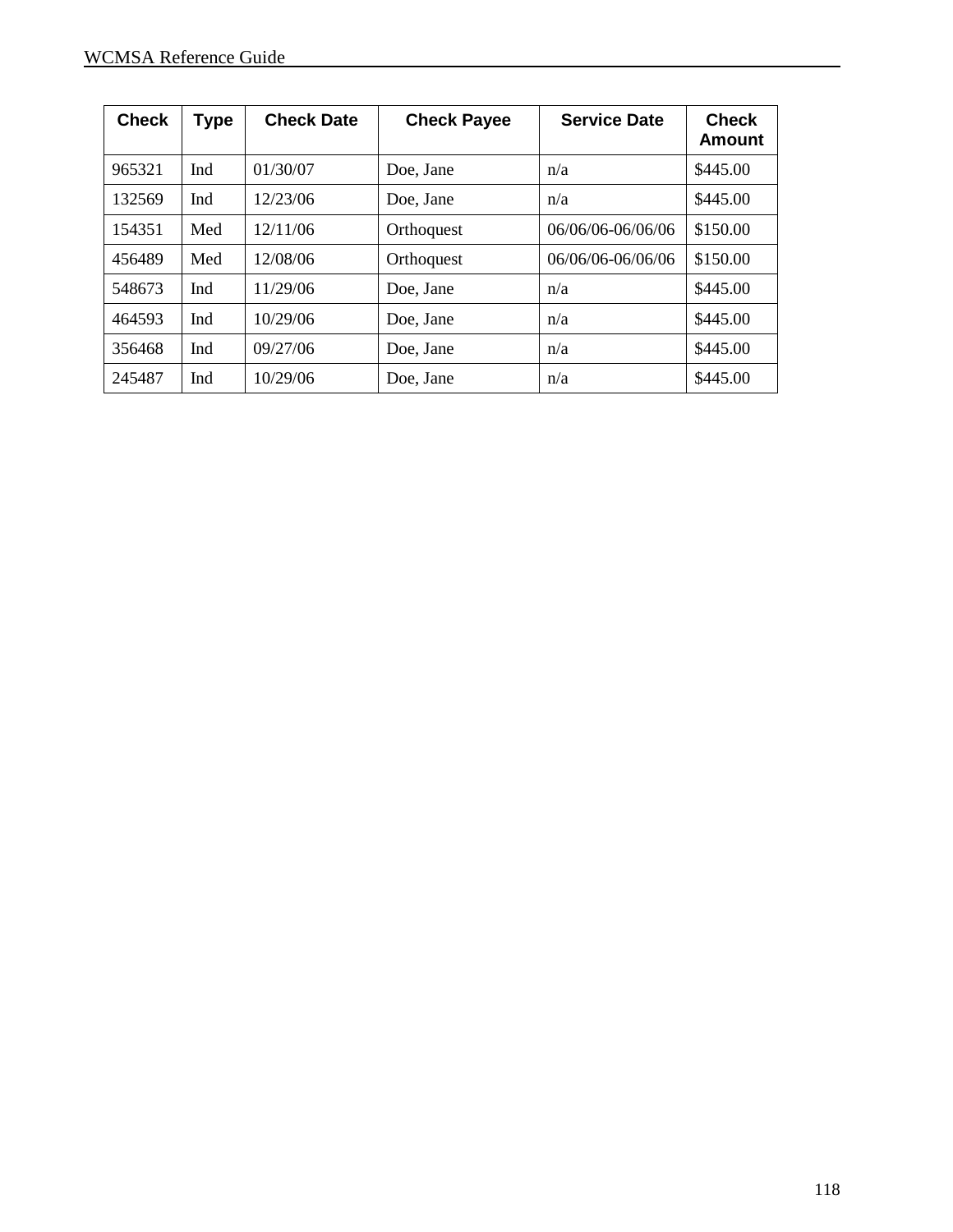| Check | Type | Check Date | Check Payee | Service Date | Check Amount |
|---|---|---|---|---|---|
| 965321 | Ind | 01/30/07 | Doe, Jane | n/a | $445.00 |
| 132569 | Ind | 12/23/06 | Doe, Jane | n/a | $445.00 |
| 154351 | Med | 12/11/06 | Orthoquest | 06/06/06-06/06/06 | $150.00 |
| 456489 | Med | 12/08/06 | Orthoquest | 06/06/06-06/06/06 | $150.00 |
| 548673 | Ind | 11/29/06 | Doe, Jane | n/a | $445.00 |
| 464593 | Ind | 10/29/06 | Doe, Jane | n/a | $445.00 |
| 356468 | Ind | 09/27/06 | Doe, Jane | n/a | $445.00 |
| 245487 | Ind | 10/29/06 | Doe, Jane | n/a | $445.00 |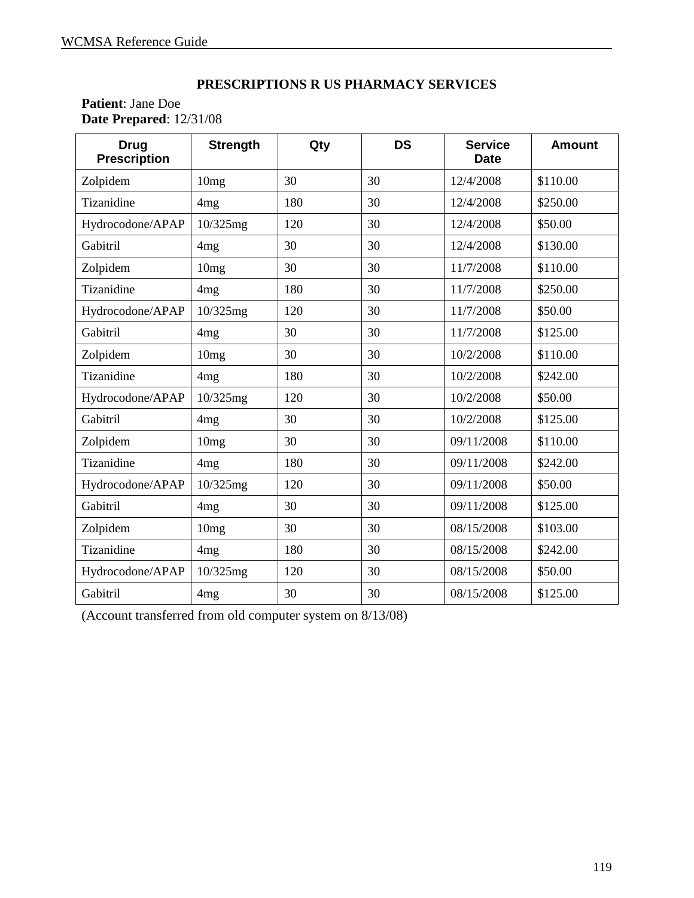**PRESCRIPTIONS R US PHARMACY SERVICES**

**Patient**: Jane Doe
**Date Prepared**: 12/31/08

| Drug Prescription | Strength | Qty | DS | Service Date | Amount |
|---|---|---|---|---|---|
| Zolpidem | 10mg | 30 | 30 | 12/4/2008 | $110.00 |
| Tizanidine | 4mg | 180 | 30 | 12/4/2008 | $250.00 |
| Hydrocodone/APAP | 10/325mg | 120 | 30 | 12/4/2008 | $50.00 |
| Gabitril | 4mg | 30 | 30 | 12/4/2008 | $130.00 |
| Zolpidem | 10mg | 30 | 30 | 11/7/2008 | $110.00 |
| Tizanidine | 4mg | 180 | 30 | 11/7/2008 | $250.00 |
| Hydrocodone/APAP | 10/325mg | 120 | 30 | 11/7/2008 | $50.00 |
| Gabitril | 4mg | 30 | 30 | 11/7/2008 | $125.00 |
| Zolpidem | 10mg | 30 | 30 | 10/2/2008 | $110.00 |
| Tizanidine | 4mg | 180 | 30 | 10/2/2008 | $242.00 |
| Hydrocodone/APAP | 10/325mg | 120 | 30 | 10/2/2008 | $50.00 |
| Gabitril | 4mg | 30 | 30 | 10/2/2008 | $125.00 |
| Zolpidem | 10mg | 30 | 30 | 09/11/2008 | $110.00 |
| Tizanidine | 4mg | 180 | 30 | 09/11/2008 | $242.00 |
| Hydrocodone/APAP | 10/325mg | 120 | 30 | 09/11/2008 | $50.00 |
| Gabitril | 4mg | 30 | 30 | 09/11/2008 | $125.00 |
| Zolpidem | 10mg | 30 | 30 | 08/15/2008 | $103.00 |
| Tizanidine | 4mg | 180 | 30 | 08/15/2008 | $242.00 |
| Hydrocodone/APAP | 10/325mg | 120 | 30 | 08/15/2008 | $50.00 |
| Gabitril | 4mg | 30 | 30 | 08/15/2008 | $125.00 |

(Account transferred from old computer system on 8/13/08)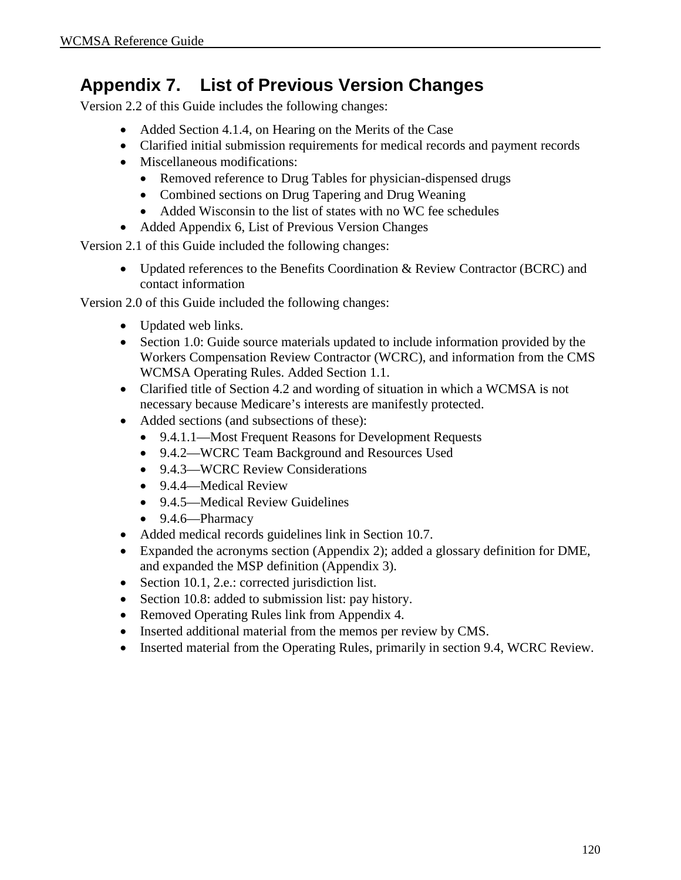# Appendix 7. List of Previous Version Changes

Version 2.2 of this Guide includes the following changes:

- Added Section 4.1.4, on Hearing on the Merits of the Case
- Clarified initial submission requirements for medical records and payment records
- Miscellaneous modifications:
  - Removed reference to Drug Tables for physician-dispensed drugs
  - Combined sections on Drug Tapering and Drug Weaning
  - Added Wisconsin to the list of states with no WC fee schedules
- Added Appendix 6, List of Previous Version Changes

Version 2.1 of this Guide included the following changes:

- Updated references to the Benefits Coordination & Review Contractor (BCRC) and contact information

Version 2.0 of this Guide included the following changes:

- Updated web links.
- Section 1.0: Guide source materials updated to include information provided by the Workers Compensation Review Contractor (WCRC), and information from the CMS WCMSA Operating Rules. Added Section 1.1.
- Clarified title of Section 4.2 and wording of situation in which a WCMSA is not necessary because Medicare's interests are manifestly protected.
- Added sections (and subsections of these):
  - 9.4.1.1—Most Frequent Reasons for Development Requests
  - 9.4.2—WCRC Team Background and Resources Used
  - 9.4.3—WCRC Review Considerations
  - 9.4.4—Medical Review
  - 9.4.5—Medical Review Guidelines
  - 9.4.6—Pharmacy
- Added medical records guidelines link in Section 10.7.
- Expanded the acronyms section (Appendix 2); added a glossary definition for DME, and expanded the MSP definition (Appendix 3).
- Section 10.1, 2.e.: corrected jurisdiction list.
- Section 10.8: added to submission list: pay history.
- Removed Operating Rules link from Appendix 4.
- Inserted additional material from the memos per review by CMS.
- Inserted material from the Operating Rules, primarily in section 9.4, WCRC Review.